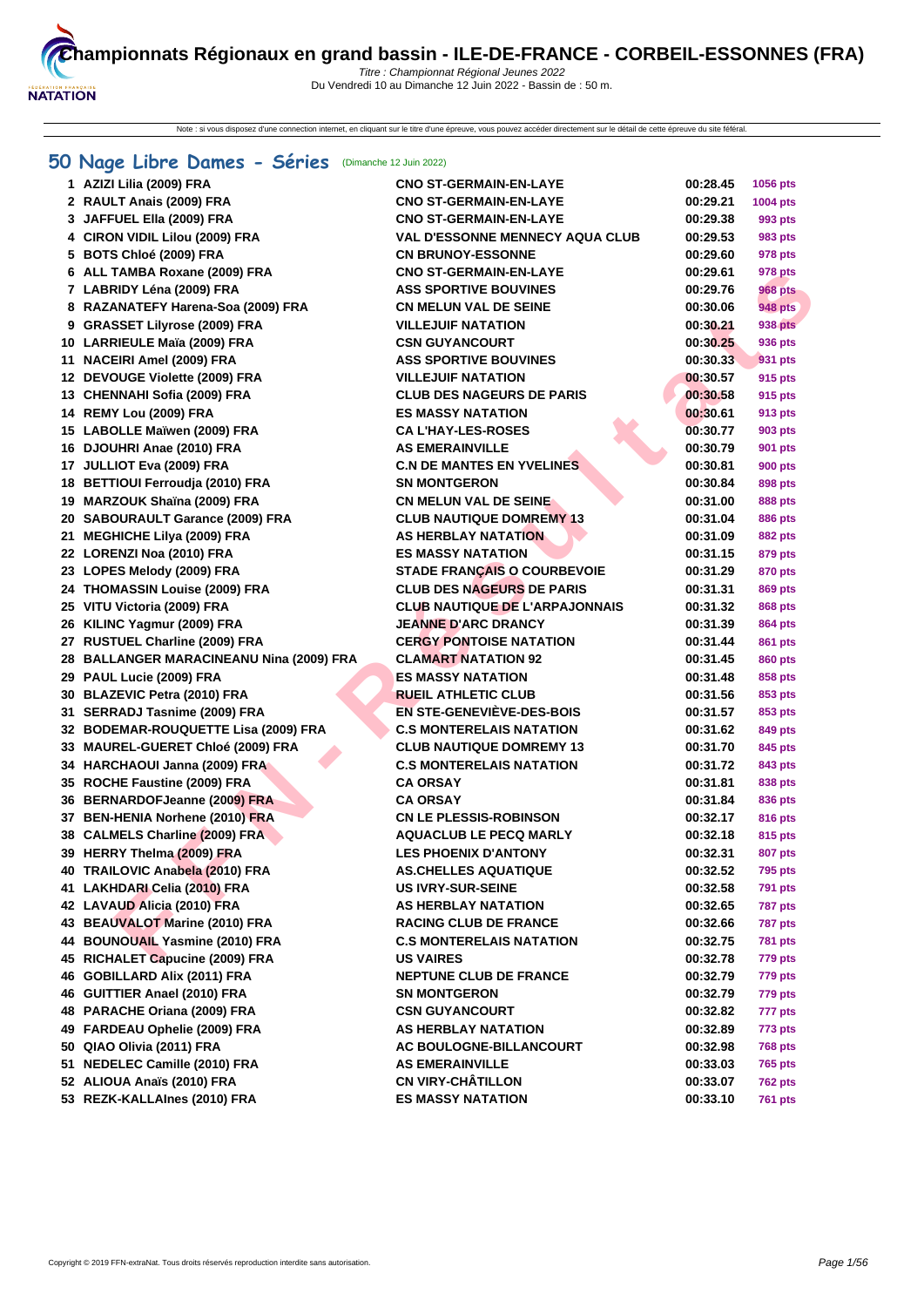# Championnats Régionaux en grand bassin - ILE-DE-FRANCE - CORBEIL-ESSONNES (FRA)

*Titre : Championnat Régional Jeunes 2022*

Du Vendredi 10 au Dimanche 12 Juin 2022 - Bassin de : 50 m.

Note : si vous disposez d'une connexion internet, en cliquant sur le titre d'une épreuve, vous pouvez accéder directement sur le détail de cette épreuve du site féféral.

## 50 Nage Libre Dames - Séries (Dimanche 12 Juin 2022)

| | Nom | Club | Temps | Points |
|---|---|---|---|---|
| 1 | AZIZI Lilia (2009) FRA | CNO ST-GERMAIN-EN-LAYE | 00:28.45 | 1056 pts |
| 2 | RAULT Anais (2009) FRA | CNO ST-GERMAIN-EN-LAYE | 00:29.21 | 1004 pts |
| 3 | JAFFUEL Ella (2009) FRA | CNO ST-GERMAIN-EN-LAYE | 00:29.38 | 993 pts |
| 4 | CIRON VIDIL Lilou (2009) FRA | VAL D'ESSONNE MENNECY AQUA CLUB | 00:29.53 | 983 pts |
| 5 | BOTS Chloé (2009) FRA | CN BRUNOY-ESSONNE | 00:29.60 | 978 pts |
| 6 | ALL TAMBA Roxane (2009) FRA | CNO ST-GERMAIN-EN-LAYE | 00:29.61 | 978 pts |
| 7 | LABRIDY Léna (2009) FRA | ASS SPORTIVE BOUVINES | 00:29.76 | 968 pts |
| 8 | RAZANATEFY Harena-Soa (2009) FRA | CN MELUN VAL DE SEINE | 00:30.06 | 948 pts |
| 9 | GRASSET Lilyrose (2009) FRA | VILLEJUIF NATATION | 00:30.21 | 938 pts |
| 10 | LARRIEULE Maïa (2009) FRA | CSN GUYANCOURT | 00:30.25 | 936 pts |
| 11 | NACEIRI Amel (2009) FRA | ASS SPORTIVE BOUVINES | 00:30.33 | 931 pts |
| 12 | DEVOUGE Violette (2009) FRA | VILLEJUIF NATATION | 00:30.57 | 915 pts |
| 13 | CHENNAHI Sofia (2009) FRA | CLUB DES NAGEURS DE PARIS | 00:30.58 | 915 pts |
| 14 | REMY Lou (2009) FRA | ES MASSY NATATION | 00:30.61 | 913 pts |
| 15 | LABOLLE Maïwen (2009) FRA | CA L'HAY-LES-ROSES | 00:30.77 | 903 pts |
| 16 | DJOUHRI Anae (2010) FRA | AS EMERAINVILLE | 00:30.79 | 901 pts |
| 17 | JULLIOT Eva (2009) FRA | C.N DE MANTES EN YVELINES | 00:30.81 | 900 pts |
| 18 | BETTIOUI Ferroudja (2010) FRA | SN MONTGERON | 00:30.84 | 898 pts |
| 19 | MARZOUK Shaïna (2009) FRA | CN MELUN VAL DE SEINE | 00:31.00 | 888 pts |
| 20 | SABOURAULT Garance (2009) FRA | CLUB NAUTIQUE DOMREMY 13 | 00:31.04 | 886 pts |
| 21 | MEGHICHE Lilya (2009) FRA | AS HERBLAY NATATION | 00:31.09 | 882 pts |
| 22 | LORENZI Noa (2010) FRA | ES MASSY NATATION | 00:31.15 | 879 pts |
| 23 | LOPES Melody (2009) FRA | STADE FRANÇAIS O COURBEVOIE | 00:31.29 | 870 pts |
| 24 | THOMASSIN Louise (2009) FRA | CLUB DES NAGEURS DE PARIS | 00:31.31 | 869 pts |
| 25 | VITU Victoria (2009) FRA | CLUB NAUTIQUE DE L'ARPAJONNAIS | 00:31.32 | 868 pts |
| 26 | KILINC Yagmur (2009) FRA | JEANNE D'ARC DRANCY | 00:31.39 | 864 pts |
| 27 | RUSTUEL Charline (2009) FRA | CERGY PONTOISE NATATION | 00:31.44 | 861 pts |
| 28 | BALLANGER MARACINEANU Nina (2009) FRA | CLAMART NATATION 92 | 00:31.45 | 860 pts |
| 29 | PAUL Lucie (2009) FRA | ES MASSY NATATION | 00:31.48 | 858 pts |
| 30 | BLAZEVIC Petra (2010) FRA | RUEIL ATHLETIC CLUB | 00:31.56 | 853 pts |
| 31 | SERRADJ Tasnime (2009) FRA | EN STE-GENEVIÈVE-DES-BOIS | 00:31.57 | 853 pts |
| 32 | BODEMAR-ROUQUETTE Lisa (2009) FRA | C.S MONTERELAIS NATATION | 00:31.62 | 849 pts |
| 33 | MAUREL-GUERET Chloé (2009) FRA | CLUB NAUTIQUE DOMREMY 13 | 00:31.70 | 845 pts |
| 34 | HARCHAOUI Janna (2009) FRA | C.S MONTERELAIS NATATION | 00:31.72 | 843 pts |
| 35 | ROCHE Faustine (2009) FRA | CA ORSAY | 00:31.81 | 838 pts |
| 36 | BERNARDOFJeanne (2009) FRA | CA ORSAY | 00:31.84 | 836 pts |
| 37 | BEN-HENIA Norhene (2010) FRA | CN LE PLESSIS-ROBINSON | 00:32.17 | 816 pts |
| 38 | CALMELS Charline (2009) FRA | AQUACLUB LE PECQ MARLY | 00:32.18 | 815 pts |
| 39 | HERRY Thelma (2009) FRA | LES PHOENIX D'ANTONY | 00:32.31 | 807 pts |
| 40 | TRAILOVIC Anabela (2010) FRA | AS.CHELLES AQUATIQUE | 00:32.52 | 795 pts |
| 41 | LAKHDARI Celia (2010) FRA | US IVRY-SUR-SEINE | 00:32.58 | 791 pts |
| 42 | LAVAUD Alicia (2010) FRA | AS HERBLAY NATATION | 00:32.65 | 787 pts |
| 43 | BEAUVALOT Marine (2010) FRA | RACING CLUB DE FRANCE | 00:32.66 | 787 pts |
| 44 | BOUNOUAIL Yasmine (2010) FRA | C.S MONTERELAIS NATATION | 00:32.75 | 781 pts |
| 45 | RICHALET Capucine (2009) FRA | US VAIRES | 00:32.78 | 779 pts |
| 46 | GOBILLARD Alix (2011) FRA | NEPTUNE CLUB DE FRANCE | 00:32.79 | 779 pts |
| 46 | GUITTIER Anael (2010) FRA | SN MONTGERON | 00:32.79 | 779 pts |
| 48 | PARACHE Oriana (2009) FRA | CSN GUYANCOURT | 00:32.82 | 777 pts |
| 49 | FARDEAU Ophelie (2009) FRA | AS HERBLAY NATATION | 00:32.89 | 773 pts |
| 50 | QIAO Olivia (2011) FRA | AC BOULOGNE-BILLANCOURT | 00:32.98 | 768 pts |
| 51 | NEDELEC Camille (2010) FRA | AS EMERAINVILLE | 00:33.03 | 765 pts |
| 52 | ALIOUA Anaïs (2010) FRA | CN VIRY-CHÂTILLON | 00:33.07 | 762 pts |
| 53 | REZK-KALLAInes (2010) FRA | ES MASSY NATATION | 00:33.10 | 761 pts |

Copyright © 2019 FFN-extraNat. Tous droits réservés reproduction interdite sans autorisation.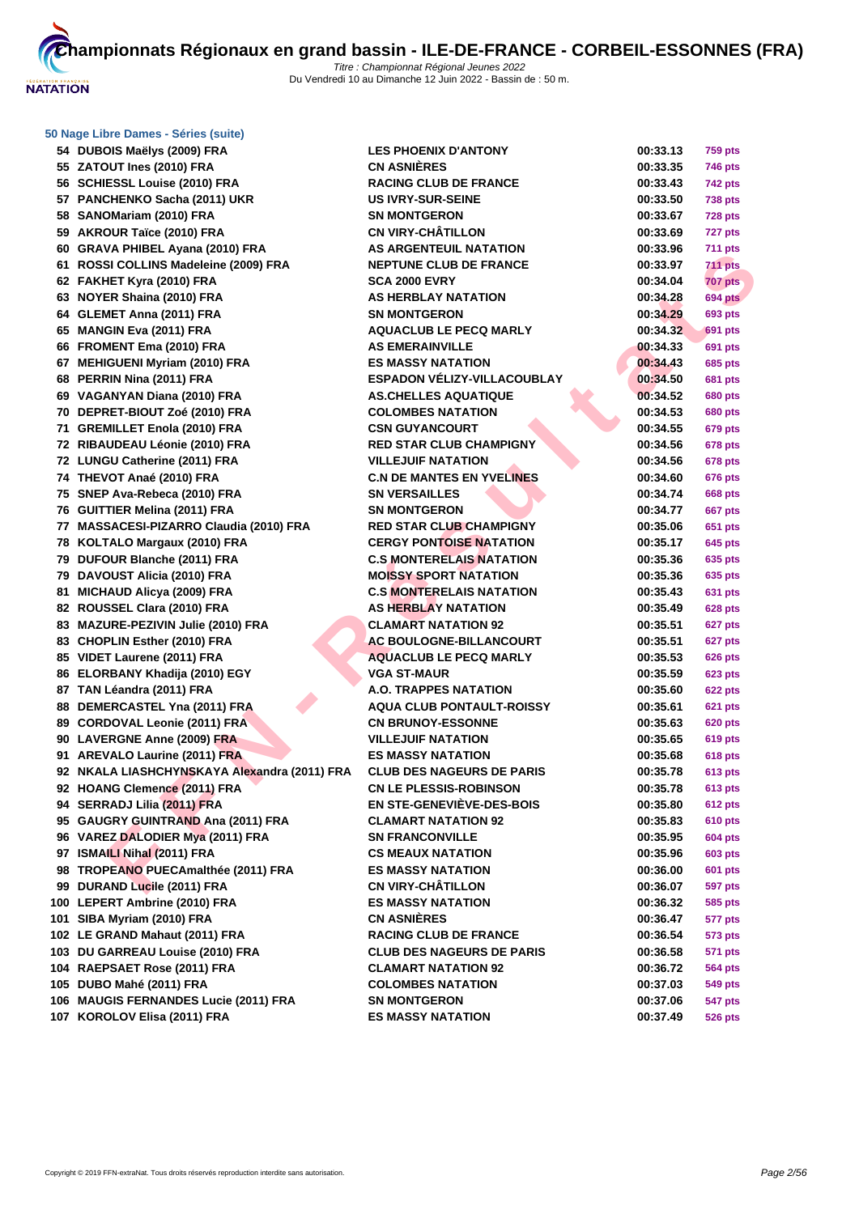# Championnats Régionaux en grand bassin - ILE-DE-FRANCE - CORBEIL-ESSONNES (FRA)

*Titre : Championnat Régional Jeunes 2022*
Du Vendredi 10 au Dimanche 12 Juin 2022 - Bassin de : 50 m.

### 50 Nage Libre Dames - Séries (suite)

| | | | | |
|---|---|---|---|---|
| 54 | DUBOIS Maëlys (2009) FRA | LES PHOENIX D'ANTONY | 00:33.13 | 759 pts |
| 55 | ZATOUT Ines (2010) FRA | CN ASNIÈRES | 00:33.35 | 746 pts |
| 56 | SCHIESSL Louise (2010) FRA | RACING CLUB DE FRANCE | 00:33.43 | 742 pts |
| 57 | PANCHENKO Sacha (2011) UKR | US IVRY-SUR-SEINE | 00:33.50 | 738 pts |
| 58 | SANOMariam (2010) FRA | SN MONTGERON | 00:33.67 | 728 pts |
| 59 | AKROUR Taïce (2010) FRA | CN VIRY-CHÂTILLON | 00:33.69 | 727 pts |
| 60 | GRAVA PHIBEL Ayana (2010) FRA | AS ARGENTEUIL NATATION | 00:33.96 | 711 pts |
| 61 | ROSSI COLLINS Madeleine (2009) FRA | NEPTUNE CLUB DE FRANCE | 00:33.97 | 711 pts |
| 62 | FAKHET Kyra (2010) FRA | SCA 2000 EVRY | 00:34.04 | 707 pts |
| 63 | NOYER Shaina (2010) FRA | AS HERBLAY NATATION | 00:34.28 | 694 pts |
| 64 | GLEMET Anna (2011) FRA | SN MONTGERON | 00:34.29 | 693 pts |
| 65 | MANGIN Eva (2011) FRA | AQUACLUB LE PECQ MARLY | 00:34.32 | 691 pts |
| 66 | FROMENT Ema (2010) FRA | AS EMERAINVILLE | 00:34.33 | 691 pts |
| 67 | MEHIGUENI Myriam (2010) FRA | ES MASSY NATATION | 00:34.43 | 685 pts |
| 68 | PERRIN Nina (2011) FRA | ESPADON VÉLIZY-VILLACOUBLAY | 00:34.50 | 681 pts |
| 69 | VAGANYAN Diana (2010) FRA | AS.CHELLES AQUATIQUE | 00:34.52 | 680 pts |
| 70 | DEPRET-BIOUT Zoé (2010) FRA | COLOMBES NATATION | 00:34.53 | 680 pts |
| 71 | GREMILLET Enola (2010) FRA | CSN GUYANCOURT | 00:34.55 | 679 pts |
| 72 | RIBAUDEAU Léonie (2010) FRA | RED STAR CLUB CHAMPIGNY | 00:34.56 | 678 pts |
| 72 | LUNGU Catherine (2011) FRA | VILLEJUIF NATATION | 00:34.56 | 678 pts |
| 74 | THEVOT Anaé (2010) FRA | C.N DE MANTES EN YVELINES | 00:34.60 | 676 pts |
| 75 | SNEP Ava-Rebeca (2010) FRA | SN VERSAILLES | 00:34.74 | 668 pts |
| 76 | GUITTIER Melina (2011) FRA | SN MONTGERON | 00:34.77 | 667 pts |
| 77 | MASSACESI-PIZARRO Claudia (2010) FRA | RED STAR CLUB CHAMPIGNY | 00:35.06 | 651 pts |
| 78 | KOLTALO Margaux (2010) FRA | CERGY PONTOISE NATATION | 00:35.17 | 645 pts |
| 79 | DUFOUR Blanche (2011) FRA | C.S MONTERELAIS NATATION | 00:35.36 | 635 pts |
| 79 | DAVOUST Alicia (2010) FRA | MOISSY SPORT NATATION | 00:35.36 | 635 pts |
| 81 | MICHAUD Alicya (2009) FRA | C.S MONTERELAIS NATATION | 00:35.43 | 631 pts |
| 82 | ROUSSEL Clara (2010) FRA | AS HERBLAY NATATION | 00:35.49 | 628 pts |
| 83 | MAZURE-PEZIVIN Julie (2010) FRA | CLAMART NATATION 92 | 00:35.51 | 627 pts |
| 83 | CHOPLIN Esther (2010) FRA | AC BOULOGNE-BILLANCOURT | 00:35.51 | 627 pts |
| 85 | VIDET Laurene (2011) FRA | AQUACLUB LE PECQ MARLY | 00:35.53 | 626 pts |
| 86 | ELORBANY Khadija (2010) EGY | VGA ST-MAUR | 00:35.59 | 623 pts |
| 87 | TAN Léandra (2011) FRA | A.O. TRAPPES NATATION | 00:35.60 | 622 pts |
| 88 | DEMERCASTEL Yna (2011) FRA | AQUA CLUB PONTAULT-ROISSY | 00:35.61 | 621 pts |
| 89 | CORDOVAL Leonie (2011) FRA | CN BRUNOY-ESSONNE | 00:35.63 | 620 pts |
| 90 | LAVERGNE Anne (2009) FRA | VILLEJUIF NATATION | 00:35.65 | 619 pts |
| 91 | AREVALO Laurine (2011) FRA | ES MASSY NATATION | 00:35.68 | 618 pts |
| 92 | NKALA LIASHCHYNSKAYA Alexandra (2011) FRA | CLUB DES NAGEURS DE PARIS | 00:35.78 | 613 pts |
| 92 | HOANG Clemence (2011) FRA | CN LE PLESSIS-ROBINSON | 00:35.78 | 613 pts |
| 94 | SERRADJ Lilia (2011) FRA | EN STE-GENEVIÈVE-DES-BOIS | 00:35.80 | 612 pts |
| 95 | GAUGRY GUINTRAND Ana (2011) FRA | CLAMART NATATION 92 | 00:35.83 | 610 pts |
| 96 | VAREZ DALODIER Mya (2011) FRA | SN FRANCONVILLE | 00:35.95 | 604 pts |
| 97 | ISMAILI Nihal (2011) FRA | CS MEAUX NATATION | 00:35.96 | 603 pts |
| 98 | TROPEANO PUECAmalthée (2011) FRA | ES MASSY NATATION | 00:36.00 | 601 pts |
| 99 | DURAND Lucile (2011) FRA | CN VIRY-CHÂTILLON | 00:36.07 | 597 pts |
| 100 | LEPERT Ambrine (2010) FRA | ES MASSY NATATION | 00:36.32 | 585 pts |
| 101 | SIBA Myriam (2010) FRA | CN ASNIÈRES | 00:36.47 | 577 pts |
| 102 | LE GRAND Mahaut (2011) FRA | RACING CLUB DE FRANCE | 00:36.54 | 573 pts |
| 103 | DU GARREAU Louise (2010) FRA | CLUB DES NAGEURS DE PARIS | 00:36.58 | 571 pts |
| 104 | RAEPSAET Rose (2011) FRA | CLAMART NATATION 92 | 00:36.72 | 564 pts |
| 105 | DUBO Mahé (2011) FRA | COLOMBES NATATION | 00:37.03 | 549 pts |
| 106 | MAUGIS FERNANDES Lucie (2011) FRA | SN MONTGERON | 00:37.06 | 547 pts |
| 107 | KOROLOV Elisa (2011) FRA | ES MASSY NATATION | 00:37.49 | 526 pts |

Copyright © 2019 FFN-extraNat. Tous droits réservés reproduction interdite sans autorisation.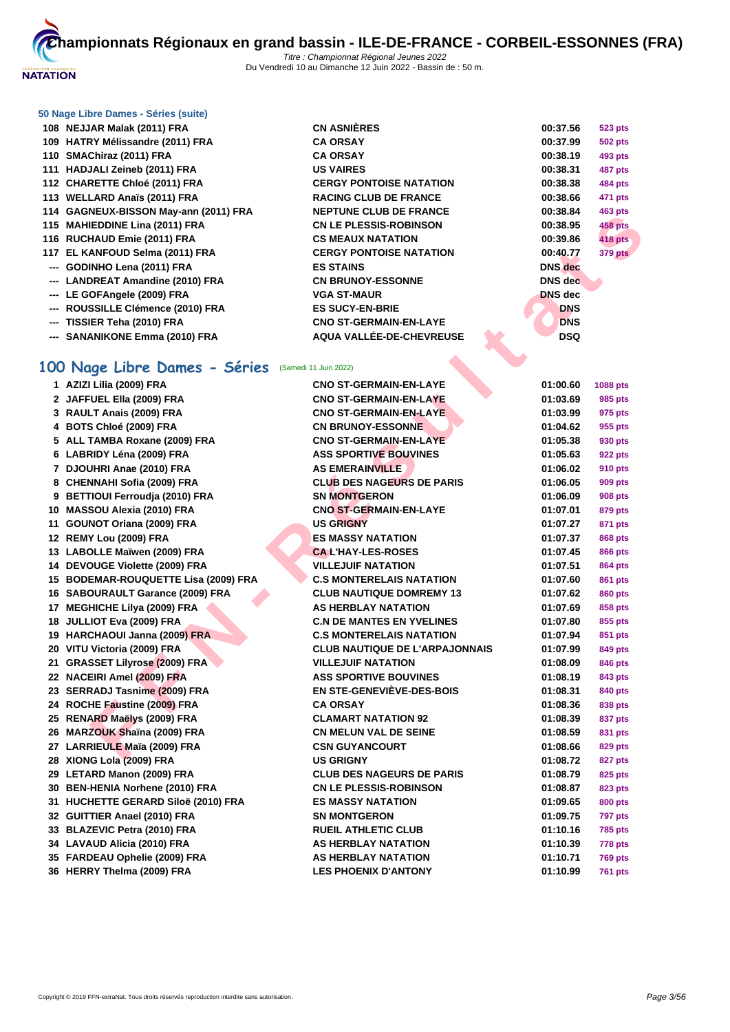# Championnats Régionaux en grand bassin - ILE-DE-FRANCE - CORBEIL-ESSONNES (FRA)

*Titre : Championnat Régional Jeunes 2022*
Du Vendredi 10 au Dimanche 12 Juin 2022 - Bassin de : 50 m.

### 50 Nage Libre Dames - Séries (suite)

| | | | | |
|---|---|---|---|---|
| 108 | NEJJAR Malak (2011) FRA | CN ASNIÈRES | 00:37.56 | 523 pts |
| 109 | HATRY Mélissandre (2011) FRA | CA ORSAY | 00:37.99 | 502 pts |
| 110 | SMAChiraz (2011) FRA | CA ORSAY | 00:38.19 | 493 pts |
| 111 | HADJALI Zeineb (2011) FRA | US VAIRES | 00:38.31 | 487 pts |
| 112 | CHARETTE Chloé (2011) FRA | CERGY PONTOISE NATATION | 00:38.38 | 484 pts |
| 113 | WELLARD Anaïs (2011) FRA | RACING CLUB DE FRANCE | 00:38.66 | 471 pts |
| 114 | GAGNEUX-BISSON May-ann (2011) FRA | NEPTUNE CLUB DE FRANCE | 00:38.84 | 463 pts |
| 115 | MAHIEDDINE Lina (2011) FRA | CN LE PLESSIS-ROBINSON | 00:38.95 | 458 pts |
| 116 | RUCHAUD Emie (2011) FRA | CS MEAUX NATATION | 00:39.86 | 418 pts |
| 117 | EL KANFOUD Selma (2011) FRA | CERGY PONTOISE NATATION | 00:40.77 | 379 pts |
| --- | GODINHO Lena (2011) FRA | ES STAINS | DNS dec | |
| --- | LANDREAT Amandine (2010) FRA | CN BRUNOY-ESSONNE | DNS dec | |
| --- | LE GOFAngele (2009) FRA | VGA ST-MAUR | DNS dec | |
| --- | ROUSSILLE Clémence (2010) FRA | ES SUCY-EN-BRIE | DNS | |
| --- | TISSIER Teha (2010) FRA | CNO ST-GERMAIN-EN-LAYE | DNS | |
| --- | SANANIKONE Emma (2010) FRA | AQUA VALLÉE-DE-CHEVREUSE | DSQ | |

## 100 Nage Libre Dames - Séries (Samedi 11 Juin 2022)

| | | | | |
|---|---|---|---|---|
| 1 | AZIZI Lilia (2009) FRA | CNO ST-GERMAIN-EN-LAYE | 01:00.60 | 1088 pts |
| 2 | JAFFUEL Ella (2009) FRA | CNO ST-GERMAIN-EN-LAYE | 01:03.69 | 985 pts |
| 3 | RAULT Anais (2009) FRA | CNO ST-GERMAIN-EN-LAYE | 01:03.99 | 975 pts |
| 4 | BOTS Chloé (2009) FRA | CN BRUNOY-ESSONNE | 01:04.62 | 955 pts |
| 5 | ALL TAMBA Roxane (2009) FRA | CNO ST-GERMAIN-EN-LAYE | 01:05.38 | 930 pts |
| 6 | LABRIDY Léna (2009) FRA | ASS SPORTIVE BOUVINES | 01:05.63 | 922 pts |
| 7 | DJOUHRI Anae (2010) FRA | AS EMERAINVILLE | 01:06.02 | 910 pts |
| 8 | CHENNAHI Sofia (2009) FRA | CLUB DES NAGEURS DE PARIS | 01:06.05 | 909 pts |
| 9 | BETTIOUI Ferroudja (2010) FRA | SN MONTGERON | 01:06.09 | 908 pts |
| 10 | MASSOU Alexia (2010) FRA | CNO ST-GERMAIN-EN-LAYE | 01:07.01 | 879 pts |
| 11 | GOUNOT Oriana (2009) FRA | US GRIGNY | 01:07.27 | 871 pts |
| 12 | REMY Lou (2009) FRA | ES MASSY NATATION | 01:07.37 | 868 pts |
| 13 | LABOLLE Maïwen (2009) FRA | CA L'HAY-LES-ROSES | 01:07.45 | 866 pts |
| 14 | DEVOUGE Violette (2009) FRA | VILLEJUIF NATATION | 01:07.51 | 864 pts |
| 15 | BODEMAR-ROUQUETTE Lisa (2009) FRA | C.S MONTERELAIS NATATION | 01:07.60 | 861 pts |
| 16 | SABOURAULT Garance (2009) FRA | CLUB NAUTIQUE DOMREMY 13 | 01:07.62 | 860 pts |
| 17 | MEGHICHE Lilya (2009) FRA | AS HERBLAY NATATION | 01:07.69 | 858 pts |
| 18 | JULLIOT Eva (2009) FRA | C.N DE MANTES EN YVELINES | 01:07.80 | 855 pts |
| 19 | HARCHAOUI Janna (2009) FRA | C.S MONTERELAIS NATATION | 01:07.94 | 851 pts |
| 20 | VITU Victoria (2009) FRA | CLUB NAUTIQUE DE L'ARPAJONNAIS | 01:07.99 | 849 pts |
| 21 | GRASSET Lilyrose (2009) FRA | VILLEJUIF NATATION | 01:08.09 | 846 pts |
| 22 | NACEIRI Amel (2009) FRA | ASS SPORTIVE BOUVINES | 01:08.19 | 843 pts |
| 23 | SERRADJ Tasnime (2009) FRA | EN STE-GENEVIÈVE-DES-BOIS | 01:08.31 | 840 pts |
| 24 | ROCHE Faustine (2009) FRA | CA ORSAY | 01:08.36 | 838 pts |
| 25 | RENARD Maëlys (2009) FRA | CLAMART NATATION 92 | 01:08.39 | 837 pts |
| 26 | MARZOUK Shaïna (2009) FRA | CN MELUN VAL DE SEINE | 01:08.59 | 831 pts |
| 27 | LARRIEULE Maïa (2009) FRA | CSN GUYANCOURT | 01:08.66 | 829 pts |
| 28 | XIONG Lola (2009) FRA | US GRIGNY | 01:08.72 | 827 pts |
| 29 | LETARD Manon (2009) FRA | CLUB DES NAGEURS DE PARIS | 01:08.79 | 825 pts |
| 30 | BEN-HENIA Norhene (2010) FRA | CN LE PLESSIS-ROBINSON | 01:08.87 | 823 pts |
| 31 | HUCHETTE GERARD Siloë (2010) FRA | ES MASSY NATATION | 01:09.65 | 800 pts |
| 32 | GUITTIER Anael (2010) FRA | SN MONTGERON | 01:09.75 | 797 pts |
| 33 | BLAZEVIC Petra (2010) FRA | RUEIL ATHLETIC CLUB | 01:10.16 | 785 pts |
| 34 | LAVAUD Alicia (2010) FRA | AS HERBLAY NATATION | 01:10.39 | 778 pts |
| 35 | FARDEAU Ophelie (2009) FRA | AS HERBLAY NATATION | 01:10.71 | 769 pts |
| 36 | HERRY Thelma (2009) FRA | LES PHOENIX D'ANTONY | 01:10.99 | 761 pts |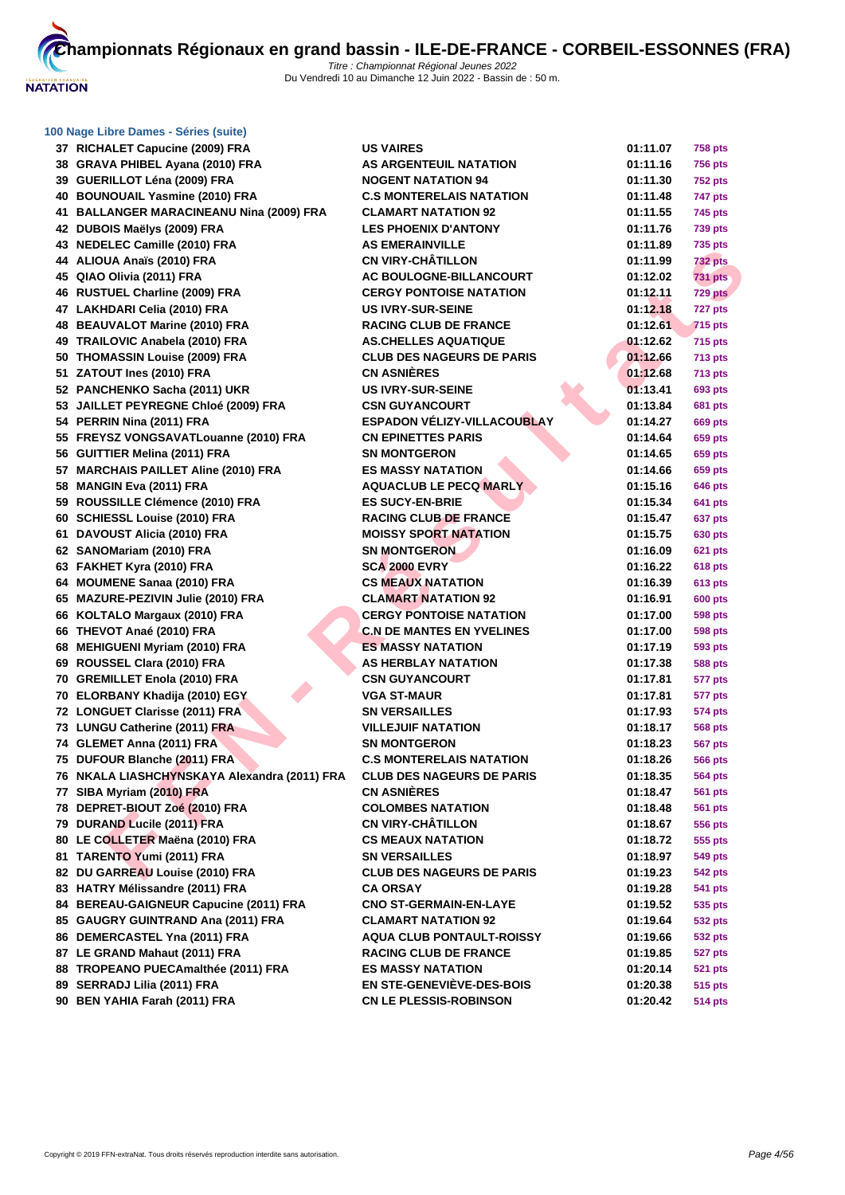# Championnats Régionaux en grand bassin - ILE-DE-FRANCE - CORBEIL-ESSONNES (FRA)

*Titre : Championnat Régional Jeunes 2022*

Du Vendredi 10 au Dimanche 12 Juin 2022 - Bassin de : 50 m.

### 100 Nage Libre Dames - Séries (suite)

| | | | | |
|---|---|---|---|---|
| 37 | RICHALET Capucine (2009) FRA | US VAIRES | 01:11.07 | 758 pts |
| 38 | GRAVA PHIBEL Ayana (2010) FRA | AS ARGENTEUIL NATATION | 01:11.16 | 756 pts |
| 39 | GUERILLOT Léna (2009) FRA | NOGENT NATATION 94 | 01:11.30 | 752 pts |
| 40 | BOUNOUAIL Yasmine (2010) FRA | C.S MONTERELAIS NATATION | 01:11.48 | 747 pts |
| 41 | BALLANGER MARACINEANU Nina (2009) FRA | CLAMART NATATION 92 | 01:11.55 | 745 pts |
| 42 | DUBOIS Maëlys (2009) FRA | LES PHOENIX D'ANTONY | 01:11.76 | 739 pts |
| 43 | NEDELEC Camille (2010) FRA | AS EMERAINVILLE | 01:11.89 | 735 pts |
| 44 | ALIOUA Anaïs (2010) FRA | CN VIRY-CHÂTILLON | 01:11.99 | 732 pts |
| 45 | QIAO Olivia (2011) FRA | AC BOULOGNE-BILLANCOURT | 01:12.02 | 731 pts |
| 46 | RUSTUEL Charline (2009) FRA | CERGY PONTOISE NATATION | 01:12.11 | 729 pts |
| 47 | LAKHDARI Celia (2010) FRA | US IVRY-SUR-SEINE | 01:12.18 | 727 pts |
| 48 | BEAUVALOT Marine (2010) FRA | RACING CLUB DE FRANCE | 01:12.61 | 715 pts |
| 49 | TRAILOVIC Anabela (2010) FRA | AS.CHELLES AQUATIQUE | 01:12.62 | 715 pts |
| 50 | THOMASSIN Louise (2009) FRA | CLUB DES NAGEURS DE PARIS | 01:12.66 | 713 pts |
| 51 | ZATOUT Ines (2010) FRA | CN ASNIÈRES | 01:12.68 | 713 pts |
| 52 | PANCHENKO Sacha (2011) UKR | US IVRY-SUR-SEINE | 01:13.41 | 693 pts |
| 53 | JAILLET PEYREGNE Chloé (2009) FRA | CSN GUYANCOURT | 01:13.84 | 681 pts |
| 54 | PERRIN Nina (2011) FRA | ESPADON VÉLIZY-VILLACOUBLAY | 01:14.27 | 669 pts |
| 55 | FREYSZ VONGSAVATLouanne (2010) FRA | CN EPINETTES PARIS | 01:14.64 | 659 pts |
| 56 | GUITTIER Melina (2011) FRA | SN MONTGERON | 01:14.65 | 659 pts |
| 57 | MARCHAIS PAILLET Aline (2010) FRA | ES MASSY NATATION | 01:14.66 | 659 pts |
| 58 | MANGIN Eva (2011) FRA | AQUACLUB LE PECQ MARLY | 01:15.16 | 646 pts |
| 59 | ROUSSILLE Clémence (2010) FRA | ES SUCY-EN-BRIE | 01:15.34 | 641 pts |
| 60 | SCHIESSL Louise (2010) FRA | RACING CLUB DE FRANCE | 01:15.47 | 637 pts |
| 61 | DAVOUST Alicia (2010) FRA | MOISSY SPORT NATATION | 01:15.75 | 630 pts |
| 62 | SANOMariam (2010) FRA | SN MONTGERON | 01:16.09 | 621 pts |
| 63 | FAKHET Kyra (2010) FRA | SCA 2000 EVRY | 01:16.22 | 618 pts |
| 64 | MOUMENE Sanaa (2010) FRA | CS MEAUX NATATION | 01:16.39 | 613 pts |
| 65 | MAZURE-PEZIVIN Julie (2010) FRA | CLAMART NATATION 92 | 01:16.91 | 600 pts |
| 66 | KOLTALO Margaux (2010) FRA | CERGY PONTOISE NATATION | 01:17.00 | 598 pts |
| 66 | THEVOT Anaé (2010) FRA | C.N DE MANTES EN YVELINES | 01:17.00 | 598 pts |
| 68 | MEHIGUENI Myriam (2010) FRA | ES MASSY NATATION | 01:17.19 | 593 pts |
| 69 | ROUSSEL Clara (2010) FRA | AS HERBLAY NATATION | 01:17.38 | 588 pts |
| 70 | GREMILLET Enola (2010) FRA | CSN GUYANCOURT | 01:17.81 | 577 pts |
| 70 | ELORBANY Khadija (2010) EGY | VGA ST-MAUR | 01:17.81 | 577 pts |
| 72 | LONGUET Clarisse (2011) FRA | SN VERSAILLES | 01:17.93 | 574 pts |
| 73 | LUNGU Catherine (2011) FRA | VILLEJUIF NATATION | 01:18.17 | 568 pts |
| 74 | GLEMET Anna (2011) FRA | SN MONTGERON | 01:18.23 | 567 pts |
| 75 | DUFOUR Blanche (2011) FRA | C.S MONTERELAIS NATATION | 01:18.26 | 566 pts |
| 76 | NKALA LIASHCHYNSKAYA Alexandra (2011) FRA | CLUB DES NAGEURS DE PARIS | 01:18.35 | 564 pts |
| 77 | SIBA Myriam (2010) FRA | CN ASNIÈRES | 01:18.47 | 561 pts |
| 78 | DEPRET-BIOUT Zoé (2010) FRA | COLOMBES NATATION | 01:18.48 | 561 pts |
| 79 | DURAND Lucile (2011) FRA | CN VIRY-CHÂTILLON | 01:18.67 | 556 pts |
| 80 | LE COLLETER Maëna (2010) FRA | CS MEAUX NATATION | 01:18.72 | 555 pts |
| 81 | TARENTO Yumi (2011) FRA | SN VERSAILLES | 01:18.97 | 549 pts |
| 82 | DU GARREAU Louise (2010) FRA | CLUB DES NAGEURS DE PARIS | 01:19.23 | 542 pts |
| 83 | HATRY Mélissandre (2011) FRA | CA ORSAY | 01:19.28 | 541 pts |
| 84 | BEREAU-GAIGNEUR Capucine (2011) FRA | CNO ST-GERMAIN-EN-LAYE | 01:19.52 | 535 pts |
| 85 | GAUGRY GUINTRAND Ana (2011) FRA | CLAMART NATATION 92 | 01:19.64 | 532 pts |
| 86 | DEMERCASTEL Yna (2011) FRA | AQUA CLUB PONTAULT-ROISSY | 01:19.66 | 532 pts |
| 87 | LE GRAND Mahaut (2011) FRA | RACING CLUB DE FRANCE | 01:19.85 | 527 pts |
| 88 | TROPEANO PUECAmalthée (2011) FRA | ES MASSY NATATION | 01:20.14 | 521 pts |
| 89 | SERRADJ Lilia (2011) FRA | EN STE-GENEVIÈVE-DES-BOIS | 01:20.38 | 515 pts |
| 90 | BEN YAHIA Farah (2011) FRA | CN LE PLESSIS-ROBINSON | 01:20.42 | 514 pts |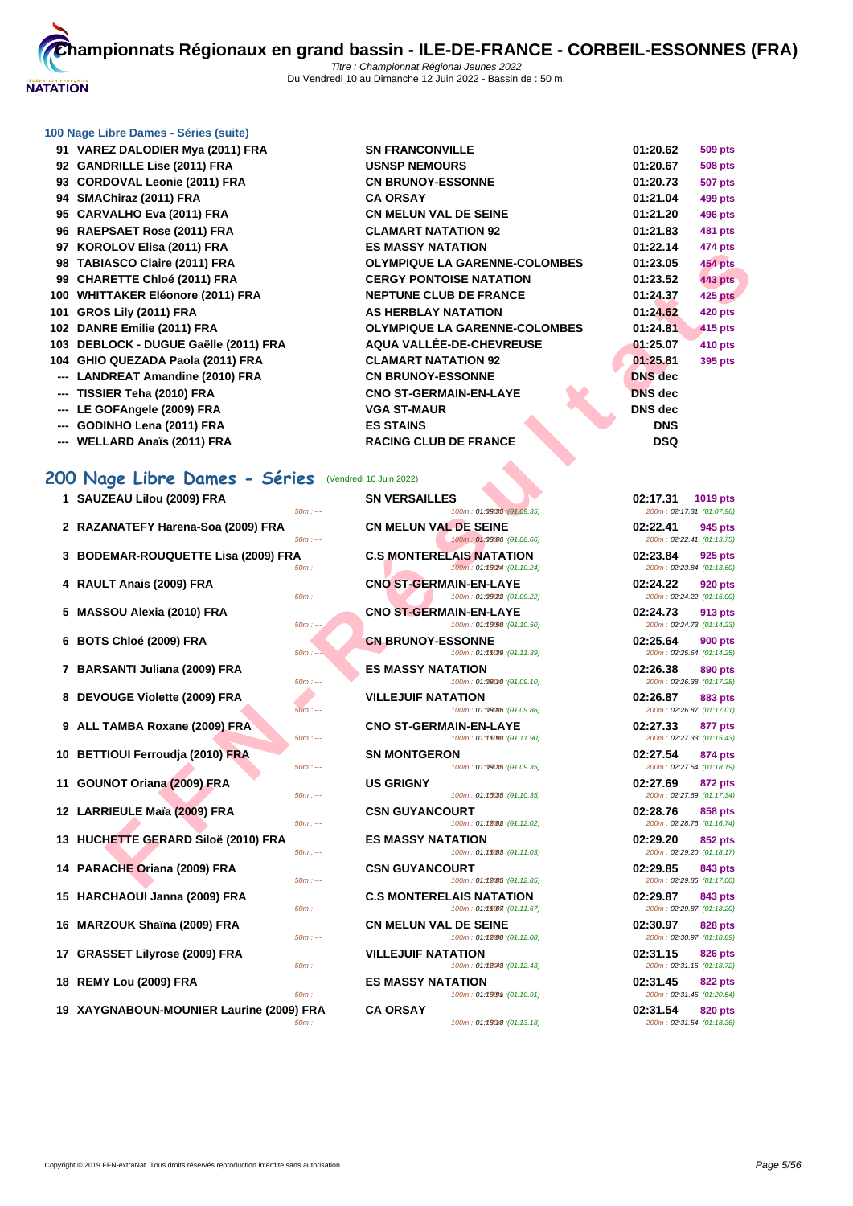### 100 Nage Libre Dames - Séries (suite)

| | | | | |
|---|---|---|---|---|
| 91 | VAREZ DALODIER Mya (2011) FRA | SN FRANCONVILLE | 01:20.62 | 509 pts |
| 92 | GANDRILLE Lise (2011) FRA | USNSP NEMOURS | 01:20.67 | 508 pts |
| 93 | CORDOVAL Leonie (2011) FRA | CN BRUNOY-ESSONNE | 01:20.73 | 507 pts |
| 94 | SMAChiraz (2011) FRA | CA ORSAY | 01:21.04 | 499 pts |
| 95 | CARVALHO Eva (2011) FRA | CN MELUN VAL DE SEINE | 01:21.20 | 496 pts |
| 96 | RAEPSAET Rose (2011) FRA | CLAMART NATATION 92 | 01:21.83 | 481 pts |
| 97 | KOROLOV Elisa (2011) FRA | ES MASSY NATATION | 01:22.14 | 474 pts |
| 98 | TABIASCO Claire (2011) FRA | OLYMPIQUE LA GARENNE-COLOMBES | 01:23.05 | 454 pts |
| 99 | CHARETTE Chloé (2011) FRA | CERGY PONTOISE NATATION | 01:23.52 | 443 pts |
| 100 | WHITTAKER Eléonore (2011) FRA | NEPTUNE CLUB DE FRANCE | 01:24.37 | 425 pts |
| 101 | GROS Lily (2011) FRA | AS HERBLAY NATATION | 01:24.62 | 420 pts |
| 102 | DANRE Emilie (2011) FRA | OLYMPIQUE LA GARENNE-COLOMBES | 01:24.81 | 415 pts |
| 103 | DEBLOCK - DUGUE Gaëlle (2011) FRA | AQUA VALLÉE-DE-CHEVREUSE | 01:25.07 | 410 pts |
| 104 | GHIO QUEZADA Paola (2011) FRA | CLAMART NATATION 92 | 01:25.81 | 395 pts |
| --- | LANDREAT Amandine (2010) FRA | CN BRUNOY-ESSONNE | DNS dec | |
| --- | TISSIER Teha (2010) FRA | CNO ST-GERMAIN-EN-LAYE | DNS dec | |
| --- | LE GOFAngele (2009) FRA | VGA ST-MAUR | DNS dec | |
| --- | GODINHO Lena (2011) FRA | ES STAINS | DNS | |
| --- | WELLARD Anaïs (2011) FRA | RACING CLUB DE FRANCE | DSQ | |

## 200 Nage Libre Dames - Séries (Vendredi 10 Juin 2022)

| | | | | |
|---|---|---|---|---|
| 1 | SAUZEAU Lilou (2009) FRA<br>50m : --- | SN VERSAILLES<br>100m : 01:09.35 (01:09.35) | 02:17.31<br>200m : 02:17.31 (01:07.96) | 1019 pts |
| 2 | RAZANATEFY Harena-Soa (2009) FRA<br>50m : --- | CN MELUN VAL DE SEINE<br>100m : 01:08.66 (01:08.66) | 02:22.41<br>200m : 02:22.41 (01:13.75) | 945 pts |
| 3 | BODEMAR-ROUQUETTE Lisa (2009) FRA<br>50m : --- | C.S MONTERELAIS NATATION<br>100m : 01:10.24 (01:10.24) | 02:23.84<br>200m : 02:23.84 (01:13.60) | 925 pts |
| 4 | RAULT Anais (2009) FRA<br>50m : --- | CNO ST-GERMAIN-EN-LAYE<br>100m : 01:09.22 (01:09.22) | 02:24.22<br>200m : 02:24.22 (01:15.00) | 920 pts |
| 5 | MASSOU Alexia (2010) FRA<br>50m : --- | CNO ST-GERMAIN-EN-LAYE<br>100m : 01:10.50 (01:10.50) | 02:24.73<br>200m : 02:24.73 (01:14.23) | 913 pts |
| 6 | BOTS Chloé (2009) FRA<br>50m : --- | CN BRUNOY-ESSONNE<br>100m : 01:11.39 (01:11.39) | 02:25.64<br>200m : 02:25.64 (01:14.25) | 900 pts |
| 7 | BARSANTI Juliana (2009) FRA<br>50m : --- | ES MASSY NATATION<br>100m : 01:09.10 (01:09.10) | 02:26.38<br>200m : 02:26.38 (01:17.28) | 890 pts |
| 8 | DEVOUGE Violette (2009) FRA<br>50m : --- | VILLEJUIF NATATION<br>100m : 01:09.86 (01:09.86) | 02:26.87<br>200m : 02:26.87 (01:17.01) | 883 pts |
| 9 | ALL TAMBA Roxane (2009) FRA<br>50m : --- | CNO ST-GERMAIN-EN-LAYE<br>100m : 01:11.90 (01:11.90) | 02:27.33<br>200m : 02:27.33 (01:15.43) | 877 pts |
| 10 | BETTIOUI Ferroudja (2010) FRA<br>50m : --- | SN MONTGERON<br>100m : 01:09.35 (01:09.35) | 02:27.54<br>200m : 02:27.54 (01:18.19) | 874 pts |
| 11 | GOUNOT Oriana (2009) FRA<br>50m : --- | US GRIGNY<br>100m : 01:10.35 (01:10.35) | 02:27.69<br>200m : 02:27.69 (01:17.34) | 872 pts |
| 12 | LARRIEULE Maïa (2009) FRA<br>50m : --- | CSN GUYANCOURT<br>100m : 01:12.02 (01:12.02) | 02:28.76<br>200m : 02:28.76 (01:16.74) | 858 pts |
| 13 | HUCHETTE GERARD Siloë (2010) FRA<br>50m : --- | ES MASSY NATATION<br>100m : 01:11.03 (01:11.03) | 02:29.20<br>200m : 02:29.20 (01:18.17) | 852 pts |
| 14 | PARACHE Oriana (2009) FRA<br>50m : --- | CSN GUYANCOURT<br>100m : 01:12.85 (01:12.85) | 02:29.85<br>200m : 02:29.85 (01:17.00) | 843 pts |
| 15 | HARCHAOUI Janna (2009) FRA<br>50m : --- | C.S MONTERELAIS NATATION<br>100m : 01:11.67 (01:11.67) | 02:29.87<br>200m : 02:29.87 (01:18.20) | 843 pts |
| 16 | MARZOUK Shaïna (2009) FRA<br>50m : --- | CN MELUN VAL DE SEINE<br>100m : 01:12.08 (01:12.08) | 02:30.97<br>200m : 02:30.97 (01:18.89) | 828 pts |
| 17 | GRASSET Lilyrose (2009) FRA<br>50m : --- | VILLEJUIF NATATION<br>100m : 01:12.43 (01:12.43) | 02:31.15<br>200m : 02:31.15 (01:18.72) | 826 pts |
| 18 | REMY Lou (2009) FRA<br>50m : --- | ES MASSY NATATION<br>100m : 01:10.91 (01:10.91) | 02:31.45<br>200m : 02:31.45 (01:20.54) | 822 pts |
| 19 | XAYGNABOUN-MOUNIER Laurine (2009) FRA<br>50m : --- | CA ORSAY<br>100m : 01:13.18 (01:13.18) | 02:31.54<br>200m : 02:31.54 (01:18.36) | 820 pts |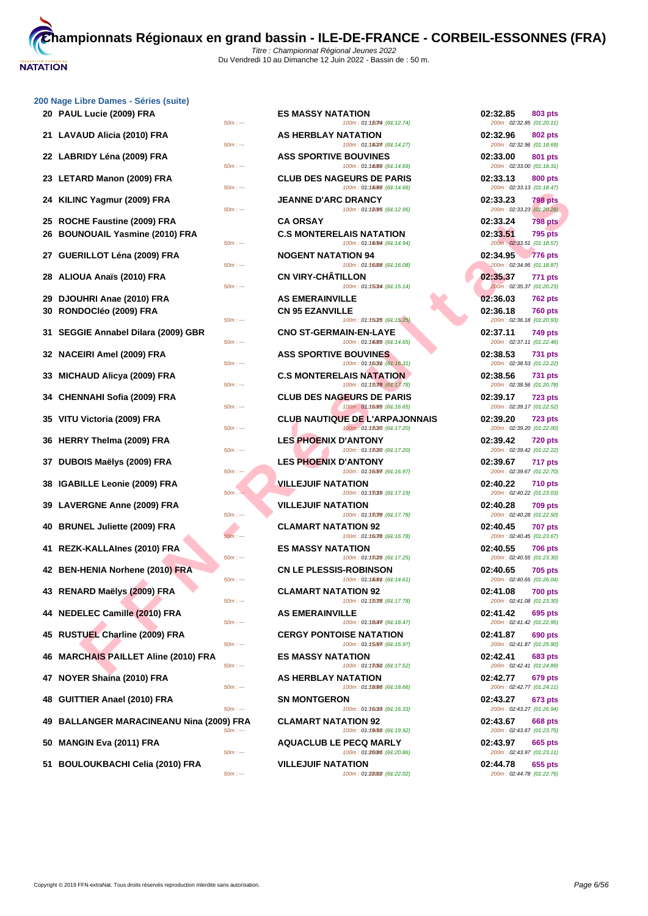# Championnats Régionaux en grand bassin - ILE-DE-FRANCE - CORBEIL-ESSONNES (FRA)

*Titre : Championnat Régional Jeunes 2022*
Du Vendredi 10 au Dimanche 12 Juin 2022 - Bassin de : 50 m.

## 200 Nage Libre Dames - Séries (suite)

| Rg | Nom | 50m | Club | 100m | Temps | 200m | Points |
|---|---|---|---|---|---|---|---|
| 20 | PAUL Lucie (2009) FRA | 50m : --- | ES MASSY NATATION | 100m : 01:12.74 (01:12.74) | 02:32.85 | 200m : 02:32.85 (01:20.11) | 803 pts |
| 21 | LAVAUD Alicia (2010) FRA | 50m : --- | AS HERBLAY NATATION | 100m : 01:14.27 (01:14.27) | 02:32.96 | 200m : 02:32.96 (01:18.69) | 802 pts |
| 22 | LABRIDY Léna (2009) FRA | 50m : --- | ASS SPORTIVE BOUVINES | 100m : 01:14.69 (01:14.69) | 02:33.00 | 200m : 02:33.00 (01:18.31) | 801 pts |
| 23 | LETARD Manon (2009) FRA | 50m : --- | CLUB DES NAGEURS DE PARIS | 100m : 01:14.66 (01:14.66) | 02:33.13 | 200m : 02:33.13 (01:18.47) | 800 pts |
| 24 | KILINC Yagmur (2009) FRA | 50m : --- | JEANNE D'ARC DRANCY | 100m : 01:12.95 (01:12.95) | 02:33.23 | 200m : 02:33.23 (01:20.28) | 798 pts |
| 25 | ROCHE Faustine (2009) FRA | | CA ORSAY | | 02:33.24 | | 798 pts |
| 26 | BOUNOUAIL Yasmine (2010) FRA | 50m : --- | C.S MONTERELAIS NATATION | 100m : 01:14.94 (01:14.94) | 02:33.51 | 200m : 02:33.51 (01:18.57) | 795 pts |
| 27 | GUERILLOT Léna (2009) FRA | 50m : --- | NOGENT NATATION 94 | 100m : 01:16.08 (01:16.08) | 02:34.95 | 200m : 02:34.95 (01:18.87) | 776 pts |
| 28 | ALIOUA Anaïs (2010) FRA | 50m : --- | CN VIRY-CHÂTILLON | 100m : 01:15.14 (01:15.14) | 02:35.37 | 200m : 02:35.37 (01:20.23) | 771 pts |
| 29 | DJOUHRI Anae (2010) FRA | | AS EMERAINVILLE | | 02:36.03 | | 762 pts |
| 30 | RONDOCléo (2009) FRA | 50m : --- | CN 95 EZANVILLE | 100m : 01:15.25 (01:15.25) | 02:36.18 | 200m : 02:36.18 (01:20.93) | 760 pts |
| 31 | SEGGIE Annabel Dilara (2009) GBR | 50m : --- | CNO ST-GERMAIN-EN-LAYE | 100m : 01:14.65 (01:14.65) | 02:37.11 | 200m : 02:37.11 (01:22.46) | 749 pts |
| 32 | NACEIRI Amel (2009) FRA | 50m : --- | ASS SPORTIVE BOUVINES | 100m : 01:16.31 (01:16.31) | 02:38.53 | 200m : 02:38.53 (01:22.22) | 731 pts |
| 33 | MICHAUD Alicya (2009) FRA | 50m : --- | C.S MONTERELAIS NATATION | 100m : 01:17.78 (01:17.78) | 02:38.56 | 200m : 02:38.56 (01:20.78) | 731 pts |
| 34 | CHENNAHI Sofia (2009) FRA | 50m : --- | CLUB DES NAGEURS DE PARIS | 100m : 01:16.65 (01:16.65) | 02:39.17 | 200m : 02:39.17 (01:22.52) | 723 pts |
| 35 | VITU Victoria (2009) FRA | 50m : --- | CLUB NAUTIQUE DE L'ARPAJONNAIS | 100m : 01:17.20 (01:17.20) | 02:39.20 | 200m : 02:39.20 (01:22.00) | 723 pts |
| 36 | HERRY Thelma (2009) FRA | 50m : --- | LES PHOENIX D'ANTONY | 100m : 01:17.20 (01:17.20) | 02:39.42 | 200m : 02:39.42 (01:22.22) | 720 pts |
| 37 | DUBOIS Maëlys (2009) FRA | 50m : --- | LES PHOENIX D'ANTONY | 100m : 01:16.97 (01:16.97) | 02:39.67 | 200m : 02:39.67 (01:22.70) | 717 pts |
| 38 | IGABILLE Leonie (2009) FRA | 50m : --- | VILLEJUIF NATATION | 100m : 01:17.19 (01:17.19) | 02:40.22 | 200m : 02:40.22 (01:23.03) | 710 pts |
| 39 | LAVERGNE Anne (2009) FRA | 50m : --- | VILLEJUIF NATATION | 100m : 01:17.78 (01:17.78) | 02:40.28 | 200m : 02:40.28 (01:22.50) | 709 pts |
| 40 | BRUNEL Juliette (2009) FRA | 50m : --- | CLAMART NATATION 92 | 100m : 01:16.78 (01:16.78) | 02:40.45 | 200m : 02:40.45 (01:23.67) | 707 pts |
| 41 | REZK-KALLAInes (2010) FRA | 50m : --- | ES MASSY NATATION | 100m : 01:17.25 (01:17.25) | 02:40.55 | 200m : 02:40.55 (01:23.30) | 706 pts |
| 42 | BEN-HENIA Norhene (2010) FRA | 50m : --- | CN LE PLESSIS-ROBINSON | 100m : 01:14.61 (01:14.61) | 02:40.65 | 200m : 02:40.65 (01:26.04) | 705 pts |
| 43 | RENARD Maëlys (2009) FRA | 50m : --- | CLAMART NATATION 92 | 100m : 01:17.78 (01:17.78) | 02:41.08 | 200m : 02:41.08 (01:23.30) | 700 pts |
| 44 | NEDELEC Camille (2010) FRA | 50m : --- | AS EMERAINVILLE | 100m : 01:18.47 (01:18.47) | 02:41.42 | 200m : 02:41.42 (01:22.95) | 695 pts |
| 45 | RUSTUEL Charline (2009) FRA | 50m : --- | CERGY PONTOISE NATATION | 100m : 01:15.97 (01:15.97) | 02:41.87 | 200m : 02:41.87 (01:25.90) | 690 pts |
| 46 | MARCHAIS PAILLET Aline (2010) FRA | 50m : --- | ES MASSY NATATION | 100m : 01:17.52 (01:17.52) | 02:42.41 | 200m : 02:42.41 (01:24.89) | 683 pts |
| 47 | NOYER Shaina (2010) FRA | 50m : --- | AS HERBLAY NATATION | 100m : 01:18.66 (01:18.66) | 02:42.77 | 200m : 02:42.77 (01:24.11) | 679 pts |
| 48 | GUITTIER Anael (2010) FRA | 50m : --- | SN MONTGERON | 100m : 01:16.33 (01:16.33) | 02:43.27 | 200m : 02:43.27 (01:26.94) | 673 pts |
| 49 | BALLANGER MARACINEANU Nina (2009) FRA | 50m : --- | CLAMART NATATION 92 | 100m : 01:19.92 (01:19.92) | 02:43.67 | 200m : 02:43.67 (01:23.75) | 668 pts |
| 50 | MANGIN Eva (2011) FRA | 50m : --- | AQUACLUB LE PECQ MARLY | 100m : 01:20.86 (01:20.86) | 02:43.97 | 200m : 02:43.97 (01:23.11) | 665 pts |
| 51 | BOULOUKBACHI Celia (2010) FRA | 50m : --- | VILLEJUIF NATATION | 100m : 01:22.02 (01:22.02) | 02:44.78 | 200m : 02:44.78 (01:22.76) | 655 pts |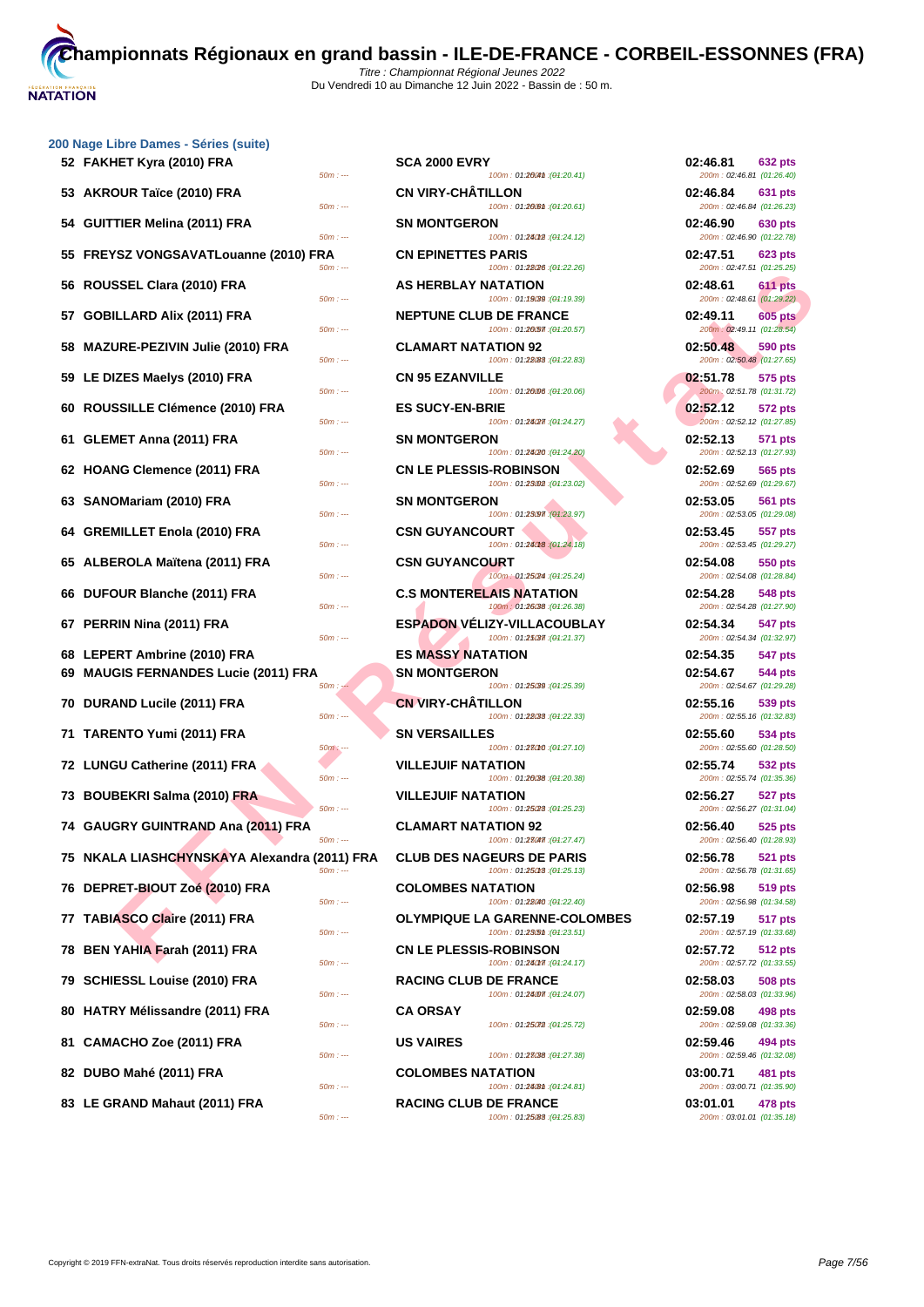# Championnats Régionaux en grand bassin - ILE-DE-FRANCE - CORBEIL-ESSONNES (FRA)

*Titre : Championnat Régional Jeunes 2022*
Du Vendredi 10 au Dimanche 12 Juin 2022 - Bassin de : 50 m.

## 200 Nage Libre Dames - Séries (suite)

| Rang | Nom | Club | Temps | Points | Intermédiaires |
|---|---|---|---|---|---|
| 52 | FAKHET Kyra (2010) FRA | SCA 2000 EVRY | 02:46.81 | 632 pts | 50m : --- 100m : 01:20.41 (01:20.41) 200m : 02:46.81 (01:26.40) |
| 53 | AKROUR Taïce (2010) FRA | CN VIRY-CHÂTILLON | 02:46.84 | 631 pts | 50m : --- 100m : 01:20.61 (01:20.61) 200m : 02:46.84 (01:26.23) |
| 54 | GUITTIER Melina (2011) FRA | SN MONTGERON | 02:46.90 | 630 pts | 50m : --- 100m : 01:24.12 (01:24.12) 200m : 02:46.90 (01:22.78) |
| 55 | FREYSZ VONGSAVATLouanne (2010) FRA | CN EPINETTES PARIS | 02:47.51 | 623 pts | 50m : --- 100m : 01:22.26 (01:22.26) 200m : 02:47.51 (01:25.25) |
| 56 | ROUSSEL Clara (2010) FRA | AS HERBLAY NATATION | 02:48.61 | 611 pts | 50m : --- 100m : 01:19.39 (01:19.39) 200m : 02:48.61 (01:29.22) |
| 57 | GOBILLARD Alix (2011) FRA | NEPTUNE CLUB DE FRANCE | 02:49.11 | 605 pts | 50m : --- 100m : 01:20.57 (01:20.57) 200m : 02:49.11 (01:28.54) |
| 58 | MAZURE-PEZIVIN Julie (2010) FRA | CLAMART NATATION 92 | 02:50.48 | 590 pts | 50m : --- 100m : 01:22.83 (01:22.83) 200m : 02:50.48 (01:27.65) |
| 59 | LE DIZES Maelys (2010) FRA | CN 95 EZANVILLE | 02:51.78 | 575 pts | 50m : --- 100m : 01:20.06 (01:20.06) 200m : 02:51.78 (01:31.72) |
| 60 | ROUSSILLE Clémence (2010) FRA | ES SUCY-EN-BRIE | 02:52.12 | 572 pts | 50m : --- 100m : 01:24.27 (01:24.27) 200m : 02:52.12 (01:27.85) |
| 61 | GLEMET Anna (2011) FRA | SN MONTGERON | 02:52.13 | 571 pts | 50m : --- 100m : 01:24.20 (01:24.20) 200m : 02:52.13 (01:27.93) |
| 62 | HOANG Clemence (2011) FRA | CN LE PLESSIS-ROBINSON | 02:52.69 | 565 pts | 50m : --- 100m : 01:23.02 (01:23.02) 200m : 02:52.69 (01:29.67) |
| 63 | SANOMariam (2010) FRA | SN MONTGERON | 02:53.05 | 561 pts | 50m : --- 100m : 01:23.97 (01:23.97) 200m : 02:53.05 (01:29.08) |
| 64 | GREMILLET Enola (2010) FRA | CSN GUYANCOURT | 02:53.45 | 557 pts | 50m : --- 100m : 01:24.18 (01:24.18) 200m : 02:53.45 (01:29.27) |
| 65 | ALBEROLA Maïtena (2011) FRA | CSN GUYANCOURT | 02:54.08 | 550 pts | 50m : --- 100m : 01:25.24 (01:25.24) 200m : 02:54.08 (01:28.84) |
| 66 | DUFOUR Blanche (2011) FRA | C.S MONTERELAIS NATATION | 02:54.28 | 548 pts | 50m : --- 100m : 01:26.38 (01:26.38) 200m : 02:54.28 (01:27.90) |
| 67 | PERRIN Nina (2011) FRA | ESPADON VÉLIZY-VILLACOUBLAY | 02:54.34 | 547 pts | 50m : --- 100m : 01:21.37 (01:21.37) 200m : 02:54.34 (01:32.97) |
| 68 | LEPERT Ambrine (2010) FRA | ES MASSY NATATION | 02:54.35 | 547 pts | |
| 69 | MAUGIS FERNANDES Lucie (2011) FRA | SN MONTGERON | 02:54.67 | 544 pts | 50m : --- 100m : 01:25.39 (01:25.39) 200m : 02:54.67 (01:29.28) |
| 70 | DURAND Lucile (2011) FRA | CN VIRY-CHÂTILLON | 02:55.16 | 539 pts | 50m : --- 100m : 01:22.33 (01:22.33) 200m : 02:55.16 (01:32.83) |
| 71 | TARENTO Yumi (2011) FRA | SN VERSAILLES | 02:55.60 | 534 pts | 50m : --- 100m : 01:27.10 (01:27.10) 200m : 02:55.60 (01:28.50) |
| 72 | LUNGU Catherine (2011) FRA | VILLEJUIF NATATION | 02:55.74 | 532 pts | 50m : --- 100m : 01:20.38 (01:20.38) 200m : 02:55.74 (01:35.36) |
| 73 | BOUBEKRI Salma (2010) FRA | VILLEJUIF NATATION | 02:56.27 | 527 pts | 50m : --- 100m : 01:25.23 (01:25.23) 200m : 02:56.27 (01:31.04) |
| 74 | GAUGRY GUINTRAND Ana (2011) FRA | CLAMART NATATION 92 | 02:56.40 | 525 pts | 50m : --- 100m : 01:27.47 (01:27.47) 200m : 02:56.40 (01:28.93) |
| 75 | NKALA LIASHCHYNSKAYA Alexandra (2011) FRA | CLUB DES NAGEURS DE PARIS | 02:56.78 | 521 pts | 50m : --- 100m : 01:25.13 (01:25.13) 200m : 02:56.78 (01:31.65) |
| 76 | DEPRET-BIOUT Zoé (2010) FRA | COLOMBES NATATION | 02:56.98 | 519 pts | 50m : --- 100m : 01:22.40 (01:22.40) 200m : 02:56.98 (01:34.58) |
| 77 | TABIASCO Claire (2011) FRA | OLYMPIQUE LA GARENNE-COLOMBES | 02:57.19 | 517 pts | 50m : --- 100m : 01:23.51 (01:23.51) 200m : 02:57.19 (01:33.68) |
| 78 | BEN YAHIA Farah (2011) FRA | CN LE PLESSIS-ROBINSON | 02:57.72 | 512 pts | 50m : --- 100m : 01:24.17 (01:24.17) 200m : 02:57.72 (01:33.55) |
| 79 | SCHIESSL Louise (2010) FRA | RACING CLUB DE FRANCE | 02:58.03 | 508 pts | 50m : --- 100m : 01:24.07 (01:24.07) 200m : 02:58.03 (01:33.96) |
| 80 | HATRY Mélissandre (2011) FRA | CA ORSAY | 02:59.08 | 498 pts | 50m : --- 100m : 01:25.72 (01:25.72) 200m : 02:59.08 (01:33.36) |
| 81 | CAMACHO Zoe (2011) FRA | US VAIRES | 02:59.46 | 494 pts | 50m : --- 100m : 01:27.38 (01:27.38) 200m : 02:59.46 (01:32.08) |
| 82 | DUBO Mahé (2011) FRA | COLOMBES NATATION | 03:00.71 | 481 pts | 50m : --- 100m : 01:24.81 (01:24.81) 200m : 03:00.71 (01:35.90) |
| 83 | LE GRAND Mahaut (2011) FRA | RACING CLUB DE FRANCE | 03:01.01 | 478 pts | 50m : --- 100m : 01:25.83 (01:25.83) 200m : 03:01.01 (01:35.18) |

Copyright © 2019 FFN-extraNat. Tous droits réservés reproduction interdite sans autorisation.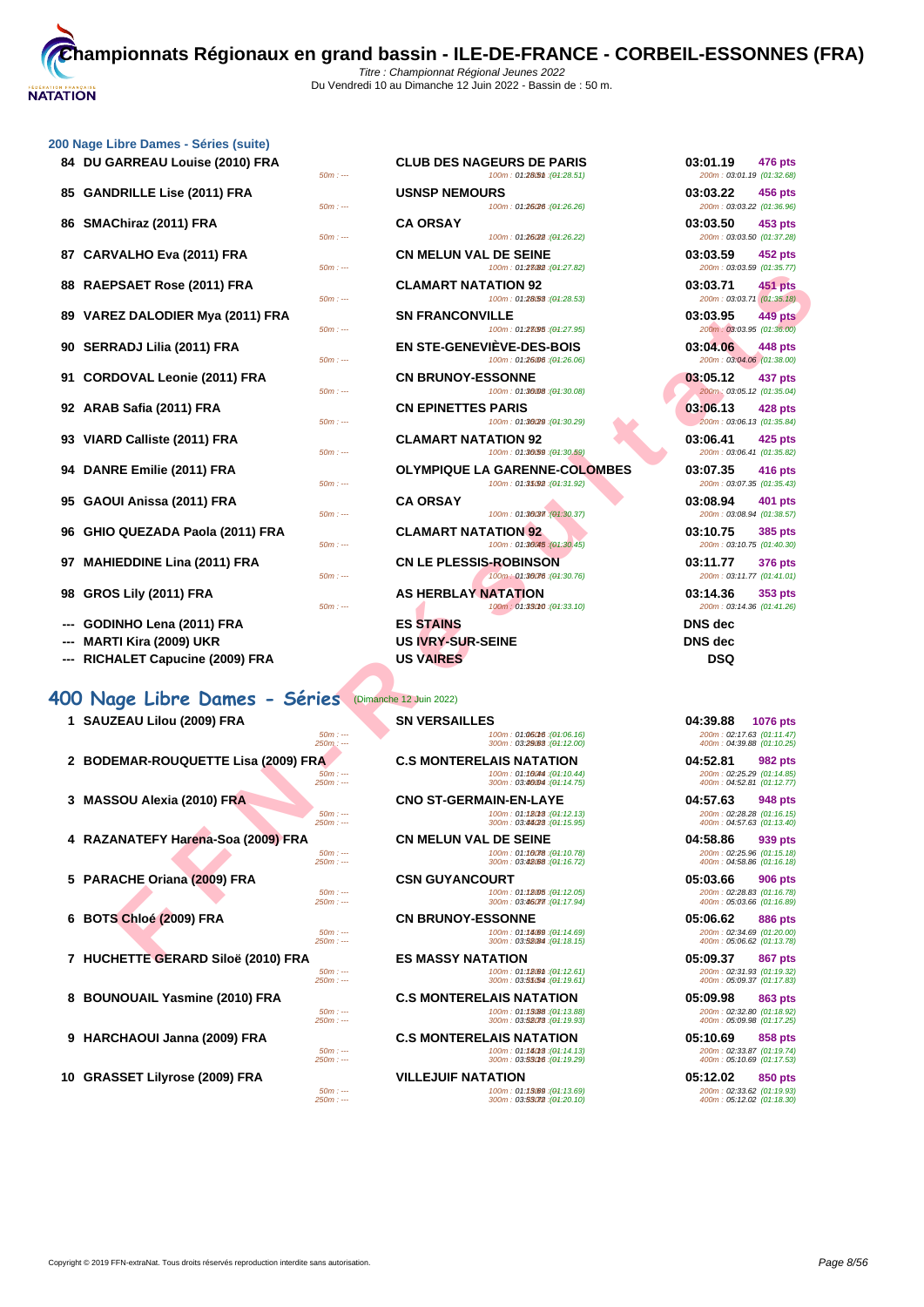# Championnats Régionaux en grand bassin - ILE-DE-FRANCE - CORBEIL-ESSONNES (FRA)

*Titre : Championnat Régional Jeunes 2022*
Du Vendredi 10 au Dimanche 12 Juin 2022 - Bassin de : 50 m.

## 200 Nage Libre Dames - Séries (suite)

| Rang | Nom | Club | Temps | Points | Splits |
|---|---|---|---|---|---|
| 84 | DU GARREAU Louise (2010) FRA | CLUB DES NAGEURS DE PARIS | 03:01.19 | 476 pts | 50m : --- ; 100m : 01:28.51 (01:28.51) ; 200m : 03:01.19 (01:32.68) |
| 85 | GANDRILLE Lise (2011) FRA | USNSP NEMOURS | 03:03.22 | 456 pts | 50m : --- ; 100m : 01:26.26 (01:26.26) ; 200m : 03:03.22 (01:36.96) |
| 86 | SMAChiraz (2011) FRA | CA ORSAY | 03:03.50 | 453 pts | 50m : --- ; 100m : 01:26.22 (01:26.22) ; 200m : 03:03.50 (01:37.28) |
| 87 | CARVALHO Eva (2011) FRA | CN MELUN VAL DE SEINE | 03:03.59 | 452 pts | 50m : --- ; 100m : 01:27.82 (01:27.82) ; 200m : 03:03.59 (01:35.77) |
| 88 | RAEPSAET Rose (2011) FRA | CLAMART NATATION 92 | 03:03.71 | 451 pts | 50m : --- ; 100m : 01:28.53 (01:28.53) ; 200m : 03:03.71 (01:35.18) |
| 89 | VAREZ DALODIER Mya (2011) FRA | SN FRANCONVILLE | 03:03.95 | 449 pts | 50m : --- ; 100m : 01:27.95 (01:27.95) ; 200m : 03:03.95 (01:36.00) |
| 90 | SERRADJ Lilia (2011) FRA | EN STE-GENEVIÈVE-DES-BOIS | 03:04.06 | 448 pts | 50m : --- ; 100m : 01:26.06 (01:26.06) ; 200m : 03:04.06 (01:38.00) |
| 91 | CORDOVAL Leonie (2011) FRA | CN BRUNOY-ESSONNE | 03:05.12 | 437 pts | 50m : --- ; 100m : 01:30.08 (01:30.08) ; 200m : 03:05.12 (01:35.04) |
| 92 | ARAB Safia (2011) FRA | CN EPINETTES PARIS | 03:06.13 | 428 pts | 50m : --- ; 100m : 01:30.29 (01:30.29) ; 200m : 03:06.13 (01:35.84) |
| 93 | VIARD Calliste (2011) FRA | CLAMART NATATION 92 | 03:06.41 | 425 pts | 50m : --- ; 100m : 01:30.59 (01:30.59) ; 200m : 03:06.41 (01:35.82) |
| 94 | DANRE Emilie (2011) FRA | OLYMPIQUE LA GARENNE-COLOMBES | 03:07.35 | 416 pts | 50m : --- ; 100m : 01:31.92 (01:31.92) ; 200m : 03:07.35 (01:35.43) |
| 95 | GAOUI Anissa (2011) FRA | CA ORSAY | 03:08.94 | 401 pts | 50m : --- ; 100m : 01:30.37 (01:30.37) ; 200m : 03:08.94 (01:38.57) |
| 96 | GHIO QUEZADA Paola (2011) FRA | CLAMART NATATION 92 | 03:10.75 | 385 pts | 50m : --- ; 100m : 01:30.45 (01:30.45) ; 200m : 03:10.75 (01:40.30) |
| 97 | MAHIEDDINE Lina (2011) FRA | CN LE PLESSIS-ROBINSON | 03:11.77 | 376 pts | 50m : --- ; 100m : 01:30.76 (01:30.76) ; 200m : 03:11.77 (01:41.01) |
| 98 | GROS Lily (2011) FRA | AS HERBLAY NATATION | 03:14.36 | 353 pts | 50m : --- ; 100m : 01:33.10 (01:33.10) ; 200m : 03:14.36 (01:41.26) |
| --- | GODINHO Lena (2011) FRA | ES STAINS | DNS dec | | |
| --- | MARTI Kira (2009) UKR | US IVRY-SUR-SEINE | DNS dec | | |
| --- | RICHALET Capucine (2009) FRA | US VAIRES | DSQ | | |

## 400 Nage Libre Dames - Séries (Dimanche 12 Juin 2022)

| Rang | Nom | Club | Temps | Points | Splits |
|---|---|---|---|---|---|
| 1 | SAUZEAU Lilou (2009) FRA | SN VERSAILLES | 04:39.88 | 1076 pts | 50m : --- ; 100m : 01:06.16 (01:06.16) ; 200m : 02:17.63 (01:11.47) ; 250m : --- ; 300m : 03:29.63 (01:12.00) ; 400m : 04:39.88 (01:10.25) |
| 2 | BODEMAR-ROUQUETTE Lisa (2009) FRA | C.S MONTERELAIS NATATION | 04:52.81 | 982 pts | 50m : --- ; 100m : 01:10.44 (01:10.44) ; 200m : 02:25.29 (01:14.85) ; 250m : --- ; 300m : 03:40.04 (01:14.75) ; 400m : 04:52.81 (01:12.77) |
| 3 | MASSOU Alexia (2010) FRA | CNO ST-GERMAIN-EN-LAYE | 04:57.63 | 948 pts | 50m : --- ; 100m : 01:12.13 (01:12.13) ; 200m : 02:28.28 (01:16.15) ; 250m : --- ; 300m : 03:44.23 (01:15.95) ; 400m : 04:57.63 (01:13.40) |
| 4 | RAZANATEFY Harena-Soa (2009) FRA | CN MELUN VAL DE SEINE | 04:58.86 | 939 pts | 50m : --- ; 100m : 01:10.78 (01:10.78) ; 200m : 02:25.96 (01:15.18) ; 250m : --- ; 300m : 03:42.68 (01:16.72) ; 400m : 04:58.86 (01:16.18) |
| 5 | PARACHE Oriana (2009) FRA | CSN GUYANCOURT | 05:03.66 | 906 pts | 50m : --- ; 100m : 01:12.05 (01:12.05) ; 200m : 02:28.83 (01:16.78) ; 250m : --- ; 300m : 03:46.77 (01:17.94) ; 400m : 05:03.66 (01:16.89) |
| 6 | BOTS Chloé (2009) FRA | CN BRUNOY-ESSONNE | 05:06.62 | 886 pts | 50m : --- ; 100m : 01:14.69 (01:14.69) ; 200m : 02:34.69 (01:20.00) ; 250m : --- ; 300m : 03:52.84 (01:18.15) ; 400m : 05:06.62 (01:13.78) |
| 7 | HUCHETTE GERARD Siloë (2010) FRA | ES MASSY NATATION | 05:09.37 | 867 pts | 50m : --- ; 100m : 01:12.61 (01:12.61) ; 200m : 02:31.93 (01:19.32) ; 250m : --- ; 300m : 03:51.54 (01:19.61) ; 400m : 05:09.37 (01:17.83) |
| 8 | BOUNOUAIL Yasmine (2010) FRA | C.S MONTERELAIS NATATION | 05:09.98 | 863 pts | 50m : --- ; 100m : 01:13.88 (01:13.88) ; 200m : 02:32.80 (01:18.92) ; 250m : --- ; 300m : 03:52.73 (01:19.93) ; 400m : 05:09.98 (01:17.25) |
| 9 | HARCHAOUI Janna (2009) FRA | C.S MONTERELAIS NATATION | 05:10.69 | 858 pts | 50m : --- ; 100m : 01:14.13 (01:14.13) ; 200m : 02:33.87 (01:19.74) ; 250m : --- ; 300m : 03:53.16 (01:19.29) ; 400m : 05:10.69 (01:17.53) |
| 10 | GRASSET Lilyrose (2009) FRA | VILLEJUIF NATATION | 05:12.02 | 850 pts | 50m : --- ; 100m : 01:13.69 (01:13.69) ; 200m : 02:33.62 (01:19.93) ; 250m : --- ; 300m : 03:53.72 (01:20.10) ; 400m : 05:12.02 (01:18.30) |

Copyright © 2019 FFN-extraNat. Tous droits réservés reproduction interdite sans autorisation.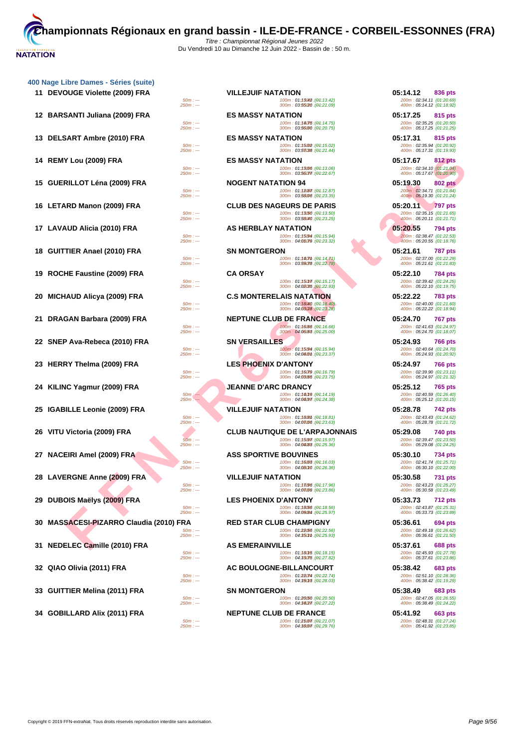# Championnats Régionaux en grand bassin - ILE-DE-FRANCE - CORBEIL-ESSONNES (FRA)

*Titre : Championnat Régional Jeunes 2022*

Du Vendredi 10 au Dimanche 12 Juin 2022 - Bassin de : 50 m.

## 400 Nage Libre Dames - Séries (suite)

| Rang | Nom | Splits 50/250 | Club | Splits 100/300 | Temps | Points | Splits 200/400 |
|---|---|---|---|---|---|---|---|
| 11 | DEVOUGE Violette (2009) FRA | 50m : --- / 250m : --- | VILLEJUIF NATATION | 100m : 01:13.42 (01:13.42) / 300m : 03:55.20 (01:21.09) | 05:14.12 | 836 pts | 200m : 02:34.11 (01:20.69) / 400m : 05:14.12 (01:18.92) |
| 12 | BARSANTI Juliana (2009) FRA | 50m : --- / 250m : --- | ES MASSY NATATION | 100m : 01:14.75 (01:14.75) / 300m : 03:56.00 (01:20.75) | 05:17.25 | 815 pts | 200m : 02:35.25 (01:20.50) / 400m : 05:17.25 (01:21.25) |
| 13 | DELSART Ambre (2010) FRA | 50m : --- / 250m : --- | ES MASSY NATATION | 100m : 01:15.02 (01:15.02) / 300m : 03:57.38 (01:21.44) | 05:17.31 | 815 pts | 200m : 02:35.94 (01:20.92) / 400m : 05:17.31 (01:19.93) |
| 14 | REMY Lou (2009) FRA | 50m : --- / 250m : --- | ES MASSY NATATION | 100m : 01:13.06 (01:13.06) / 300m : 03:56.77 (01:22.67) | 05:17.67 | 812 pts | 200m : 02:34.10 (01:21.04) / 400m : 05:17.67 (01:20.90) |
| 15 | GUERILLOT Léna (2009) FRA | 50m : --- / 250m : --- | NOGENT NATATION 94 | 100m : 01:12.87 (01:12.87) / 300m : 03:58.06 (01:23.35) | 05:19.30 | 802 pts | 200m : 02:34.71 (01:21.84) / 400m : 05:19.30 (01:21.24) |
| 16 | LETARD Manon (2009) FRA | 50m : --- / 250m : --- | CLUB DES NAGEURS DE PARIS | 100m : 01:13.50 (01:13.50) / 300m : 03:58.40 (01:23.25) | 05:20.11 | 797 pts | 200m : 02:35.15 (01:21.65) / 400m : 05:20.11 (01:21.71) |
| 17 | LAVAUD Alicia (2010) FRA | 50m : --- / 250m : --- | AS HERBLAY NATATION | 100m : 01:15.94 (01:15.94) / 300m : 04:01.79 (01:23.32) | 05:20.55 | 794 pts | 200m : 02:38.47 (01:22.53) / 400m : 05:20.55 (01:18.76) |
| 18 | GUITTIER Anael (2010) FRA | 50m : --- / 250m : --- | SN MONTGERON | 100m : 01:14.71 (01:14.71) / 300m : 03:59.78 (01:22.78) | 05:21.61 | 787 pts | 200m : 02:37.00 (01:22.29) / 400m : 05:21.61 (01:21.83) |
| 19 | ROCHE Faustine (2009) FRA | 50m : --- / 250m : --- | CA ORSAY | 100m : 01:15.17 (01:15.17) / 300m : 04:02.35 (01:22.93) | 05:22.10 | 784 pts | 200m : 02:39.42 (01:24.25) / 400m : 05:22.10 (01:19.75) |
| 20 | MICHAUD Alicya (2009) FRA | 50m : --- / 250m : --- | C.S MONTERELAIS NATATION | 100m : 01:18.40 (01:18.40) / 300m : 04:03.28 (01:23.28) | 05:22.22 | 783 pts | 200m : 02:40.00 (01:21.60) / 400m : 05:22.22 (01:18.94) |
| 21 | DRAGAN Barbara (2009) FRA | 50m : --- / 250m : --- | NEPTUNE CLUB DE FRANCE | 100m : 01:16.66 (01:16.66) / 300m : 04:06.63 (01:25.00) | 05:24.70 | 767 pts | 200m : 02:41.63 (01:24.97) / 400m : 05:24.70 (01:18.07) |
| 22 | SNEP Ava-Rebeca (2010) FRA | 50m : --- / 250m : --- | SN VERSAILLES | 100m : 01:15.94 (01:15.94) / 300m : 04:04.01 (01:23.37) | 05:24.93 | 766 pts | 200m : 02:40.64 (01:24.70) / 400m : 05:24.93 (01:20.92) |
| 23 | HERRY Thelma (2009) FRA | 50m : --- / 250m : --- | LES PHOENIX D'ANTONY | 100m : 01:16.79 (01:16.79) / 300m : 04:03.65 (01:23.75) | 05:24.97 | 766 pts | 200m : 02:39.90 (01:23.11) / 400m : 05:24.97 (01:21.32) |
| 24 | KILINC Yagmur (2009) FRA | 50m : --- / 250m : --- | JEANNE D'ARC DRANCY | 100m : 01:14.19 (01:14.19) / 300m : 04:04.97 (01:24.38) | 05:25.12 | 765 pts | 200m : 02:40.59 (01:26.40) / 400m : 05:25.12 (01:20.15) |
| 25 | IGABILLE Leonie (2009) FRA | 50m : --- / 250m : --- | VILLEJUIF NATATION | 100m : 01:18.81 (01:18.81) / 300m : 04:07.06 (01:23.63) | 05:28.78 | 742 pts | 200m : 02:43.43 (01:24.62) / 400m : 05:28.78 (01:21.72) |
| 26 | VITU Victoria (2009) FRA | 50m : --- / 250m : --- | CLUB NAUTIQUE DE L'ARPAJONNAIS | 100m : 01:15.97 (01:15.97) / 300m : 04:04.83 (01:25.36) | 05:29.08 | 740 pts | 200m : 02:39.47 (01:23.50) / 400m : 05:29.08 (01:24.25) |
| 27 | NACEIRI Amel (2009) FRA | 50m : --- / 250m : --- | ASS SPORTIVE BOUVINES | 100m : 01:16.03 (01:16.03) / 300m : 04:08.10 (01:26.36) | 05:30.10 | 734 pts | 200m : 02:41.74 (01:25.71) / 400m : 05:30.10 (01:22.00) |
| 28 | LAVERGNE Anne (2009) FRA | 50m : --- / 250m : --- | VILLEJUIF NATATION | 100m : 01:17.96 (01:17.96) / 300m : 04:07.09 (01:23.86) | 05:30.58 | 731 pts | 200m : 02:43.23 (01:25.27) / 400m : 05:30.58 (01:23.49) |
| 29 | DUBOIS Maëlys (2009) FRA | 50m : --- / 250m : --- | LES PHOENIX D'ANTONY | 100m : 01:18.56 (01:18.56) / 300m : 04:09.84 (01:25.97) | 05:33.73 | 712 pts | 200m : 02:43.87 (01:25.31) / 400m : 05:33.73 (01:23.89) |
| 30 | MASSACESI-PIZARRO Claudia (2010) FRA | 50m : --- / 250m : --- | RED STAR CLUB CHAMPIGNY | 100m : 01:22.56 (01:22.56) / 300m : 04:15.11 (01:25.93) | 05:36.61 | 694 pts | 200m : 02:49.18 (01:26.62) / 400m : 05:36.61 (01:21.50) |
| 31 | NEDELEC Camille (2010) FRA | 50m : --- / 250m : --- | AS EMERAINVILLE | 100m : 01:18.15 (01:18.15) / 300m : 04:13.75 (01:27.82) | 05:37.61 | 688 pts | 200m : 02:45.93 (01:27.78) / 400m : 05:37.61 (01:23.86) |
| 32 | QIAO Olivia (2011) FRA | 50m : --- / 250m : --- | AC BOULOGNE-BILLANCOURT | 100m : 01:22.74 (01:22.74) / 300m : 04:19.13 (01:28.03) | 05:38.42 | 683 pts | 200m : 02:51.10 (01:28.36) / 400m : 05:38.42 (01:19.29) |
| 33 | GUITTIER Melina (2011) FRA | 50m : --- / 250m : --- | SN MONTGERON | 100m : 01:20.50 (01:20.50) / 300m : 04:14.27 (01:27.22) | 05:38.49 | 683 pts | 200m : 02:47.05 (01:26.55) / 400m : 05:38.49 (01:24.22) |
| 34 | GOBILLARD Alix (2011) FRA | 50m : --- / 250m : --- | NEPTUNE CLUB DE FRANCE | 100m : 01:21.07 (01:21.07) / 300m : 04:18.07 (01:29.76) | 05:41.92 | 663 pts | 200m : 02:48.31 (01:27.24) / 400m : 05:41.92 (01:23.85) |

Copyright © 2019 FFN-extraNat. Tous droits réservés reproduction interdite sans autorisation.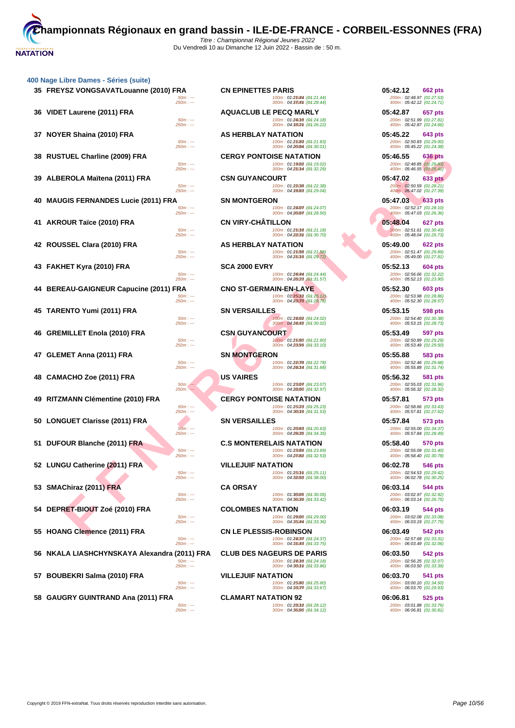# Championnats Régionaux en grand bassin - ILE-DE-FRANCE - CORBEIL-ESSONNES (FRA)

*Titre : Championnat Régional Jeunes 2022*
Du Vendredi 10 au Dimanche 12 Juin 2022 - Bassin de : 50 m.

## 400 Nage Libre Dames - Séries (suite)

| Rang | Nom | Club | Temps | Points | Splits |
|---|---|---|---|---|---|
| 35 | FREYSZ VONGSAVATLouanne (2010) FRA | CN EPINETTES PARIS | 05:42.12 | 662 pts | 50m : --- / 100m : 01:21.44 (01:21.44) / 200m : 02:48.97 (01:27.53) / 250m : --- / 300m : 04:17.41 (01:28.44) / 400m : 05:42.12 (01:24.71) |
| 36 | VIDET Laurene (2011) FRA | AQUACLUB LE PECQ MARLY | 05:42.87 | 657 pts | 50m : --- / 100m : 01:24.18 (01:24.18) / 200m : 02:51.99 (01:27.81) / 250m : --- / 300m : 04:18.21 (01:26.22) / 400m : 05:42.87 (01:24.66) |
| 37 | NOYER Shaina (2010) FRA | AS HERBLAY NATATION | 05:45.22 | 643 pts | 50m : --- / 100m : 01:21.83 (01:21.83) / 200m : 02:50.83 (01:29.00) / 250m : --- / 300m : 04:20.84 (01:30.01) / 400m : 05:45.22 (01:24.38) |
| 38 | RUSTUEL Charline (2009) FRA | CERGY PONTOISE NATATION | 05:46.55 | 636 pts | 50m : --- / 100m : 01:19.02 (01:19.02) / 200m : 02:48.85 (01:29.83) / 250m : --- / 300m : 04:21.14 (01:32.29) / 400m : 05:46.55 (01:25.41) |
| 39 | ALBEROLA Maïtena (2011) FRA | CSN GUYANCOURT | 05:47.02 | 633 pts | 50m : --- / 100m : 01:22.38 (01:22.38) / 200m : 02:50.59 (01:28.21) / 250m : --- / 300m : 04:19.63 (01:29.04) / 400m : 05:47.02 (01:27.39) |
| 40 | MAUGIS FERNANDES Lucie (2011) FRA | SN MONTGERON | 05:47.03 | 633 pts | 50m : --- / 100m : 01:24.07 (01:24.07) / 200m : 02:52.17 (01:28.10) / 250m : --- / 300m : 04:20.67 (01:28.50) / 400m : 05:47.03 (01:26.36) |
| 41 | AKROUR Taïce (2010) FRA | CN VIRY-CHÂTILLON | 05:48.04 | 627 pts | 50m : --- / 100m : 01:21.18 (01:21.18) / 200m : 02:51.61 (01:30.43) / 250m : --- / 300m : 04:22.31 (01:30.70) / 400m : 05:48.04 (01:25.73) |
| 42 | ROUSSEL Clara (2010) FRA | AS HERBLAY NATATION | 05:49.00 | 622 pts | 50m : --- / 100m : 01:21.58 (01:21.58) / 200m : 02:51.47 (01:29.89) / 250m : --- / 300m : 04:21.19 (01:29.72) / 400m : 05:49.00 (01:27.81) |
| 43 | FAKHET Kyra (2010) FRA | SCA 2000 EVRY | 05:52.13 | 604 pts | 50m : --- / 100m : 01:24.44 (01:24.44) / 200m : 02:56.66 (01:32.22) / 250m : --- / 300m : 04:28.23 (01:31.57) / 400m : 05:52.13 (01:23.90) |
| 44 | BEREAU-GAIGNEUR Capucine (2011) FRA | CNO ST-GERMAIN-EN-LAYE | 05:52.30 | 603 pts | 50m : --- / 100m : 01:25.12 (01:25.12) / 200m : 02:53.98 (01:28.86) / 250m : --- / 300m : 04:23.73 (01:29.75) / 400m : 05:52.30 (01:28.57) |
| 45 | TARENTO Yumi (2011) FRA | SN VERSAILLES | 05:53.15 | 598 pts | 50m : --- / 100m : 01:24.02 (01:24.02) / 200m : 02:54.40 (01:30.38) / 250m : --- / 300m : 04:24.42 (01:30.02) / 400m : 05:53.15 (01:28.73) |
| 46 | GREMILLET Enola (2010) FRA | CSN GUYANCOURT | 05:53.49 | 597 pts | 50m : --- / 100m : 01:21.60 (01:21.60) / 200m : 02:50.89 (01:29.29) / 250m : --- / 300m : 04:23.99 (01:33.10) / 400m : 05:53.49 (01:29.50) |
| 47 | GLEMET Anna (2011) FRA | SN MONTGERON | 05:55.88 | 583 pts | 50m : --- / 100m : 01:22.78 (01:22.78) / 200m : 02:52.46 (01:29.68) / 250m : --- / 300m : 04:24.14 (01:31.68) / 400m : 05:55.88 (01:31.74) |
| 48 | CAMACHO Zoe (2011) FRA | US VAIRES | 05:56.32 | 581 pts | 50m : --- / 100m : 01:23.07 (01:23.07) / 200m : 02:55.03 (01:31.96) / 250m : --- / 300m : 04:28.00 (01:32.97) / 400m : 05:56.32 (01:28.32) |
| 49 | RITZMANN Clémentine (2010) FRA | CERGY PONTOISE NATATION | 05:57.81 | 573 pts | 50m : --- / 100m : 01:25.23 (01:25.23) / 200m : 02:58.66 (01:33.43) / 250m : --- / 300m : 04:30.19 (01:31.53) / 400m : 05:57.81 (01:27.62) |
| 50 | LONGUET Clarisse (2011) FRA | SN VERSAILLES | 05:57.84 | 573 pts | 50m : --- / 100m : 01:20.63 (01:20.63) / 200m : 02:55.00 (01:34.37) / 250m : --- / 300m : 04:29.35 (01:34.35) / 400m : 05:57.84 (01:28.49) |
| 51 | DUFOUR Blanche (2011) FRA | C.S MONTERELAIS NATATION | 05:58.40 | 570 pts | 50m : --- / 100m : 01:23.69 (01:23.69) / 200m : 02:55.09 (01:31.40) / 250m : --- / 300m : 04:27.62 (01:32.53) / 400m : 05:58.40 (01:30.78) |
| 52 | LUNGU Catherine (2011) FRA | VILLEJUIF NATATION | 06:02.78 | 546 pts | 50m : --- / 100m : 01:25.11 (01:25.11) / 200m : 02:54.53 (01:29.42) / 250m : --- / 300m : 04:32.53 (01:38.00) / 400m : 06:02.78 (01:30.25) |
| 53 | SMAChiraz (2011) FRA | CA ORSAY | 06:03.14 | 544 pts | 50m : --- / 100m : 01:30.05 (01:30.05) / 200m : 03:02.97 (01:32.92) / 250m : --- / 300m : 04:36.39 (01:33.42) / 400m : 06:03.14 (01:26.75) |
| 54 | DEPRET-BIOUT Zoé (2010) FRA | COLOMBES NATATION | 06:03.19 | 544 pts | 50m : --- / 100m : 01:29.00 (01:29.00) / 200m : 03:02.08 (01:33.08) / 250m : --- / 300m : 04:35.44 (01:33.36) / 400m : 06:03.19 (01:27.75) |
| 55 | HOANG Clemence (2011) FRA | CN LE PLESSIS-ROBINSON | 06:03.49 | 542 pts | 50m : --- / 100m : 01:24.37 (01:24.37) / 200m : 02:57.68 (01:33.31) / 250m : --- / 300m : 04:31.43 (01:33.75) / 400m : 06:03.49 (01:32.06) |
| 56 | NKALA LIASHCHYNSKAYA Alexandra (2011) FRA | CLUB DES NAGEURS DE PARIS | 06:03.50 | 542 pts | 50m : --- / 100m : 01:24.18 (01:24.18) / 200m : 02:56.25 (01:32.07) / 250m : --- / 300m : 04:30.11 (01:33.86) / 400m : 06:03.50 (01:33.39) |
| 57 | BOUBEKRI Salma (2010) FRA | VILLEJUIF NATATION | 06:03.70 | 541 pts | 50m : --- / 100m : 01:25.60 (01:25.60) / 200m : 03:00.10 (01:34.50) / 250m : --- / 300m : 04:33.77 (01:33.67) / 400m : 06:03.70 (01:29.93) |
| 58 | GAUGRY GUINTRAND Ana (2011) FRA | CLAMART NATATION 92 | 06:06.81 | 525 pts | 50m : --- / 100m : 01:28.12 (01:28.12) / 200m : 03:01.88 (01:33.76) / 250m : --- / 300m : 04:36.00 (01:34.12) / 400m : 06:06.81 (01:30.81) |

Copyright © 2019 FFN-extraNat. Tous droits réservés reproduction interdite sans autorisation.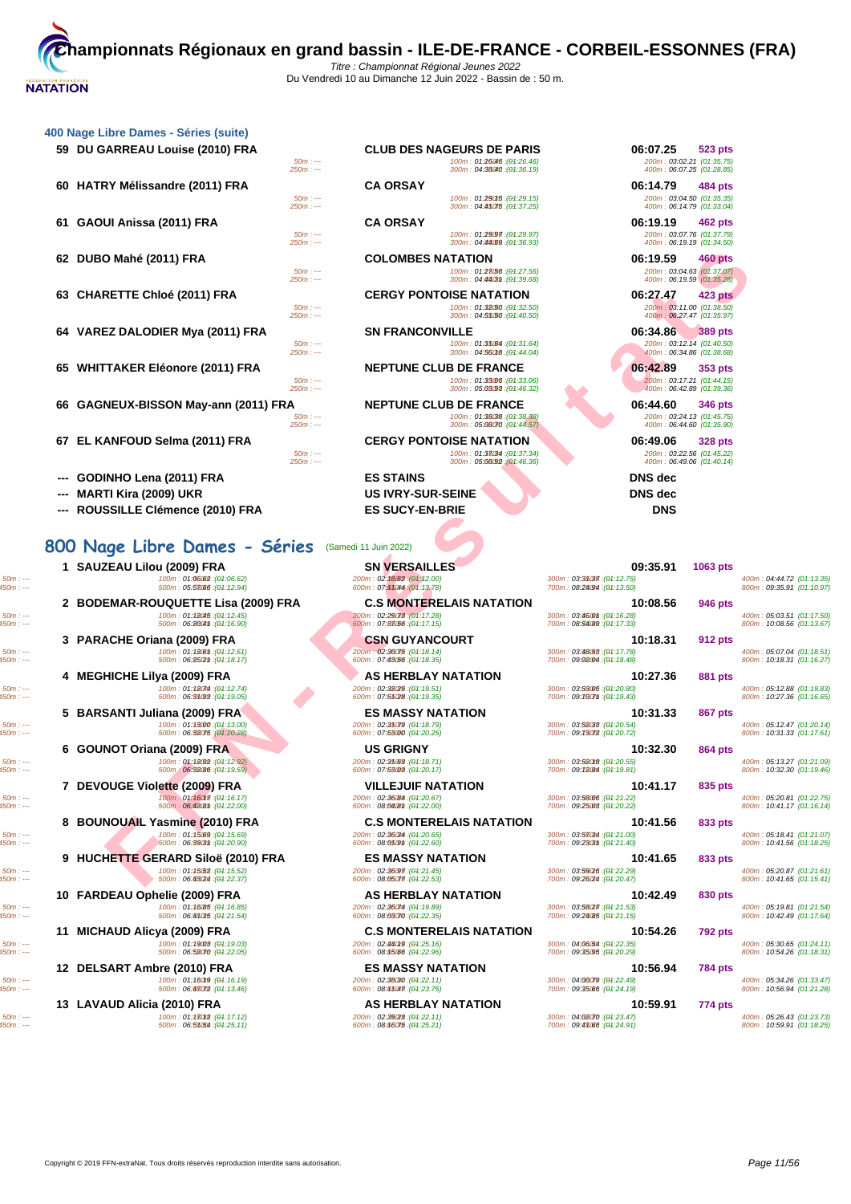# Championnats Régionaux en grand bassin - ILE-DE-FRANCE - CORBEIL-ESSONNES (FRA)

*Titre : Championnat Régional Jeunes 2022*
Du Vendredi 10 au Dimanche 12 Juin 2022 - Bassin de : 50 m.

## 400 Nage Libre Dames - Séries (suite)

| Pl. | Nom | Club | Temps | Pts | Splits |
|---|---|---|---|---|---|
| 59 | DU GARREAU Louise (2010) FRA | CLUB DES NAGEURS DE PARIS | 06:07.25 | 523 pts | 50m : --- / 250m : --- / 100m : 01:26.46 (01:26.46) / 300m : 04:38.40 (01:36.19) / 200m : 03:02.21 (01:35.75) / 400m : 06:07.25 (01:28.85) |
| 60 | HATRY Mélissandre (2011) FRA | CA ORSAY | 06:14.79 | 484 pts | 50m : --- / 250m : --- / 100m : 01:29.15 (01:29.15) / 300m : 04:41.75 (01:37.25) / 200m : 03:04.50 (01:35.35) / 400m : 06:14.79 (01:33.04) |
| 61 | GAOUI Anissa (2011) FRA | CA ORSAY | 06:19.19 | 462 pts | 50m : --- / 250m : --- / 100m : 01:29.97 (01:29.97) / 300m : 04:44.69 (01:36.93) / 200m : 03:07.76 (01:37.79) / 400m : 06:19.19 (01:34.50) |
| 62 | DUBO Mahé (2011) FRA | COLOMBES NATATION | 06:19.59 | 460 pts | 50m : --- / 250m : --- / 100m : 01:27.56 (01:27.56) / 300m : 04:44.31 (01:39.68) / 200m : 03:04.63 (01:37.07) / 400m : 06:19.59 (01:35.28) |
| 63 | CHARETTE Chloé (2011) FRA | CERGY PONTOISE NATATION | 06:27.47 | 423 pts | 50m : --- / 250m : --- / 100m : 01:32.50 (01:32.50) / 300m : 04:51.50 (01:40.50) / 200m : 03:11.00 (01:38.50) / 400m : 06:27.47 (01:35.97) |
| 64 | VAREZ DALODIER Mya (2011) FRA | SN FRANCONVILLE | 06:34.86 | 389 pts | 50m : --- / 250m : --- / 100m : 01:31.64 (01:31.64) / 300m : 04:56.18 (01:44.04) / 200m : 03:12.14 (01:40.50) / 400m : 06:34.86 (01:38.68) |
| 65 | WHITTAKER Eléonore (2011) FRA | NEPTUNE CLUB DE FRANCE | 06:42.89 | 353 pts | 50m : --- / 250m : --- / 100m : 01:33.06 (01:33.06) / 300m : 05:03.53 (01:46.32) / 200m : 03:17.21 (01:44.15) / 400m : 06:42.89 (01:39.36) |
| 66 | GAGNEUX-BISSON May-ann (2011) FRA | NEPTUNE CLUB DE FRANCE | 06:44.60 | 346 pts | 50m : --- / 250m : --- / 100m : 01:38.38 (01:38.38) / 300m : 05:08.70 (01:44.57) / 200m : 03:24.13 (01:45.75) / 400m : 06:44.60 (01:35.90) |
| 67 | EL KANFOUD Selma (2011) FRA | CERGY PONTOISE NATATION | 06:49.06 | 328 pts | 50m : --- / 250m : --- / 100m : 01:37.34 (01:37.34) / 300m : 05:08.92 (01:46.36) / 200m : 03:22.56 (01:45.22) / 400m : 06:49.06 (01:40.14) |
| --- | GODINHO Lena (2011) FRA | ES STAINS | DNS dec | | |
| --- | MARTI Kira (2009) UKR | US IVRY-SUR-SEINE | DNS dec | | |
| --- | ROUSSILLE Clémence (2010) FRA | ES SUCY-EN-BRIE | DNS | | |

## 800 Nage Libre Dames - Séries (Samedi 11 Juin 2022)

| Pl. | Nom | Club | Temps | Pts | Splits |
|---|---|---|---|---|---|
| 1 | SAUZEAU Lilou (2009) FRA | SN VERSAILLES | 09:35.91 | 1063 pts | 100m : 01:06.62 (01:06.62) / 500m : 05:57.66 (01:12.94) / 200m : 02:18.62 (01:12.00) / 600m : 07:11.44 (01:13.78) / 300m : 03:31.37 (01:12.75) / 700m : 08:24.94 (01:13.50) / 400m : 04:44.72 (01:13.35) / 800m : 09:35.91 (01:10.97) |
| 2 | BODEMAR-ROUQUETTE Lisa (2009) FRA | C.S MONTERELAIS NATATION | 10:08.56 | 946 pts | 100m : 01:12.45 (01:12.45) / 500m : 06:20.41 (01:16.90) / 200m : 02:29.73 (01:17.28) / 600m : 07:37.56 (01:17.15) / 300m : 03:46.01 (01:16.28) / 700m : 08:54.89 (01:17.33) / 400m : 05:03.51 (01:17.50) / 800m : 10:08.56 (01:13.67) |
| 3 | PARACHE Oriana (2009) FRA | CSN GUYANCOURT | 10:18.31 | 912 pts | 100m : 01:12.61 (01:12.61) / 500m : 06:25.21 (01:18.17) / 200m : 02:30.75 (01:18.14) / 600m : 07:43.56 (01:18.35) / 300m : 03:48.53 (01:17.78) / 700m : 09:02.04 (01:18.48) / 400m : 05:07.04 (01:18.51) / 800m : 10:18.31 (01:16.27) |
| 4 | MEGHICHE Lilya (2009) FRA | AS HERBLAY NATATION | 10:27.36 | 881 pts | 100m : 01:12.74 (01:12.74) / 500m : 06:31.93 (01:19.05) / 200m : 02:32.25 (01:19.51) / 600m : 07:51.28 (01:19.35) / 300m : 03:53.05 (01:20.80) / 700m : 09:10.71 (01:19.43) / 400m : 05:12.88 (01:19.83) / 800m : 10:27.36 (01:16.65) |
| 5 | BARSANTI Juliana (2009) FRA | ES MASSY NATATION | 10:31.33 | 867 pts | 100m : 01:13.00 (01:13.00) / 500m : 06:32.75 (01:20.28) / 200m : 02:31.79 (01:18.79) / 600m : 07:53.00 (01:20.25) / 300m : 03:52.33 (01:20.54) / 700m : 09:13.72 (01:20.72) / 400m : 05:12.47 (01:20.14) / 800m : 10:31.33 (01:17.61) |
| 6 | GOUNOT Oriana (2009) FRA | US GRIGNY | 10:32.30 | 864 pts | 100m : 01:12.92 (01:12.92) / 500m : 06:32.86 (01:19.59) / 200m : 02:31.63 (01:18.71) / 600m : 07:53.03 (01:20.17) / 300m : 03:52.18 (01:20.55) / 700m : 09:12.84 (01:19.81) / 400m : 05:13.27 (01:21.09) / 800m : 10:32.30 (01:19.46) |
| 7 | DEVOUGE Violette (2009) FRA | VILLEJUIF NATATION | 10:41.17 | 835 pts | 100m : 01:16.17 (01:16.17) / 500m : 06:42.81 (01:22.00) / 200m : 02:36.84 (01:20.67) / 600m : 08:04.81 (01:22.00) / 300m : 03:58.06 (01:20.54) / 700m : 09:25.03 (01:20.22) / 400m : 05:20.81 (01:22.75) / 800m : 10:41.17 (01:16.14) |
| 8 | BOUNOUAIL Yasmine (2010) FRA | C.S MONTERELAIS NATATION | 10:41.56 | 833 pts | 100m : 01:15.69 (01:15.69) / 500m : 06:39.31 (01:20.90) / 200m : 02:36.34 (01:20.65) / 600m : 08:01.91 (01:22.60) / 300m : 03:57.34 (01:21.00) / 700m : 09:23.31 (01:21.40) / 400m : 05:18.41 (01:21.07) / 800m : 10:41.56 (01:18.25) |
| 9 | HUCHETTE GERARD Siloë (2010) FRA | ES MASSY NATATION | 10:41.65 | 833 pts | 100m : 01:15.52 (01:15.52) / 500m : 06:43.24 (01:22.37) / 200m : 02:36.97 (01:21.45) / 600m : 08:05.77 (01:22.53) / 300m : 03:59.26 (01:22.29) / 700m : 09:26.24 (01:20.47) / 400m : 05:20.87 (01:21.61) / 800m : 10:41.65 (01:15.41) |
| 10 | FARDEAU Ophelie (2009) FRA | AS HERBLAY NATATION | 10:42.49 | 830 pts | 100m : 01:16.85 (01:16.85) / 500m : 06:41.35 (01:21.54) / 200m : 02:36.74 (01:19.89) / 600m : 08:03.70 (01:22.35) / 300m : 03:58.27 (01:21.53) / 700m : 09:24.85 (01:21.15) / 400m : 05:19.81 (01:21.54) / 800m : 10:42.49 (01:17.64) |
| 11 | MICHAUD Alicya (2009) FRA | C.S MONTERELAIS NATATION | 10:54.26 | 792 pts | 100m : 01:19.03 (01:19.03) / 500m : 06:52.70 (01:22.05) / 200m : 02:44.19 (01:25.16) / 600m : 08:15.66 (01:22.96) / 300m : 04:06.54 (01:22.35) / 700m : 09:35.95 (01:20.29) / 400m : 05:30.65 (01:24.11) / 800m : 10:54.26 (01:18.31) |
| 12 | DELSART Ambre (2010) FRA | ES MASSY NATATION | 10:56.94 | 784 pts | 100m : 01:16.19 (01:16.19) / 500m : 06:47.72 (01:13.46) / 200m : 02:38.30 (01:22.11) / 600m : 08:11.47 (01:23.75) / 300m : 04:00.79 (01:22.49) / 700m : 09:35.66 (01:24.19) / 400m : 05:34.26 (01:33.47) / 800m : 10:56.94 (01:21.28) |
| 13 | LAVAUD Alicia (2010) FRA | AS HERBLAY NATATION | 10:59.91 | 774 pts | 100m : 01:17.12 (01:17.12) / 500m : 06:51.54 (01:25.11) / 200m : 02:39.23 (01:22.11) / 600m : 08:16.75 (01:25.21) / 300m : 04:02.70 (01:23.47) / 700m : 09:41.66 (01:24.91) / 400m : 05:26.43 (01:23.73) / 800m : 10:59.91 (01:18.25) |

Copyright © 2019 FFN-extraNat. Tous droits réservés reproduction interdite sans autorisation.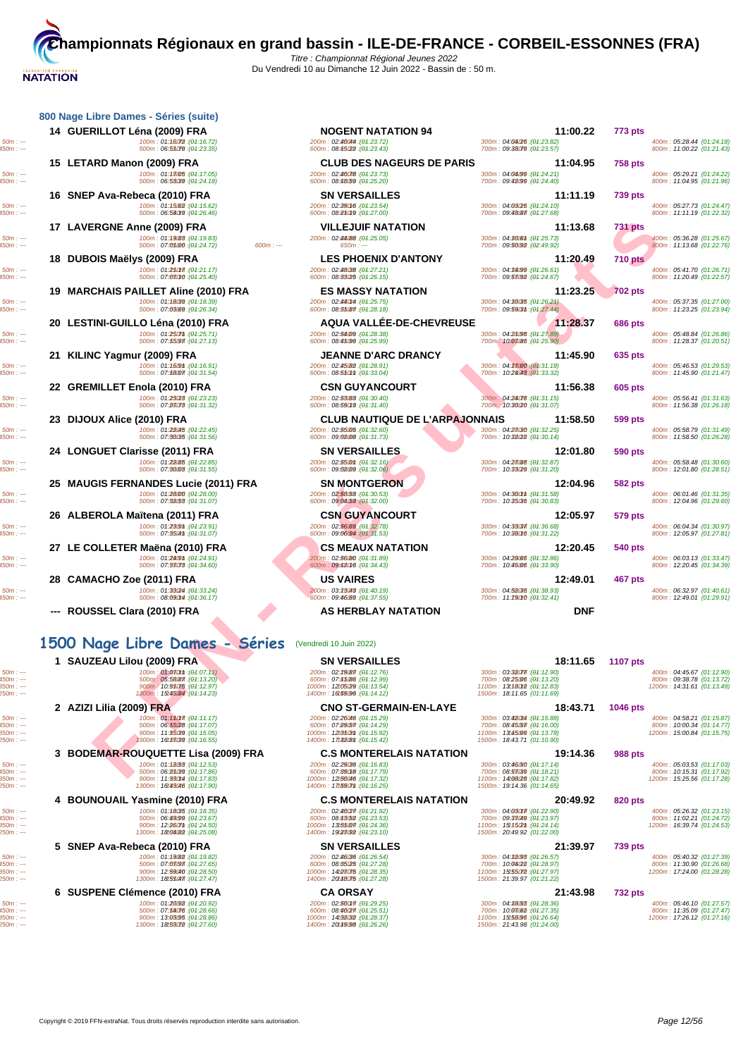# Championnats Régionaux en grand bassin - ILE-DE-FRANCE - CORBEIL-ESSONNES (FRA)

*Titre : Championnat Régional Jeunes 2022*
Du Vendredi 10 au Dimanche 12 Juin 2022 - Bassin de : 50 m.

## 800 Nage Libre Dames - Séries (suite)

| Rang | Nom | Club | Temps | Points |
|---|---|---|---|---|
| 14 | GUERILLOT Léna (2009) FRA | NOGENT NATATION 94 | 11:00.22 | 773 pts |
| 15 | LETARD Manon (2009) FRA | CLUB DES NAGEURS DE PARIS | 11:04.95 | 758 pts |
| 16 | SNEP Ava-Rebeca (2010) FRA | SN VERSAILLES | 11:11.19 | 739 pts |
| 17 | LAVERGNE Anne (2009) FRA | VILLEJUIF NATATION | 11:13.68 | 731 pts |
| 18 | DUBOIS Maëlys (2009) FRA | LES PHOENIX D'ANTONY | 11:20.49 | 710 pts |
| 19 | MARCHAIS PAILLET Aline (2010) FRA | ES MASSY NATATION | 11:23.25 | 702 pts |
| 20 | LESTINI-GUILLO Léna (2010) FRA | AQUA VALLÉE-DE-CHEVREUSE | 11:28.37 | 686 pts |
| 21 | KILINC Yagmur (2009) FRA | JEANNE D'ARC DRANCY | 11:45.90 | 635 pts |
| 22 | GREMILLET Enola (2010) FRA | CSN GUYANCOURT | 11:56.38 | 605 pts |
| 23 | DIJOUX Alice (2010) FRA | CLUB NAUTIQUE DE L'ARPAJONNAIS | 11:58.50 | 599 pts |
| 24 | LONGUET Clarisse (2011) FRA | SN VERSAILLES | 12:01.80 | 590 pts |
| 25 | MAUGIS FERNANDES Lucie (2011) FRA | SN MONTGERON | 12:04.96 | 582 pts |
| 26 | ALBEROLA Maïtena (2011) FRA | CSN GUYANCOURT | 12:05.97 | 579 pts |
| 27 | LE COLLETER Maëna (2010) FRA | CS MEAUX NATATION | 12:20.45 | 540 pts |
| 28 | CAMACHO Zoe (2011) FRA | US VAIRES | 12:49.01 | 467 pts |
| --- | ROUSSEL Clara (2010) FRA | AS HERBLAY NATATION | DNF | |

Intermédiaires (400m / 800m) : 14: 05:28.44 (01:24.18) / 11:00.22 (01:21.43) ; 15: 05:29.21 (01:24.22) / 11:04.95 (01:21.96) ; 16: 05:27.73 (01:24.47) / 11:11.19 (01:22.32) ; 17: 05:36.28 (01:25.67) / 11:13.68 (01:22.76) ; 18: 05:41.70 (01:26.71) / 11:20.49 (01:22.57) ; 19: 05:37.35 (01:27.00) / 11:23.25 (01:23.94) ; 20: 05:48.84 (01:26.86) / 11:28.37 (01:20.51) ; 21: 05:46.53 (01:29.53) / 11:45.90 (01:21.47) ; 22: 05:56.41 (01:31.63) / 11:56.38 (01:26.18) ; 23: 05:58.79 (01:31.49) / 11:58.50 (01:26.28) ; 24: 05:58.48 (01:30.60) / 12:01.80 (01:28.51) ; 25: 06:01.46 (01:31.35) / 12:04.96 (01:29.60) ; 26: 06:04.34 (01:30.97) / 12:05.97 (01:27.81) ; 27: 06:03.13 (01:33.47) / 12:20.45 (01:34.39) ; 28: 06:32.97 (01:40.61) / 12:49.01 (01:29.91)

## 1500 Nage Libre Dames - Séries (Vendredi 10 Juin 2022)

| Rang | Nom | Club | Temps | Points |
|---|---|---|---|---|
| 1 | SAUZEAU Lilou (2009) FRA | SN VERSAILLES | 18:11.65 | 1107 pts |
| 2 | AZIZI Lilia (2009) FRA | CNO ST-GERMAIN-EN-LAYE | 18:43.71 | 1046 pts |
| 3 | BODEMAR-ROUQUETTE Lisa (2009) FRA | C.S MONTERELAIS NATATION | 19:14.36 | 988 pts |
| 4 | BOUNOUAIL Yasmine (2010) FRA | C.S MONTERELAIS NATATION | 20:49.92 | 820 pts |
| 5 | SNEP Ava-Rebeca (2010) FRA | SN VERSAILLES | 21:39.97 | 739 pts |
| 6 | SUSPENE Clémence (2010) FRA | CA ORSAY | 21:43.98 | 732 pts |

Intermédiaires (400m / 800m / 1200m / 1500m) : 1: 04:45.67 (01:12.90) / 09:38.78 (01:13.72) / 14:31.61 (01:13.49) / 18:11.65 (01:11.69) ; 2: 04:58.21 (01:15.87) / 10:00.34 (01:14.77) / 15:00.84 (01:15.75) / 18:43.71 (01:10.90) ; 3: 05:03.53 (01:17.03) / 10:15.31 (01:17.92) / 15:25.56 (01:17.28) / 19:14.36 (01:14.65) ; 4: 05:26.32 (01:23.15) / 11:02.21 (01:24.72) / 16:39.74 (01:24.53) / 20:49.92 (01:22.00) ; 5: 05:40.32 (01:27.39) / 11:30.90 (01:26.68) / 17:24.00 (01:28.28) / 21:39.97 (01:21.22) ; 6: 05:46.10 (01:27.57) / 11:35.09 (01:27.47) / 17:26.12 (01:27.16) / 21:43.98 (01:24.00)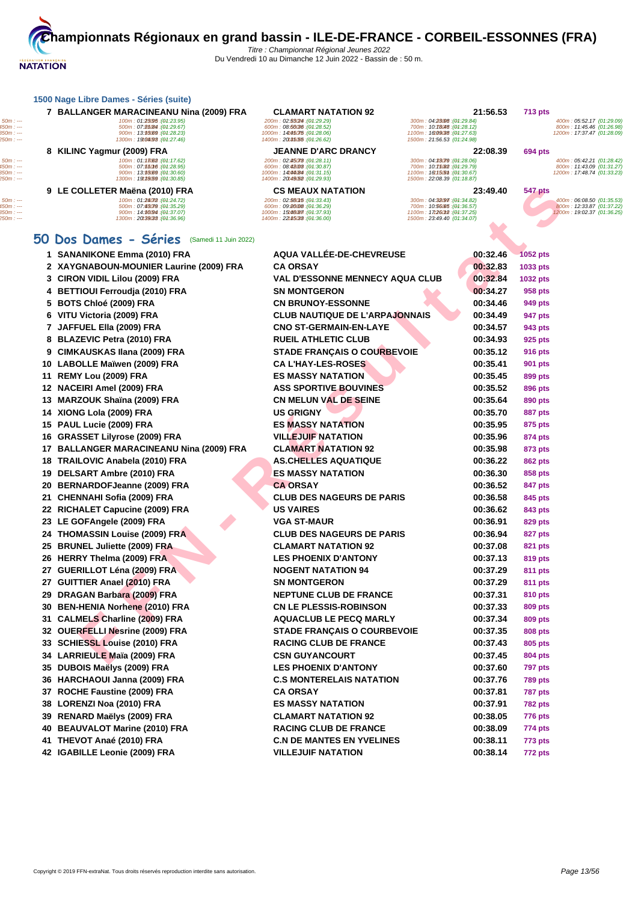# Championnats Régionaux en grand bassin - ILE-DE-FRANCE - CORBEIL-ESSONNES (FRA)

*Titre : Championnat Régional Jeunes 2022*
Du Vendredi 10 au Dimanche 12 Juin 2022 - Bassin de : 50 m.

### 1500 Nage Libre Dames - Séries (suite)

| Rang | Nom | Club | Temps | Points |
|---|---|---|---|---|
| 7 | BALLANGER MARACINEANU Nina (2009) FRA | CLAMART NATATION 92 | 21:56.53 | 713 pts |
| | 100m : 01:23.95 (01:23.95) — 200m : 02:53.24 (01:29.29) — 300m : 04:23.08 (01:29.84) — 400m : 05:52.17 (01:29.09) — 500m : 07:21.84 (01:29.67) — 600m : 08:50.36 (01:28.52) — 700m : 10:18.48 (01:28.12) — 800m : 11:45.46 (01:26.98) — 900m : 13:13.69 (01:28.23) — 1000m : 14:41.75 (01:28.06) — 1100m : 16:09.38 (01:27.63) — 1200m : 17:37.47 (01:28.09) — 1300m : 19:04.93 (01:27.46) — 1400m : 20:31.55 (01:26.62) — 1500m : 21:56.53 (01:24.98) | | | |
| 8 | KILINC Yagmur (2009) FRA | JEANNE D'ARC DRANCY | 22:08.39 | 694 pts |
| | 100m : 01:17.62 (01:17.62) — 200m : 02:45.73 (01:28.11) — 300m : 04:13.79 (01:28.06) — 400m : 05:42.21 (01:28.42) — 500m : 07:11.16 (01:28.95) — 600m : 08:42.03 (01:30.87) — 700m : 10:11.82 (01:29.79) — 800m : 11:43.09 (01:31.27) — 900m : 13:13.69 (01:30.60) — 1000m : 14:44.84 (01:31.15) — 1100m : 16:15.51 (01:30.67) — 1200m : 17:48.74 (01:33.23) — 1300m : 19:19.59 (01:30.85) — 1400m : 20:49.52 (01:29.93) — 1500m : 22:08.39 (01:18.87) | | | |
| 9 | LE COLLETER Maëna (2010) FRA | CS MEAUX NATATION | 23:49.40 | 547 pts |
| | 100m : 01:24.72 (01:24.72) — 200m : 02:58.15 (01:33.43) — 300m : 04:32.97 (01:34.82) — 400m : 06:08.50 (01:35.53) — 500m : 07:43.79 (01:35.29) — 600m : 09:20.08 (01:36.29) — 700m : 10:56.65 (01:36.57) — 800m : 12:33.87 (01:37.22) — 900m : 14:10.94 (01:37.07) — 1000m : 15:48.87 (01:37.93) — 1100m : 17:26.12 (01:37.25) — 1200m : 19:02.37 (01:36.25) — 1300m : 20:39.33 (01:36.96) — 1400m : 22:15.33 (01:36.00) — 1500m : 23:49.40 (01:34.07) | | | |

## 50 Dos Dames - Séries (Samedi 11 Juin 2022)

| Rang | Nom | Club | Temps | Points |
|---|---|---|---|---|
| 1 | SANANIKONE Emma (2010) FRA | AQUA VALLÉE-DE-CHEVREUSE | 00:32.46 | 1052 pts |
| 2 | XAYGNABOUN-MOUNIER Laurine (2009) FRA | CA ORSAY | 00:32.83 | 1033 pts |
| 3 | CIRON VIDIL Lilou (2009) FRA | VAL D'ESSONNE MENNECY AQUA CLUB | 00:32.84 | 1032 pts |
| 4 | BETTIOUI Ferroudja (2010) FRA | SN MONTGERON | 00:34.27 | 958 pts |
| 5 | BOTS Chloé (2009) FRA | CN BRUNOY-ESSONNE | 00:34.46 | 949 pts |
| 6 | VITU Victoria (2009) FRA | CLUB NAUTIQUE DE L'ARPAJONNAIS | 00:34.49 | 947 pts |
| 7 | JAFFUEL Ella (2009) FRA | CNO ST-GERMAIN-EN-LAYE | 00:34.57 | 943 pts |
| 8 | BLAZEVIC Petra (2010) FRA | RUEIL ATHLETIC CLUB | 00:34.93 | 925 pts |
| 9 | CIMKAUSKAS Ilana (2009) FRA | STADE FRANÇAIS O COURBEVOIE | 00:35.12 | 916 pts |
| 10 | LABOLLE Maïwen (2009) FRA | CA L'HAY-LES-ROSES | 00:35.41 | 901 pts |
| 11 | REMY Lou (2009) FRA | ES MASSY NATATION | 00:35.45 | 899 pts |
| 12 | NACEIRI Amel (2009) FRA | ASS SPORTIVE BOUVINES | 00:35.52 | 896 pts |
| 13 | MARZOUK Shaïna (2009) FRA | CN MELUN VAL DE SEINE | 00:35.64 | 890 pts |
| 14 | XIONG Lola (2009) FRA | US GRIGNY | 00:35.70 | 887 pts |
| 15 | PAUL Lucie (2009) FRA | ES MASSY NATATION | 00:35.95 | 875 pts |
| 16 | GRASSET Lilyrose (2009) FRA | VILLEJUIF NATATION | 00:35.96 | 874 pts |
| 17 | BALLANGER MARACINEANU Nina (2009) FRA | CLAMART NATATION 92 | 00:35.98 | 873 pts |
| 18 | TRAILOVIC Anabela (2010) FRA | AS.CHELLES AQUATIQUE | 00:36.22 | 862 pts |
| 19 | DELSART Ambre (2010) FRA | ES MASSY NATATION | 00:36.30 | 858 pts |
| 20 | BERNARDOFJeanne (2009) FRA | CA ORSAY | 00:36.52 | 847 pts |
| 21 | CHENNAHI Sofia (2009) FRA | CLUB DES NAGEURS DE PARIS | 00:36.58 | 845 pts |
| 22 | RICHALET Capucine (2009) FRA | US VAIRES | 00:36.62 | 843 pts |
| 23 | LE GOFAngele (2009) FRA | VGA ST-MAUR | 00:36.91 | 829 pts |
| 24 | THOMASSIN Louise (2009) FRA | CLUB DES NAGEURS DE PARIS | 00:36.94 | 827 pts |
| 25 | BRUNEL Juliette (2009) FRA | CLAMART NATATION 92 | 00:37.08 | 821 pts |
| 26 | HERRY Thelma (2009) FRA | LES PHOENIX D'ANTONY | 00:37.13 | 819 pts |
| 27 | GUERILLOT Léna (2009) FRA | NOGENT NATATION 94 | 00:37.29 | 811 pts |
| 27 | GUITTIER Anael (2010) FRA | SN MONTGERON | 00:37.29 | 811 pts |
| 29 | DRAGAN Barbara (2009) FRA | NEPTUNE CLUB DE FRANCE | 00:37.31 | 810 pts |
| 30 | BEN-HENIA Norhene (2010) FRA | CN LE PLESSIS-ROBINSON | 00:37.33 | 809 pts |
| 31 | CALMELS Charline (2009) FRA | AQUACLUB LE PECQ MARLY | 00:37.34 | 809 pts |
| 32 | OUERFELLI Nesrine (2009) FRA | STADE FRANÇAIS O COURBEVOIE | 00:37.35 | 808 pts |
| 33 | SCHIESSL Louise (2010) FRA | RACING CLUB DE FRANCE | 00:37.43 | 805 pts |
| 34 | LARRIEULE Maïa (2009) FRA | CSN GUYANCOURT | 00:37.45 | 804 pts |
| 35 | DUBOIS Maëlys (2009) FRA | LES PHOENIX D'ANTONY | 00:37.60 | 797 pts |
| 36 | HARCHAOUI Janna (2009) FRA | C.S MONTERELAIS NATATION | 00:37.76 | 789 pts |
| 37 | ROCHE Faustine (2009) FRA | CA ORSAY | 00:37.81 | 787 pts |
| 38 | LORENZI Noa (2010) FRA | ES MASSY NATATION | 00:37.91 | 782 pts |
| 39 | RENARD Maëlys (2009) FRA | CLAMART NATATION 92 | 00:38.05 | 776 pts |
| 40 | BEAUVALOT Marine (2010) FRA | RACING CLUB DE FRANCE | 00:38.09 | 774 pts |
| 41 | THEVOT Anaé (2010) FRA | C.N DE MANTES EN YVELINES | 00:38.11 | 773 pts |
| 42 | IGABILLE Leonie (2009) FRA | VILLEJUIF NATATION | 00:38.14 | 772 pts |

Copyright © 2019 FFN-extraNat. Tous droits réservés reproduction interdite sans autorisation.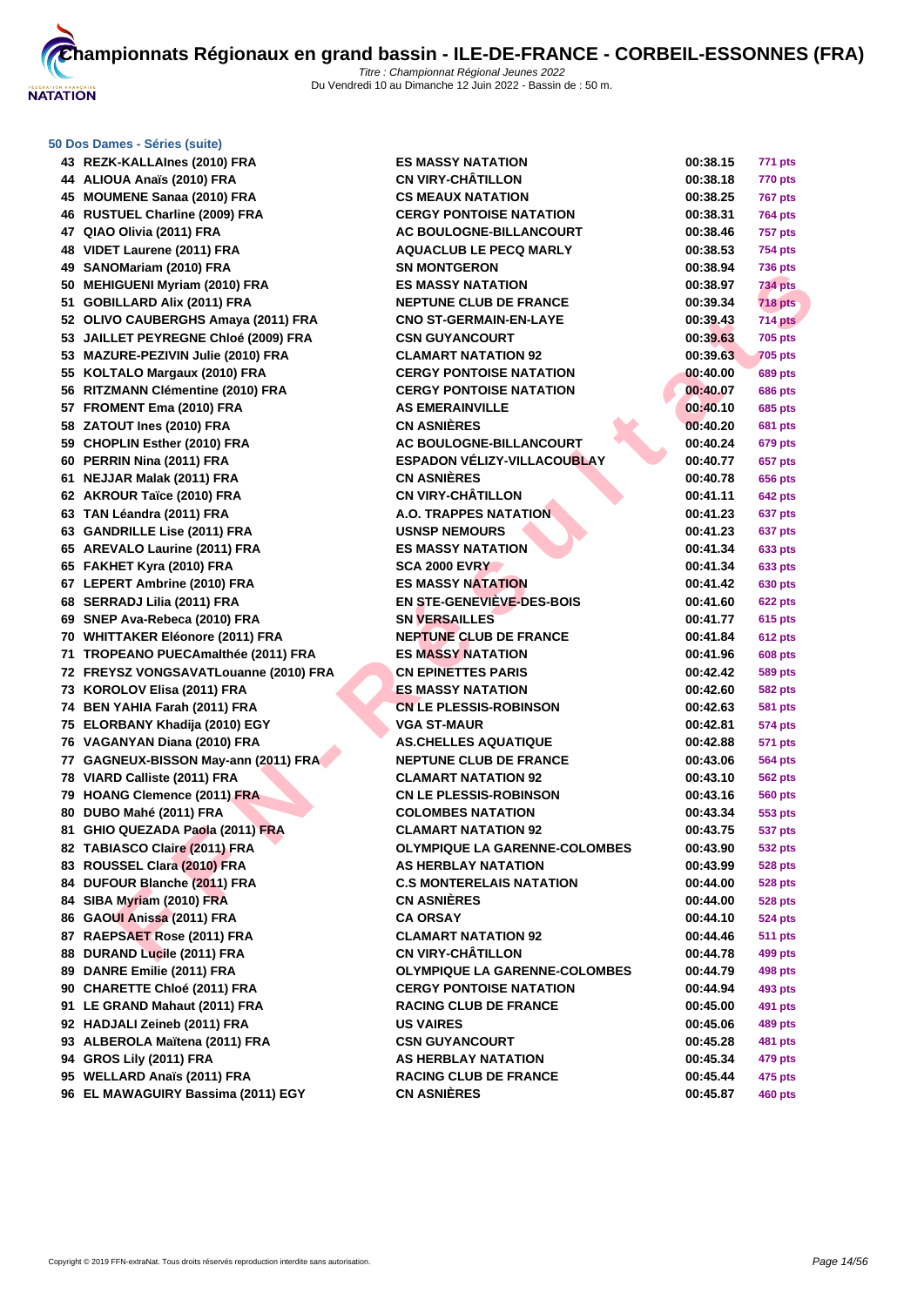# Championnats Régionaux en grand bassin - ILE-DE-FRANCE - CORBEIL-ESSONNES (FRA)

*Titre : Championnat Régional Jeunes 2022*
Du Vendredi 10 au Dimanche 12 Juin 2022 - Bassin de : 50 m.

## 50 Dos Dames - Séries (suite)

| Rang | Nom | Club | Temps | Points |
|---|---|---|---|---|
| 43 | REZK-KALLAInes (2010) FRA | ES MASSY NATATION | 00:38.15 | 771 pts |
| 44 | ALIOUA Anaïs (2010) FRA | CN VIRY-CHÂTILLON | 00:38.18 | 770 pts |
| 45 | MOUMENE Sanaa (2010) FRA | CS MEAUX NATATION | 00:38.25 | 767 pts |
| 46 | RUSTUEL Charline (2009) FRA | CERGY PONTOISE NATATION | 00:38.31 | 764 pts |
| 47 | QIAO Olivia (2011) FRA | AC BOULOGNE-BILLANCOURT | 00:38.46 | 757 pts |
| 48 | VIDET Laurene (2011) FRA | AQUACLUB LE PECQ MARLY | 00:38.53 | 754 pts |
| 49 | SANOMariam (2010) FRA | SN MONTGERON | 00:38.94 | 736 pts |
| 50 | MEHIGUENI Myriam (2010) FRA | ES MASSY NATATION | 00:38.97 | 734 pts |
| 51 | GOBILLARD Alix (2011) FRA | NEPTUNE CLUB DE FRANCE | 00:39.34 | 718 pts |
| 52 | OLIVO CAUBERGHS Amaya (2011) FRA | CNO ST-GERMAIN-EN-LAYE | 00:39.43 | 714 pts |
| 53 | JAILLET PEYREGNE Chloé (2009) FRA | CSN GUYANCOURT | 00:39.63 | 705 pts |
| 53 | MAZURE-PEZIVIN Julie (2010) FRA | CLAMART NATATION 92 | 00:39.63 | 705 pts |
| 55 | KOLTALO Margaux (2010) FRA | CERGY PONTOISE NATATION | 00:40.00 | 689 pts |
| 56 | RITZMANN Clémentine (2010) FRA | CERGY PONTOISE NATATION | 00:40.07 | 686 pts |
| 57 | FROMENT Ema (2010) FRA | AS EMERAINVILLE | 00:40.10 | 685 pts |
| 58 | ZATOUT Ines (2010) FRA | CN ASNIÈRES | 00:40.20 | 681 pts |
| 59 | CHOPLIN Esther (2010) FRA | AC BOULOGNE-BILLANCOURT | 00:40.24 | 679 pts |
| 60 | PERRIN Nina (2011) FRA | ESPADON VÉLIZY-VILLACOUBLAY | 00:40.77 | 657 pts |
| 61 | NEJJAR Malak (2011) FRA | CN ASNIÈRES | 00:40.78 | 656 pts |
| 62 | AKROUR Taïce (2010) FRA | CN VIRY-CHÂTILLON | 00:41.11 | 642 pts |
| 63 | TAN Léandra (2011) FRA | A.O. TRAPPES NATATION | 00:41.23 | 637 pts |
| 63 | GANDRILLE Lise (2011) FRA | USNSP NEMOURS | 00:41.23 | 637 pts |
| 65 | AREVALO Laurine (2011) FRA | ES MASSY NATATION | 00:41.34 | 633 pts |
| 65 | FAKHET Kyra (2010) FRA | SCA 2000 EVRY | 00:41.34 | 633 pts |
| 67 | LEPERT Ambrine (2010) FRA | ES MASSY NATATION | 00:41.42 | 630 pts |
| 68 | SERRADJ Lilia (2011) FRA | EN STE-GENEVIÈVE-DES-BOIS | 00:41.60 | 622 pts |
| 69 | SNEP Ava-Rebeca (2010) FRA | SN VERSAILLES | 00:41.77 | 615 pts |
| 70 | WHITTAKER Eléonore (2011) FRA | NEPTUNE CLUB DE FRANCE | 00:41.84 | 612 pts |
| 71 | TROPEANO PUECAmalthée (2011) FRA | ES MASSY NATATION | 00:41.96 | 608 pts |
| 72 | FREYSZ VONGSAVATLouanne (2010) FRA | CN EPINETTES PARIS | 00:42.42 | 589 pts |
| 73 | KOROLEV Elisa (2011) FRA | ES MASSY NATATION | 00:42.60 | 582 pts |
| 74 | BEN YAHIA Farah (2011) FRA | CN LE PLESSIS-ROBINSON | 00:42.63 | 581 pts |
| 75 | ELORBANY Khadija (2010) EGY | VGA ST-MAUR | 00:42.81 | 574 pts |
| 76 | VAGANYAN Diana (2010) FRA | AS.CHELLES AQUATIQUE | 00:42.88 | 571 pts |
| 77 | GAGNEUX-BISSON May-ann (2011) FRA | NEPTUNE CLUB DE FRANCE | 00:43.06 | 564 pts |
| 78 | VIARD Calliste (2011) FRA | CLAMART NATATION 92 | 00:43.10 | 562 pts |
| 79 | HOANG Clemence (2011) FRA | CN LE PLESSIS-ROBINSON | 00:43.16 | 560 pts |
| 80 | DUBO Mahé (2011) FRA | COLOMBES NATATION | 00:43.34 | 553 pts |
| 81 | GHIO QUEZADA Paola (2011) FRA | CLAMART NATATION 92 | 00:43.75 | 537 pts |
| 82 | TABIASCO Claire (2011) FRA | OLYMPIQUE LA GARENNE-COLOMBES | 00:43.90 | 532 pts |
| 83 | ROUSSEL Clara (2010) FRA | AS HERBLAY NATATION | 00:43.99 | 528 pts |
| 84 | DUFOUR Blanche (2011) FRA | C.S MONTERELAIS NATATION | 00:44.00 | 528 pts |
| 84 | SIBA Myriam (2010) FRA | CN ASNIÈRES | 00:44.00 | 528 pts |
| 86 | GAOUI Anissa (2011) FRA | CA ORSAY | 00:44.10 | 524 pts |
| 87 | RAEPSAET Rose (2011) FRA | CLAMART NATATION 92 | 00:44.46 | 511 pts |
| 88 | DURAND Lucile (2011) FRA | CN VIRY-CHÂTILLON | 00:44.78 | 499 pts |
| 89 | DANRE Emilie (2011) FRA | OLYMPIQUE LA GARENNE-COLOMBES | 00:44.79 | 498 pts |
| 90 | CHARETTE Chloé (2011) FRA | CERGY PONTOISE NATATION | 00:44.94 | 493 pts |
| 91 | LE GRAND Mahaut (2011) FRA | RACING CLUB DE FRANCE | 00:45.00 | 491 pts |
| 92 | HADJALI Zeineb (2011) FRA | US VAIRES | 00:45.06 | 489 pts |
| 93 | ALBEROLA Maïtena (2011) FRA | CSN GUYANCOURT | 00:45.28 | 481 pts |
| 94 | GROS Lily (2011) FRA | AS HERBLAY NATATION | 00:45.34 | 479 pts |
| 95 | WELLARD Anaïs (2011) FRA | RACING CLUB DE FRANCE | 00:45.44 | 475 pts |
| 96 | EL MAWAGUIRY Bassima (2011) EGY | CN ASNIÈRES | 00:45.87 | 460 pts |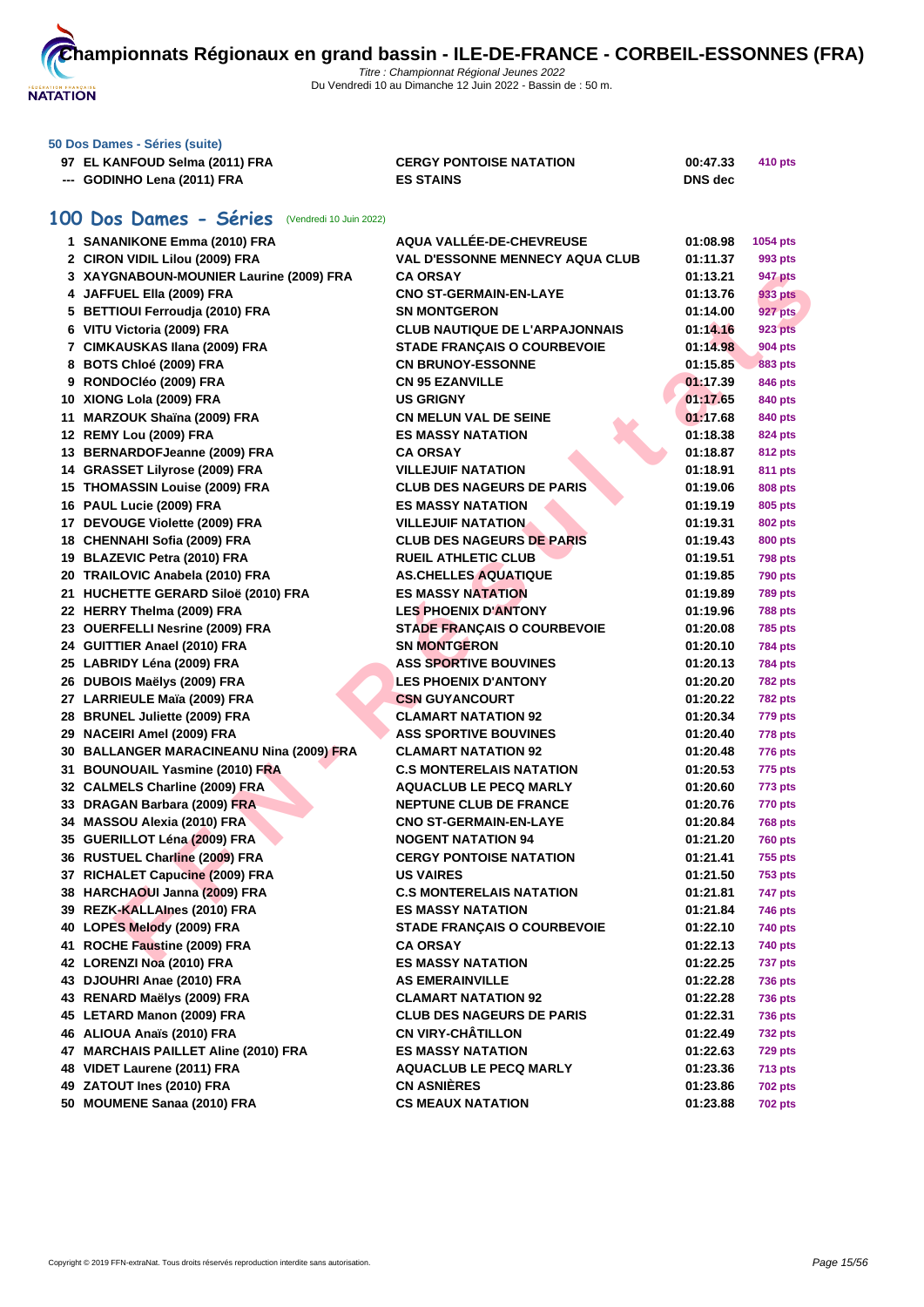### 50 Dos Dames - Séries (suite)

| | | | | |
|---|---|---|---|---|
| 97 | EL KANFOUD Selma (2011) FRA | CERGY PONTOISE NATATION | 00:47.33 | 410 pts |
| --- | GODINHO Lena (2011) FRA | ES STAINS | DNS dec | |

## 100 Dos Dames - Séries (Vendredi 10 Juin 2022)

| | | | | |
|---|---|---|---|---|
| 1 | SANANIKONE Emma (2010) FRA | AQUA VALLÉE-DE-CHEVREUSE | 01:08.98 | 1054 pts |
| 2 | CIRON VIDIL Lilou (2009) FRA | VAL D'ESSONNE MENNECY AQUA CLUB | 01:11.37 | 993 pts |
| 3 | XAYGNABOUN-MOUNIER Laurine (2009) FRA | CA ORSAY | 01:13.21 | 947 pts |
| 4 | JAFFUEL Ella (2009) FRA | CNO ST-GERMAIN-EN-LAYE | 01:13.76 | 933 pts |
| 5 | BETTIOUI Ferroudja (2010) FRA | SN MONTGERON | 01:14.00 | 927 pts |
| 6 | VITU Victoria (2009) FRA | CLUB NAUTIQUE DE L'ARPAJONNAIS | 01:14.16 | 923 pts |
| 7 | CIMKAUSKAS Ilana (2009) FRA | STADE FRANÇAIS O COURBEVOIE | 01:14.98 | 904 pts |
| 8 | BOTS Chloé (2009) FRA | CN BRUNOY-ESSONNE | 01:15.85 | 883 pts |
| 9 | RONDOCléo (2009) FRA | CN 95 EZANVILLE | 01:17.39 | 846 pts |
| 10 | XIONG Lola (2009) FRA | US GRIGNY | 01:17.65 | 840 pts |
| 11 | MARZOUK Shaïna (2009) FRA | CN MELUN VAL DE SEINE | 01:17.68 | 840 pts |
| 12 | REMY Lou (2009) FRA | ES MASSY NATATION | 01:18.38 | 824 pts |
| 13 | BERNARDOFJeanne (2009) FRA | CA ORSAY | 01:18.87 | 812 pts |
| 14 | GRASSET Lilyrose (2009) FRA | VILLEJUIF NATATION | 01:18.91 | 811 pts |
| 15 | THOMASSIN Louise (2009) FRA | CLUB DES NAGEURS DE PARIS | 01:19.06 | 808 pts |
| 16 | PAUL Lucie (2009) FRA | ES MASSY NATATION | 01:19.19 | 805 pts |
| 17 | DEVOUGE Violette (2009) FRA | VILLEJUIF NATATION | 01:19.31 | 802 pts |
| 18 | CHENNAHI Sofia (2009) FRA | CLUB DES NAGEURS DE PARIS | 01:19.43 | 800 pts |
| 19 | BLAZEVIC Petra (2010) FRA | RUEIL ATHLETIC CLUB | 01:19.51 | 798 pts |
| 20 | TRAILOVIC Anabela (2010) FRA | AS.CHELLES AQUATIQUE | 01:19.85 | 790 pts |
| 21 | HUCHETTE GERARD Siloë (2010) FRA | ES MASSY NATATION | 01:19.89 | 789 pts |
| 22 | HERRY Thelma (2009) FRA | LES PHOENIX D'ANTONY | 01:19.96 | 788 pts |
| 23 | OUERFELLI Nesrine (2009) FRA | STADE FRANÇAIS O COURBEVOIE | 01:20.08 | 785 pts |
| 24 | GUITTIER Anael (2010) FRA | SN MONTGERON | 01:20.10 | 784 pts |
| 25 | LABRIDY Léna (2009) FRA | ASS SPORTIVE BOUVINES | 01:20.13 | 784 pts |
| 26 | DUBOIS Maëlys (2009) FRA | LES PHOENIX D'ANTONY | 01:20.20 | 782 pts |
| 27 | LARRIEULE Maïa (2009) FRA | CSN GUYANCOURT | 01:20.22 | 782 pts |
| 28 | BRUNEL Juliette (2009) FRA | CLAMART NATATION 92 | 01:20.34 | 779 pts |
| 29 | NACEIRI Amel (2009) FRA | ASS SPORTIVE BOUVINES | 01:20.40 | 778 pts |
| 30 | BALLANGER MARACINEANU Nina (2009) FRA | CLAMART NATATION 92 | 01:20.48 | 776 pts |
| 31 | BOUNOUAIL Yasmine (2010) FRA | C.S MONTERELAIS NATATION | 01:20.53 | 775 pts |
| 32 | CALMELS Charline (2009) FRA | AQUACLUB LE PECQ MARLY | 01:20.60 | 773 pts |
| 33 | DRAGAN Barbara (2009) FRA | NEPTUNE CLUB DE FRANCE | 01:20.76 | 770 pts |
| 34 | MASSOU Alexia (2010) FRA | CNO ST-GERMAIN-EN-LAYE | 01:20.84 | 768 pts |
| 35 | GUERILLOT Léna (2009) FRA | NOGENT NATATION 94 | 01:21.20 | 760 pts |
| 36 | RUSTUEL Charline (2009) FRA | CERGY PONTOISE NATATION | 01:21.41 | 755 pts |
| 37 | RICHALET Capucine (2009) FRA | US VAIRES | 01:21.50 | 753 pts |
| 38 | HARCHAOUI Janna (2009) FRA | C.S MONTERELAIS NATATION | 01:21.81 | 747 pts |
| 39 | REZK-KALLAInes (2010) FRA | ES MASSY NATATION | 01:21.84 | 746 pts |
| 40 | LOPES Melody (2009) FRA | STADE FRANÇAIS O COURBEVOIE | 01:22.10 | 740 pts |
| 41 | ROCHE Faustine (2009) FRA | CA ORSAY | 01:22.13 | 740 pts |
| 42 | LORENZI Noa (2010) FRA | ES MASSY NATATION | 01:22.25 | 737 pts |
| 43 | DJOUHRI Anae (2010) FRA | AS EMERAINVILLE | 01:22.28 | 736 pts |
| 43 | RENARD Maëlys (2009) FRA | CLAMART NATATION 92 | 01:22.28 | 736 pts |
| 45 | LETARD Manon (2009) FRA | CLUB DES NAGEURS DE PARIS | 01:22.31 | 736 pts |
| 46 | ALIOUA Anaïs (2010) FRA | CN VIRY-CHÂTILLON | 01:22.49 | 732 pts |
| 47 | MARCHAIS PAILLET Aline (2010) FRA | ES MASSY NATATION | 01:22.63 | 729 pts |
| 48 | VIDET Laurene (2011) FRA | AQUACLUB LE PECQ MARLY | 01:23.36 | 713 pts |
| 49 | ZATOUT Ines (2010) FRA | CN ASNIÈRES | 01:23.86 | 702 pts |
| 50 | MOUMENE Sanaa (2010) FRA | CS MEAUX NATATION | 01:23.88 | 702 pts |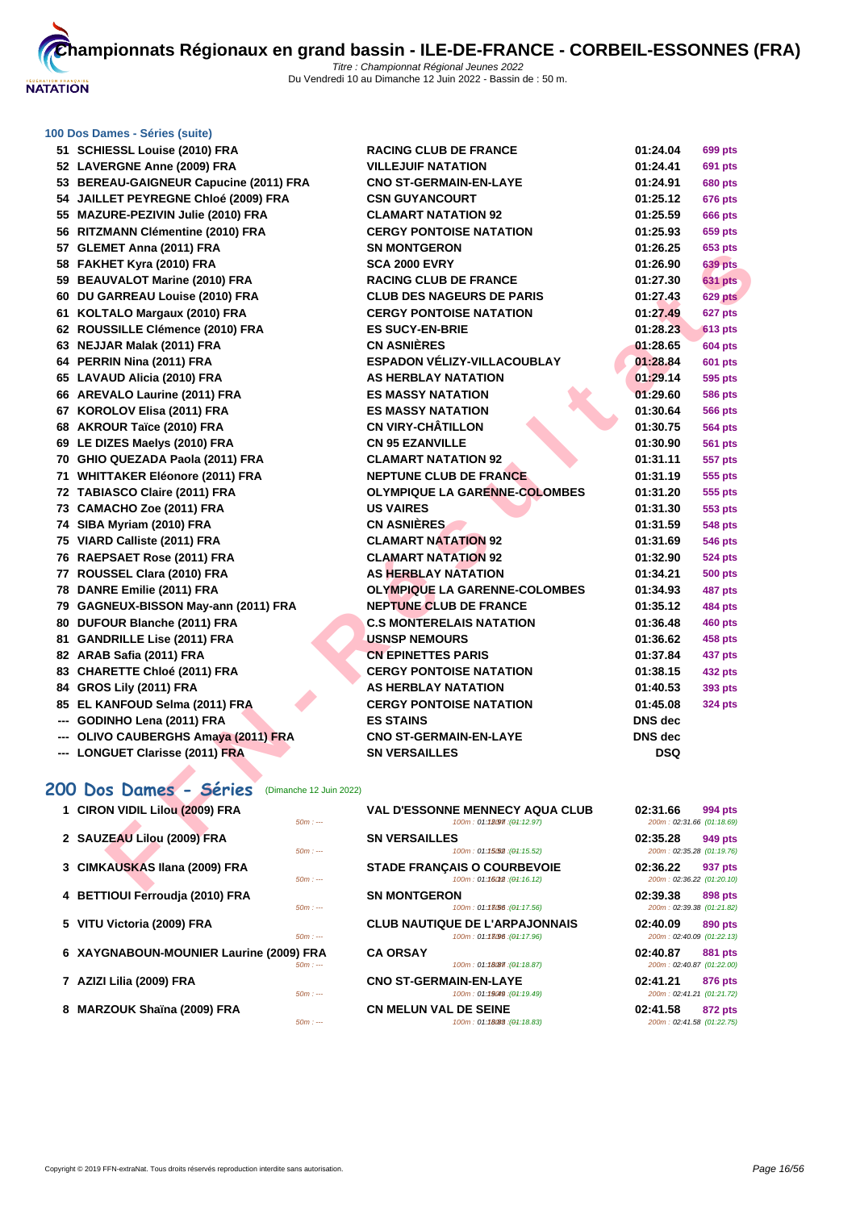### 100 Dos Dames - Séries (suite)

| Rang | Nom | Club | Temps | Points |
|---|---|---|---|---|
| 51 | SCHIESSL Louise (2010) FRA | RACING CLUB DE FRANCE | 01:24.04 | 699 pts |
| 52 | LAVERGNE Anne (2009) FRA | VILLEJUIF NATATION | 01:24.41 | 691 pts |
| 53 | BEREAU-GAIGNEUR Capucine (2011) FRA | CNO ST-GERMAIN-EN-LAYE | 01:24.91 | 680 pts |
| 54 | JAILLET PEYREGNE Chloé (2009) FRA | CSN GUYANCOURT | 01:25.12 | 676 pts |
| 55 | MAZURE-PEZIVIN Julie (2010) FRA | CLAMART NATATION 92 | 01:25.59 | 666 pts |
| 56 | RITZMANN Clémentine (2010) FRA | CERGY PONTOISE NATATION | 01:25.93 | 659 pts |
| 57 | GLEMET Anna (2011) FRA | SN MONTGERON | 01:26.25 | 653 pts |
| 58 | FAKHET Kyra (2010) FRA | SCA 2000 EVRY | 01:26.90 | 639 pts |
| 59 | BEAUVALOT Marine (2010) FRA | RACING CLUB DE FRANCE | 01:27.30 | 631 pts |
| 60 | DU GARREAU Louise (2010) FRA | CLUB DES NAGEURS DE PARIS | 01:27.43 | 629 pts |
| 61 | KOLTALO Margaux (2010) FRA | CERGY PONTOISE NATATION | 01:27.49 | 627 pts |
| 62 | ROUSSILLE Clémence (2010) FRA | ES SUCY-EN-BRIE | 01:28.23 | 613 pts |
| 63 | NEJJAR Malak (2011) FRA | CN ASNIÈRES | 01:28.65 | 604 pts |
| 64 | PERRIN Nina (2011) FRA | ESPADON VÉLIZY-VILLACOUBLAY | 01:28.84 | 601 pts |
| 65 | LAVAUD Alicia (2010) FRA | AS HERBLAY NATATION | 01:29.14 | 595 pts |
| 66 | AREVALO Laurine (2011) FRA | ES MASSY NATATION | 01:29.60 | 586 pts |
| 67 | KOROLOV Elisa (2011) FRA | ES MASSY NATATION | 01:30.64 | 566 pts |
| 68 | AKROUR Taïce (2010) FRA | CN VIRY-CHÂTILLON | 01:30.75 | 564 pts |
| 69 | LE DIZES Maelys (2010) FRA | CN 95 EZANVILLE | 01:30.90 | 561 pts |
| 70 | GHIO QUEZADA Paola (2011) FRA | CLAMART NATATION 92 | 01:31.11 | 557 pts |
| 71 | WHITTAKER Eléonore (2011) FRA | NEPTUNE CLUB DE FRANCE | 01:31.19 | 555 pts |
| 72 | TABIASCO Claire (2011) FRA | OLYMPIQUE LA GARENNE-COLOMBES | 01:31.20 | 555 pts |
| 73 | CAMACHO Zoe (2011) FRA | US VAIRES | 01:31.30 | 553 pts |
| 74 | SIBA Myriam (2010) FRA | CN ASNIÈRES | 01:31.59 | 548 pts |
| 75 | VIARD Calliste (2011) FRA | CLAMART NATATION 92 | 01:31.69 | 546 pts |
| 76 | RAEPSAET Rose (2011) FRA | CLAMART NATATION 92 | 01:32.90 | 524 pts |
| 77 | ROUSSEL Clara (2010) FRA | AS HERBLAY NATATION | 01:34.21 | 500 pts |
| 78 | DANRE Emilie (2011) FRA | OLYMPIQUE LA GARENNE-COLOMBES | 01:34.93 | 487 pts |
| 79 | GAGNEUX-BISSON May-ann (2011) FRA | NEPTUNE CLUB DE FRANCE | 01:35.12 | 484 pts |
| 80 | DUFOUR Blanche (2011) FRA | C.S MONTERELAIS NATATION | 01:36.48 | 460 pts |
| 81 | GANDRILLE Lise (2011) FRA | USNSP NEMOURS | 01:36.62 | 458 pts |
| 82 | ARAB Safia (2011) FRA | CN EPINETTES PARIS | 01:37.84 | 437 pts |
| 83 | CHARETTE Chloé (2011) FRA | CERGY PONTOISE NATATION | 01:38.15 | 432 pts |
| 84 | GROS Lily (2011) FRA | AS HERBLAY NATATION | 01:40.53 | 393 pts |
| 85 | EL KANFOUD Selma (2011) FRA | CERGY PONTOISE NATATION | 01:45.08 | 324 pts |
| --- | GODINHO Lena (2011) FRA | ES STAINS | DNS dec | |
| --- | OLIVO CAUBERGHS Amaya (2011) FRA | CNO ST-GERMAIN-EN-LAYE | DNS dec | |
| --- | LONGUET Clarisse (2011) FRA | SN VERSAILLES | DSQ | |

## 200 Dos Dames - Séries (Dimanche 12 Juin 2022)

| Rang | Nom | Club | Temps | Points |
|---|---|---|---|---|
| 1 | CIRON VIDIL Lilou (2009) FRA<br>50m : --- | VAL D'ESSONNE MENNECY AQUA CLUB<br>100m : 01:12.97 (01:12.97) | 02:31.66<br>200m : 02:31.66 (01:18.69) | 994 pts |
| 2 | SAUZEAU Lilou (2009) FRA<br>50m : --- | SN VERSAILLES<br>100m : 01:15.52 (01:15.52) | 02:35.28<br>200m : 02:35.28 (01:19.76) | 949 pts |
| 3 | CIMKAUSKAS Ilana (2009) FRA<br>50m : --- | STADE FRANÇAIS O COURBEVOIE<br>100m : 01:16.12 (01:16.12) | 02:36.22<br>200m : 02:36.22 (01:20.10) | 937 pts |
| 4 | BETTIOUI Ferroudja (2010) FRA<br>50m : --- | SN MONTGERON<br>100m : 01:17.56 (01:17.56) | 02:39.38<br>200m : 02:39.38 (01:21.82) | 898 pts |
| 5 | VITU Victoria (2009) FRA<br>50m : --- | CLUB NAUTIQUE DE L'ARPAJONNAIS<br>100m : 01:17.96 (01:17.96) | 02:40.09<br>200m : 02:40.09 (01:22.13) | 890 pts |
| 6 | XAYGNABOUN-MOUNIER Laurine (2009) FRA<br>50m : --- | CA ORSAY<br>100m : 01:18.87 (01:18.87) | 02:40.87<br>200m : 02:40.87 (01:22.00) | 881 pts |
| 7 | AZIZI Lilia (2009) FRA<br>50m : --- | CNO ST-GERMAIN-EN-LAYE<br>100m : 01:19.49 (01:19.49) | 02:41.21<br>200m : 02:41.21 (01:21.72) | 876 pts |
| 8 | MARZOUK Shaïna (2009) FRA<br>50m : --- | CN MELUN VAL DE SEINE<br>100m : 01:18.83 (01:18.83) | 02:41.58<br>200m : 02:41.58 (01:22.75) | 872 pts |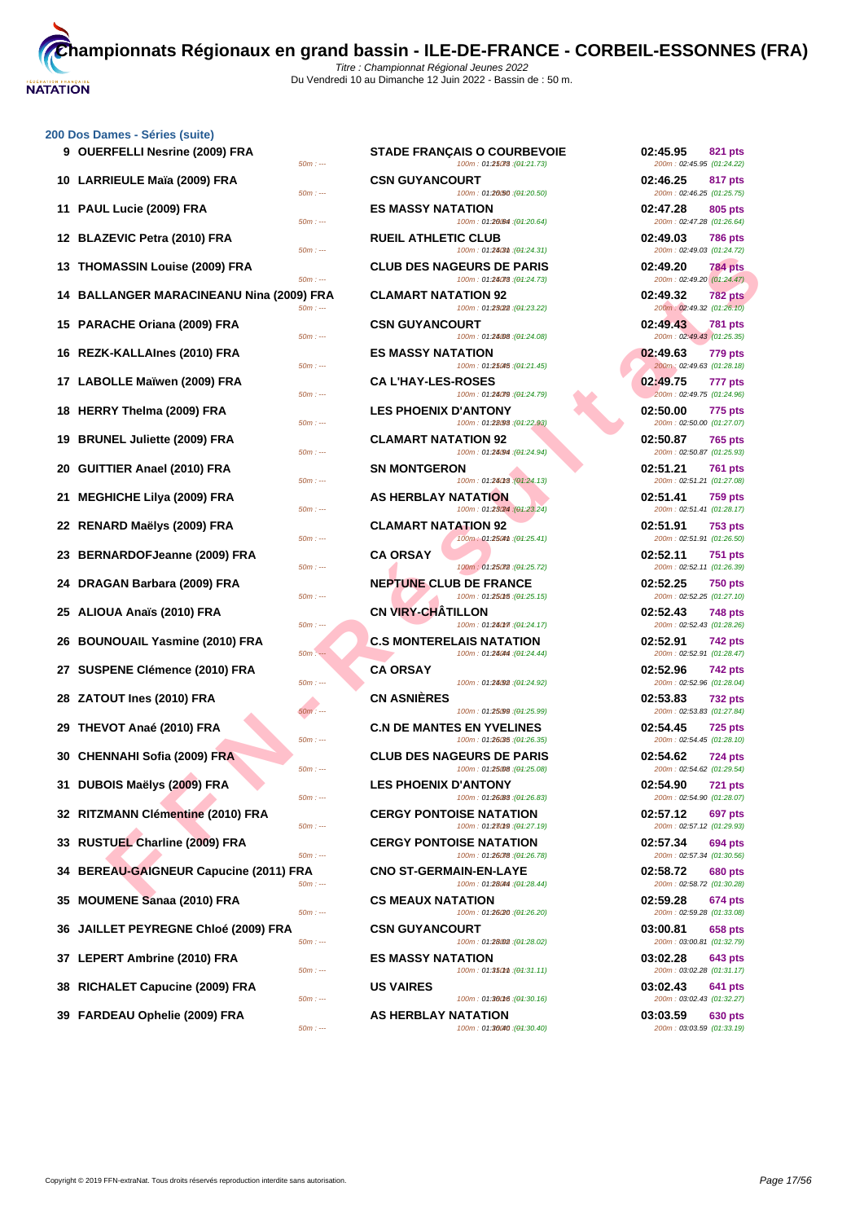# Championnats Régionaux en grand bassin - ILE-DE-FRANCE - CORBEIL-ESSONNES (FRA)

*Titre : Championnat Régional Jeunes 2022*
Du Vendredi 10 au Dimanche 12 Juin 2022 - Bassin de : 50 m.

## 200 Dos Dames - Séries (suite)

| Pl. | Nom | Club | Temps | Points | Splits |
|---|---|---|---|---|---|
| 9 | OUERFELLI Nesrine (2009) FRA | STADE FRANÇAIS O COURBEVOIE | 02:45.95 | 821 pts | 50m : --- / 100m : 01:21.73 (01:21.73) / 200m : 02:45.95 (01:24.22) |
| 10 | LARRIEULE Maïa (2009) FRA | CSN GUYANCOURT | 02:46.25 | 817 pts | 50m : --- / 100m : 01:20.50 (01:20.50) / 200m : 02:46.25 (01:25.75) |
| 11 | PAUL Lucie (2009) FRA | ES MASSY NATATION | 02:47.28 | 805 pts | 50m : --- / 100m : 01:20.64 (01:20.64) / 200m : 02:47.28 (01:26.64) |
| 12 | BLAZEVIC Petra (2010) FRA | RUEIL ATHLETIC CLUB | 02:49.03 | 786 pts | 50m : --- / 100m : 01:24.31 (01:24.31) / 200m : 02:49.03 (01:24.72) |
| 13 | THOMASSIN Louise (2009) FRA | CLUB DES NAGEURS DE PARIS | 02:49.20 | 784 pts | 50m : --- / 100m : 01:24.73 (01:24.73) / 200m : 02:49.20 (01:24.47) |
| 14 | BALLANGER MARACINEANU Nina (2009) FRA | CLAMART NATATION 92 | 02:49.32 | 782 pts | 50m : --- / 100m : 01:23.22 (01:23.22) / 200m : 02:49.32 (01:26.10) |
| 15 | PARACHE Oriana (2009) FRA | CSN GUYANCOURT | 02:49.43 | 781 pts | 50m : --- / 100m : 01:24.08 (01:24.08) / 200m : 02:49.43 (01:25.35) |
| 16 | REZK-KALLAInes (2010) FRA | ES MASSY NATATION | 02:49.63 | 779 pts | 50m : --- / 100m : 01:21.45 (01:21.45) / 200m : 02:49.63 (01:28.18) |
| 17 | LABOLLE Maïwen (2009) FRA | CA L'HAY-LES-ROSES | 02:49.75 | 777 pts | 50m : --- / 100m : 01:24.79 (01:24.79) / 200m : 02:49.75 (01:24.96) |
| 18 | HERRY Thelma (2009) FRA | LES PHOENIX D'ANTONY | 02:50.00 | 775 pts | 50m : --- / 100m : 01:22.93 (01:22.93) / 200m : 02:50.00 (01:27.07) |
| 19 | BRUNEL Juliette (2009) FRA | CLAMART NATATION 92 | 02:50.87 | 765 pts | 50m : --- / 100m : 01:24.94 (01:24.94) / 200m : 02:50.87 (01:25.93) |
| 20 | GUITTIER Anael (2010) FRA | SN MONTGERON | 02:51.21 | 761 pts | 50m : --- / 100m : 01:24.13 (01:24.13) / 200m : 02:51.21 (01:27.08) |
| 21 | MEGHICHE Lilya (2009) FRA | AS HERBLAY NATATION | 02:51.41 | 759 pts | 50m : --- / 100m : 01:23.24 (01:23.24) / 200m : 02:51.41 (01:28.17) |
| 22 | RENARD Maëlys (2009) FRA | CLAMART NATATION 92 | 02:51.91 | 753 pts | 50m : --- / 100m : 01:25.41 (01:25.41) / 200m : 02:51.91 (01:26.50) |
| 23 | BERNARDOFJeanne (2009) FRA | CA ORSAY | 02:52.11 | 751 pts | 50m : --- / 100m : 01:25.72 (01:25.72) / 200m : 02:52.11 (01:26.39) |
| 24 | DRAGAN Barbara (2009) FRA | NEPTUNE CLUB DE FRANCE | 02:52.25 | 750 pts | 50m : --- / 100m : 01:25.15 (01:25.15) / 200m : 02:52.25 (01:27.10) |
| 25 | ALIOUA Anaïs (2010) FRA | CN VIRY-CHÂTILLON | 02:52.43 | 748 pts | 50m : --- / 100m : 01:24.17 (01:24.17) / 200m : 02:52.43 (01:28.26) |
| 26 | BOUNOUAIL Yasmine (2010) FRA | C.S MONTERELAIS NATATION | 02:52.91 | 742 pts | 50m : --- / 100m : 01:24.44 (01:24.44) / 200m : 02:52.91 (01:28.47) |
| 27 | SUSPENE Clémence (2010) FRA | CA ORSAY | 02:52.96 | 742 pts | 50m : --- / 100m : 01:24.92 (01:24.92) / 200m : 02:52.96 (01:28.04) |
| 28 | ZATOUT Ines (2010) FRA | CN ASNIÈRES | 02:53.83 | 732 pts | 50m : --- / 100m : 01:25.99 (01:25.99) / 200m : 02:53.83 (01:27.84) |
| 29 | THEVOT Anaé (2010) FRA | C.N DE MANTES EN YVELINES | 02:54.45 | 725 pts | 50m : --- / 100m : 01:26.35 (01:26.35) / 200m : 02:54.45 (01:28.10) |
| 30 | CHENNAHI Sofia (2009) FRA | CLUB DES NAGEURS DE PARIS | 02:54.62 | 724 pts | 50m : --- / 100m : 01:25.08 (01:25.08) / 200m : 02:54.62 (01:29.54) |
| 31 | DUBOIS Maëlys (2009) FRA | LES PHOENIX D'ANTONY | 02:54.90 | 721 pts | 50m : --- / 100m : 01:26.83 (01:26.83) / 200m : 02:54.90 (01:28.07) |
| 32 | RITZMANN Clémentine (2010) FRA | CERGY PONTOISE NATATION | 02:57.12 | 697 pts | 50m : --- / 100m : 01:27.19 (01:27.19) / 200m : 02:57.12 (01:29.93) |
| 33 | RUSTUEL Charline (2009) FRA | CERGY PONTOISE NATATION | 02:57.34 | 694 pts | 50m : --- / 100m : 01:26.78 (01:26.78) / 200m : 02:57.34 (01:30.56) |
| 34 | BEREAU-GAIGNEUR Capucine (2011) FRA | CNO ST-GERMAIN-EN-LAYE | 02:58.72 | 680 pts | 50m : --- / 100m : 01:28.44 (01:28.44) / 200m : 02:58.72 (01:30.28) |
| 35 | MOUMENE Sanaa (2010) FRA | CS MEAUX NATATION | 02:59.28 | 674 pts | 50m : --- / 100m : 01:26.20 (01:26.20) / 200m : 02:59.28 (01:33.08) |
| 36 | JAILLET PEYREGNE Chloé (2009) FRA | CSN GUYANCOURT | 03:00.81 | 658 pts | 50m : --- / 100m : 01:28.02 (01:28.02) / 200m : 03:00.81 (01:32.79) |
| 37 | LEPERT Ambrine (2010) FRA | ES MASSY NATATION | 03:02.28 | 643 pts | 50m : --- / 100m : 01:31.11 (01:31.11) / 200m : 03:02.28 (01:31.17) |
| 38 | RICHALET Capucine (2009) FRA | US VAIRES | 03:02.43 | 641 pts | 50m : --- / 100m : 01:30.16 (01:30.16) / 200m : 03:02.43 (01:32.27) |
| 39 | FARDEAU Ophelie (2009) FRA | AS HERBLAY NATATION | 03:03.59 | 630 pts | 50m : --- / 100m : 01:30.40 (01:30.40) / 200m : 03:03.59 (01:33.19) |

Copyright © 2019 FFN-extraNat. Tous droits réservés reproduction interdite sans autorisation.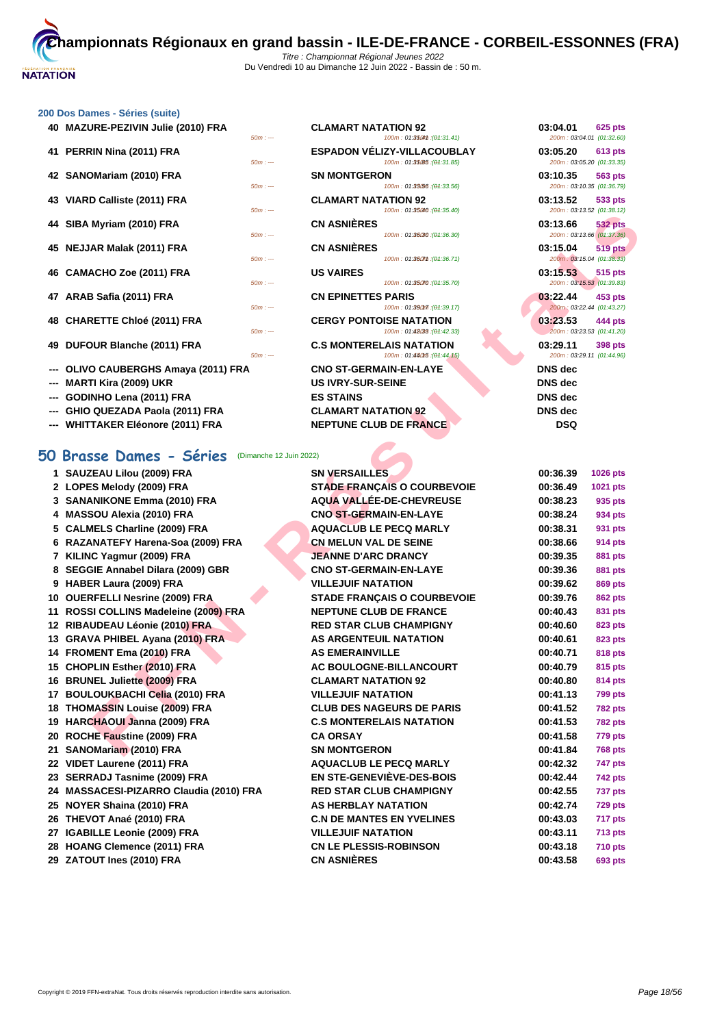# Championnats Régionaux en grand bassin - ILE-DE-FRANCE - CORBEIL-ESSONNES (FRA)

*Titre : Championnat Régional Jeunes 2022*
Du Vendredi 10 au Dimanche 12 Juin 2022 - Bassin de : 50 m.

### 200 Dos Dames - Séries (suite)

| Rang | Nom | Club | Temps | Points |
|---|---|---|---|---|
| 40 | MAZURE-PEZIVIN Julie (2010) FRA | CLAMART NATATION 92 | 03:04.01 | 625 pts |
| | 50m : --- | 100m : 01:31.41 (01:31.41) | 200m : 03:04.01 (01:32.60) | |
| 41 | PERRIN Nina (2011) FRA | ESPADON VÉLIZY-VILLACOUBLAY | 03:05.20 | 613 pts |
| | 50m : --- | 100m : 01:31.85 (01:31.85) | 200m : 03:05.20 (01:33.35) | |
| 42 | SANOMariam (2010) FRA | SN MONTGERON | 03:10.35 | 563 pts |
| | 50m : --- | 100m : 01:33.56 (01:33.56) | 200m : 03:10.35 (01:36.79) | |
| 43 | VIARD Calliste (2011) FRA | CLAMART NATATION 92 | 03:13.52 | 533 pts |
| | 50m : --- | 100m : 01:35.40 (01:35.40) | 200m : 03:13.52 (01:38.12) | |
| 44 | SIBA Myriam (2010) FRA | CN ASNIÈRES | 03:13.66 | 532 pts |
| | 50m : --- | 100m : 01:36.30 (01:36.30) | 200m : 03:13.66 (01:37.36) | |
| 45 | NEJJAR Malak (2011) FRA | CN ASNIÈRES | 03:15.04 | 519 pts |
| | 50m : --- | 100m : 01:36.71 (01:36.71) | 200m : 03:15.04 (01:38.33) | |
| 46 | CAMACHO Zoe (2011) FRA | US VAIRES | 03:15.53 | 515 pts |
| | 50m : --- | 100m : 01:35.70 (01:35.70) | 200m : 03:15.53 (01:39.83) | |
| 47 | ARAB Safia (2011) FRA | CN EPINETTES PARIS | 03:22.44 | 453 pts |
| | 50m : --- | 100m : 01:39.17 (01:39.17) | 200m : 03:22.44 (01:43.27) | |
| 48 | CHARETTE Chloé (2011) FRA | CERGY PONTOISE NATATION | 03:23.53 | 444 pts |
| | 50m : --- | 100m : 01:42.33 (01:42.33) | 200m : 03:23.53 (01:41.20) | |
| 49 | DUFOUR Blanche (2011) FRA | C.S MONTERELAIS NATATION | 03:29.11 | 398 pts |
| | 50m : --- | 100m : 01:44.15 (01:44.15) | 200m : 03:29.11 (01:44.96) | |
| --- | OLIVO CAUBERGHS Amaya (2011) FRA | CNO ST-GERMAIN-EN-LAYE | DNS dec | |
| --- | MARTI Kira (2009) UKR | US IVRY-SUR-SEINE | DNS dec | |
| --- | GODINHO Lena (2011) FRA | ES STAINS | DNS dec | |
| --- | GHIO QUEZADA Paola (2011) FRA | CLAMART NATATION 92 | DNS dec | |
| --- | WHITTAKER Eléonore (2011) FRA | NEPTUNE CLUB DE FRANCE | DSQ | |

## 50 Brasse Dames - Séries (Dimanche 12 Juin 2022)

| Rang | Nom | Club | Temps | Points |
|---|---|---|---|---|
| 1 | SAUZEAU Lilou (2009) FRA | SN VERSAILLES | 00:36.39 | 1026 pts |
| 2 | LOPES Melody (2009) FRA | STADE FRANÇAIS O COURBEVOIE | 00:36.49 | 1021 pts |
| 3 | SANANIKONE Emma (2010) FRA | AQUA VALLÉE-DE-CHEVREUSE | 00:38.23 | 935 pts |
| 4 | MASSOU Alexia (2010) FRA | CNO ST-GERMAIN-EN-LAYE | 00:38.24 | 934 pts |
| 5 | CALMELS Charline (2009) FRA | AQUACLUB LE PECQ MARLY | 00:38.31 | 931 pts |
| 6 | RAZANATEFY Harena-Soa (2009) FRA | CN MELUN VAL DE SEINE | 00:38.66 | 914 pts |
| 7 | KILINC Yagmur (2009) FRA | JEANNE D'ARC DRANCY | 00:39.35 | 881 pts |
| 8 | SEGGIE Annabel Dilara (2009) GBR | CNO ST-GERMAIN-EN-LAYE | 00:39.36 | 881 pts |
| 9 | HABER Laura (2009) FRA | VILLEJUIF NATATION | 00:39.62 | 869 pts |
| 10 | OUERFELLI Nesrine (2009) FRA | STADE FRANÇAIS O COURBEVOIE | 00:39.76 | 862 pts |
| 11 | ROSSI COLLINS Madeleine (2009) FRA | NEPTUNE CLUB DE FRANCE | 00:40.43 | 831 pts |
| 12 | RIBAUDEAU Léonie (2010) FRA | RED STAR CLUB CHAMPIGNY | 00:40.60 | 823 pts |
| 13 | GRAVA PHIBEL Ayana (2010) FRA | AS ARGENTEUIL NATATION | 00:40.61 | 823 pts |
| 14 | FROMENT Ema (2010) FRA | AS EMERAINVILLE | 00:40.71 | 818 pts |
| 15 | CHOPLIN Esther (2010) FRA | AC BOULOGNE-BILLANCOURT | 00:40.79 | 815 pts |
| 16 | BRUNEL Juliette (2009) FRA | CLAMART NATATION 92 | 00:40.80 | 814 pts |
| 17 | BOULOUKBACHI Celia (2010) FRA | VILLEJUIF NATATION | 00:41.13 | 799 pts |
| 18 | THOMASSIN Louise (2009) FRA | CLUB DES NAGEURS DE PARIS | 00:41.52 | 782 pts |
| 19 | HARCHAOUI Janna (2009) FRA | C.S MONTERELAIS NATATION | 00:41.53 | 782 pts |
| 20 | ROCHE Faustine (2009) FRA | CA ORSAY | 00:41.58 | 779 pts |
| 21 | SANOMariam (2010) FRA | SN MONTGERON | 00:41.84 | 768 pts |
| 22 | VIDET Laurene (2011) FRA | AQUACLUB LE PECQ MARLY | 00:42.32 | 747 pts |
| 23 | SERRADJ Tasnime (2009) FRA | EN STE-GENEVIÈVE-DES-BOIS | 00:42.44 | 742 pts |
| 24 | MASSACESI-PIZARRO Claudia (2010) FRA | RED STAR CLUB CHAMPIGNY | 00:42.55 | 737 pts |
| 25 | NOYER Shaina (2010) FRA | AS HERBLAY NATATION | 00:42.74 | 729 pts |
| 26 | THEVOT Anaé (2010) FRA | C.N DE MANTES EN YVELINES | 00:43.03 | 717 pts |
| 27 | IGABILLE Leonie (2009) FRA | VILLEJUIF NATATION | 00:43.11 | 713 pts |
| 28 | HOANG Clemence (2011) FRA | CN LE PLESSIS-ROBINSON | 00:43.18 | 710 pts |
| 29 | ZATOUT Ines (2010) FRA | CN ASNIÈRES | 00:43.58 | 693 pts |

Copyright © 2019 FFN-extraNat. Tous droits réservés reproduction interdite sans autorisation.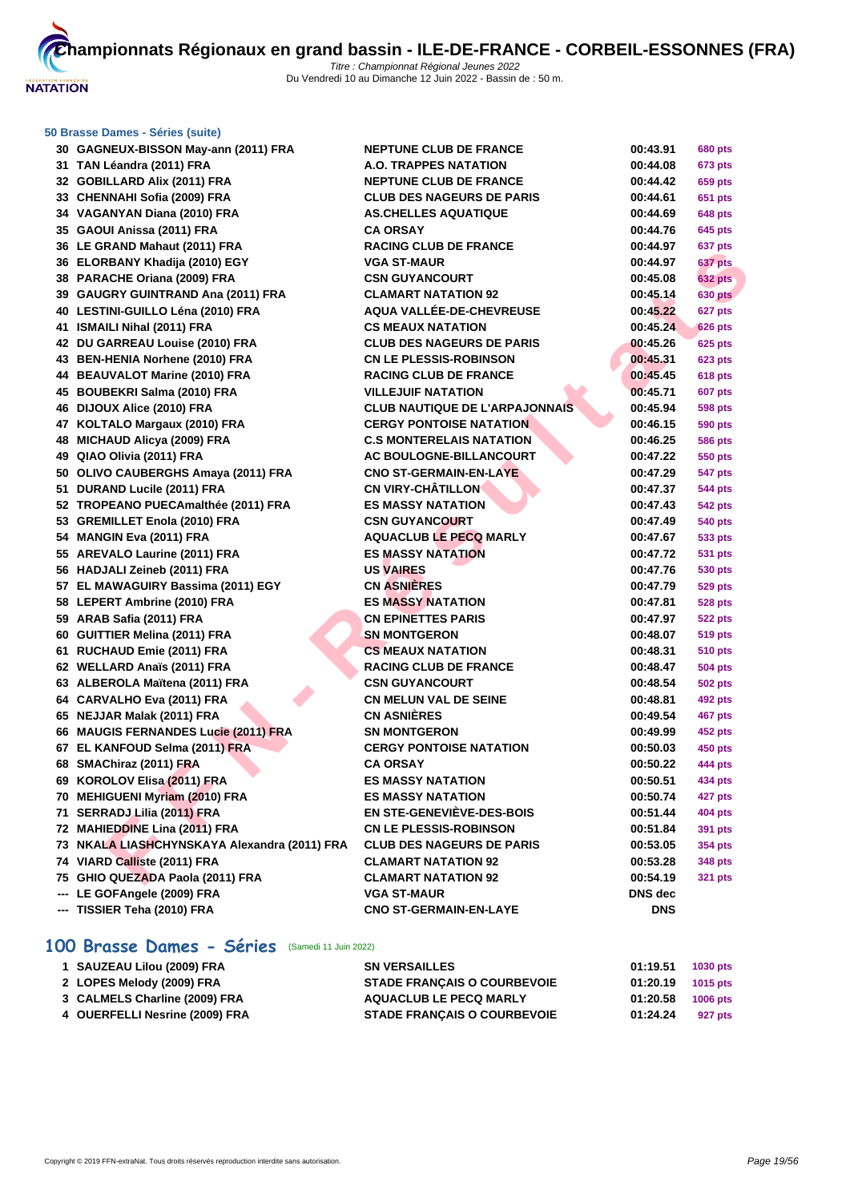# Championnats Régionaux en grand bassin - ILE-DE-FRANCE - CORBEIL-ESSONNES (FRA)

*Titre : Championnat Régional Jeunes 2022*
Du Vendredi 10 au Dimanche 12 Juin 2022 - Bassin de : 50 m.

### 50 Brasse Dames - Séries (suite)

| | | | | |
|---|---|---|---|---|
| 30 | GAGNEUX-BISSON May-ann (2011) FRA | NEPTUNE CLUB DE FRANCE | 00:43.91 | 680 pts |
| 31 | TAN Léandra (2011) FRA | A.O. TRAPPES NATATION | 00:44.08 | 673 pts |
| 32 | GOBILLARD Alix (2011) FRA | NEPTUNE CLUB DE FRANCE | 00:44.42 | 659 pts |
| 33 | CHENNAHI Sofia (2009) FRA | CLUB DES NAGEURS DE PARIS | 00:44.61 | 651 pts |
| 34 | VAGANYAN Diana (2010) FRA | AS.CHELLES AQUATIQUE | 00:44.69 | 648 pts |
| 35 | GAOUI Anissa (2011) FRA | CA ORSAY | 00:44.76 | 645 pts |
| 36 | LE GRAND Mahaut (2011) FRA | RACING CLUB DE FRANCE | 00:44.97 | 637 pts |
| 36 | ELORBANY Khadija (2010) EGY | VGA ST-MAUR | 00:44.97 | 637 pts |
| 38 | PARACHE Oriana (2009) FRA | CSN GUYANCOURT | 00:45.08 | 632 pts |
| 39 | GAUGRY GUINTRAND Ana (2011) FRA | CLAMART NATATION 92 | 00:45.14 | 630 pts |
| 40 | LESTINI-GUILLO Léna (2010) FRA | AQUA VALLÉE-DE-CHEVREUSE | 00:45.22 | 627 pts |
| 41 | ISMAILI Nihal (2011) FRA | CS MEAUX NATATION | 00:45.24 | 626 pts |
| 42 | DU GARREAU Louise (2010) FRA | CLUB DES NAGEURS DE PARIS | 00:45.26 | 625 pts |
| 43 | BEN-HENIA Norhene (2010) FRA | CN LE PLESSIS-ROBINSON | 00:45.31 | 623 pts |
| 44 | BEAUVALOT Marine (2010) FRA | RACING CLUB DE FRANCE | 00:45.45 | 618 pts |
| 45 | BOUBEKRI Salma (2010) FRA | VILLEJUIF NATATION | 00:45.71 | 607 pts |
| 46 | DIJOUX Alice (2010) FRA | CLUB NAUTIQUE DE L'ARPAJONNAIS | 00:45.94 | 598 pts |
| 47 | KOLTALO Margaux (2010) FRA | CERGY PONTOISE NATATION | 00:46.15 | 590 pts |
| 48 | MICHAUD Alicya (2009) FRA | C.S MONTERELAIS NATATION | 00:46.25 | 586 pts |
| 49 | QIAO Olivia (2011) FRA | AC BOULOGNE-BILLANCOURT | 00:47.22 | 550 pts |
| 50 | OLIVO CAUBERGHS Amaya (2011) FRA | CNO ST-GERMAIN-EN-LAYE | 00:47.29 | 547 pts |
| 51 | DURAND Lucile (2011) FRA | CN VIRY-CHÂTILLON | 00:47.37 | 544 pts |
| 52 | TROPEANO PUECAmalthée (2011) FRA | ES MASSY NATATION | 00:47.43 | 542 pts |
| 53 | GREMILLET Enola (2010) FRA | CSN GUYANCOURT | 00:47.49 | 540 pts |
| 54 | MANGIN Eva (2011) FRA | AQUACLUB LE PECQ MARLY | 00:47.67 | 533 pts |
| 55 | AREVALO Laurine (2011) FRA | ES MASSY NATATION | 00:47.72 | 531 pts |
| 56 | HADJALI Zeineb (2011) FRA | US VAIRES | 00:47.76 | 530 pts |
| 57 | EL MAWAGUIRY Bassima (2011) EGY | CN ASNIÈRES | 00:47.79 | 529 pts |
| 58 | LEPERT Ambrine (2010) FRA | ES MASSY NATATION | 00:47.81 | 528 pts |
| 59 | ARAB Safia (2011) FRA | CN EPINETTES PARIS | 00:47.97 | 522 pts |
| 60 | GUITTIER Melina (2011) FRA | SN MONTGERON | 00:48.07 | 519 pts |
| 61 | RUCHAUD Emie (2011) FRA | CS MEAUX NATATION | 00:48.31 | 510 pts |
| 62 | WELLARD Anaïs (2011) FRA | RACING CLUB DE FRANCE | 00:48.47 | 504 pts |
| 63 | ALBEROLA Maïtena (2011) FRA | CSN GUYANCOURT | 00:48.54 | 502 pts |
| 64 | CARVALHO Eva (2011) FRA | CN MELUN VAL DE SEINE | 00:48.81 | 492 pts |
| 65 | NEJJAR Malak (2011) FRA | CN ASNIÈRES | 00:49.54 | 467 pts |
| 66 | MAUGIS FERNANDES Lucie (2011) FRA | SN MONTGERON | 00:49.99 | 452 pts |
| 67 | EL KANFOUD Selma (2011) FRA | CERGY PONTOISE NATATION | 00:50.03 | 450 pts |
| 68 | SMAChiraz (2011) FRA | CA ORSAY | 00:50.22 | 444 pts |
| 69 | KOROLOV Elisa (2011) FRA | ES MASSY NATATION | 00:50.51 | 434 pts |
| 70 | MEHIGUENI Myriam (2010) FRA | ES MASSY NATATION | 00:50.74 | 427 pts |
| 71 | SERRADJ Lilia (2011) FRA | EN STE-GENEVIÈVE-DES-BOIS | 00:51.44 | 404 pts |
| 72 | MAHIEDDINE Lina (2011) FRA | CN LE PLESSIS-ROBINSON | 00:51.84 | 391 pts |
| 73 | NKALA LIASHCHYNSKAYA Alexandra (2011) FRA | CLUB DES NAGEURS DE PARIS | 00:53.05 | 354 pts |
| 74 | VIARD Calliste (2011) FRA | CLAMART NATATION 92 | 00:53.28 | 348 pts |
| 75 | GHIO QUEZADA Paola (2011) FRA | CLAMART NATATION 92 | 00:54.19 | 321 pts |
| --- | LE GOFAngele (2009) FRA | VGA ST-MAUR | DNS dec | |
| --- | TISSIER Teha (2010) FRA | CNO ST-GERMAIN-EN-LAYE | DNS | |

## 100 Brasse Dames - Séries (Samedi 11 Juin 2022)

| | | | | |
|---|---|---|---|---|
| 1 | SAUZEAU Lilou (2009) FRA | SN VERSAILLES | 01:19.51 | 1030 pts |
| 2 | LOPES Melody (2009) FRA | STADE FRANÇAIS O COURBEVOIE | 01:20.19 | 1015 pts |
| 3 | CALMELS Charline (2009) FRA | AQUACLUB LE PECQ MARLY | 01:20.58 | 1006 pts |
| 4 | OUERFELLI Nesrine (2009) FRA | STADE FRANÇAIS O COURBEVOIE | 01:24.24 | 927 pts |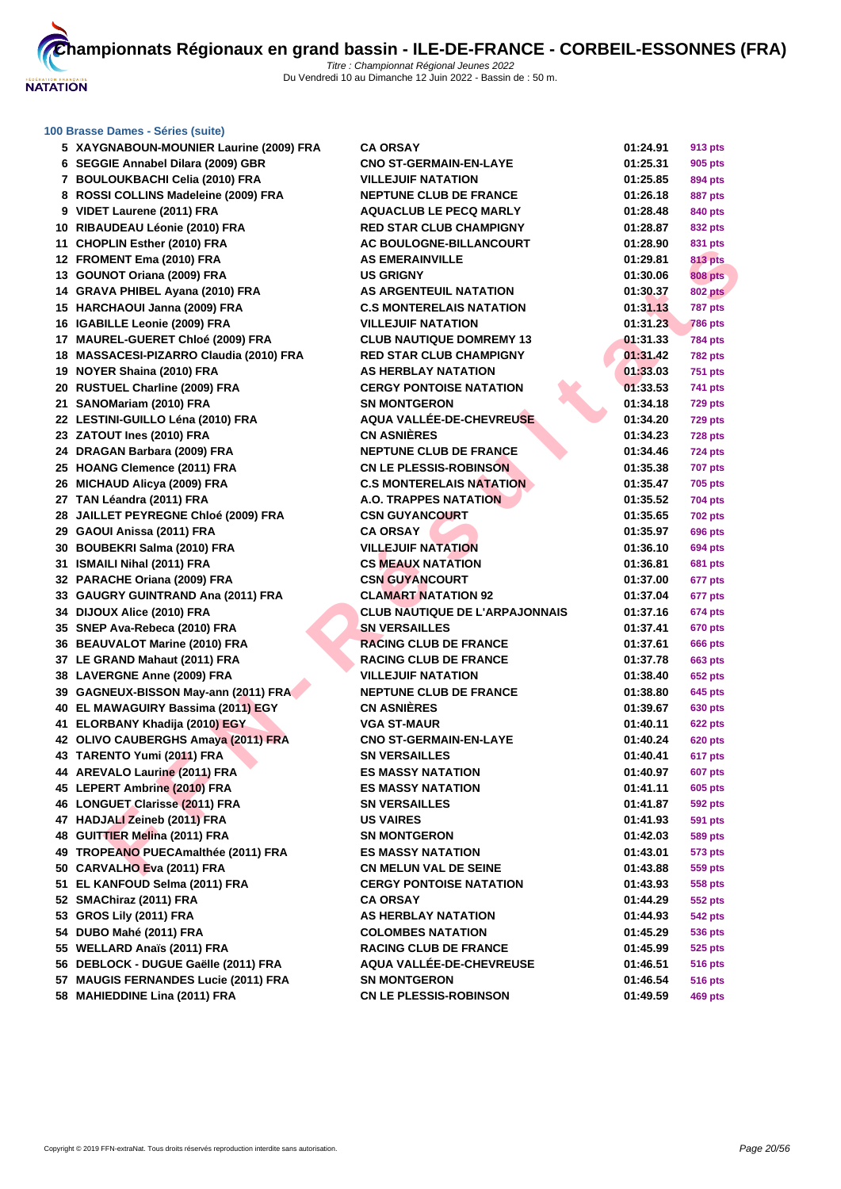# Championnats Régionaux en grand bassin - ILE-DE-FRANCE - CORBEIL-ESSONNES (FRA)

*Titre : Championnat Régional Jeunes 2022*
Du Vendredi 10 au Dimanche 12 Juin 2022 - Bassin de : 50 m.

### 100 Brasse Dames - Séries (suite)

| | | | | |
|---|---|---|---|---|
| 5 | XAYGNABOUN-MOUNIER Laurine (2009) FRA | CA ORSAY | 01:24.91 | 913 pts |
| 6 | SEGGIE Annabel Dilara (2009) GBR | CNO ST-GERMAIN-EN-LAYE | 01:25.31 | 905 pts |
| 7 | BOULOUKBACHI Celia (2010) FRA | VILLEJUIF NATATION | 01:25.85 | 894 pts |
| 8 | ROSSI COLLINS Madeleine (2009) FRA | NEPTUNE CLUB DE FRANCE | 01:26.18 | 887 pts |
| 9 | VIDET Laurene (2011) FRA | AQUACLUB LE PECQ MARLY | 01:28.48 | 840 pts |
| 10 | RIBAUDEAU Léonie (2010) FRA | RED STAR CLUB CHAMPIGNY | 01:28.87 | 832 pts |
| 11 | CHOPLIN Esther (2010) FRA | AC BOULOGNE-BILLANCOURT | 01:28.90 | 831 pts |
| 12 | FROMENT Ema (2010) FRA | AS EMERAINVILLE | 01:29.81 | 813 pts |
| 13 | GOUNOT Oriana (2009) FRA | US GRIGNY | 01:30.06 | 808 pts |
| 14 | GRAVA PHIBEL Ayana (2010) FRA | AS ARGENTEUIL NATATION | 01:30.37 | 802 pts |
| 15 | HARCHAOUI Janna (2009) FRA | C.S MONTERELAIS NATATION | 01:31.13 | 787 pts |
| 16 | IGABILLE Leonie (2009) FRA | VILLEJUIF NATATION | 01:31.23 | 786 pts |
| 17 | MAUREL-GUERET Chloé (2009) FRA | CLUB NAUTIQUE DOMREMY 13 | 01:31.33 | 784 pts |
| 18 | MASSACESI-PIZARRO Claudia (2010) FRA | RED STAR CLUB CHAMPIGNY | 01:31.42 | 782 pts |
| 19 | NOYER Shaina (2010) FRA | AS HERBLAY NATATION | 01:33.03 | 751 pts |
| 20 | RUSTUEL Charline (2009) FRA | CERGY PONTOISE NATATION | 01:33.53 | 741 pts |
| 21 | SANOMariam (2010) FRA | SN MONTGERON | 01:34.18 | 729 pts |
| 22 | LESTINI-GUILLO Léna (2010) FRA | AQUA VALLÉE-DE-CHEVREUSE | 01:34.20 | 729 pts |
| 23 | ZATOUT Ines (2010) FRA | CN ASNIÈRES | 01:34.23 | 728 pts |
| 24 | DRAGAN Barbara (2009) FRA | NEPTUNE CLUB DE FRANCE | 01:34.46 | 724 pts |
| 25 | HOANG Clemence (2011) FRA | CN LE PLESSIS-ROBINSON | 01:35.38 | 707 pts |
| 26 | MICHAUD Alicya (2009) FRA | C.S MONTERELAIS NATATION | 01:35.47 | 705 pts |
| 27 | TAN Léandra (2011) FRA | A.O. TRAPPES NATATION | 01:35.52 | 704 pts |
| 28 | JAILLET PEYREGNE Chloé (2009) FRA | CSN GUYANCOURT | 01:35.65 | 702 pts |
| 29 | GAOUI Anissa (2011) FRA | CA ORSAY | 01:35.97 | 696 pts |
| 30 | BOUBEKRI Salma (2010) FRA | VILLEJUIF NATATION | 01:36.10 | 694 pts |
| 31 | ISMAILI Nihal (2011) FRA | CS MEAUX NATATION | 01:36.81 | 681 pts |
| 32 | PARACHE Oriana (2009) FRA | CSN GUYANCOURT | 01:37.00 | 677 pts |
| 33 | GAUGRY GUINTRAND Ana (2011) FRA | CLAMART NATATION 92 | 01:37.04 | 677 pts |
| 34 | DIJOUX Alice (2010) FRA | CLUB NAUTIQUE DE L'ARPAJONNAIS | 01:37.16 | 674 pts |
| 35 | SNEP Ava-Rebeca (2010) FRA | SN VERSAILLES | 01:37.41 | 670 pts |
| 36 | BEAUVALOT Marine (2010) FRA | RACING CLUB DE FRANCE | 01:37.61 | 666 pts |
| 37 | LE GRAND Mahaut (2011) FRA | RACING CLUB DE FRANCE | 01:37.78 | 663 pts |
| 38 | LAVERGNE Anne (2009) FRA | VILLEJUIF NATATION | 01:38.40 | 652 pts |
| 39 | GAGNEUX-BISSON May-ann (2011) FRA | NEPTUNE CLUB DE FRANCE | 01:38.80 | 645 pts |
| 40 | EL MAWAGUIRY Bassima (2011) EGY | CN ASNIÈRES | 01:39.67 | 630 pts |
| 41 | ELORBANY Khadija (2010) EGY | VGA ST-MAUR | 01:40.11 | 622 pts |
| 42 | OLIVO CAUBERGHS Amaya (2011) FRA | CNO ST-GERMAIN-EN-LAYE | 01:40.24 | 620 pts |
| 43 | TARENTO Yumi (2011) FRA | SN VERSAILLES | 01:40.41 | 617 pts |
| 44 | AREVALO Laurine (2011) FRA | ES MASSY NATATION | 01:40.97 | 607 pts |
| 45 | LEPERT Ambrine (2010) FRA | ES MASSY NATATION | 01:41.11 | 605 pts |
| 46 | LONGUET Clarisse (2011) FRA | SN VERSAILLES | 01:41.87 | 592 pts |
| 47 | HADJALI Zeineb (2011) FRA | US VAIRES | 01:41.93 | 591 pts |
| 48 | GUITTIER Melina (2011) FRA | SN MONTGERON | 01:42.03 | 589 pts |
| 49 | TROPEANO PUECAmalthée (2011) FRA | ES MASSY NATATION | 01:43.01 | 573 pts |
| 50 | CARVALHO Eva (2011) FRA | CN MELUN VAL DE SEINE | 01:43.88 | 559 pts |
| 51 | EL KANFOUD Selma (2011) FRA | CERGY PONTOISE NATATION | 01:43.93 | 558 pts |
| 52 | SMAChiraz (2011) FRA | CA ORSAY | 01:44.29 | 552 pts |
| 53 | GROS Lily (2011) FRA | AS HERBLAY NATATION | 01:44.93 | 542 pts |
| 54 | DUBO Mahé (2011) FRA | COLOMBES NATATION | 01:45.29 | 536 pts |
| 55 | WELLARD Anaïs (2011) FRA | RACING CLUB DE FRANCE | 01:45.99 | 525 pts |
| 56 | DEBLOCK - DUGUE Gaëlle (2011) FRA | AQUA VALLÉE-DE-CHEVREUSE | 01:46.51 | 516 pts |
| 57 | MAUGIS FERNANDES Lucie (2011) FRA | SN MONTGERON | 01:46.54 | 516 pts |
| 58 | MAHIEDDINE Lina (2011) FRA | CN LE PLESSIS-ROBINSON | 01:49.59 | 469 pts |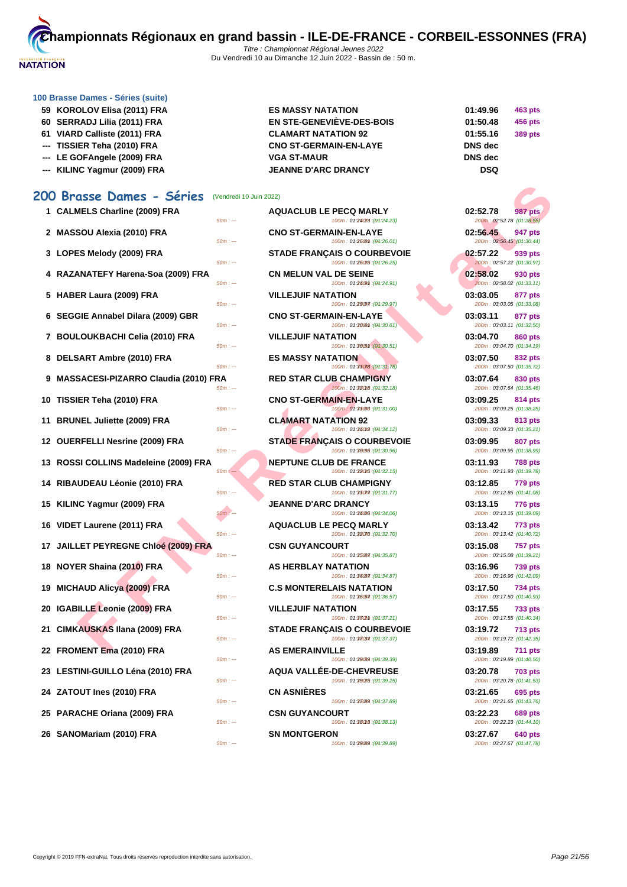# Championnats Régionaux en grand bassin - ILE-DE-FRANCE - CORBEIL-ESSONNES (FRA)

*Titre : Championnat Régional Jeunes 2022*
Du Vendredi 10 au Dimanche 12 Juin 2022 - Bassin de : 50 m.

### 100 Brasse Dames - Séries (suite)

| Pl. | Nom | Club | Temps | Points |
|---|---|---|---|---|
| 59 | KOROLOV Elisa (2011) FRA | ES MASSY NATATION | 01:49.96 | 463 pts |
| 60 | SERRADJ Lilia (2011) FRA | EN STE-GENEVIÈVE-DES-BOIS | 01:50.48 | 456 pts |
| 61 | VIARD Calliste (2011) FRA | CLAMART NATATION 92 | 01:55.16 | 389 pts |
| --- | TISSIER Teha (2010) FRA | CNO ST-GERMAIN-EN-LAYE | DNS dec | |
| --- | LE GOFAngele (2009) FRA | VGA ST-MAUR | DNS dec | |
| --- | KILINC Yagmur (2009) FRA | JEANNE D'ARC DRANCY | DSQ | |

## 200 Brasse Dames - Séries (Vendredi 10 Juin 2022)

| Pl. | Nom | 50m | Club | 100m | Temps | Points | 200m |
|---|---|---|---|---|---|---|---|
| 1 | CALMELS Charline (2009) FRA | 50m : --- | AQUACLUB LE PECQ MARLY | 100m : 01:24.23 (01:24.23) | 02:52.78 | 987 pts | 200m : 02:52.78 (01:28.55) |
| 2 | MASSOU Alexia (2010) FRA | 50m : --- | CNO ST-GERMAIN-EN-LAYE | 100m : 01:26.01 (01:26.01) | 02:56.45 | 947 pts | 200m : 02:56.45 (01:30.44) |
| 3 | LOPES Melody (2009) FRA | 50m : --- | STADE FRANÇAIS O COURBEVOIE | 100m : 01:26.25 (01:26.25) | 02:57.22 | 939 pts | 200m : 02:57.22 (01:30.97) |
| 4 | RAZANATEFY Harena-Soa (2009) FRA | 50m : --- | CN MELUN VAL DE SEINE | 100m : 01:24.91 (01:24.91) | 02:58.02 | 930 pts | 200m : 02:58.02 (01:33.11) |
| 5 | HABER Laura (2009) FRA | 50m : --- | VILLEJUIF NATATION | 100m : 01:29.97 (01:29.97) | 03:03.05 | 877 pts | 200m : 03:03.05 (01:33.08) |
| 6 | SEGGIE Annabel Dilara (2009) GBR | 50m : --- | CNO ST-GERMAIN-EN-LAYE | 100m : 01:30.61 (01:30.61) | 03:03.11 | 877 pts | 200m : 03:03.11 (01:32.50) |
| 7 | BOULOUKBACHI Celia (2010) FRA | 50m : --- | VILLEJUIF NATATION | 100m : 01:30.51 (01:30.51) | 03:04.70 | 860 pts | 200m : 03:04.70 (01:34.19) |
| 8 | DELSART Ambre (2010) FRA | 50m : --- | ES MASSY NATATION | 100m : 01:31.78 (01:31.78) | 03:07.50 | 832 pts | 200m : 03:07.50 (01:35.72) |
| 9 | MASSACESI-PIZARRO Claudia (2010) FRA | 50m : --- | RED STAR CLUB CHAMPIGNY | 100m : 01:32.18 (01:32.18) | 03:07.64 | 830 pts | 200m : 03:07.64 (01:35.46) |
| 10 | TISSIER Teha (2010) FRA | 50m : --- | CNO ST-GERMAIN-EN-LAYE | 100m : 01:31.00 (01:31.00) | 03:09.25 | 814 pts | 200m : 03:09.25 (01:38.25) |
| 11 | BRUNEL Juliette (2009) FRA | 50m : --- | CLAMART NATATION 92 | 100m : 01:34.12 (01:34.12) | 03:09.33 | 813 pts | 200m : 03:09.33 (01:35.21) |
| 12 | OUERFELLI Nesrine (2009) FRA | 50m : --- | STADE FRANÇAIS O COURBEVOIE | 100m : 01:30.96 (01:30.96) | 03:09.95 | 807 pts | 200m : 03:09.95 (01:38.99) |
| 13 | ROSSI COLLINS Madeleine (2009) FRA | 50m : --- | NEPTUNE CLUB DE FRANCE | 100m : 01:32.15 (01:32.15) | 03:11.93 | 788 pts | 200m : 03:11.93 (01:39.78) |
| 14 | RIBAUDEAU Léonie (2010) FRA | 50m : --- | RED STAR CLUB CHAMPIGNY | 100m : 01:31.77 (01:31.77) | 03:12.85 | 779 pts | 200m : 03:12.85 (01:41.08) |
| 15 | KILINC Yagmur (2009) FRA | 50m : --- | JEANNE D'ARC DRANCY | 100m : 01:34.06 (01:34.06) | 03:13.15 | 776 pts | 200m : 03:13.15 (01:39.09) |
| 16 | VIDET Laurene (2011) FRA | 50m : --- | AQUACLUB LE PECQ MARLY | 100m : 01:32.70 (01:32.70) | 03:13.42 | 773 pts | 200m : 03:13.42 (01:40.72) |
| 17 | JAILLET PEYREGNE Chloé (2009) FRA | 50m : --- | CSN GUYANCOURT | 100m : 01:35.87 (01:35.87) | 03:15.08 | 757 pts | 200m : 03:15.08 (01:39.21) |
| 18 | NOYER Shaina (2010) FRA | 50m : --- | AS HERBLAY NATATION | 100m : 01:34.87 (01:34.87) | 03:16.96 | 739 pts | 200m : 03:16.96 (01:42.09) |
| 19 | MICHAUD Alicya (2009) FRA | 50m : --- | C.S MONTERELAIS NATATION | 100m : 01:36.57 (01:36.57) | 03:17.50 | 734 pts | 200m : 03:17.50 (01:40.93) |
| 20 | IGABILLE Leonie (2009) FRA | 50m : --- | VILLEJUIF NATATION | 100m : 01:37.21 (01:37.21) | 03:17.55 | 733 pts | 200m : 03:17.55 (01:40.34) |
| 21 | CIMKAUSKAS Ilana (2009) FRA | 50m : --- | STADE FRANÇAIS O COURBEVOIE | 100m : 01:37.37 (01:37.37) | 03:19.72 | 713 pts | 200m : 03:19.72 (01:42.35) |
| 22 | FROMENT Ema (2010) FRA | 50m : --- | AS EMERAINVILLE | 100m : 01:39.39 (01:39.39) | 03:19.89 | 711 pts | 200m : 03:19.89 (01:40.50) |
| 23 | LESTINI-GUILLO Léna (2010) FRA | 50m : --- | AQUA VALLÉE-DE-CHEVREUSE | 100m : 01:39.25 (01:39.25) | 03:20.78 | 703 pts | 200m : 03:20.78 (01:41.53) |
| 24 | ZATOUT Ines (2010) FRA | 50m : --- | CN ASNIÈRES | 100m : 01:37.89 (01:37.89) | 03:21.65 | 695 pts | 200m : 03:21.65 (01:43.76) |
| 25 | PARACHE Oriana (2009) FRA | 50m : --- | CSN GUYANCOURT | 100m : 01:38.13 (01:38.13) | 03:22.23 | 689 pts | 200m : 03:22.23 (01:44.10) |
| 26 | SANOMariam (2010) FRA | 50m : --- | SN MONTGERON | 100m : 01:39.89 (01:39.89) | 03:27.67 | 640 pts | 200m : 03:27.67 (01:47.78) |

Copyright © 2019 FFN-extraNat. Tous droits réservés reproduction interdite sans autorisation.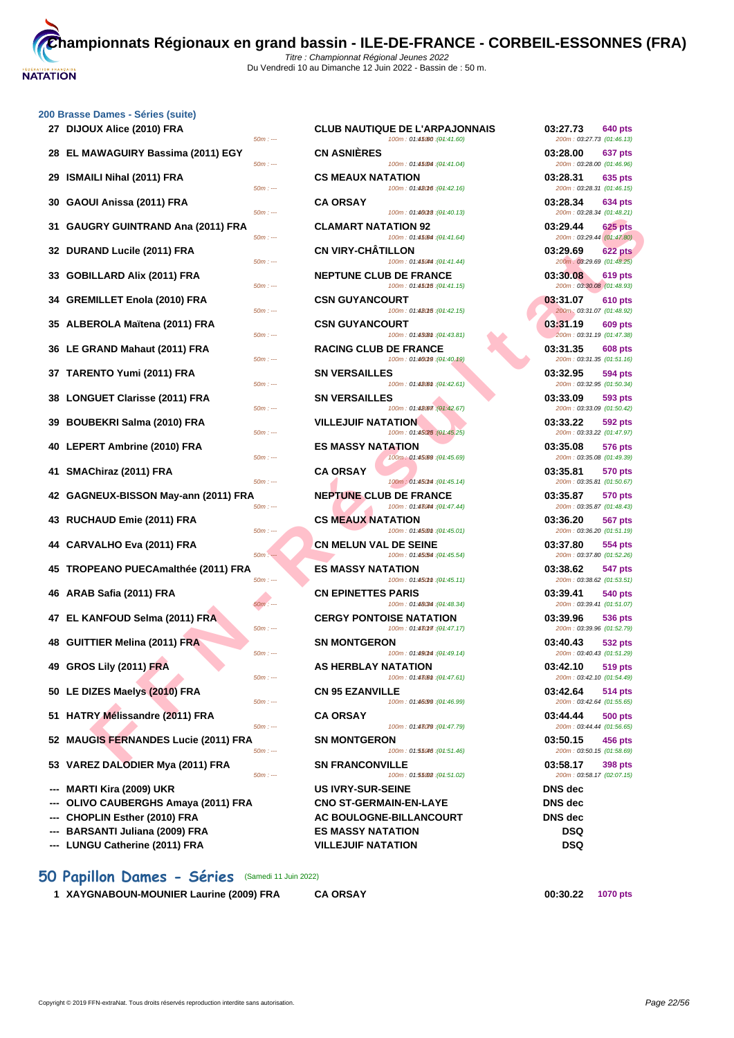# Championnats Régionaux en grand bassin - ILE-DE-FRANCE - CORBEIL-ESSONNES (FRA)

*Titre : Championnat Régional Jeunes 2022*
Du Vendredi 10 au Dimanche 12 Juin 2022 - Bassin de : 50 m.

## 200 Brasse Dames - Séries (suite)

| Rang | Nom | Club | Temps | Points |
|---|---|---|---|---|
| 27 | DIJOUX Alice (2010) FRA | CLUB NAUTIQUE DE L'ARPAJONNAIS | 03:27.73 | 640 pts |
| | 50m : --- | 100m : 01:41.60 (01:41.60) | 200m : 03:27.73 (01:46.13) | |
| 28 | EL MAWAGUIRY Bassima (2011) EGY | CN ASNIÈRES | 03:28.00 | 637 pts |
| | 50m : --- | 100m : 01:41.04 (01:41.04) | 200m : 03:28.00 (01:46.96) | |
| 29 | ISMAILI Nihal (2011) FRA | CS MEAUX NATATION | 03:28.31 | 635 pts |
| | 50m : --- | 100m : 01:42.16 (01:42.16) | 200m : 03:28.31 (01:46.15) | |
| 30 | GAOUI Anissa (2011) FRA | CA ORSAY | 03:28.34 | 634 pts |
| | 50m : --- | 100m : 01:40.13 (01:40.13) | 200m : 03:28.34 (01:48.21) | |
| 31 | GAUGRY GUINTRAND Ana (2011) FRA | CLAMART NATATION 92 | 03:29.44 | 625 pts |
| | 50m : --- | 100m : 01:41.64 (01:41.64) | 200m : 03:29.44 (01:47.80) | |
| 32 | DURAND Lucile (2011) FRA | CN VIRY-CHÂTILLON | 03:29.69 | 622 pts |
| | 50m : --- | 100m : 01:41.44 (01:41.44) | 200m : 03:29.69 (01:48.25) | |
| 33 | GOBILLARD Alix (2011) FRA | NEPTUNE CLUB DE FRANCE | 03:30.08 | 619 pts |
| | 50m : --- | 100m : 01:41.15 (01:41.15) | 200m : 03:30.08 (01:48.93) | |
| 34 | GREMILLET Enola (2010) FRA | CSN GUYANCOURT | 03:31.07 | 610 pts |
| | 50m : --- | 100m : 01:42.15 (01:42.15) | 200m : 03:31.07 (01:48.92) | |
| 35 | ALBEROLA Maïtena (2011) FRA | CSN GUYANCOURT | 03:31.19 | 609 pts |
| | 50m : --- | 100m : 01:43.81 (01:43.81) | 200m : 03:31.19 (01:47.38) | |
| 36 | LE GRAND Mahaut (2011) FRA | RACING CLUB DE FRANCE | 03:31.35 | 608 pts |
| | 50m : --- | 100m : 01:40.19 (01:40.19) | 200m : 03:31.35 (01:51.16) | |
| 37 | TARENTO Yumi (2011) FRA | SN VERSAILLES | 03:32.95 | 594 pts |
| | 50m : --- | 100m : 01:42.61 (01:42.61) | 200m : 03:32.95 (01:50.34) | |
| 38 | LONGUET Clarisse (2011) FRA | SN VERSAILLES | 03:33.09 | 593 pts |
| | 50m : --- | 100m : 01:42.67 (01:42.67) | 200m : 03:33.09 (01:50.42) | |
| 39 | BOUBEKRI Salma (2010) FRA | VILLEJUIF NATATION | 03:33.22 | 592 pts |
| | 50m : --- | 100m : 01:45.25 (01:45.25) | 200m : 03:33.22 (01:47.97) | |
| 40 | LEPERT Ambrine (2010) FRA | ES MASSY NATATION | 03:35.08 | 576 pts |
| | 50m : --- | 100m : 01:45.69 (01:45.69) | 200m : 03:35.08 (01:49.39) | |
| 41 | SMAChiraz (2011) FRA | CA ORSAY | 03:35.81 | 570 pts |
| | 50m : --- | 100m : 01:45.14 (01:45.14) | 200m : 03:35.81 (01:50.67) | |
| 42 | GAGNEUX-BISSON May-ann (2011) FRA | NEPTUNE CLUB DE FRANCE | 03:35.87 | 570 pts |
| | 50m : --- | 100m : 01:47.44 (01:47.44) | 200m : 03:35.87 (01:48.43) | |
| 43 | RUCHAUD Emie (2011) FRA | CS MEAUX NATATION | 03:36.20 | 567 pts |
| | 50m : --- | 100m : 01:45.01 (01:45.01) | 200m : 03:36.20 (01:51.19) | |
| 44 | CARVALHO Eva (2011) FRA | CN MELUN VAL DE SEINE | 03:37.80 | 554 pts |
| | 50m : --- | 100m : 01:45.54 (01:45.54) | 200m : 03:37.80 (01:52.26) | |
| 45 | TROPEANO PUECAmalthée (2011) FRA | ES MASSY NATATION | 03:38.62 | 547 pts |
| | 50m : --- | 100m : 01:45.11 (01:45.11) | 200m : 03:38.62 (01:53.51) | |
| 46 | ARAB Safia (2011) FRA | CN EPINETTES PARIS | 03:39.41 | 540 pts |
| | 50m : --- | 100m : 01:48.34 (01:48.34) | 200m : 03:39.41 (01:51.07) | |
| 47 | EL KANFOUD Selma (2011) FRA | CERGY PONTOISE NATATION | 03:39.96 | 536 pts |
| | 50m : --- | 100m : 01:47.17 (01:47.17) | 200m : 03:39.96 (01:52.79) | |
| 48 | GUITTIER Melina (2011) FRA | SN MONTGERON | 03:40.43 | 532 pts |
| | 50m : --- | 100m : 01:49.14 (01:49.14) | 200m : 03:40.43 (01:51.29) | |
| 49 | GROS Lily (2011) FRA | AS HERBLAY NATATION | 03:42.10 | 519 pts |
| | 50m : --- | 100m : 01:47.61 (01:47.61) | 200m : 03:42.10 (01:54.49) | |
| 50 | LE DIZES Maelys (2010) FRA | CN 95 EZANVILLE | 03:42.64 | 514 pts |
| | 50m : --- | 100m : 01:46.99 (01:46.99) | 200m : 03:42.64 (01:55.65) | |
| 51 | HATRY Mélissandre (2011) FRA | CA ORSAY | 03:44.44 | 500 pts |
| | 50m : --- | 100m : 01:47.79 (01:47.79) | 200m : 03:44.44 (01:56.65) | |
| 52 | MAUGIS FERNANDES Lucie (2011) FRA | SN MONTGERON | 03:50.15 | 456 pts |
| | 50m : --- | 100m : 01:51.46 (01:51.46) | 200m : 03:50.15 (01:58.69) | |
| 53 | VAREZ DALODIER Mya (2011) FRA | SN FRANCONVILLE | 03:58.17 | 398 pts |
| | 50m : --- | 100m : 01:51.02 (01:51.02) | 200m : 03:58.17 (02:07.15) | |
| --- | MARTI Kira (2009) UKR | US IVRY-SUR-SEINE | DNS dec | |
| --- | OLIVO CAUBERGHS Amaya (2011) FRA | CNO ST-GERMAIN-EN-LAYE | DNS dec | |
| --- | CHOPLIN Esther (2010) FRA | AC BOULOGNE-BILLANCOURT | DNS dec | |
| --- | BARSANTI Juliana (2009) FRA | ES MASSY NATATION | DSQ | |
| --- | LUNGU Catherine (2011) FRA | VILLEJUIF NATATION | DSQ | |

## 50 Papillon Dames - Séries (Samedi 11 Juin 2022)

| Rang | Nom | Club | Temps | Points |
|---|---|---|---|---|
| 1 | XAYGNABOUN-MOUNIER Laurine (2009) FRA | CA ORSAY | 00:30.22 | 1070 pts |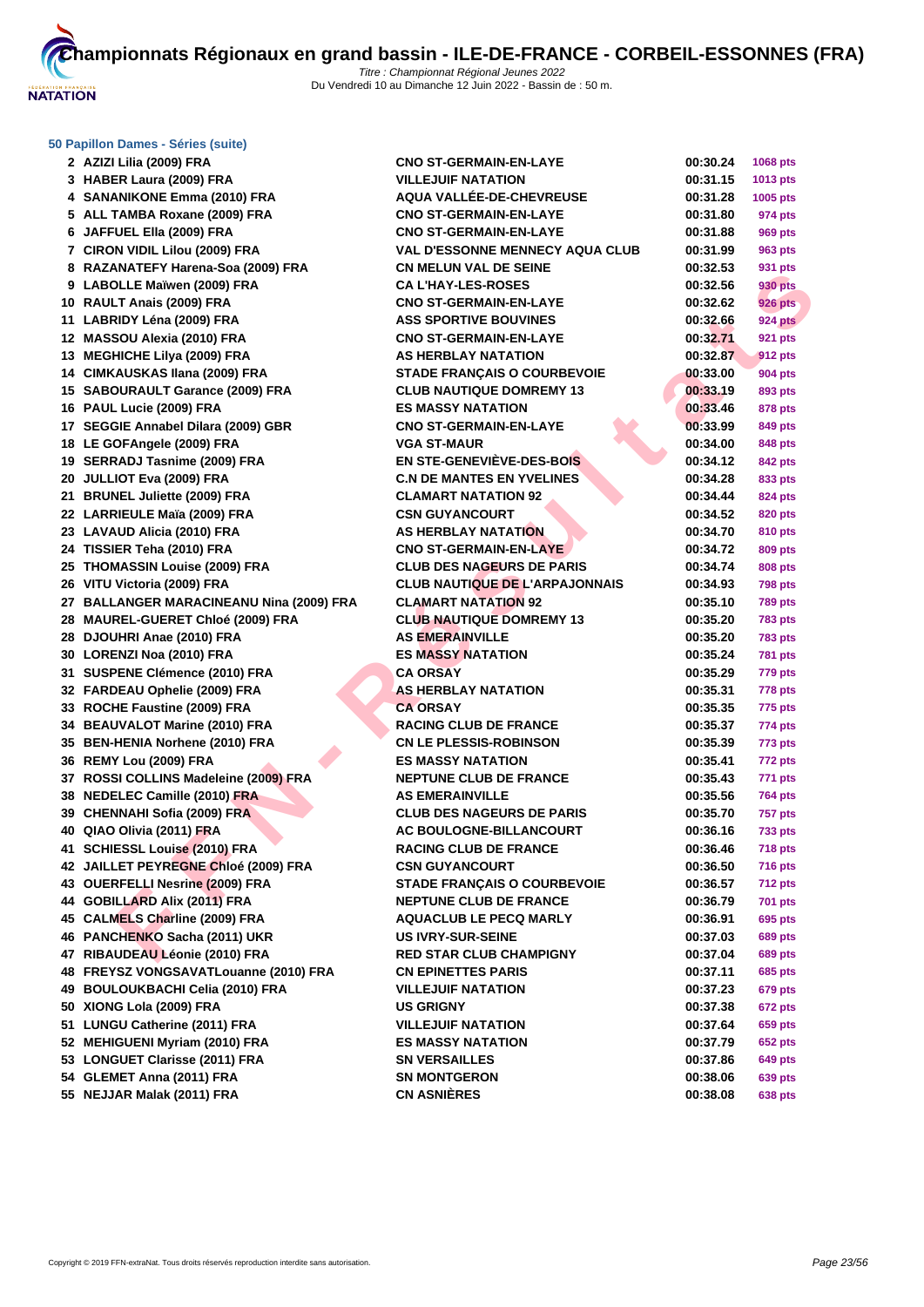### 50 Papillon Dames - Séries (suite)

| | | | | |
|---|---|---|---|---|
| 2 | AZIZI Lilia (2009) FRA | CNO ST-GERMAIN-EN-LAYE | 00:30.24 | 1068 pts |
| 3 | HABER Laura (2009) FRA | VILLEJUIF NATATION | 00:31.15 | 1013 pts |
| 4 | SANANIKONE Emma (2010) FRA | AQUA VALLÉE-DE-CHEVREUSE | 00:31.28 | 1005 pts |
| 5 | ALL TAMBA Roxane (2009) FRA | CNO ST-GERMAIN-EN-LAYE | 00:31.80 | 974 pts |
| 6 | JAFFUEL Ella (2009) FRA | CNO ST-GERMAIN-EN-LAYE | 00:31.88 | 969 pts |
| 7 | CIRON VIDIL Lilou (2009) FRA | VAL D'ESSONNE MENNECY AQUA CLUB | 00:31.99 | 963 pts |
| 8 | RAZANATEFY Harena-Soa (2009) FRA | CN MELUN VAL DE SEINE | 00:32.53 | 931 pts |
| 9 | LABOLLE Maïwen (2009) FRA | CA L'HAY-LES-ROSES | 00:32.56 | 930 pts |
| 10 | RAULT Anais (2009) FRA | CNO ST-GERMAIN-EN-LAYE | 00:32.62 | 926 pts |
| 11 | LABRIDY Léna (2009) FRA | ASS SPORTIVE BOUVINES | 00:32.66 | 924 pts |
| 12 | MASSOU Alexia (2010) FRA | CNO ST-GERMAIN-EN-LAYE | 00:32.71 | 921 pts |
| 13 | MEGHICHE Lilya (2009) FRA | AS HERBLAY NATATION | 00:32.87 | 912 pts |
| 14 | CIMKAUSKAS Ilana (2009) FRA | STADE FRANÇAIS O COURBEVOIE | 00:33.00 | 904 pts |
| 15 | SABOURAULT Garance (2009) FRA | CLUB NAUTIQUE DOMREMY 13 | 00:33.19 | 893 pts |
| 16 | PAUL Lucie (2009) FRA | ES MASSY NATATION | 00:33.46 | 878 pts |
| 17 | SEGGIE Annabel Dilara (2009) GBR | CNO ST-GERMAIN-EN-LAYE | 00:33.99 | 849 pts |
| 18 | LE GOFAngele (2009) FRA | VGA ST-MAUR | 00:34.00 | 848 pts |
| 19 | SERRADJ Tasnime (2009) FRA | EN STE-GENEVIÈVE-DES-BOIS | 00:34.12 | 842 pts |
| 20 | JULLIOT Eva (2009) FRA | C.N DE MANTES EN YVELINES | 00:34.28 | 833 pts |
| 21 | BRUNEL Juliette (2009) FRA | CLAMART NATATION 92 | 00:34.44 | 824 pts |
| 22 | LARRIEULE Maïa (2009) FRA | CSN GUYANCOURT | 00:34.52 | 820 pts |
| 23 | LAVAUD Alicia (2010) FRA | AS HERBLAY NATATION | 00:34.70 | 810 pts |
| 24 | TISSIER Teha (2010) FRA | CNO ST-GERMAIN-EN-LAYE | 00:34.72 | 809 pts |
| 25 | THOMASSIN Louise (2009) FRA | CLUB DES NAGEURS DE PARIS | 00:34.74 | 808 pts |
| 26 | VITU Victoria (2009) FRA | CLUB NAUTIQUE DE L'ARPAJONNAIS | 00:34.93 | 798 pts |
| 27 | BALLANGER MARACINEANU Nina (2009) FRA | CLAMART NATATION 92 | 00:35.10 | 789 pts |
| 28 | MAUREL-GUERET Chloé (2009) FRA | CLUB NAUTIQUE DOMREMY 13 | 00:35.20 | 783 pts |
| 28 | DJOUHRI Anae (2010) FRA | AS EMERAINVILLE | 00:35.20 | 783 pts |
| 30 | LORENZI Noa (2010) FRA | ES MASSY NATATION | 00:35.24 | 781 pts |
| 31 | SUSPENE Clémence (2010) FRA | CA ORSAY | 00:35.29 | 779 pts |
| 32 | FARDEAU Ophelie (2009) FRA | AS HERBLAY NATATION | 00:35.31 | 778 pts |
| 33 | ROCHE Faustine (2009) FRA | CA ORSAY | 00:35.35 | 775 pts |
| 34 | BEAUVALOT Marine (2010) FRA | RACING CLUB DE FRANCE | 00:35.37 | 774 pts |
| 35 | BEN-HENIA Norhene (2010) FRA | CN LE PLESSIS-ROBINSON | 00:35.39 | 773 pts |
| 36 | REMY Lou (2009) FRA | ES MASSY NATATION | 00:35.41 | 772 pts |
| 37 | ROSSI COLLINS Madeleine (2009) FRA | NEPTUNE CLUB DE FRANCE | 00:35.43 | 771 pts |
| 38 | NEDELEC Camille (2010) FRA | AS EMERAINVILLE | 00:35.56 | 764 pts |
| 39 | CHENNAHI Sofia (2009) FRA | CLUB DES NAGEURS DE PARIS | 00:35.70 | 757 pts |
| 40 | QIAO Olivia (2011) FRA | AC BOULOGNE-BILLANCOURT | 00:36.16 | 733 pts |
| 41 | SCHIESSL Louise (2010) FRA | RACING CLUB DE FRANCE | 00:36.46 | 718 pts |
| 42 | JAILLET PEYREGNE Chloé (2009) FRA | CSN GUYANCOURT | 00:36.50 | 716 pts |
| 43 | OUERFELLI Nesrine (2009) FRA | STADE FRANÇAIS O COURBEVOIE | 00:36.57 | 712 pts |
| 44 | GOBILLARD Alix (2011) FRA | NEPTUNE CLUB DE FRANCE | 00:36.79 | 701 pts |
| 45 | CALMELS Charline (2009) FRA | AQUACLUB LE PECQ MARLY | 00:36.91 | 695 pts |
| 46 | PANCHENKO Sacha (2011) UKR | US IVRY-SUR-SEINE | 00:37.03 | 689 pts |
| 47 | RIBAUDEAU Léonie (2010) FRA | RED STAR CLUB CHAMPIGNY | 00:37.04 | 689 pts |
| 48 | FREYSZ VONGSAVATLouanne (2010) FRA | CN EPINETTES PARIS | 00:37.11 | 685 pts |
| 49 | BOULOUKBACHI Celia (2010) FRA | VILLEJUIF NATATION | 00:37.23 | 679 pts |
| 50 | XIONG Lola (2009) FRA | US GRIGNY | 00:37.38 | 672 pts |
| 51 | LUNGU Catherine (2011) FRA | VILLEJUIF NATATION | 00:37.64 | 659 pts |
| 52 | MEHIGUENI Myriam (2010) FRA | ES MASSY NATATION | 00:37.79 | 652 pts |
| 53 | LONGUET Clarisse (2011) FRA | SN VERSAILLES | 00:37.86 | 649 pts |
| 54 | GLEMET Anna (2011) FRA | SN MONTGERON | 00:38.06 | 639 pts |
| 55 | NEJJAR Malak (2011) FRA | CN ASNIÈRES | 00:38.08 | 638 pts |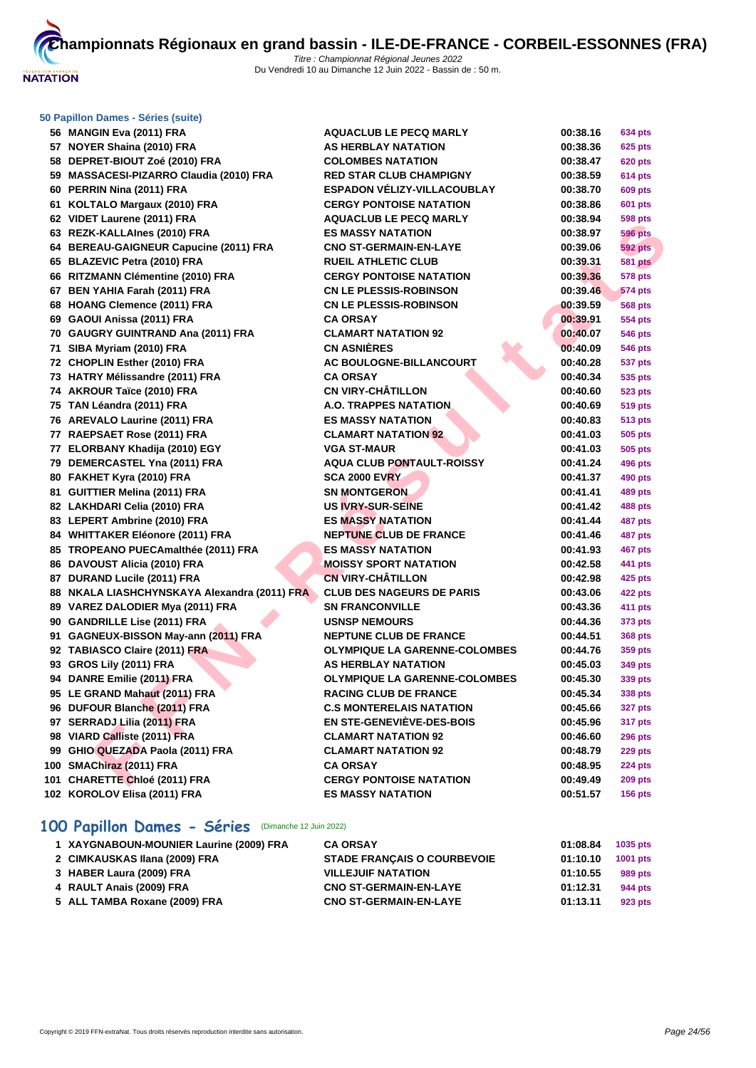# Championnats Régionaux en grand bassin - ILE-DE-FRANCE - CORBEIL-ESSONNES (FRA)

*Titre : Championnat Régional Jeunes 2022*
Du Vendredi 10 au Dimanche 12 Juin 2022 - Bassin de : 50 m.

### 50 Papillon Dames - Séries (suite)

| | | | | |
|---|---|---|---|---|
| 56 | MANGIN Eva (2011) FRA | AQUACLUB LE PECQ MARLY | 00:38.16 | 634 pts |
| 57 | NOYER Shaina (2010) FRA | AS HERBLAY NATATION | 00:38.36 | 625 pts |
| 58 | DEPRET-BIOUT Zoé (2010) FRA | COLOMBES NATATION | 00:38.47 | 620 pts |
| 59 | MASSACESI-PIZARRO Claudia (2010) FRA | RED STAR CLUB CHAMPIGNY | 00:38.59 | 614 pts |
| 60 | PERRIN Nina (2011) FRA | ESPADON VÉLIZY-VILLACOUBLAY | 00:38.70 | 609 pts |
| 61 | KOLTALO Margaux (2010) FRA | CERGY PONTOISE NATATION | 00:38.86 | 601 pts |
| 62 | VIDET Laurene (2011) FRA | AQUACLUB LE PECQ MARLY | 00:38.94 | 598 pts |
| 63 | REZK-KALLAInes (2010) FRA | ES MASSY NATATION | 00:38.97 | 596 pts |
| 64 | BEREAU-GAIGNEUR Capucine (2011) FRA | CNO ST-GERMAIN-EN-LAYE | 00:39.06 | 592 pts |
| 65 | BLAZEVIC Petra (2010) FRA | RUEIL ATHLETIC CLUB | 00:39.31 | 581 pts |
| 66 | RITZMANN Clémentine (2010) FRA | CERGY PONTOISE NATATION | 00:39.36 | 578 pts |
| 67 | BEN YAHIA Farah (2011) FRA | CN LE PLESSIS-ROBINSON | 00:39.46 | 574 pts |
| 68 | HOANG Clemence (2011) FRA | CN LE PLESSIS-ROBINSON | 00:39.59 | 568 pts |
| 69 | GAOUI Anissa (2011) FRA | CA ORSAY | 00:39.91 | 554 pts |
| 70 | GAUGRY GUINTRAND Ana (2011) FRA | CLAMART NATATION 92 | 00:40.07 | 546 pts |
| 71 | SIBA Myriam (2010) FRA | CN ASNIÈRES | 00:40.09 | 546 pts |
| 72 | CHOPLIN Esther (2010) FRA | AC BOULOGNE-BILLANCOURT | 00:40.28 | 537 pts |
| 73 | HATRY Mélissandre (2011) FRA | CA ORSAY | 00:40.34 | 535 pts |
| 74 | AKROUR Taïce (2010) FRA | CN VIRY-CHÂTILLON | 00:40.60 | 523 pts |
| 75 | TAN Léandra (2011) FRA | A.O. TRAPPES NATATION | 00:40.69 | 519 pts |
| 76 | AREVALO Laurine (2011) FRA | ES MASSY NATATION | 00:40.83 | 513 pts |
| 77 | RAEPSAET Rose (2011) FRA | CLAMART NATATION 92 | 00:41.03 | 505 pts |
| 77 | ELORBANY Khadija (2010) EGY | VGA ST-MAUR | 00:41.03 | 505 pts |
| 79 | DEMERCASTEL Yna (2011) FRA | AQUA CLUB PONTAULT-ROISSY | 00:41.24 | 496 pts |
| 80 | FAKHET Kyra (2010) FRA | SCA 2000 EVRY | 00:41.37 | 490 pts |
| 81 | GUITTIER Melina (2011) FRA | SN MONTGERON | 00:41.41 | 489 pts |
| 82 | LAKHDARI Celia (2010) FRA | US IVRY-SUR-SEINE | 00:41.42 | 488 pts |
| 83 | LEPERT Ambrine (2010) FRA | ES MASSY NATATION | 00:41.44 | 487 pts |
| 84 | WHITTAKER Eléonore (2011) FRA | NEPTUNE CLUB DE FRANCE | 00:41.46 | 487 pts |
| 85 | TROPEANO PUECAmalthée (2011) FRA | ES MASSY NATATION | 00:41.93 | 467 pts |
| 86 | DAVOUST Alicia (2010) FRA | MOISSY SPORT NATATION | 00:42.58 | 441 pts |
| 87 | DURAND Lucile (2011) FRA | CN VIRY-CHÂTILLON | 00:42.98 | 425 pts |
| 88 | NKALA LIASHCHYNSKAYA Alexandra (2011) FRA | CLUB DES NAGEURS DE PARIS | 00:43.06 | 422 pts |
| 89 | VAREZ DALODIER Mya (2011) FRA | SN FRANCONVILLE | 00:43.36 | 411 pts |
| 90 | GANDRILLE Lise (2011) FRA | USNSP NEMOURS | 00:44.36 | 373 pts |
| 91 | GAGNEUX-BISSON May-ann (2011) FRA | NEPTUNE CLUB DE FRANCE | 00:44.51 | 368 pts |
| 92 | TABIASCO Claire (2011) FRA | OLYMPIQUE LA GARENNE-COLOMBES | 00:44.76 | 359 pts |
| 93 | GROS Lily (2011) FRA | AS HERBLAY NATATION | 00:45.03 | 349 pts |
| 94 | DANRE Emilie (2011) FRA | OLYMPIQUE LA GARENNE-COLOMBES | 00:45.30 | 339 pts |
| 95 | LE GRAND Mahaut (2011) FRA | RACING CLUB DE FRANCE | 00:45.34 | 338 pts |
| 96 | DUFOUR Blanche (2011) FRA | C.S MONTERELAIS NATATION | 00:45.66 | 327 pts |
| 97 | SERRADJ Lilia (2011) FRA | EN STE-GENEVIÈVE-DES-BOIS | 00:45.96 | 317 pts |
| 98 | VIARD Calliste (2011) FRA | CLAMART NATATION 92 | 00:46.60 | 296 pts |
| 99 | GHIO QUEZADA Paola (2011) FRA | CLAMART NATATION 92 | 00:48.79 | 229 pts |
| 100 | SMAChiraz (2011) FRA | CA ORSAY | 00:48.95 | 224 pts |
| 101 | CHARETTE Chloé (2011) FRA | CERGY PONTOISE NATATION | 00:49.49 | 209 pts |
| 102 | KOROLOV Elisa (2011) FRA | ES MASSY NATATION | 00:51.57 | 156 pts |

## 100 Papillon Dames - Séries (Dimanche 12 Juin 2022)

| | | | | |
|---|---|---|---|---|
| 1 | XAYGNABOUN-MOUNIER Laurine (2009) FRA | CA ORSAY | 01:08.84 | 1035 pts |
| 2 | CIMKAUSKAS Ilana (2009) FRA | STADE FRANÇAIS O COURBEVOIE | 01:10.10 | 1001 pts |
| 3 | HABER Laura (2009) FRA | VILLEJUIF NATATION | 01:10.55 | 989 pts |
| 4 | RAULT Anais (2009) FRA | CNO ST-GERMAIN-EN-LAYE | 01:12.31 | 944 pts |
| 5 | ALL TAMBA Roxane (2009) FRA | CNO ST-GERMAIN-EN-LAYE | 01:13.11 | 923 pts |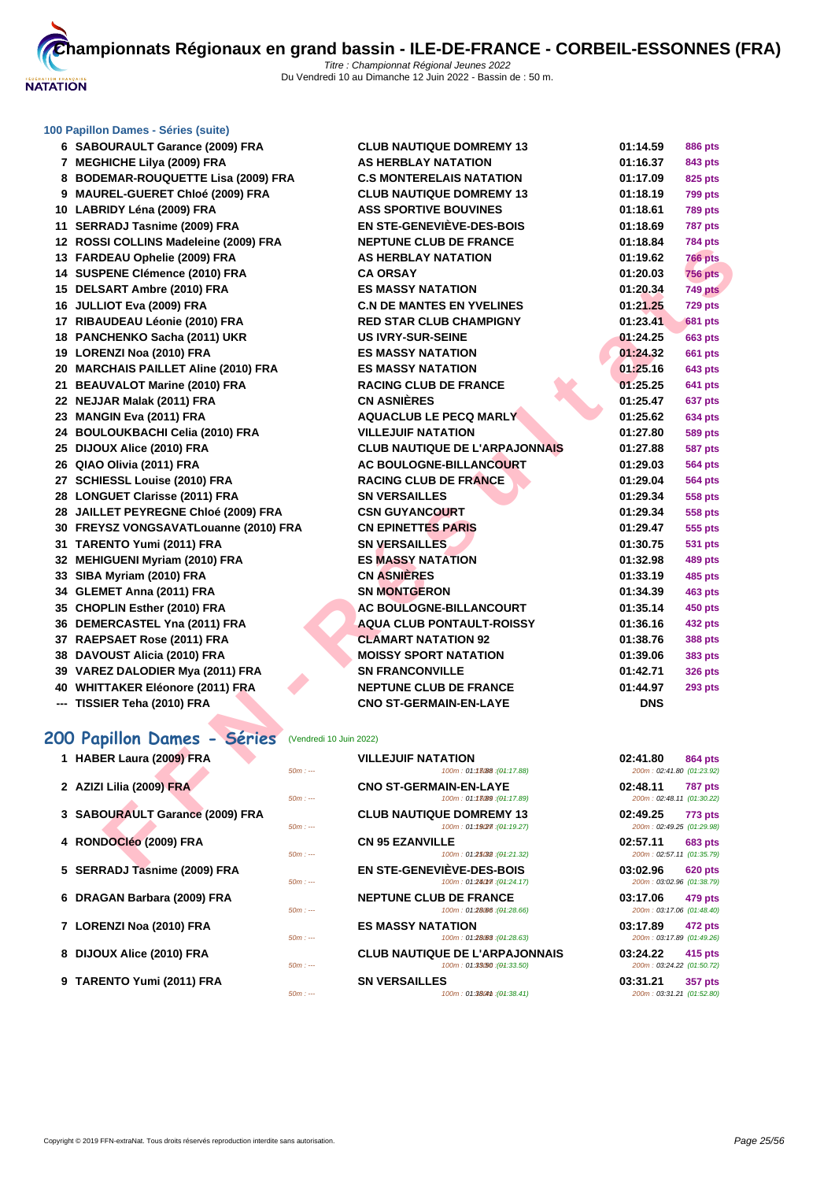# Championnats Régionaux en grand bassin - ILE-DE-FRANCE - CORBEIL-ESSONNES (FRA)

*Titre : Championnat Régional Jeunes 2022*
Du Vendredi 10 au Dimanche 12 Juin 2022 - Bassin de : 50 m.

### 100 Papillon Dames - Séries (suite)

| Rang | Nom | Club | Temps | Points |
|---|---|---|---|---|
| 6 | SABOURAULT Garance (2009) FRA | CLUB NAUTIQUE DOMREMY 13 | 01:14.59 | 886 pts |
| 7 | MEGHICHE Lilya (2009) FRA | AS HERBLAY NATATION | 01:16.37 | 843 pts |
| 8 | BODEMAR-ROUQUETTE Lisa (2009) FRA | C.S MONTERELAIS NATATION | 01:17.09 | 825 pts |
| 9 | MAUREL-GUERET Chloé (2009) FRA | CLUB NAUTIQUE DOMREMY 13 | 01:18.19 | 799 pts |
| 10 | LABRIDY Léna (2009) FRA | ASS SPORTIVE BOUVINES | 01:18.61 | 789 pts |
| 11 | SERRADJ Tasnime (2009) FRA | EN STE-GENEVIÈVE-DES-BOIS | 01:18.69 | 787 pts |
| 12 | ROSSI COLLINS Madeleine (2009) FRA | NEPTUNE CLUB DE FRANCE | 01:18.84 | 784 pts |
| 13 | FARDEAU Ophelie (2009) FRA | AS HERBLAY NATATION | 01:19.62 | 766 pts |
| 14 | SUSPENE Clémence (2010) FRA | CA ORSAY | 01:20.03 | 756 pts |
| 15 | DELSART Ambre (2010) FRA | ES MASSY NATATION | 01:20.34 | 749 pts |
| 16 | JULLIOT Eva (2009) FRA | C.N DE MANTES EN YVELINES | 01:21.25 | 729 pts |
| 17 | RIBAUDEAU Léonie (2010) FRA | RED STAR CLUB CHAMPIGNY | 01:23.41 | 681 pts |
| 18 | PANCHENKO Sacha (2011) UKR | US IVRY-SUR-SEINE | 01:24.25 | 663 pts |
| 19 | LORENZI Noa (2010) FRA | ES MASSY NATATION | 01:24.32 | 661 pts |
| 20 | MARCHAIS PAILLET Aline (2010) FRA | ES MASSY NATATION | 01:25.16 | 643 pts |
| 21 | BEAUVALOT Marine (2010) FRA | RACING CLUB DE FRANCE | 01:25.25 | 641 pts |
| 22 | NEJJAR Malak (2011) FRA | CN ASNIÈRES | 01:25.47 | 637 pts |
| 23 | MANGIN Eva (2011) FRA | AQUACLUB LE PECQ MARLY | 01:25.62 | 634 pts |
| 24 | BOULOUKBACHI Celia (2010) FRA | VILLEJUIF NATATION | 01:27.80 | 589 pts |
| 25 | DIJOUX Alice (2010) FRA | CLUB NAUTIQUE DE L'ARPAJONNAIS | 01:27.88 | 587 pts |
| 26 | QIAO Olivia (2011) FRA | AC BOULOGNE-BILLANCOURT | 01:29.03 | 564 pts |
| 27 | SCHIESSL Louise (2010) FRA | RACING CLUB DE FRANCE | 01:29.04 | 564 pts |
| 28 | LONGUET Clarisse (2011) FRA | SN VERSAILLES | 01:29.34 | 558 pts |
| 28 | JAILLET PEYREGNE Chloé (2009) FRA | CSN GUYANCOURT | 01:29.34 | 558 pts |
| 30 | FREYSZ VONGSAVATLouanne (2010) FRA | CN EPINETTES PARIS | 01:29.47 | 555 pts |
| 31 | TARENTO Yumi (2011) FRA | SN VERSAILLES | 01:30.75 | 531 pts |
| 32 | MEHIGUENI Myriam (2010) FRA | ES MASSY NATATION | 01:32.98 | 489 pts |
| 33 | SIBA Myriam (2010) FRA | CN ASNIÈRES | 01:33.19 | 485 pts |
| 34 | GLEMET Anna (2011) FRA | SN MONTGERON | 01:34.39 | 463 pts |
| 35 | CHOPLIN Esther (2010) FRA | AC BOULOGNE-BILLANCOURT | 01:35.14 | 450 pts |
| 36 | DEMERCASTEL Yna (2011) FRA | AQUA CLUB PONTAULT-ROISSY | 01:36.16 | 432 pts |
| 37 | RAEPSAET Rose (2011) FRA | CLAMART NATATION 92 | 01:38.76 | 388 pts |
| 38 | DAVOUST Alicia (2010) FRA | MOISSY SPORT NATATION | 01:39.06 | 383 pts |
| 39 | VAREZ DALODIER Mya (2011) FRA | SN FRANCONVILLE | 01:42.71 | 326 pts |
| 40 | WHITTAKER Eléonore (2011) FRA | NEPTUNE CLUB DE FRANCE | 01:44.97 | 293 pts |
| --- | TISSIER Teha (2010) FRA | CNO ST-GERMAIN-EN-LAYE | DNS | |

## 200 Papillon Dames - Séries (Vendredi 10 Juin 2022)

| Rang | Nom | 50m | Club | 100m | Temps | Points | 200m |
|---|---|---|---|---|---|---|---|
| 1 | HABER Laura (2009) FRA | 50m : --- | VILLEJUIF NATATION | 100m : 01:17.88 (01:17.88) | 02:41.80 | 864 pts | 200m : 02:41.80 (01:23.92) |
| 2 | AZIZI Lilia (2009) FRA | 50m : --- | CNO ST-GERMAIN-EN-LAYE | 100m : 01:17.89 (01:17.89) | 02:48.11 | 787 pts | 200m : 02:48.11 (01:30.22) |
| 3 | SABOURAULT Garance (2009) FRA | 50m : --- | CLUB NAUTIQUE DOMREMY 13 | 100m : 01:19.27 (01:19.27) | 02:49.25 | 773 pts | 200m : 02:49.25 (01:29.98) |
| 4 | RONDOCléo (2009) FRA | 50m : --- | CN 95 EZANVILLE | 100m : 01:21.32 (01:21.32) | 02:57.11 | 683 pts | 200m : 02:57.11 (01:35.79) |
| 5 | SERRADJ Tasnime (2009) FRA | 50m : --- | EN STE-GENEVIÈVE-DES-BOIS | 100m : 01:24.17 (01:24.17) | 03:02.96 | 620 pts | 200m : 03:02.96 (01:38.79) |
| 6 | DRAGAN Barbara (2009) FRA | 50m : --- | NEPTUNE CLUB DE FRANCE | 100m : 01:28.66 (01:28.66) | 03:17.06 | 479 pts | 200m : 03:17.06 (01:48.40) |
| 7 | LORENZI Noa (2010) FRA | 50m : --- | ES MASSY NATATION | 100m : 01:28.63 (01:28.63) | 03:17.89 | 472 pts | 200m : 03:17.89 (01:49.26) |
| 8 | DIJOUX Alice (2010) FRA | 50m : --- | CLUB NAUTIQUE DE L'ARPAJONNAIS | 100m : 01:33.50 (01:33.50) | 03:24.22 | 415 pts | 200m : 03:24.22 (01:50.72) |
| 9 | TARENTO Yumi (2011) FRA | 50m : --- | SN VERSAILLES | 100m : 01:38.41 (01:38.41) | 03:31.21 | 357 pts | 200m : 03:31.21 (01:52.80) |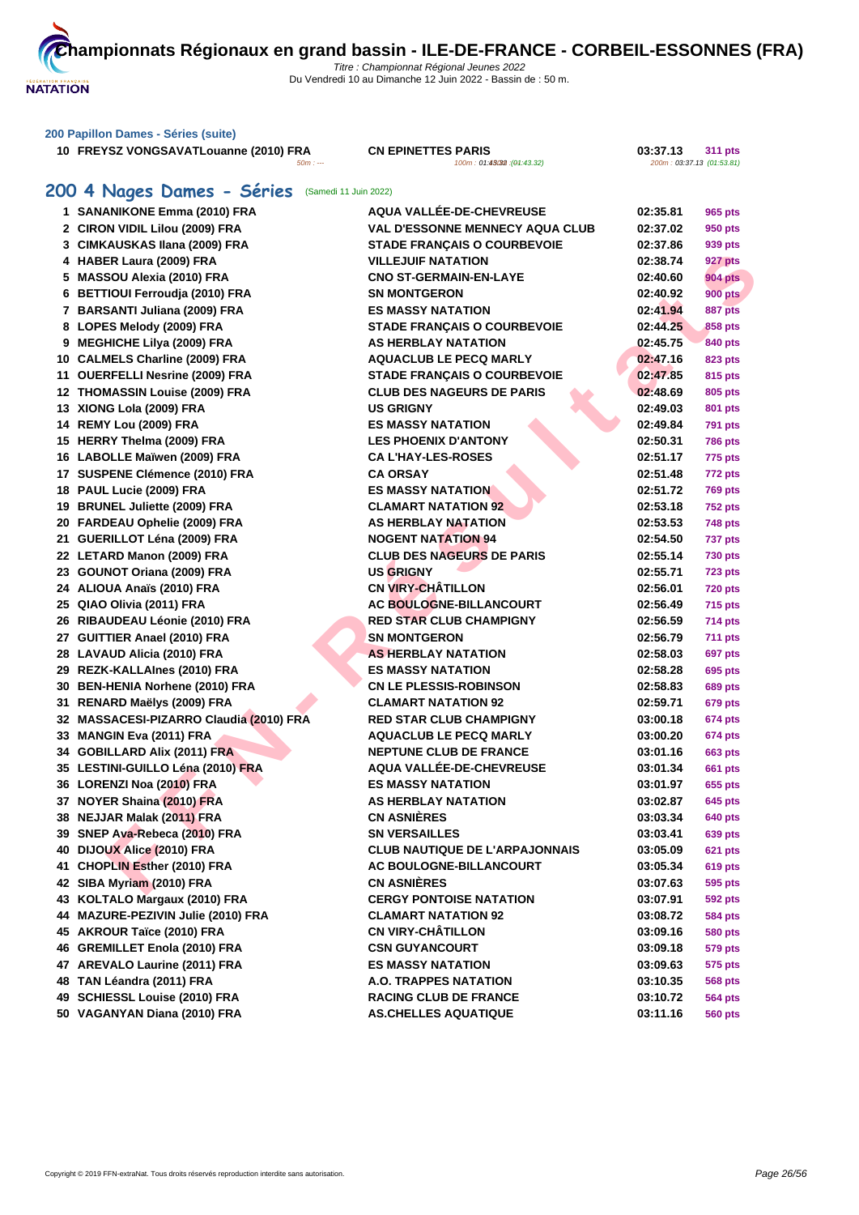# Championnats Régionaux en grand bassin - ILE-DE-FRANCE - CORBEIL-ESSONNES (FRA)

*Titre : Championnat Régional Jeunes 2022*
Du Vendredi 10 au Dimanche 12 Juin 2022 - Bassin de : 50 m.

### 200 Papillon Dames - Séries (suite)

| | | | | |
|---|---|---|---|---|
| 10 | FREYSZ VONGSAVATLouanne (2010) FRA | CN EPINETTES PARIS | 03:37.13 | 311 pts |
| | 50m : --- | 100m : 01:43.32 (01:43.32) | 200m : 03:37.13 (01:53.81) | |

## 200 4 Nages Dames - Séries (Samedi 11 Juin 2022)

| | | | | |
|---|---|---|---|---|
| 1 | SANANIKONE Emma (2010) FRA | AQUA VALLÉE-DE-CHEVREUSE | 02:35.81 | 965 pts |
| 2 | CIRON VIDIL Lilou (2009) FRA | VAL D'ESSONNE MENNECY AQUA CLUB | 02:37.02 | 950 pts |
| 3 | CIMKAUSKAS Ilana (2009) FRA | STADE FRANÇAIS O COURBEVOIE | 02:37.86 | 939 pts |
| 4 | HABER Laura (2009) FRA | VILLEJUIF NATATION | 02:38.74 | 927 pts |
| 5 | MASSOU Alexia (2010) FRA | CNO ST-GERMAIN-EN-LAYE | 02:40.60 | 904 pts |
| 6 | BETTIOUI Ferroudja (2010) FRA | SN MONTGERON | 02:40.92 | 900 pts |
| 7 | BARSANTI Juliana (2009) FRA | ES MASSY NATATION | 02:41.94 | 887 pts |
| 8 | LOPES Melody (2009) FRA | STADE FRANÇAIS O COURBEVOIE | 02:44.25 | 858 pts |
| 9 | MEGHICHE Lilya (2009) FRA | AS HERBLAY NATATION | 02:45.75 | 840 pts |
| 10 | CALMELS Charline (2009) FRA | AQUACLUB LE PECQ MARLY | 02:47.16 | 823 pts |
| 11 | OUERFELLI Nesrine (2009) FRA | STADE FRANÇAIS O COURBEVOIE | 02:47.85 | 815 pts |
| 12 | THOMASSIN Louise (2009) FRA | CLUB DES NAGEURS DE PARIS | 02:48.69 | 805 pts |
| 13 | XIONG Lola (2009) FRA | US GRIGNY | 02:49.03 | 801 pts |
| 14 | REMY Lou (2009) FRA | ES MASSY NATATION | 02:49.84 | 791 pts |
| 15 | HERRY Thelma (2009) FRA | LES PHOENIX D'ANTONY | 02:50.31 | 786 pts |
| 16 | LABOLLE Maïwen (2009) FRA | CA L'HAY-LES-ROSES | 02:51.17 | 775 pts |
| 17 | SUSPENE Clémence (2010) FRA | CA ORSAY | 02:51.48 | 772 pts |
| 18 | PAUL Lucie (2009) FRA | ES MASSY NATATION | 02:51.72 | 769 pts |
| 19 | BRUNEL Juliette (2009) FRA | CLAMART NATATION 92 | 02:53.18 | 752 pts |
| 20 | FARDEAU Ophelie (2009) FRA | AS HERBLAY NATATION | 02:53.53 | 748 pts |
| 21 | GUERILLOT Léna (2009) FRA | NOGENT NATATION 94 | 02:54.50 | 737 pts |
| 22 | LETARD Manon (2009) FRA | CLUB DES NAGEURS DE PARIS | 02:55.14 | 730 pts |
| 23 | GOUNOT Oriana (2009) FRA | US GRIGNY | 02:55.71 | 723 pts |
| 24 | ALIOUA Anaïs (2010) FRA | CN VIRY-CHÂTILLON | 02:56.01 | 720 pts |
| 25 | QIAO Olivia (2011) FRA | AC BOULOGNE-BILLANCOURT | 02:56.49 | 715 pts |
| 26 | RIBAUDEAU Léonie (2010) FRA | RED STAR CLUB CHAMPIGNY | 02:56.59 | 714 pts |
| 27 | GUITTIER Anael (2010) FRA | SN MONTGERON | 02:56.79 | 711 pts |
| 28 | LAVAUD Alicia (2010) FRA | AS HERBLAY NATATION | 02:58.03 | 697 pts |
| 29 | REZK-KALLAInes (2010) FRA | ES MASSY NATATION | 02:58.28 | 695 pts |
| 30 | BEN-HENIA Norhene (2010) FRA | CN LE PLESSIS-ROBINSON | 02:58.83 | 689 pts |
| 31 | RENARD Maëlys (2009) FRA | CLAMART NATATION 92 | 02:59.71 | 679 pts |
| 32 | MASSACESI-PIZARRO Claudia (2010) FRA | RED STAR CLUB CHAMPIGNY | 03:00.18 | 674 pts |
| 33 | MANGIN Eva (2011) FRA | AQUACLUB LE PECQ MARLY | 03:00.20 | 674 pts |
| 34 | GOBILLARD Alix (2011) FRA | NEPTUNE CLUB DE FRANCE | 03:01.16 | 663 pts |
| 35 | LESTINI-GUILLO Léna (2010) FRA | AQUA VALLÉE-DE-CHEVREUSE | 03:01.34 | 661 pts |
| 36 | LORENZI Noa (2010) FRA | ES MASSY NATATION | 03:01.97 | 655 pts |
| 37 | NOYER Shaina (2010) FRA | AS HERBLAY NATATION | 03:02.87 | 645 pts |
| 38 | NEJJAR Malak (2011) FRA | CN ASNIÈRES | 03:03.34 | 640 pts |
| 39 | SNEP Ava-Rebeca (2010) FRA | SN VERSAILLES | 03:03.41 | 639 pts |
| 40 | DIJOUX Alice (2010) FRA | CLUB NAUTIQUE DE L'ARPAJONNAIS | 03:05.09 | 621 pts |
| 41 | CHOPLIN Esther (2010) FRA | AC BOULOGNE-BILLANCOURT | 03:05.34 | 619 pts |
| 42 | SIBA Myriam (2010) FRA | CN ASNIÈRES | 03:07.63 | 595 pts |
| 43 | KOLTALO Margaux (2010) FRA | CERGY PONTOISE NATATION | 03:07.91 | 592 pts |
| 44 | MAZURE-PEZIVIN Julie (2010) FRA | CLAMART NATATION 92 | 03:08.72 | 584 pts |
| 45 | AKROUR Taïce (2010) FRA | CN VIRY-CHÂTILLON | 03:09.16 | 580 pts |
| 46 | GREMILLET Enola (2010) FRA | CSN GUYANCOURT | 03:09.18 | 579 pts |
| 47 | AREVALO Laurine (2011) FRA | ES MASSY NATATION | 03:09.63 | 575 pts |
| 48 | TAN Léandra (2011) FRA | A.O. TRAPPES NATATION | 03:10.35 | 568 pts |
| 49 | SCHIESSL Louise (2010) FRA | RACING CLUB DE FRANCE | 03:10.72 | 564 pts |
| 50 | VAGANYAN Diana (2010) FRA | AS.CHELLES AQUATIQUE | 03:11.16 | 560 pts |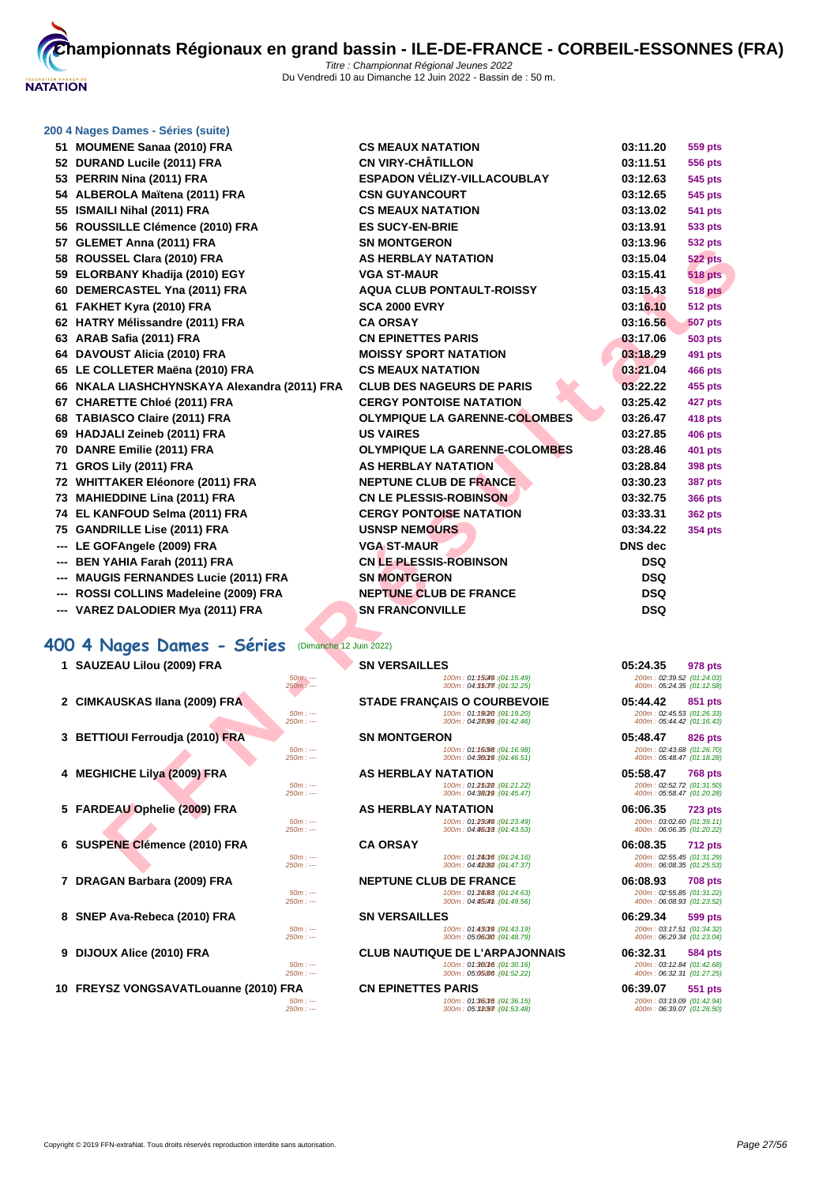# Championnats Régionaux en grand bassin - ILE-DE-FRANCE - CORBEIL-ESSONNES (FRA)

*Titre : Championnat Régional Jeunes 2022*
Du Vendredi 10 au Dimanche 12 Juin 2022 - Bassin de : 50 m.

### 200 4 Nages Dames - Séries (suite)

| Rg | Nom | Club | Temps | Points |
|---|---|---|---|---|
| 51 | MOUMENE Sanaa (2010) FRA | CS MEAUX NATATION | 03:11.20 | 559 pts |
| 52 | DURAND Lucile (2011) FRA | CN VIRY-CHÂTILLON | 03:11.51 | 556 pts |
| 53 | PERRIN Nina (2011) FRA | ESPADON VÉLIZY-VILLACOUBLAY | 03:12.63 | 545 pts |
| 54 | ALBEROLA Maïtena (2011) FRA | CSN GUYANCOURT | 03:12.65 | 545 pts |
| 55 | ISMAILI Nihal (2011) FRA | CS MEAUX NATATION | 03:13.02 | 541 pts |
| 56 | ROUSSILLE Clémence (2010) FRA | ES SUCY-EN-BRIE | 03:13.91 | 533 pts |
| 57 | GLEMET Anna (2011) FRA | SN MONTGERON | 03:13.96 | 532 pts |
| 58 | ROUSSEL Clara (2010) FRA | AS HERBLAY NATATION | 03:15.04 | 522 pts |
| 59 | ELORBANY Khadija (2010) EGY | VGA ST-MAUR | 03:15.41 | 518 pts |
| 60 | DEMERCASTEL Yna (2011) FRA | AQUA CLUB PONTAULT-ROISSY | 03:15.43 | 518 pts |
| 61 | FAKHET Kyra (2010) FRA | SCA 2000 EVRY | 03:16.10 | 512 pts |
| 62 | HATRY Mélissandre (2011) FRA | CA ORSAY | 03:16.56 | 507 pts |
| 63 | ARAB Safia (2011) FRA | CN EPINETTES PARIS | 03:17.06 | 503 pts |
| 64 | DAVOUST Alicia (2010) FRA | MOISSY SPORT NATATION | 03:18.29 | 491 pts |
| 65 | LE COLLETER Maëna (2010) FRA | CS MEAUX NATATION | 03:21.04 | 466 pts |
| 66 | NKALA LIASHCHYNSKAYA Alexandra (2011) FRA | CLUB DES NAGEURS DE PARIS | 03:22.22 | 455 pts |
| 67 | CHARETTE Chloé (2011) FRA | CERGY PONTOISE NATATION | 03:25.42 | 427 pts |
| 68 | TABIASCO Claire (2011) FRA | OLYMPIQUE LA GARENNE-COLOMBES | 03:26.47 | 418 pts |
| 69 | HADJALI Zeineb (2011) FRA | US VAIRES | 03:27.85 | 406 pts |
| 70 | DANRE Emilie (2011) FRA | OLYMPIQUE LA GARENNE-COLOMBES | 03:28.46 | 401 pts |
| 71 | GROS Lily (2011) FRA | AS HERBLAY NATATION | 03:28.84 | 398 pts |
| 72 | WHITTAKER Eléonore (2011) FRA | NEPTUNE CLUB DE FRANCE | 03:30.23 | 387 pts |
| 73 | MAHIEDDINE Lina (2011) FRA | CN LE PLESSIS-ROBINSON | 03:32.75 | 366 pts |
| 74 | EL KANFOUD Selma (2011) FRA | CERGY PONTOISE NATATION | 03:33.31 | 362 pts |
| 75 | GANDRILLE Lise (2011) FRA | USNSP NEMOURS | 03:34.22 | 354 pts |
| --- | LE GOFAngele (2009) FRA | VGA ST-MAUR | DNS dec | |
| --- | BEN YAHIA Farah (2011) FRA | CN LE PLESSIS-ROBINSON | DSQ | |
| --- | MAUGIS FERNANDES Lucie (2011) FRA | SN MONTGERON | DSQ | |
| --- | ROSSI COLLINS Madeleine (2009) FRA | NEPTUNE CLUB DE FRANCE | DSQ | |
| --- | VAREZ DALODIER Mya (2011) FRA | SN FRANCONVILLE | DSQ | |

## 400 4 Nages Dames - Séries (Dimanche 12 Juin 2022)

| Rg | Nom | Club | Temps | Points |
|---|---|---|---|---|
| 1 | SAUZEAU Lilou (2009) FRA | SN VERSAILLES | 05:24.35 | 978 pts |
| | 50m : --- / 250m : --- | 100m : 01:15.49 (01:15.49) / 300m : 04:11.77 (01:32.25) | 200m : 02:39.52 (01:24.03) / 400m : 05:24.35 (01:12.58) | |
| 2 | CIMKAUSKAS Ilana (2009) FRA | STADE FRANÇAIS O COURBEVOIE | 05:44.42 | 851 pts |
| | 50m : --- / 250m : --- | 100m : 01:19.20 (01:19.20) / 300m : 04:27.99 (01:42.46) | 200m : 02:45.53 (01:26.33) / 400m : 05:44.42 (01:16.43) | |
| 3 | BETTIOUI Ferroudja (2010) FRA | SN MONTGERON | 05:48.47 | 826 pts |
| | 50m : --- / 250m : --- | 100m : 01:16.98 (01:16.98) / 300m : 04:30.19 (01:46.51) | 200m : 02:43.68 (01:26.70) / 400m : 05:48.47 (01:18.28) | |
| 4 | MEGHICHE Lilya (2009) FRA | AS HERBLAY NATATION | 05:58.47 | 768 pts |
| | 50m : --- / 250m : --- | 100m : 01:21.22 (01:21.22) / 300m : 04:38.19 (01:45.47) | 200m : 02:52.72 (01:31.50) / 400m : 05:58.47 (01:20.28) | |
| 5 | FARDEAU Ophelie (2009) FRA | AS HERBLAY NATATION | 06:06.35 | 723 pts |
| | 50m : --- / 250m : --- | 100m : 01:23.49 (01:23.49) / 300m : 04:46.13 (01:43.53) | 200m : 03:02.60 (01:39.11) / 400m : 06:06.35 (01:20.22) | |
| 6 | SUSPENE Clémence (2010) FRA | CA ORSAY | 06:08.35 | 712 pts |
| | 50m : --- / 250m : --- | 100m : 01:24.16 (01:24.16) / 300m : 04:42.82 (01:47.37) | 200m : 02:55.45 (01:31.29) / 400m : 06:08.35 (01:25.53) | |
| 7 | DRAGAN Barbara (2009) FRA | NEPTUNE CLUB DE FRANCE | 06:08.93 | 708 pts |
| | 50m : --- / 250m : --- | 100m : 01:24.63 (01:24.63) / 300m : 04:45.41 (01:49.56) | 200m : 02:55.85 (01:31.22) / 400m : 06:08.93 (01:23.52) | |
| 8 | SNEP Ava-Rebeca (2010) FRA | SN VERSAILLES | 06:29.34 | 599 pts |
| | 50m : --- / 250m : --- | 100m : 01:43.19 (01:43.19) / 300m : 05:06.30 (01:48.79) | 200m : 03:17.51 (01:34.32) / 400m : 06:29.34 (01:23.04) | |
| 9 | DIJOUX Alice (2010) FRA | CLUB NAUTIQUE DE L'ARPAJONNAIS | 06:32.31 | 584 pts |
| | 50m : --- / 250m : --- | 100m : 01:30.16 (01:30.16) / 300m : 05:05.06 (01:52.22) | 200m : 03:12.84 (01:42.68) / 400m : 06:32.31 (01:27.25) | |
| 10 | FREYSZ VONGSAVATLouanne (2010) FRA | CN EPINETTES PARIS | 06:39.07 | 551 pts |
| | 50m : --- / 250m : --- | 100m : 01:36.15 (01:36.15) / 300m : 05:12.57 (01:53.48) | 200m : 03:19.09 (01:42.94) / 400m : 06:39.07 (01:26.50) | |

Copyright © 2019 FFN-extraNat. Tous droits réservés reproduction interdite sans autorisation.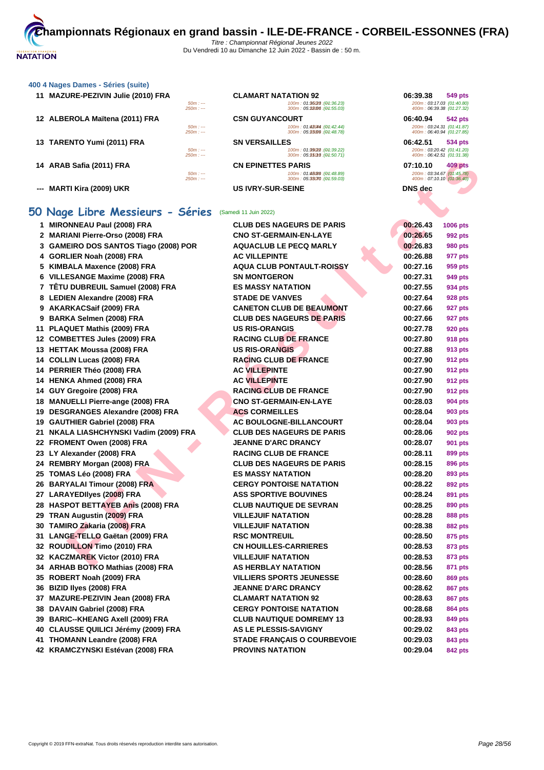### 400 4 Nages Dames - Séries (suite)

| Rang | Nom | Club | Temps | Points |
|---|---|---|---|---|
| 11 | MAZURE-PEZIVIN Julie (2010) FRA | CLAMART NATATION 92 | 06:39.38 | 549 pts |
| | 50m : --- 250m : --- | 100m : 01:36.23 (01:36.23) 300m : 05:12.06 (01:55.03) | 200m : 03:17.03 (01:40.80) 400m : 06:39.38 (01:27.32) | |
| 12 | ALBEROLA Maïtena (2011) FRA | CSN GUYANCOURT | 06:40.94 | 542 pts |
| | 50m : --- 250m : --- | 100m : 01:42.44 (01:42.44) 300m : 05:13.09 (01:48.78) | 200m : 03:24.31 (01:41.87) 400m : 06:40.94 (01:27.85) | |
| 13 | TARENTO Yumi (2011) FRA | SN VERSAILLES | 06:42.51 | 534 pts |
| | 50m : --- 250m : --- | 100m : 01:39.22 (01:39.22) 300m : 05:11.13 (01:50.71) | 200m : 03:20.42 (01:41.20) 400m : 06:42.51 (01:31.38) | |
| 14 | ARAB Safia (2011) FRA | CN EPINETTES PARIS | 07:10.10 | 409 pts |
| | 50m : --- 250m : --- | 100m : 01:48.89 (01:48.89) 300m : 05:33.70 (01:59.03) | 200m : 03:34.67 (01:45.78) 400m : 07:10.10 (01:36.40) | |
| --- | MARTI Kira (2009) UKR | US IVRY-SUR-SEINE | DNS dec | |

## 50 Nage Libre Messieurs - Séries (Samedi 11 Juin 2022)

| Rang | Nom | Club | Temps | Points |
|---|---|---|---|---|
| 1 | MIRONNEAU Paul (2008) FRA | CLUB DES NAGEURS DE PARIS | 00:26.43 | 1006 pts |
| 2 | MARIANI Pierre-Orso (2008) FRA | CNO ST-GERMAIN-EN-LAYE | 00:26.65 | 992 pts |
| 3 | GAMEIRO DOS SANTOS Tiago (2008) POR | AQUACLUB LE PECQ MARLY | 00:26.83 | 980 pts |
| 4 | GORLIER Noah (2008) FRA | AC VILLEPINTE | 00:26.88 | 977 pts |
| 5 | KIMBALA Maxence (2008) FRA | AQUA CLUB PONTAULT-ROISSY | 00:27.16 | 959 pts |
| 6 | VILLESANGE Maxime (2008) FRA | SN MONTGERON | 00:27.31 | 949 pts |
| 7 | TÊTU DUBREUIL Samuel (2008) FRA | ES MASSY NATATION | 00:27.55 | 934 pts |
| 8 | LEDIEN Alexandre (2008) FRA | STADE DE VANVES | 00:27.64 | 928 pts |
| 9 | AKARKACSaif (2009) FRA | CANETON CLUB DE BEAUMONT | 00:27.66 | 927 pts |
| 9 | BARKA Selmen (2008) FRA | CLUB DES NAGEURS DE PARIS | 00:27.66 | 927 pts |
| 11 | PLAQUET Mathis (2009) FRA | US RIS-ORANGIS | 00:27.78 | 920 pts |
| 12 | COMBETTES Jules (2009) FRA | RACING CLUB DE FRANCE | 00:27.80 | 918 pts |
| 13 | HETTAK Moussa (2008) FRA | US RIS-ORANGIS | 00:27.88 | 913 pts |
| 14 | COLLIN Lucas (2008) FRA | RACING CLUB DE FRANCE | 00:27.90 | 912 pts |
| 14 | PERRIER Théo (2008) FRA | AC VILLEPINTE | 00:27.90 | 912 pts |
| 14 | HENKA Ahmed (2008) FRA | AC VILLEPINTE | 00:27.90 | 912 pts |
| 14 | GUY Gregoire (2008) FRA | RACING CLUB DE FRANCE | 00:27.90 | 912 pts |
| 18 | MANUELLI Pierre-ange (2008) FRA | CNO ST-GERMAIN-EN-LAYE | 00:28.03 | 904 pts |
| 19 | DESGRANGES Alexandre (2008) FRA | ACS CORMEILLES | 00:28.04 | 903 pts |
| 19 | GAUTHIER Gabriel (2008) FRA | AC BOULOGNE-BILLANCOURT | 00:28.04 | 903 pts |
| 21 | NKALA LIASHCHYNSKI Vadim (2009) FRA | CLUB DES NAGEURS DE PARIS | 00:28.06 | 902 pts |
| 22 | FROMENT Owen (2008) FRA | JEANNE D'ARC DRANCY | 00:28.07 | 901 pts |
| 23 | LY Alexander (2008) FRA | RACING CLUB DE FRANCE | 00:28.11 | 899 pts |
| 24 | REMBRY Morgan (2008) FRA | CLUB DES NAGEURS DE PARIS | 00:28.15 | 896 pts |
| 25 | TOMAS Léo (2008) FRA | ES MASSY NATATION | 00:28.20 | 893 pts |
| 26 | BARYALAI Timour (2008) FRA | CERGY PONTOISE NATATION | 00:28.22 | 892 pts |
| 27 | LARAYEDIlyes (2008) FRA | ASS SPORTIVE BOUVINES | 00:28.24 | 891 pts |
| 28 | HASPOT BETTAYEB Anis (2008) FRA | CLUB NAUTIQUE DE SEVRAN | 00:28.25 | 890 pts |
| 29 | TRAN Augustin (2009) FRA | VILLEJUIF NATATION | 00:28.28 | 888 pts |
| 30 | TAMIRO Zakaria (2008) FRA | VILLEJUIF NATATION | 00:28.38 | 882 pts |
| 31 | LANGE-TELLO Gaëtan (2009) FRA | RSC MONTREUIL | 00:28.50 | 875 pts |
| 32 | ROUDILLON Timo (2010) FRA | CN HOUILLES-CARRIERES | 00:28.53 | 873 pts |
| 32 | KACZMAREK Victor (2010) FRA | VILLEJUIF NATATION | 00:28.53 | 873 pts |
| 34 | ARHAB BOTKO Mathias (2008) FRA | AS HERBLAY NATATION | 00:28.56 | 871 pts |
| 35 | ROBERT Noah (2009) FRA | VILLIERS SPORTS JEUNESSE | 00:28.60 | 869 pts |
| 36 | BIZID Ilyes (2008) FRA | JEANNE D'ARC DRANCY | 00:28.62 | 867 pts |
| 37 | MAZURE-PEZIVIN Jean (2008) FRA | CLAMART NATATION 92 | 00:28.63 | 867 pts |
| 38 | DAVAIN Gabriel (2008) FRA | CERGY PONTOISE NATATION | 00:28.68 | 864 pts |
| 39 | BARIC--KHEANG Axell (2009) FRA | CLUB NAUTIQUE DOMREMY 13 | 00:28.93 | 849 pts |
| 40 | CLAUSSE QUILICI Jérémy (2009) FRA | AS LE PLESSIS-SAVIGNY | 00:29.02 | 843 pts |
| 41 | THOMANN Leandre (2008) FRA | STADE FRANÇAIS O COURBEVOIE | 00:29.03 | 843 pts |
| 42 | KRAMCZYNSKI Estévan (2008) FRA | PROVINS NATATION | 00:29.04 | 842 pts |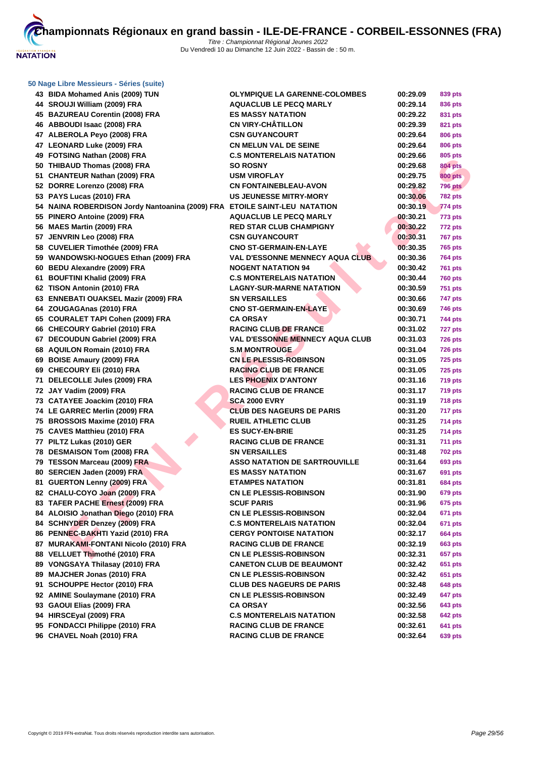# Championnats Régionaux en grand bassin - ILE-DE-FRANCE - CORBEIL-ESSONNES (FRA)

*Titre : Championnat Régional Jeunes 2022*
Du Vendredi 10 au Dimanche 12 Juin 2022 - Bassin de : 50 m.

### 50 Nage Libre Messieurs - Séries (suite)

| Rang | Nom | Club | Temps | Points |
|---|---|---|---|---|
| 43 | BIDA Mohamed Anis (2009) TUN | OLYMPIQUE LA GARENNE-COLOMBES | 00:29.09 | 839 pts |
| 44 | SROUJI William (2009) FRA | AQUACLUB LE PECQ MARLY | 00:29.14 | 836 pts |
| 45 | BAZUREAU Corentin (2008) FRA | ES MASSY NATATION | 00:29.22 | 831 pts |
| 46 | ABBOUDI Isaac (2008) FRA | CN VIRY-CHÂTILLON | 00:29.39 | 821 pts |
| 47 | ALBEROLA Peyo (2008) FRA | CSN GUYANCOURT | 00:29.64 | 806 pts |
| 47 | LEONARD Luke (2009) FRA | CN MELUN VAL DE SEINE | 00:29.64 | 806 pts |
| 49 | FOTSING Nathan (2008) FRA | C.S MONTERELAIS NATATION | 00:29.66 | 805 pts |
| 50 | THIBAUD Thomas (2008) FRA | SO ROSNY | 00:29.68 | 804 pts |
| 51 | CHANTEUR Nathan (2009) FRA | USM VIROFLAY | 00:29.75 | 800 pts |
| 52 | DORRE Lorenzo (2008) FRA | CN FONTAINEBLEAU-AVON | 00:29.82 | 796 pts |
| 53 | PAYS Lucas (2010) FRA | US JEUNESSE MITRY-MORY | 00:30.06 | 782 pts |
| 54 | NAINA ROBERDISON Jordy Nantoanina (2009) FRA | ETOILE SAINT-LEU NATATION | 00:30.19 | 774 pts |
| 55 | PINERO Antoine (2009) FRA | AQUACLUB LE PECQ MARLY | 00:30.21 | 773 pts |
| 56 | MAES Martin (2009) FRA | RED STAR CLUB CHAMPIGNY | 00:30.22 | 772 pts |
| 57 | JENVRIN Leo (2008) FRA | CSN GUYANCOURT | 00:30.31 | 767 pts |
| 58 | CUVELIER Timothée (2009) FRA | CNO ST-GERMAIN-EN-LAYE | 00:30.35 | 765 pts |
| 59 | WANDOWSKI-NOGUES Ethan (2009) FRA | VAL D'ESSONNE MENNECY AQUA CLUB | 00:30.36 | 764 pts |
| 60 | BEDU Alexandre (2009) FRA | NOGENT NATATION 94 | 00:30.42 | 761 pts |
| 61 | BOUFTINI Khalid (2009) FRA | C.S MONTERELAIS NATATION | 00:30.44 | 760 pts |
| 62 | TISON Antonin (2010) FRA | LAGNY-SUR-MARNE NATATION | 00:30.59 | 751 pts |
| 63 | ENNEBATI OUAKSEL Mazir (2009) FRA | SN VERSAILLES | 00:30.66 | 747 pts |
| 64 | ZOUGAGAnas (2010) FRA | CNO ST-GERMAIN-EN-LAYE | 00:30.69 | 746 pts |
| 65 | COURALET TAPI Cohen (2009) FRA | CA ORSAY | 00:30.71 | 744 pts |
| 66 | CHECOURY Gabriel (2010) FRA | RACING CLUB DE FRANCE | 00:31.02 | 727 pts |
| 67 | DECOUDUN Gabriel (2009) FRA | VAL D'ESSONNE MENNECY AQUA CLUB | 00:31.03 | 726 pts |
| 68 | AQUILON Romain (2010) FRA | S.M MONTROUGE | 00:31.04 | 726 pts |
| 69 | BOISE Amaury (2009) FRA | CN LE PLESSIS-ROBINSON | 00:31.05 | 725 pts |
| 69 | CHECOURY Eli (2010) FRA | RACING CLUB DE FRANCE | 00:31.05 | 725 pts |
| 71 | DELECOLLE Jules (2009) FRA | LES PHOENIX D'ANTONY | 00:31.16 | 719 pts |
| 72 | JAY Vadim (2009) FRA | RACING CLUB DE FRANCE | 00:31.17 | 719 pts |
| 73 | CATAYEE Joackim (2010) FRA | SCA 2000 EVRY | 00:31.19 | 718 pts |
| 74 | LE GARREC Merlin (2009) FRA | CLUB DES NAGEURS DE PARIS | 00:31.20 | 717 pts |
| 75 | BROSSOIS Maxime (2010) FRA | RUEIL ATHLETIC CLUB | 00:31.25 | 714 pts |
| 75 | CAVES Matthieu (2010) FRA | ES SUCY-EN-BRIE | 00:31.25 | 714 pts |
| 77 | PILTZ Lukas (2010) GER | RACING CLUB DE FRANCE | 00:31.31 | 711 pts |
| 78 | DESMAISON Tom (2008) FRA | SN VERSAILLES | 00:31.48 | 702 pts |
| 79 | TESSON Marceau (2009) FRA | ASSO NATATION DE SARTROUVILLE | 00:31.64 | 693 pts |
| 80 | SERCIEN Jaden (2009) FRA | ES MASSY NATATION | 00:31.67 | 691 pts |
| 81 | GUERTON Lenny (2009) FRA | ETAMPES NATATION | 00:31.81 | 684 pts |
| 82 | CHALU-COYO Joan (2009) FRA | CN LE PLESSIS-ROBINSON | 00:31.90 | 679 pts |
| 83 | TAFER PACHE Ernest (2009) FRA | SCUF PARIS | 00:31.96 | 675 pts |
| 84 | ALOISIO Jonathan Diego (2010) FRA | CN LE PLESSIS-ROBINSON | 00:32.04 | 671 pts |
| 84 | SCHNYDER Denzey (2009) FRA | C.S MONTERELAIS NATATION | 00:32.04 | 671 pts |
| 86 | PENNEC-BAKHTI Yazid (2010) FRA | CERGY PONTOISE NATATION | 00:32.17 | 664 pts |
| 87 | MURAKAMI-FONTANI Nicolo (2010) FRA | RACING CLUB DE FRANCE | 00:32.19 | 663 pts |
| 88 | VELLUET Thimothé (2010) FRA | CN LE PLESSIS-ROBINSON | 00:32.31 | 657 pts |
| 89 | VONGSAYA Thilasay (2010) FRA | CANETON CLUB DE BEAUMONT | 00:32.42 | 651 pts |
| 89 | MAJCHER Jonas (2010) FRA | CN LE PLESSIS-ROBINSON | 00:32.42 | 651 pts |
| 91 | SCHOUPPE Hector (2010) FRA | CLUB DES NAGEURS DE PARIS | 00:32.48 | 648 pts |
| 92 | AMINE Soulaymane (2010) FRA | CN LE PLESSIS-ROBINSON | 00:32.49 | 647 pts |
| 93 | GAOUI Elias (2009) FRA | CA ORSAY | 00:32.56 | 643 pts |
| 94 | HIRSCEyal (2009) FRA | C.S MONTERELAIS NATATION | 00:32.58 | 642 pts |
| 95 | FONDACCI Philippe (2010) FRA | RACING CLUB DE FRANCE | 00:32.61 | 641 pts |
| 96 | CHAVEL Noah (2010) FRA | RACING CLUB DE FRANCE | 00:32.64 | 639 pts |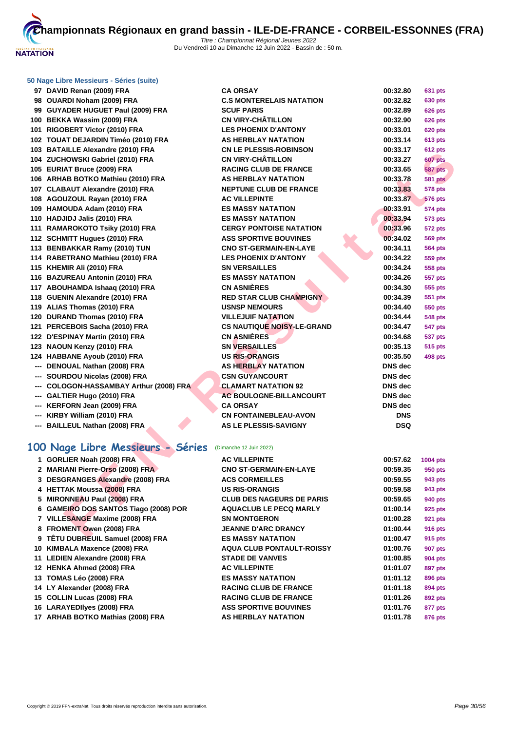# Championnats Régionaux en grand bassin - ILE-DE-FRANCE - CORBEIL-ESSONNES (FRA)

*Titre : Championnat Régional Jeunes 2022*
Du Vendredi 10 au Dimanche 12 Juin 2022 - Bassin de : 50 m.

### 50 Nage Libre Messieurs - Séries (suite)

| | | | | |
|---|---|---|---|---|
| 97 | DAVID Renan (2009) FRA | CA ORSAY | 00:32.80 | 631 pts |
| 98 | OUARDI Noham (2009) FRA | C.S MONTERELAIS NATATION | 00:32.82 | 630 pts |
| 99 | GUYADER HUGUET Paul (2009) FRA | SCUF PARIS | 00:32.89 | 626 pts |
| 100 | BEKKA Wassim (2009) FRA | CN VIRY-CHÂTILLON | 00:32.90 | 626 pts |
| 101 | RIGOBERT Victor (2010) FRA | LES PHOENIX D'ANTONY | 00:33.01 | 620 pts |
| 102 | TOUAT DEJARDIN Timéo (2010) FRA | AS HERBLAY NATATION | 00:33.14 | 613 pts |
| 103 | BATAILLE Alexandre (2010) FRA | CN LE PLESSIS-ROBINSON | 00:33.17 | 612 pts |
| 104 | ZUCHOWSKI Gabriel (2010) FRA | CN VIRY-CHÂTILLON | 00:33.27 | 607 pts |
| 105 | EURIAT Bruce (2009) FRA | RACING CLUB DE FRANCE | 00:33.65 | 587 pts |
| 106 | ARHAB BOTKO Mathieu (2010) FRA | AS HERBLAY NATATION | 00:33.78 | 581 pts |
| 107 | CLABAUT Alexandre (2010) FRA | NEPTUNE CLUB DE FRANCE | 00:33.83 | 578 pts |
| 108 | AGOUZOUL Rayan (2010) FRA | AC VILLEPINTE | 00:33.87 | 576 pts |
| 109 | HAMOUDA Adam (2010) FRA | ES MASSY NATATION | 00:33.91 | 574 pts |
| 110 | HADJIDJ Jalis (2010) FRA | ES MASSY NATATION | 00:33.94 | 573 pts |
| 111 | RAMAROKOTO Tsiky (2010) FRA | CERGY PONTOISE NATATION | 00:33.96 | 572 pts |
| 112 | SCHMITT Hugues (2010) FRA | ASS SPORTIVE BOUVINES | 00:34.02 | 569 pts |
| 113 | BENBAKKAR Ramy (2010) TUN | CNO ST-GERMAIN-EN-LAYE | 00:34.11 | 564 pts |
| 114 | RABETRANO Mathieu (2010) FRA | LES PHOENIX D'ANTONY | 00:34.22 | 559 pts |
| 115 | KHEMIR Ali (2010) FRA | SN VERSAILLES | 00:34.24 | 558 pts |
| 116 | BAZUREAU Antonin (2010) FRA | ES MASSY NATATION | 00:34.26 | 557 pts |
| 117 | ABOUHAMDA Ishaaq (2010) FRA | CN ASNIÈRES | 00:34.30 | 555 pts |
| 118 | GUENIN Alexandre (2010) FRA | RED STAR CLUB CHAMPIGNY | 00:34.39 | 551 pts |
| 119 | ALIAS Thomas (2010) FRA | USNSP NEMOURS | 00:34.40 | 550 pts |
| 120 | DURAND Thomas (2010) FRA | VILLEJUIF NATATION | 00:34.44 | 548 pts |
| 121 | PERCEBOIS Sacha (2010) FRA | CS NAUTIQUE NOISY-LE-GRAND | 00:34.47 | 547 pts |
| 122 | D'ESPINAY Martin (2010) FRA | CN ASNIÈRES | 00:34.68 | 537 pts |
| 123 | NAOUN Kenzy (2010) FRA | SN VERSAILLES | 00:35.13 | 515 pts |
| 124 | HABBANE Ayoub (2010) FRA | US RIS-ORANGIS | 00:35.50 | 498 pts |
| --- | DENOUAL Nathan (2008) FRA | AS HERBLAY NATATION | DNS dec | |
| --- | SOURDOU Nicolas (2008) FRA | CSN GUYANCOURT | DNS dec | |
| --- | COLOGON-HASSAMBAY Arthur (2008) FRA | CLAMART NATATION 92 | DNS dec | |
| --- | GALTIER Hugo (2010) FRA | AC BOULOGNE-BILLANCOURT | DNS dec | |
| --- | KERFORN Jean (2009) FRA | CA ORSAY | DNS dec | |
| --- | KIRBY William (2010) FRA | CN FONTAINEBLEAU-AVON | DNS | |
| --- | BAILLEUL Nathan (2008) FRA | AS LE PLESSIS-SAVIGNY | DSQ | |

## 100 Nage Libre Messieurs - Séries (Dimanche 12 Juin 2022)

| | | | | |
|---|---|---|---|---|
| 1 | GORLIER Noah (2008) FRA | AC VILLEPINTE | 00:57.62 | 1004 pts |
| 2 | MARIANI Pierre-Orso (2008) FRA | CNO ST-GERMAIN-EN-LAYE | 00:59.35 | 950 pts |
| 3 | DESGRANGES Alexandre (2008) FRA | ACS CORMEILLES | 00:59.55 | 943 pts |
| 4 | HETTAK Moussa (2008) FRA | US RIS-ORANGIS | 00:59.58 | 943 pts |
| 5 | MIRONNEAU Paul (2008) FRA | CLUB DES NAGEURS DE PARIS | 00:59.65 | 940 pts |
| 6 | GAMEIRO DOS SANTOS Tiago (2008) POR | AQUACLUB LE PECQ MARLY | 01:00.14 | 925 pts |
| 7 | VILLESANGE Maxime (2008) FRA | SN MONTGERON | 01:00.28 | 921 pts |
| 8 | FROMENT Owen (2008) FRA | JEANNE D'ARC DRANCY | 01:00.44 | 916 pts |
| 9 | TÊTU DUBREUIL Samuel (2008) FRA | ES MASSY NATATION | 01:00.47 | 915 pts |
| 10 | KIMBALA Maxence (2008) FRA | AQUA CLUB PONTAULT-ROISSY | 01:00.76 | 907 pts |
| 11 | LEDIEN Alexandre (2008) FRA | STADE DE VANVES | 01:00.85 | 904 pts |
| 12 | HENKA Ahmed (2008) FRA | AC VILLEPINTE | 01:01.07 | 897 pts |
| 13 | TOMAS Léo (2008) FRA | ES MASSY NATATION | 01:01.12 | 896 pts |
| 14 | LY Alexander (2008) FRA | RACING CLUB DE FRANCE | 01:01.18 | 894 pts |
| 15 | COLLIN Lucas (2008) FRA | RACING CLUB DE FRANCE | 01:01.26 | 892 pts |
| 16 | LARAYEDIlyes (2008) FRA | ASS SPORTIVE BOUVINES | 01:01.76 | 877 pts |
| 17 | ARHAB BOTKO Mathias (2008) FRA | AS HERBLAY NATATION | 01:01.78 | 876 pts |

Copyright © 2019 FFN-extraNat. Tous droits réservés reproduction interdite sans autorisation.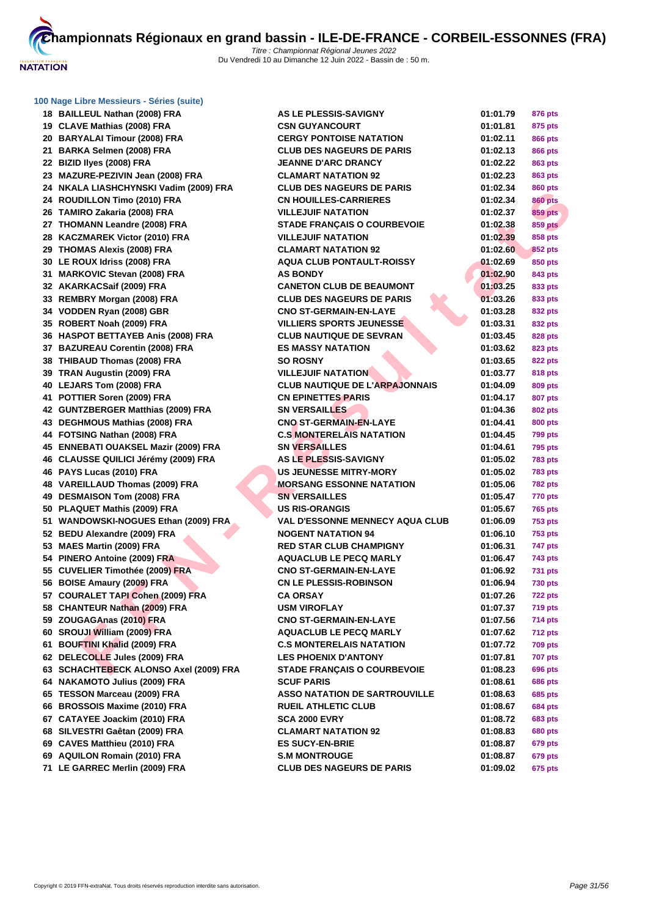### 100 Nage Libre Messieurs - Séries (suite)

| | | | | |
|---|---|---|---|---|
| 18 | BAILLEUL Nathan (2008) FRA | AS LE PLESSIS-SAVIGNY | 01:01.79 | 876 pts |
| 19 | CLAVE Mathias (2008) FRA | CSN GUYANCOURT | 01:01.81 | 875 pts |
| 20 | BARYALAI Timour (2008) FRA | CERGY PONTOISE NATATION | 01:02.11 | 866 pts |
| 21 | BARKA Selmen (2008) FRA | CLUB DES NAGEURS DE PARIS | 01:02.13 | 866 pts |
| 22 | BIZID Ilyes (2008) FRA | JEANNE D'ARC DRANCY | 01:02.22 | 863 pts |
| 23 | MAZURE-PEZIVIN Jean (2008) FRA | CLAMART NATATION 92 | 01:02.23 | 863 pts |
| 24 | NKALA LIASHCHYNSKI Vadim (2009) FRA | CLUB DES NAGEURS DE PARIS | 01:02.34 | 860 pts |
| 24 | ROUDILLON Timo (2010) FRA | CN HOUILLES-CARRIERES | 01:02.34 | 860 pts |
| 26 | TAMIRO Zakaria (2008) FRA | VILLEJUIF NATATION | 01:02.37 | 859 pts |
| 27 | THOMANN Leandre (2008) FRA | STADE FRANÇAIS O COURBEVOIE | 01:02.38 | 859 pts |
| 28 | KACZMAREK Victor (2010) FRA | VILLEJUIF NATATION | 01:02.39 | 858 pts |
| 29 | THOMAS Alexis (2008) FRA | CLAMART NATATION 92 | 01:02.60 | 852 pts |
| 30 | LE ROUX Idriss (2008) FRA | AQUA CLUB PONTAULT-ROISSY | 01:02.69 | 850 pts |
| 31 | MARKOVIC Stevan (2008) FRA | AS BONDY | 01:02.90 | 843 pts |
| 32 | AKARKACSaif (2009) FRA | CANETON CLUB DE BEAUMONT | 01:03.25 | 833 pts |
| 33 | REMBRY Morgan (2008) FRA | CLUB DES NAGEURS DE PARIS | 01:03.26 | 833 pts |
| 34 | VODDEN Ryan (2008) GBR | CNO ST-GERMAIN-EN-LAYE | 01:03.28 | 832 pts |
| 35 | ROBERT Noah (2009) FRA | VILLIERS SPORTS JEUNESSE | 01:03.31 | 832 pts |
| 36 | HASPOT BETTAYEB Anis (2008) FRA | CLUB NAUTIQUE DE SEVRAN | 01:03.45 | 828 pts |
| 37 | BAZUREAU Corentin (2008) FRA | ES MASSY NATATION | 01:03.62 | 823 pts |
| 38 | THIBAUD Thomas (2008) FRA | SO ROSNY | 01:03.65 | 822 pts |
| 39 | TRAN Augustin (2009) FRA | VILLEJUIF NATATION | 01:03.77 | 818 pts |
| 40 | LEJARS Tom (2008) FRA | CLUB NAUTIQUE DE L'ARPAJONNAIS | 01:04.09 | 809 pts |
| 41 | POTTIER Soren (2009) FRA | CN EPINETTES PARIS | 01:04.17 | 807 pts |
| 42 | GUNTZBERGER Matthias (2009) FRA | SN VERSAILLES | 01:04.36 | 802 pts |
| 43 | DEGHMOUS Mathias (2008) FRA | CNO ST-GERMAIN-EN-LAYE | 01:04.41 | 800 pts |
| 44 | FOTSING Nathan (2008) FRA | C.S MONTERELAIS NATATION | 01:04.45 | 799 pts |
| 45 | ENNEBATI OUAKSEL Mazir (2009) FRA | SN VERSAILLES | 01:04.61 | 795 pts |
| 46 | CLAUSSE QUILICI Jérémy (2009) FRA | AS LE PLESSIS-SAVIGNY | 01:05.02 | 783 pts |
| 46 | PAYS Lucas (2010) FRA | US JEUNESSE MITRY-MORY | 01:05.02 | 783 pts |
| 48 | VAREILLAUD Thomas (2009) FRA | MORSANG ESSONNE NATATION | 01:05.06 | 782 pts |
| 49 | DESMAISON Tom (2008) FRA | SN VERSAILLES | 01:05.47 | 770 pts |
| 50 | PLAQUET Mathis (2009) FRA | US RIS-ORANGIS | 01:05.67 | 765 pts |
| 51 | WANDOWSKI-NOGUES Ethan (2009) FRA | VAL D'ESSONNE MENNECY AQUA CLUB | 01:06.09 | 753 pts |
| 52 | BEDU Alexandre (2009) FRA | NOGENT NATATION 94 | 01:06.10 | 753 pts |
| 53 | MAES Martin (2009) FRA | RED STAR CLUB CHAMPIGNY | 01:06.31 | 747 pts |
| 54 | PINERO Antoine (2009) FRA | AQUACLUB LE PECQ MARLY | 01:06.47 | 743 pts |
| 55 | CUVELIER Timothée (2009) FRA | CNO ST-GERMAIN-EN-LAYE | 01:06.92 | 731 pts |
| 56 | BOISE Amaury (2009) FRA | CN LE PLESSIS-ROBINSON | 01:06.94 | 730 pts |
| 57 | COURALET TAPI Cohen (2009) FRA | CA ORSAY | 01:07.26 | 722 pts |
| 58 | CHANTEUR Nathan (2009) FRA | USM VIROFLAY | 01:07.37 | 719 pts |
| 59 | ZOUGAGAnas (2010) FRA | CNO ST-GERMAIN-EN-LAYE | 01:07.56 | 714 pts |
| 60 | SROUJI William (2009) FRA | AQUACLUB LE PECQ MARLY | 01:07.62 | 712 pts |
| 61 | BOUFTINI Khalid (2009) FRA | C.S MONTERELAIS NATATION | 01:07.72 | 709 pts |
| 62 | DELECOLLE Jules (2009) FRA | LES PHOENIX D'ANTONY | 01:07.81 | 707 pts |
| 63 | SCHACHTEBECK ALONSO Axel (2009) FRA | STADE FRANÇAIS O COURBEVOIE | 01:08.23 | 696 pts |
| 64 | NAKAMOTO Julius (2009) FRA | SCUF PARIS | 01:08.61 | 686 pts |
| 65 | TESSON Marceau (2009) FRA | ASSO NATATION DE SARTROUVILLE | 01:08.63 | 685 pts |
| 66 | BROSSOIS Maxime (2010) FRA | RUEIL ATHLETIC CLUB | 01:08.67 | 684 pts |
| 67 | CATAYEE Joackim (2010) FRA | SCA 2000 EVRY | 01:08.72 | 683 pts |
| 68 | SILVESTRI Gaêtan (2009) FRA | CLAMART NATATION 92 | 01:08.83 | 680 pts |
| 69 | CAVES Matthieu (2010) FRA | ES SUCY-EN-BRIE | 01:08.87 | 679 pts |
| 69 | AQUILON Romain (2010) FRA | S.M MONTROUGE | 01:08.87 | 679 pts |
| 71 | LE GARREC Merlin (2009) FRA | CLUB DES NAGEURS DE PARIS | 01:09.02 | 675 pts |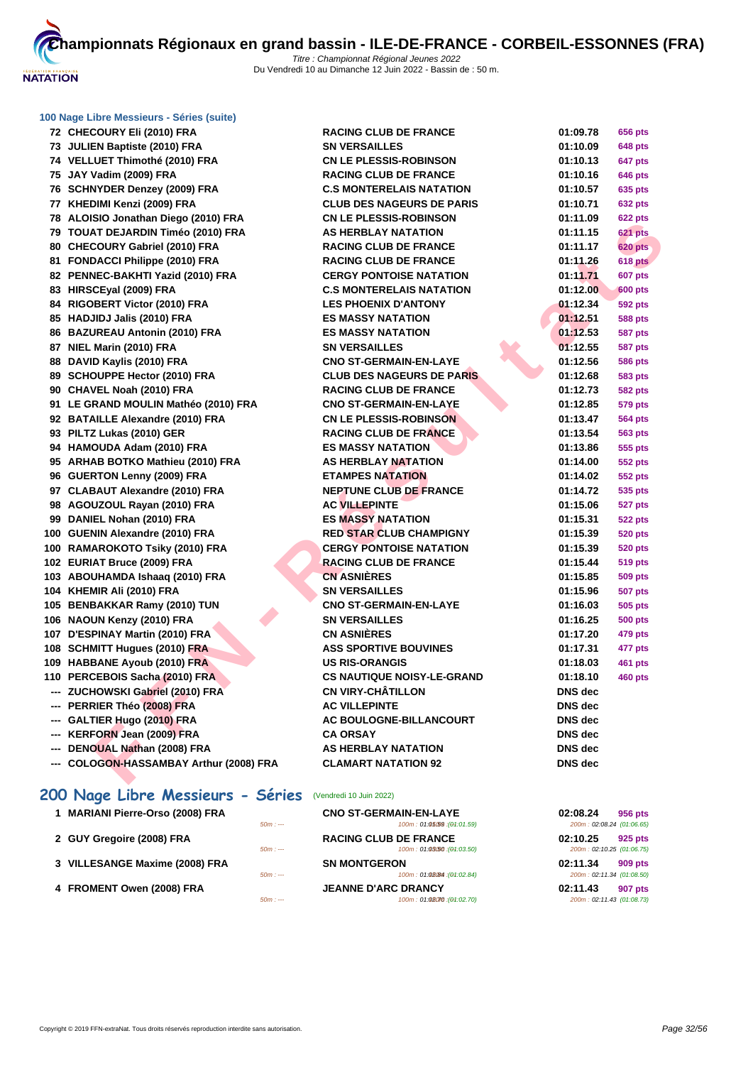### 100 Nage Libre Messieurs - Séries (suite)

| Rang | Nom | Club | Temps | Points |
|---|---|---|---|---|
| 72 | CHECOURY Eli (2010) FRA | RACING CLUB DE FRANCE | 01:09.78 | 656 pts |
| 73 | JULIEN Baptiste (2010) FRA | SN VERSAILLES | 01:10.09 | 648 pts |
| 74 | VELLUET Thimothé (2010) FRA | CN LE PLESSIS-ROBINSON | 01:10.13 | 647 pts |
| 75 | JAY Vadim (2009) FRA | RACING CLUB DE FRANCE | 01:10.16 | 646 pts |
| 76 | SCHNYDER Denzey (2009) FRA | C.S MONTERELAIS NATATION | 01:10.57 | 635 pts |
| 77 | KHEDIMI Kenzi (2009) FRA | CLUB DES NAGEURS DE PARIS | 01:10.71 | 632 pts |
| 78 | ALOISIO Jonathan Diego (2010) FRA | CN LE PLESSIS-ROBINSON | 01:11.09 | 622 pts |
| 79 | TOUAT DEJARDIN Timéo (2010) FRA | AS HERBLAY NATATION | 01:11.15 | 621 pts |
| 80 | CHECOURY Gabriel (2010) FRA | RACING CLUB DE FRANCE | 01:11.17 | 620 pts |
| 81 | FONDACCI Philippe (2010) FRA | RACING CLUB DE FRANCE | 01:11.26 | 618 pts |
| 82 | PENNEC-BAKHTI Yazid (2010) FRA | CERGY PONTOISE NATATION | 01:11.71 | 607 pts |
| 83 | HIRSCEyal (2009) FRA | C.S MONTERELAIS NATATION | 01:12.00 | 600 pts |
| 84 | RIGOBERT Victor (2010) FRA | LES PHOENIX D'ANTONY | 01:12.34 | 592 pts |
| 85 | HADJIDJ Jalis (2010) FRA | ES MASSY NATATION | 01:12.51 | 588 pts |
| 86 | BAZUREAU Antonin (2010) FRA | ES MASSY NATATION | 01:12.53 | 587 pts |
| 87 | NIEL Marin (2010) FRA | SN VERSAILLES | 01:12.55 | 587 pts |
| 88 | DAVID Kaylis (2010) FRA | CNO ST-GERMAIN-EN-LAYE | 01:12.56 | 586 pts |
| 89 | SCHOUPPE Hector (2010) FRA | CLUB DES NAGEURS DE PARIS | 01:12.68 | 583 pts |
| 90 | CHAVEL Noah (2010) FRA | RACING CLUB DE FRANCE | 01:12.73 | 582 pts |
| 91 | LE GRAND MOULIN Mathéo (2010) FRA | CNO ST-GERMAIN-EN-LAYE | 01:12.85 | 579 pts |
| 92 | BATAILLE Alexandre (2010) FRA | CN LE PLESSIS-ROBINSON | 01:13.47 | 564 pts |
| 93 | PILTZ Lukas (2010) GER | RACING CLUB DE FRANCE | 01:13.54 | 563 pts |
| 94 | HAMOUDA Adam (2010) FRA | ES MASSY NATATION | 01:13.86 | 555 pts |
| 95 | ARHAB BOTKO Mathieu (2010) FRA | AS HERBLAY NATATION | 01:14.00 | 552 pts |
| 96 | GUERTON Lenny (2009) FRA | ETAMPES NATATION | 01:14.02 | 552 pts |
| 97 | CLABAUT Alexandre (2010) FRA | NEPTUNE CLUB DE FRANCE | 01:14.72 | 535 pts |
| 98 | AGOUZOUL Rayan (2010) FRA | AC VILLEPINTE | 01:15.06 | 527 pts |
| 99 | DANIEL Nohan (2010) FRA | ES MASSY NATATION | 01:15.31 | 522 pts |
| 100 | GUENIN Alexandre (2010) FRA | RED STAR CLUB CHAMPIGNY | 01:15.39 | 520 pts |
| 100 | RAMAROKOTO Tsiky (2010) FRA | CERGY PONTOISE NATATION | 01:15.39 | 520 pts |
| 102 | EURIAT Bruce (2009) FRA | RACING CLUB DE FRANCE | 01:15.44 | 519 pts |
| 103 | ABOUHAMDA Ishaaq (2010) FRA | CN ASNIÈRES | 01:15.85 | 509 pts |
| 104 | KHEMIR Ali (2010) FRA | SN VERSAILLES | 01:15.96 | 507 pts |
| 105 | BENBAKKAR Ramy (2010) TUN | CNO ST-GERMAIN-EN-LAYE | 01:16.03 | 505 pts |
| 106 | NAOUN Kenzy (2010) FRA | SN VERSAILLES | 01:16.25 | 500 pts |
| 107 | D'ESPINAY Martin (2010) FRA | CN ASNIÈRES | 01:17.20 | 479 pts |
| 108 | SCHMITT Hugues (2010) FRA | ASS SPORTIVE BOUVINES | 01:17.31 | 477 pts |
| 109 | HABBANE Ayoub (2010) FRA | US RIS-ORANGIS | 01:18.03 | 461 pts |
| 110 | PERCEBOIS Sacha (2010) FRA | CS NAUTIQUE NOISY-LE-GRAND | 01:18.10 | 460 pts |
| --- | ZUCHOWSKI Gabriel (2010) FRA | CN VIRY-CHÂTILLON | DNS dec | |
| --- | PERRIER Théo (2008) FRA | AC VILLEPINTE | DNS dec | |
| --- | GALTIER Hugo (2010) FRA | AC BOULOGNE-BILLANCOURT | DNS dec | |
| --- | KERFORN Jean (2009) FRA | CA ORSAY | DNS dec | |
| --- | DENOUAL Nathan (2008) FRA | AS HERBLAY NATATION | DNS dec | |
| --- | COLOGON-HASSAMBAY Arthur (2008) FRA | CLAMART NATATION 92 | DNS dec | |

## 200 Nage Libre Messieurs - Séries (Vendredi 10 Juin 2022)

| Rang | Nom | Club | Temps | Points |
|---|---|---|---|---|
| 1 | MARIANI Pierre-Orso (2008) FRA | CNO ST-GERMAIN-EN-LAYE | 02:08.24 | 956 pts |
| | 50m : --- | 100m : 01:01.59 (01:01.59) | 200m : 02:08.24 (01:06.65) | |
| 2 | GUY Gregoire (2008) FRA | RACING CLUB DE FRANCE | 02:10.25 | 925 pts |
| | 50m : --- | 100m : 01:03.50 (01:03.50) | 200m : 02:10.25 (01:06.75) | |
| 3 | VILLESANGE Maxime (2008) FRA | SN MONTGERON | 02:11.34 | 909 pts |
| | 50m : --- | 100m : 01:02.84 (01:02.84) | 200m : 02:11.34 (01:08.50) | |
| 4 | FROMENT Owen (2008) FRA | JEANNE D'ARC DRANCY | 02:11.43 | 907 pts |
| | 50m : --- | 100m : 01:02.70 (01:02.70) | 200m : 02:11.43 (01:08.73) | |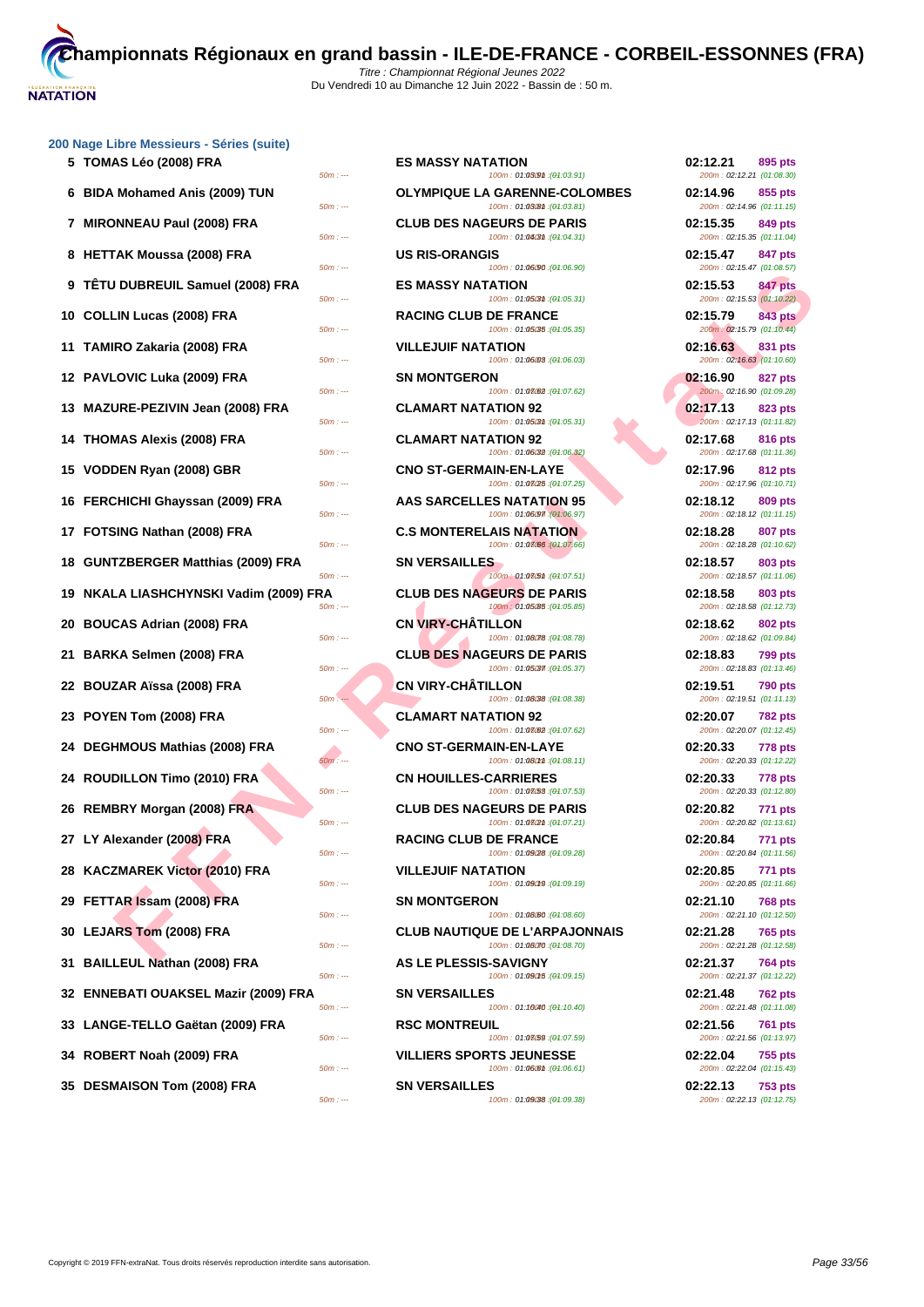# Championnats Régionaux en grand bassin - ILE-DE-FRANCE - CORBEIL-ESSONNES (FRA)

*Titre : Championnat Régional Jeunes 2022*
Du Vendredi 10 au Dimanche 12 Juin 2022 - Bassin de : 50 m.

## 200 Nage Libre Messieurs - Séries (suite)

| Rang | Nom | 50m | Club | 100m | Temps | 200m | Points |
|---|---|---|---|---|---|---|---|
| 5 | TOMAS Léo (2008) FRA | 50m : --- | ES MASSY NATATION | 100m : 01:03.91 (01:03.91) | 02:12.21 | 200m : 02:12.21 (01:08.30) | 895 pts |
| 6 | BIDA Mohamed Anis (2009) TUN | 50m : --- | OLYMPIQUE LA GARENNE-COLOMBES | 100m : 01:03.81 (01:03.81) | 02:14.96 | 200m : 02:14.96 (01:11.15) | 855 pts |
| 7 | MIRONNEAU Paul (2008) FRA | 50m : --- | CLUB DES NAGEURS DE PARIS | 100m : 01:04.31 (01:04.31) | 02:15.35 | 200m : 02:15.35 (01:11.04) | 849 pts |
| 8 | HETTAK Moussa (2008) FRA | 50m : --- | US RIS-ORANGIS | 100m : 01:06.90 (01:06.90) | 02:15.47 | 200m : 02:15.47 (01:08.57) | 847 pts |
| 9 | TÊTU DUBREUIL Samuel (2008) FRA | 50m : --- | ES MASSY NATATION | 100m : 01:05.31 (01:05.31) | 02:15.53 | 200m : 02:15.53 (01:10.22) | 847 pts |
| 10 | COLLIN Lucas (2008) FRA | 50m : --- | RACING CLUB DE FRANCE | 100m : 01:05.35 (01:05.35) | 02:15.79 | 200m : 02:15.79 (01:10.44) | 843 pts |
| 11 | TAMIRO Zakaria (2008) FRA | 50m : --- | VILLEJUIF NATATION | 100m : 01:06.03 (01:06.03) | 02:16.63 | 200m : 02:16.63 (01:10.60) | 831 pts |
| 12 | PAVLOVIC Luka (2009) FRA | 50m : --- | SN MONTGERON | 100m : 01:07.62 (01:07.62) | 02:16.90 | 200m : 02:16.90 (01:09.28) | 827 pts |
| 13 | MAZURE-PEZIVIN Jean (2008) FRA | 50m : --- | CLAMART NATATION 92 | 100m : 01:05.31 (01:05.31) | 02:17.13 | 200m : 02:17.13 (01:11.82) | 823 pts |
| 14 | THOMAS Alexis (2008) FRA | 50m : --- | CLAMART NATATION 92 | 100m : 01:06.32 (01:06.32) | 02:17.68 | 200m : 02:17.68 (01:11.36) | 816 pts |
| 15 | VODDEN Ryan (2008) GBR | 50m : --- | CNO ST-GERMAIN-EN-LAYE | 100m : 01:07.25 (01:07.25) | 02:17.96 | 200m : 02:17.96 (01:10.71) | 812 pts |
| 16 | FERCHICHI Ghayssan (2009) FRA | 50m : --- | AAS SARCELLES NATATION 95 | 100m : 01:06.97 (01:06.97) | 02:18.12 | 200m : 02:18.12 (01:11.15) | 809 pts |
| 17 | FOTSING Nathan (2008) FRA | 50m : --- | C.S MONTERELAIS NATATION | 100m : 01:07.66 (01:07.66) | 02:18.28 | 200m : 02:18.28 (01:10.62) | 807 pts |
| 18 | GUNTZBERGER Matthias (2009) FRA | 50m : --- | SN VERSAILLES | 100m : 01:07.51 (01:07.51) | 02:18.57 | 200m : 02:18.57 (01:11.06) | 803 pts |
| 19 | NKALA LIASHCHYNSKI Vadim (2009) FRA | 50m : --- | CLUB DES NAGEURS DE PARIS | 100m : 01:05.85 (01:05.85) | 02:18.58 | 200m : 02:18.58 (01:12.73) | 803 pts |
| 20 | BOUCAS Adrian (2008) FRA | 50m : --- | CN VIRY-CHÂTILLON | 100m : 01:08.78 (01:08.78) | 02:18.62 | 200m : 02:18.62 (01:09.84) | 802 pts |
| 21 | BARKA Selmen (2008) FRA | 50m : --- | CLUB DES NAGEURS DE PARIS | 100m : 01:05.37 (01:05.37) | 02:18.83 | 200m : 02:18.83 (01:13.46) | 799 pts |
| 22 | BOUZAR Aïssa (2008) FRA | 50m : --- | CN VIRY-CHÂTILLON | 100m : 01:08.38 (01:08.38) | 02:19.51 | 200m : 02:19.51 (01:11.13) | 790 pts |
| 23 | POYEN Tom (2008) FRA | 50m : --- | CLAMART NATATION 92 | 100m : 01:07.62 (01:07.62) | 02:20.07 | 200m : 02:20.07 (01:12.45) | 782 pts |
| 24 | DEGHMOUS Mathias (2008) FRA | 50m : --- | CNO ST-GERMAIN-EN-LAYE | 100m : 01:08.11 (01:08.11) | 02:20.33 | 200m : 02:20.33 (01:12.22) | 778 pts |
| 24 | ROUDILLON Timo (2010) FRA | 50m : --- | CN HOUILLES-CARRIERES | 100m : 01:07.53 (01:07.53) | 02:20.33 | 200m : 02:20.33 (01:12.80) | 778 pts |
| 26 | REMBRY Morgan (2008) FRA | 50m : --- | CLUB DES NAGEURS DE PARIS | 100m : 01:07.21 (01:07.21) | 02:20.82 | 200m : 02:20.82 (01:13.61) | 771 pts |
| 27 | LY Alexander (2008) FRA | 50m : --- | RACING CLUB DE FRANCE | 100m : 01:09.28 (01:09.28) | 02:20.84 | 200m : 02:20.84 (01:11.56) | 771 pts |
| 28 | KACZMAREK Victor (2010) FRA | 50m : --- | VILLEJUIF NATATION | 100m : 01:09.19 (01:09.19) | 02:20.85 | 200m : 02:20.85 (01:11.66) | 771 pts |
| 29 | FETTAR Issam (2008) FRA | 50m : --- | SN MONTGERON | 100m : 01:08.60 (01:08.60) | 02:21.10 | 200m : 02:21.10 (01:12.50) | 768 pts |
| 30 | LEJARS Tom (2008) FRA | 50m : --- | CLUB NAUTIQUE DE L'ARPAJONNAIS | 100m : 01:08.70 (01:08.70) | 02:21.28 | 200m : 02:21.28 (01:12.58) | 765 pts |
| 31 | BAILLEUL Nathan (2008) FRA | 50m : --- | AS LE PLESSIS-SAVIGNY | 100m : 01:09.15 (01:09.15) | 02:21.37 | 200m : 02:21.37 (01:12.22) | 764 pts |
| 32 | ENNEBATI OUAKSEL Mazir (2009) FRA | 50m : --- | SN VERSAILLES | 100m : 01:10.40 (01:10.40) | 02:21.48 | 200m : 02:21.48 (01:11.08) | 762 pts |
| 33 | LANGE-TELLO Gaëtan (2009) FRA | 50m : --- | RSC MONTREUIL | 100m : 01:07.59 (01:07.59) | 02:21.56 | 200m : 02:21.56 (01:13.97) | 761 pts |
| 34 | ROBERT Noah (2009) FRA | 50m : --- | VILLIERS SPORTS JEUNESSE | 100m : 01:06.61 (01:06.61) | 02:22.04 | 200m : 02:22.04 (01:15.43) | 755 pts |
| 35 | DESMAISON Tom (2008) FRA | 50m : --- | SN VERSAILLES | 100m : 01:09.38 (01:09.38) | 02:22.13 | 200m : 02:22.13 (01:12.75) | 753 pts |

Copyright © 2019 FFN-extraNat. Tous droits réservés reproduction interdite sans autorisation.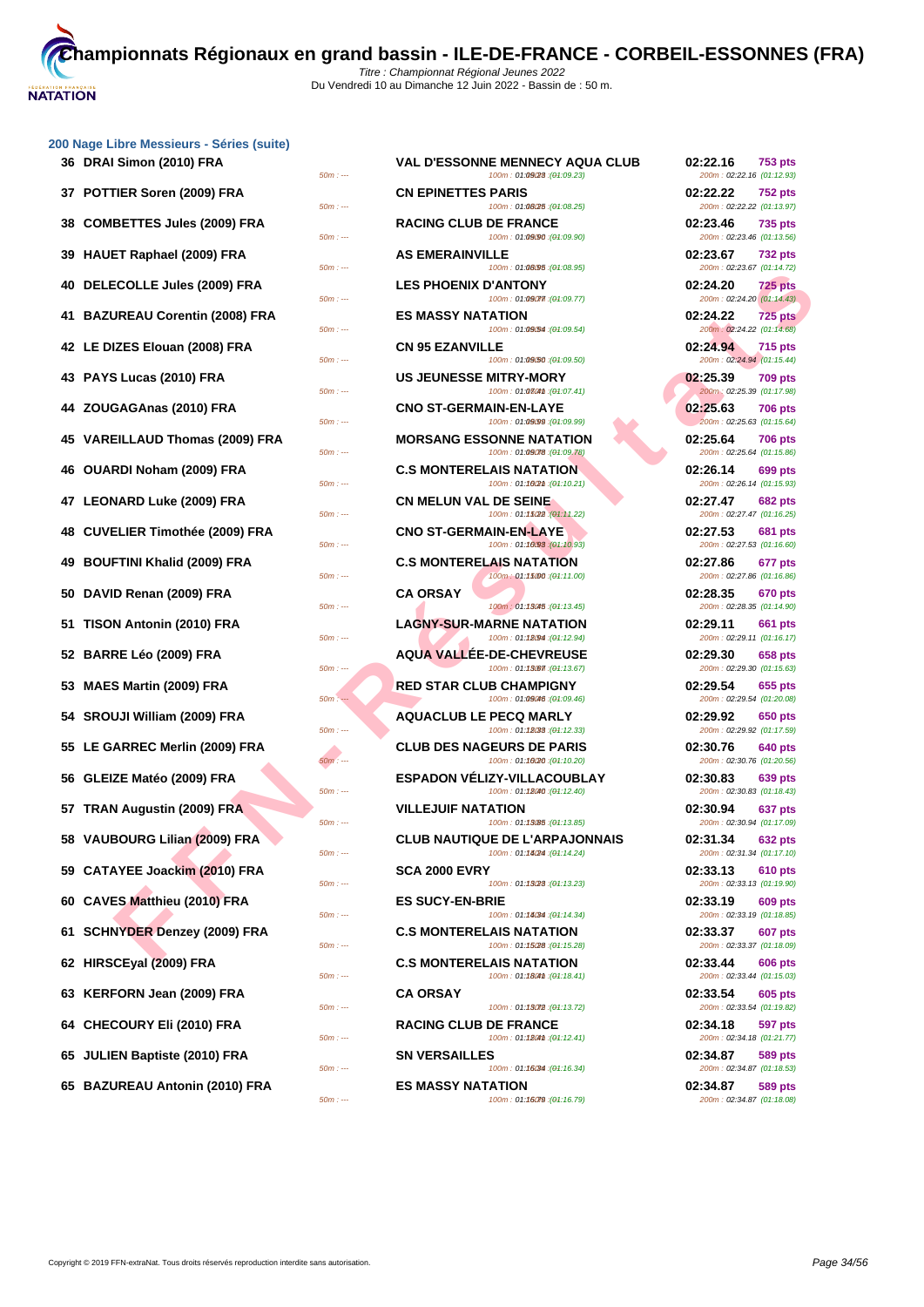# Championnats Régionaux en grand bassin - ILE-DE-FRANCE - CORBEIL-ESSONNES (FRA)

*Titre : Championnat Régional Jeunes 2022*
Du Vendredi 10 au Dimanche 12 Juin 2022 - Bassin de : 50 m.

## 200 Nage Libre Messieurs - Séries (suite)

| Rang | Nom | Splits 50m | Club | Splits 100m | Temps | Points | Splits 200m |
|---|---|---|---|---|---|---|---|
| 36 | DRAI Simon (2010) FRA | 50m : --- | VAL D'ESSONNE MENNECY AQUA CLUB | 100m : 01:09.23 (01:09.23) | 02:22.16 | 753 pts | 200m : 02:22.16 (01:12.93) |
| 37 | POTTIER Soren (2009) FRA | 50m : --- | CN EPINETTES PARIS | 100m : 01:08.25 (01:08.25) | 02:22.22 | 752 pts | 200m : 02:22.22 (01:13.97) |
| 38 | COMBETTES Jules (2009) FRA | 50m : --- | RACING CLUB DE FRANCE | 100m : 01:09.90 (01:09.90) | 02:23.46 | 735 pts | 200m : 02:23.46 (01:13.56) |
| 39 | HAUET Raphael (2009) FRA | 50m : --- | AS EMERAINVILLE | 100m : 01:08.95 (01:08.95) | 02:23.67 | 732 pts | 200m : 02:23.67 (01:14.72) |
| 40 | DELECOLLE Jules (2009) FRA | 50m : --- | LES PHOENIX D'ANTONY | 100m : 01:09.77 (01:09.77) | 02:24.20 | 725 pts | 200m : 02:24.20 (01:14.43) |
| 41 | BAZUREAU Corentin (2008) FRA | 50m : --- | ES MASSY NATATION | 100m : 01:09.54 (01:09.54) | 02:24.22 | 725 pts | 200m : 02:24.22 (01:14.68) |
| 42 | LE DIZES Elouan (2008) FRA | 50m : --- | CN 95 EZANVILLE | 100m : 01:09.50 (01:09.50) | 02:24.94 | 715 pts | 200m : 02:24.94 (01:15.44) |
| 43 | PAYS Lucas (2010) FRA | 50m : --- | US JEUNESSE MITRY-MORY | 100m : 01:07.41 (01:07.41) | 02:25.39 | 709 pts | 200m : 02:25.39 (01:17.98) |
| 44 | ZOUGAGAnas (2010) FRA | 50m : --- | CNO ST-GERMAIN-EN-LAYE | 100m : 01:09.99 (01:09.99) | 02:25.63 | 706 pts | 200m : 02:25.63 (01:15.64) |
| 45 | VAREILLAUD Thomas (2009) FRA | 50m : --- | MORSANG ESSONNE NATATION | 100m : 01:09.78 (01:09.78) | 02:25.64 | 706 pts | 200m : 02:25.64 (01:15.86) |
| 46 | OUARDI Noham (2009) FRA | 50m : --- | C.S MONTERELAIS NATATION | 100m : 01:10.21 (01:10.21) | 02:26.14 | 699 pts | 200m : 02:26.14 (01:15.93) |
| 47 | LEONARD Luke (2009) FRA | 50m : --- | CN MELUN VAL DE SEINE | 100m : 01:11.22 (01:11.22) | 02:27.47 | 682 pts | 200m : 02:27.47 (01:16.25) |
| 48 | CUVELIER Timothée (2009) FRA | 50m : --- | CNO ST-GERMAIN-EN-LAYE | 100m : 01:10.93 (01:10.93) | 02:27.53 | 681 pts | 200m : 02:27.53 (01:16.60) |
| 49 | BOUFTINI Khalid (2009) FRA | 50m : --- | C.S MONTERELAIS NATATION | 100m : 01:11.00 (01:11.00) | 02:27.86 | 677 pts | 200m : 02:27.86 (01:16.86) |
| 50 | DAVID Renan (2009) FRA | 50m : --- | CA ORSAY | 100m : 01:13.45 (01:13.45) | 02:28.35 | 670 pts | 200m : 02:28.35 (01:14.90) |
| 51 | TISON Antonin (2010) FRA | 50m : --- | LAGNY-SUR-MARNE NATATION | 100m : 01:12.94 (01:12.94) | 02:29.11 | 661 pts | 200m : 02:29.11 (01:16.17) |
| 52 | BARRE Léo (2009) FRA | 50m : --- | AQUA VALLÉE-DE-CHEVREUSE | 100m : 01:13.67 (01:13.67) | 02:29.30 | 658 pts | 200m : 02:29.30 (01:15.63) |
| 53 | MAES Martin (2009) FRA | 50m : --- | RED STAR CLUB CHAMPIGNY | 100m : 01:09.46 (01:09.46) | 02:29.54 | 655 pts | 200m : 02:29.54 (01:20.08) |
| 54 | SROUJI William (2009) FRA | 50m : --- | AQUACLUB LE PECQ MARLY | 100m : 01:12.33 (01:12.33) | 02:29.92 | 650 pts | 200m : 02:29.92 (01:17.59) |
| 55 | LE GARREC Merlin (2009) FRA | 50m : --- | CLUB DES NAGEURS DE PARIS | 100m : 01:10.20 (01:10.20) | 02:30.76 | 640 pts | 200m : 02:30.76 (01:20.56) |
| 56 | GLEIZE Matéo (2009) FRA | 50m : --- | ESPADON VÉLIZY-VILLACOUBLAY | 100m : 01:12.40 (01:12.40) | 02:30.83 | 639 pts | 200m : 02:30.83 (01:18.43) |
| 57 | TRAN Augustin (2009) FRA | 50m : --- | VILLEJUIF NATATION | 100m : 01:13.85 (01:13.85) | 02:30.94 | 637 pts | 200m : 02:30.94 (01:17.09) |
| 58 | VAUBOURG Lilian (2009) FRA | 50m : --- | CLUB NAUTIQUE DE L'ARPAJONNAIS | 100m : 01:14.24 (01:14.24) | 02:31.34 | 632 pts | 200m : 02:31.34 (01:17.10) |
| 59 | CATAYEE Joackim (2010) FRA | 50m : --- | SCA 2000 EVRY | 100m : 01:13.23 (01:13.23) | 02:33.13 | 610 pts | 200m : 02:33.13 (01:19.90) |
| 60 | CAVES Matthieu (2010) FRA | 50m : --- | ES SUCY-EN-BRIE | 100m : 01:14.34 (01:14.34) | 02:33.19 | 609 pts | 200m : 02:33.19 (01:18.85) |
| 61 | SCHNYDER Denzey (2009) FRA | 50m : --- | C.S MONTERELAIS NATATION | 100m : 01:15.28 (01:15.28) | 02:33.37 | 607 pts | 200m : 02:33.37 (01:18.09) |
| 62 | HIRSCEyal (2009) FRA | 50m : --- | C.S MONTERELAIS NATATION | 100m : 01:18.41 (01:18.41) | 02:33.44 | 606 pts | 200m : 02:33.44 (01:15.03) |
| 63 | KERFORN Jean (2009) FRA | 50m : --- | CA ORSAY | 100m : 01:13.72 (01:13.72) | 02:33.54 | 605 pts | 200m : 02:33.54 (01:19.82) |
| 64 | CHECOURY Eli (2010) FRA | 50m : --- | RACING CLUB DE FRANCE | 100m : 01:12.41 (01:12.41) | 02:34.18 | 597 pts | 200m : 02:34.18 (01:21.77) |
| 65 | JULIEN Baptiste (2010) FRA | 50m : --- | SN VERSAILLES | 100m : 01:16.34 (01:16.34) | 02:34.87 | 589 pts | 200m : 02:34.87 (01:18.53) |
| 65 | BAZUREAU Antonin (2010) FRA | 50m : --- | ES MASSY NATATION | 100m : 01:16.79 (01:16.79) | 02:34.87 | 589 pts | 200m : 02:34.87 (01:18.08) |

Copyright © 2019 FFN-extraNat. Tous droits réservés reproduction interdite sans autorisation.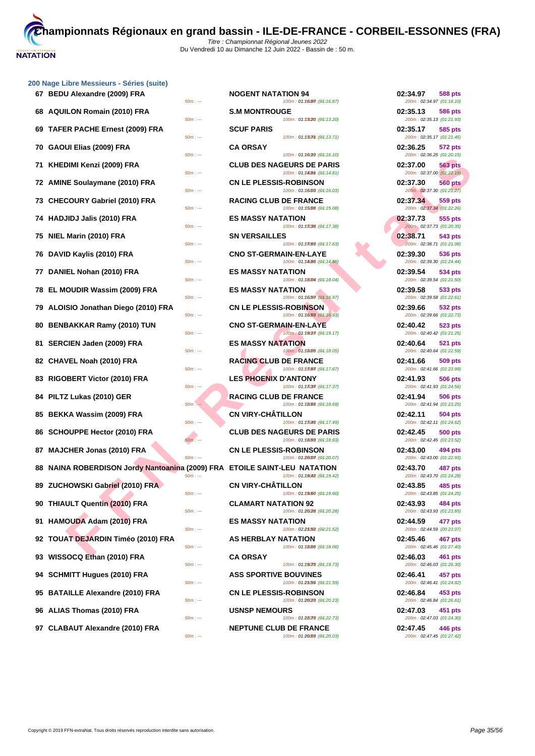# Championnats Régionaux en grand bassin - ILE-DE-FRANCE - CORBEIL-ESSONNES (FRA)

*Titre : Championnat Régional Jeunes 2022*
Du Vendredi 10 au Dimanche 12 Juin 2022 - Bassin de : 50 m.

## 200 Nage Libre Messieurs - Séries (suite)

| Rang | Nom | 50m | Club | 100m | Temps | Points | 200m |
|---|---|---|---|---|---|---|---|
| 67 | BEDU Alexandre (2009) FRA | 50m : --- | NOGENT NATATION 94 | 100m : 01:16.87 (01:16.87) | 02:34.97 | 588 pts | 200m : 02:34.97 (01:18.10) |
| 68 | AQUILON Romain (2010) FRA | 50m : --- | S.M MONTROUGE | 100m : 01:13.20 (01:13.20) | 02:35.13 | 586 pts | 200m : 02:35.13 (01:21.93) |
| 69 | TAFER PACHE Ernest (2009) FRA | 50m : --- | SCUF PARIS | 100m : 01:13.71 (01:13.71) | 02:35.17 | 585 pts | 200m : 02:35.17 (01:21.46) |
| 70 | GAOUI Elias (2009) FRA | 50m : --- | CA ORSAY | 100m : 01:16.10 (01:16.10) | 02:36.25 | 572 pts | 200m : 02:36.25 (01:20.15) |
| 71 | KHEDIMI Kenzi (2009) FRA | 50m : --- | CLUB DES NAGEURS DE PARIS | 100m : 01:14.81 (01:14.81) | 02:37.00 | 563 pts | 200m : 02:37.00 (01:22.19) |
| 72 | AMINE Soulaymane (2010) FRA | 50m : --- | CN LE PLESSIS-ROBINSON | 100m : 01:16.03 (01:16.03) | 02:37.30 | 560 pts | 200m : 02:37.30 (01:21.27) |
| 73 | CHECOURY Gabriel (2010) FRA | 50m : --- | RACING CLUB DE FRANCE | 100m : 01:15.08 (01:15.08) | 02:37.34 | 559 pts | 200m : 02:37.34 (01:22.26) |
| 74 | HADJIDJ Jalis (2010) FRA | 50m : --- | ES MASSY NATATION | 100m : 01:17.38 (01:17.38) | 02:37.73 | 555 pts | 200m : 02:37.73 (01:20.35) |
| 75 | NIEL Marin (2010) FRA | 50m : --- | SN VERSAILLES | 100m : 01:17.63 (01:17.63) | 02:38.71 | 543 pts | 200m : 02:38.71 (01:21.08) |
| 76 | DAVID Kaylis (2010) FRA | 50m : --- | CNO ST-GERMAIN-EN-LAYE | 100m : 01:14.86 (01:14.86) | 02:39.30 | 536 pts | 200m : 02:39.30 (01:24.44) |
| 77 | DANIEL Nohan (2010) FRA | 50m : --- | ES MASSY NATATION | 100m : 01:18.04 (01:18.04) | 02:39.54 | 534 pts | 200m : 02:39.54 (01:21.50) |
| 78 | EL MOUDIR Wassim (2009) FRA | 50m : --- | ES MASSY NATATION | 100m : 01:16.97 (01:16.97) | 02:39.58 | 533 pts | 200m : 02:39.58 (01:22.61) |
| 79 | ALOISIO Jonathan Diego (2010) FRA | 50m : --- | CN LE PLESSIS-ROBINSON | 100m : 01:16.93 (01:16.93) | 02:39.66 | 532 pts | 200m : 02:39.66 (01:22.73) |
| 80 | BENBAKKAR Ramy (2010) TUN | 50m : --- | CNO ST-GERMAIN-EN-LAYE | 100m : 01:19.17 (01:19.17) | 02:40.42 | 523 pts | 200m : 02:40.42 (01:21.25) |
| 81 | SERCIEN Jaden (2009) FRA | 50m : --- | ES MASSY NATATION | 100m : 01:18.05 (01:18.05) | 02:40.64 | 521 pts | 200m : 02:40.64 (01:22.59) |
| 82 | CHAVEL Noah (2010) FRA | 50m : --- | RACING CLUB DE FRANCE | 100m : 01:17.67 (01:17.67) | 02:41.66 | 509 pts | 200m : 02:41.66 (01:23.99) |
| 83 | RIGOBERT Victor (2010) FRA | 50m : --- | LES PHOENIX D'ANTONY | 100m : 01:17.37 (01:17.37) | 02:41.93 | 506 pts | 200m : 02:41.93 (01:24.56) |
| 84 | PILTZ Lukas (2010) GER | 50m : --- | RACING CLUB DE FRANCE | 100m : 01:18.69 (01:18.69) | 02:41.94 | 506 pts | 200m : 02:41.94 (01:23.25) |
| 85 | BEKKA Wassim (2009) FRA | 50m : --- | CN VIRY-CHÂTILLON | 100m : 01:17.49 (01:17.49) | 02:42.11 | 504 pts | 200m : 02:42.11 (01:24.62) |
| 86 | SCHOUPPE Hector (2010) FRA | 50m : --- | CLUB DES NAGEURS DE PARIS | 100m : 01:18.93 (01:18.93) | 02:42.45 | 500 pts | 200m : 02:42.45 (01:23.52) |
| 87 | MAJCHER Jonas (2010) FRA | 50m : --- | CN LE PLESSIS-ROBINSON | 100m : 01:20.07 (01:20.07) | 02:43.00 | 494 pts | 200m : 02:43.00 (01:22.93) |
| 88 | NAINA ROBERDISON Jordy Nantoanina (2009) FRA | 50m : --- | ETOILE SAINT-LEU NATATION | 100m : 01:19.42 (01:19.42) | 02:43.70 | 487 pts | 200m : 02:43.70 (01:24.28) |
| 89 | ZUCHOWSKI Gabriel (2010) FRA | 50m : --- | CN VIRY-CHÂTILLON | 100m : 01:19.60 (01:19.60) | 02:43.85 | 485 pts | 200m : 02:43.85 (01:24.25) |
| 90 | THIAULT Quentin (2010) FRA | 50m : --- | CLAMART NATATION 92 | 100m : 01:20.28 (01:20.28) | 02:43.93 | 484 pts | 200m : 02:43.93 (01:23.65) |
| 91 | HAMOUDA Adam (2010) FRA | 50m : --- | ES MASSY NATATION | 100m : 02:21.52 (02:21.52) | 02:44.59 | 477 pts | 200m : 02:44.59 (00:23.07) |
| 92 | TOUAT DEJARDIN Timéo (2010) FRA | 50m : --- | AS HERBLAY NATATION | 100m : 01:18.06 (01:18.06) | 02:45.46 | 467 pts | 200m : 02:45.46 (01:27.40) |
| 93 | WISSOCQ Ethan (2010) FRA | 50m : --- | CA ORSAY | 100m : 01:19.73 (01:19.73) | 02:46.03 | 461 pts | 200m : 02:46.03 (01:26.30) |
| 94 | SCHMITT Hugues (2010) FRA | 50m : --- | ASS SPORTIVE BOUVINES | 100m : 01:21.59 (01:21.59) | 02:46.41 | 457 pts | 200m : 02:46.41 (01:24.82) |
| 95 | BATAILLE Alexandre (2010) FRA | 50m : --- | CN LE PLESSIS-ROBINSON | 100m : 01:20.23 (01:20.23) | 02:46.84 | 453 pts | 200m : 02:46.84 (01:26.61) |
| 96 | ALIAS Thomas (2010) FRA | 50m : --- | USNSP NEMOURS | 100m : 01:22.73 (01:22.73) | 02:47.03 | 451 pts | 200m : 02:47.03 (01:24.30) |
| 97 | CLABAUT Alexandre (2010) FRA | 50m : --- | NEPTUNE CLUB DE FRANCE | 100m : 01:20.03 (01:20.03) | 02:47.45 | 446 pts | 200m : 02:47.45 (01:27.42) |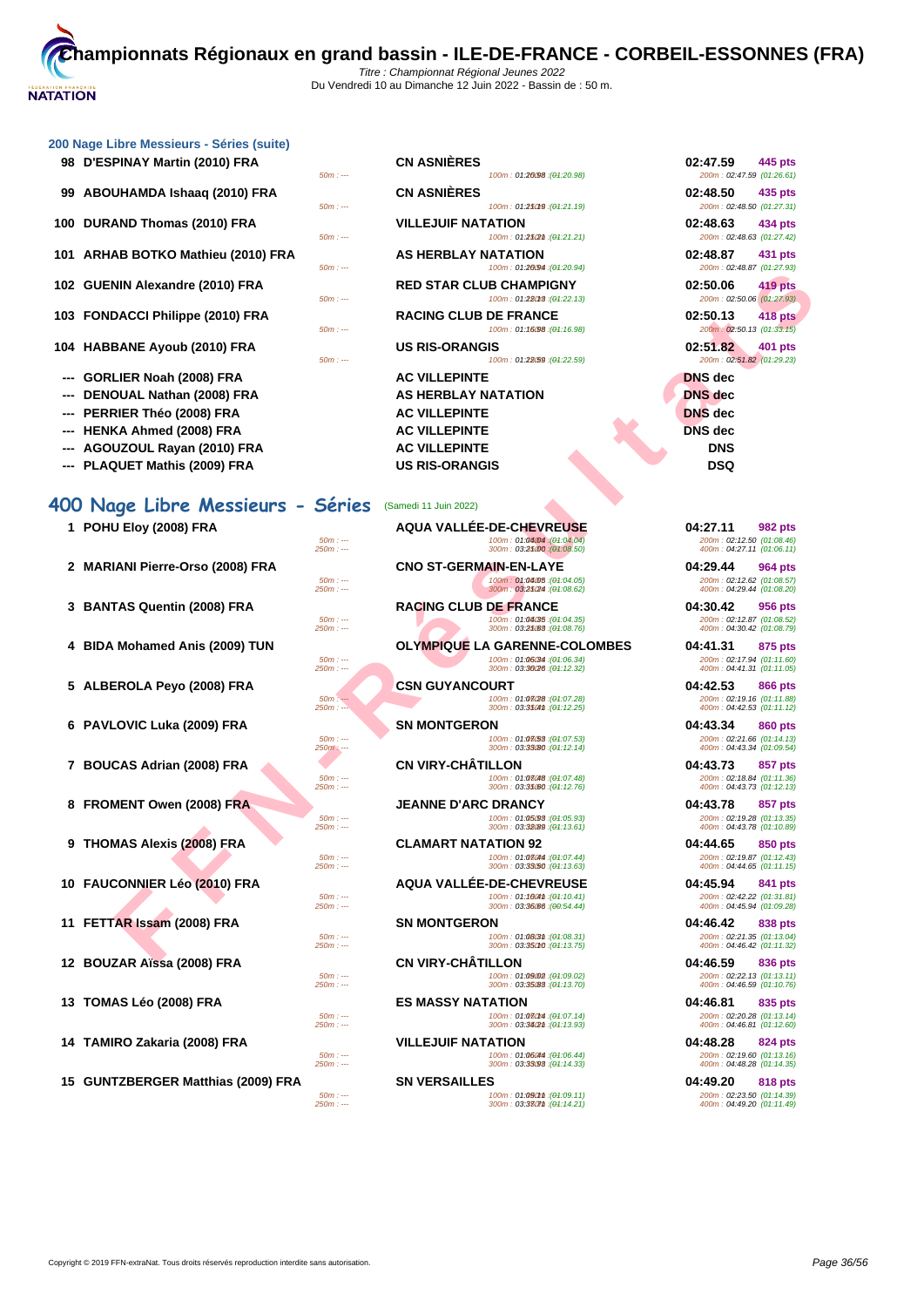# Championnats Régionaux en grand bassin - ILE-DE-FRANCE - CORBEIL-ESSONNES (FRA)

*Titre : Championnat Régional Jeunes 2022*
Du Vendredi 10 au Dimanche 12 Juin 2022 - Bassin de : 50 m.

## 200 Nage Libre Messieurs - Séries (suite)

| Rang | Nom | Club | Temps | Points | Intermédiaires |
|---|---|---|---|---|---|
| 98 | D'ESPINAY Martin (2010) FRA | CN ASNIÈRES | 02:47.59 | 445 pts | 50m : --- / 100m : 01:20.98 (01:20.98) / 200m : 02:47.59 (01:26.61) |
| 99 | ABOUHAMDA Ishaaq (2010) FRA | CN ASNIÈRES | 02:48.50 | 435 pts | 50m : --- / 100m : 01:21.19 (01:21.19) / 200m : 02:48.50 (01:27.31) |
| 100 | DURAND Thomas (2010) FRA | VILLEJUIF NATATION | 02:48.63 | 434 pts | 50m : --- / 100m : 01:21.21 (01:21.21) / 200m : 02:48.63 (01:27.42) |
| 101 | ARHAB BOTKO Mathieu (2010) FRA | AS HERBLAY NATATION | 02:48.87 | 431 pts | 50m : --- / 100m : 01:20.94 (01:20.94) / 200m : 02:48.87 (01:27.93) |
| 102 | GUENIN Alexandre (2010) FRA | RED STAR CLUB CHAMPIGNY | 02:50.06 | 419 pts | 50m : --- / 100m : 01:22.13 (01:22.13) / 200m : 02:50.06 (01:27.93) |
| 103 | FONDACCI Philippe (2010) FRA | RACING CLUB DE FRANCE | 02:50.13 | 418 pts | 50m : --- / 100m : 01:16.98 (01:16.98) / 200m : 02:50.13 (01:33.15) |
| 104 | HABBANE Ayoub (2010) FRA | US RIS-ORANGIS | 02:51.82 | 401 pts | 50m : --- / 100m : 01:22.59 (01:22.59) / 200m : 02:51.82 (01:29.23) |
| --- | GORLIER Noah (2008) FRA | AC VILLEPINTE | DNS dec | | |
| --- | DENOUAL Nathan (2008) FRA | AS HERBLAY NATATION | DNS dec | | |
| --- | PERRIER Théo (2008) FRA | AC VILLEPINTE | DNS dec | | |
| --- | HENKA Ahmed (2008) FRA | AC VILLEPINTE | DNS dec | | |
| --- | AGOUZOUL Rayan (2010) FRA | AC VILLEPINTE | DNS | | |
| --- | PLAQUET Mathis (2009) FRA | US RIS-ORANGIS | DSQ | | |

## 400 Nage Libre Messieurs - Séries (Samedi 11 Juin 2022)

| Rang | Nom | Club | Temps | Points | Intermédiaires |
|---|---|---|---|---|---|
| 1 | POHU Eloy (2008) FRA | AQUA VALLÉE-DE-CHEVREUSE | 04:27.11 | 982 pts | 50m : --- / 100m : 01:04.04 (01:04.04) / 200m : 02:12.50 (01:08.46) / 250m : --- / 300m : 03:21.00 (01:08.50) / 400m : 04:27.11 (01:06.11) |
| 2 | MARIANI Pierre-Orso (2008) FRA | CNO ST-GERMAIN-EN-LAYE | 04:29.44 | 964 pts | 50m : --- / 100m : 01:04.05 (01:04.05) / 200m : 02:12.62 (01:08.57) / 250m : --- / 300m : 03:21.24 (01:08.62) / 400m : 04:29.44 (01:08.20) |
| 3 | BANTAS Quentin (2008) FRA | RACING CLUB DE FRANCE | 04:30.42 | 956 pts | 50m : --- / 100m : 01:04.35 (01:04.35) / 200m : 02:12.87 (01:08.52) / 250m : --- / 300m : 03:21.63 (01:08.76) / 400m : 04:30.42 (01:08.79) |
| 4 | BIDA Mohamed Anis (2009) TUN | OLYMPIQUE LA GARENNE-COLOMBES | 04:41.31 | 875 pts | 50m : --- / 100m : 01:06.34 (01:06.34) / 200m : 02:17.94 (01:11.60) / 250m : --- / 300m : 03:30.26 (01:12.32) / 400m : 04:41.31 (01:11.05) |
| 5 | ALBEROLA Peyo (2008) FRA | CSN GUYANCOURT | 04:42.53 | 866 pts | 50m : --- / 100m : 01:07.28 (01:07.28) / 200m : 02:19.16 (01:11.88) / 250m : --- / 300m : 03:31.41 (01:12.25) / 400m : 04:42.53 (01:11.12) |
| 6 | PAVLOVIC Luka (2009) FRA | SN MONTGERON | 04:43.34 | 860 pts | 50m : --- / 100m : 01:07.53 (01:07.53) / 200m : 02:21.66 (01:14.13) / 250m : --- / 300m : 03:33.80 (01:12.14) / 400m : 04:43.34 (01:09.54) |
| 7 | BOUCAS Adrian (2008) FRA | CN VIRY-CHÂTILLON | 04:43.73 | 857 pts | 50m : --- / 100m : 01:07.48 (01:07.48) / 200m : 02:18.84 (01:11.36) / 250m : --- / 300m : 03:31.60 (01:12.76) / 400m : 04:43.73 (01:12.13) |
| 8 | FROMENT Owen (2008) FRA | JEANNE D'ARC DRANCY | 04:43.78 | 857 pts | 50m : --- / 100m : 01:05.93 (01:05.93) / 200m : 02:19.28 (01:13.35) / 250m : --- / 300m : 03:32.89 (01:13.61) / 400m : 04:43.78 (01:10.89) |
| 9 | THOMAS Alexis (2008) FRA | CLAMART NATATION 92 | 04:44.65 | 850 pts | 50m : --- / 100m : 01:07.44 (01:07.44) / 200m : 02:19.87 (01:12.43) / 250m : --- / 300m : 03:33.50 (01:13.63) / 400m : 04:44.65 (01:11.15) |
| 10 | FAUCONNIER Léo (2010) FRA | AQUA VALLÉE-DE-CHEVREUSE | 04:45.94 | 841 pts | 50m : --- / 100m : 01:10.41 (01:10.41) / 200m : 02:42.22 (01:31.81) / 250m : --- / 300m : 03:36.66 (00:54.44) / 400m : 04:45.94 (01:09.28) |
| 11 | FETTAR Issam (2008) FRA | SN MONTGERON | 04:46.42 | 838 pts | 50m : --- / 100m : 01:08.31 (01:08.31) / 200m : 02:21.35 (01:13.04) / 250m : --- / 300m : 03:35.10 (01:13.75) / 400m : 04:46.42 (01:11.32) |
| 12 | BOUZAR Aïssa (2008) FRA | CN VIRY-CHÂTILLON | 04:46.59 | 836 pts | 50m : --- / 100m : 01:09.02 (01:09.02) / 200m : 02:22.13 (01:13.11) / 250m : --- / 300m : 03:35.83 (01:13.70) / 400m : 04:46.59 (01:10.76) |
| 13 | TOMAS Léo (2008) FRA | ES MASSY NATATION | 04:46.81 | 835 pts | 50m : --- / 100m : 01:07.14 (01:07.14) / 200m : 02:20.28 (01:13.14) / 250m : --- / 300m : 03:34.21 (01:13.93) / 400m : 04:46.81 (01:12.60) |
| 14 | TAMIRO Zakaria (2008) FRA | VILLEJUIF NATATION | 04:48.28 | 824 pts | 50m : --- / 100m : 01:06.44 (01:06.44) / 200m : 02:19.60 (01:13.16) / 250m : --- / 300m : 03:33.93 (01:14.33) / 400m : 04:48.28 (01:14.35) |
| 15 | GUNTZBERGER Matthias (2009) FRA | SN VERSAILLES | 04:49.20 | 818 pts | 50m : --- / 100m : 01:09.11 (01:09.11) / 200m : 02:23.50 (01:14.39) / 250m : --- / 300m : 03:37.71 (01:14.21) / 400m : 04:49.20 (01:11.49) |

Copyright © 2019 FFN-extraNat. Tous droits réservés reproduction interdite sans autorisation.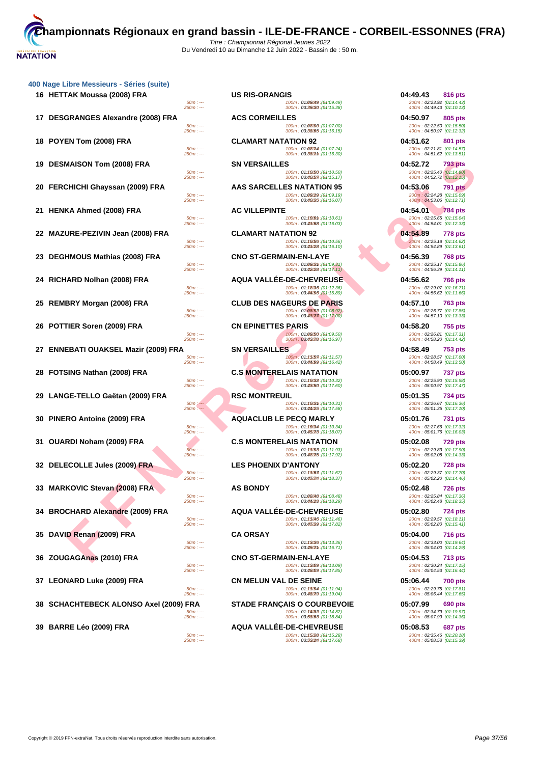# Championnats Régionaux en grand bassin - ILE-DE-FRANCE - CORBEIL-ESSONNES (FRA)

*Titre : Championnat Régional Jeunes 2022*
Du Vendredi 10 au Dimanche 12 Juin 2022 - Bassin de : 50 m.

### 400 Nage Libre Messieurs - Séries (suite)

| Rang | Nom | Club | Temps | Points | Splits |
|---|---|---|---|---|---|
| 16 | HETTAK Moussa (2008) FRA | US RIS-ORANGIS | 04:49.43 | 816 pts | 50m : --- / 100m : 01:09.49 (01:09.49) / 200m : 02:23.92 (01:14.43) / 250m : --- / 300m : 03:39.30 (01:15.38) / 400m : 04:49.43 (01:10.13) |
| 17 | DESGRANGES Alexandre (2008) FRA | ACS CORMEILLES | 04:50.97 | 805 pts | 50m : --- / 100m : 01:07.00 (01:07.00) / 200m : 02:22.50 (01:15.50) / 250m : --- / 300m : 03:38.65 (01:16.15) / 400m : 04:50.97 (01:12.32) |
| 18 | POYEN Tom (2008) FRA | CLAMART NATATION 92 | 04:51.62 | 801 pts | 50m : --- / 100m : 01:07.24 (01:07.24) / 200m : 02:21.81 (01:14.57) / 250m : --- / 300m : 03:38.11 (01:16.30) / 400m : 04:51.62 (01:13.51) |
| 19 | DESMAISON Tom (2008) FRA | SN VERSAILLES | 04:52.72 | 793 pts | 50m : --- / 100m : 01:10.50 (01:10.50) / 200m : 02:25.40 (01:14.90) / 250m : --- / 300m : 03:40.57 (01:15.17) / 400m : 04:52.72 (01:12.15) |
| 20 | FERCHICHI Ghayssan (2009) FRA | AAS SARCELLES NATATION 95 | 04:53.06 | 791 pts | 50m : --- / 100m : 01:09.19 (01:09.19) / 200m : 02:24.28 (01:15.09) / 250m : --- / 300m : 03:40.35 (01:16.07) / 400m : 04:53.06 (01:12.71) |
| 21 | HENKA Ahmed (2008) FRA | AC VILLEPINTE | 04:54.01 | 784 pts | 50m : --- / 100m : 01:10.61 (01:10.61) / 200m : 02:25.65 (01:15.04) / 250m : --- / 300m : 03:41.68 (01:16.03) / 400m : 04:54.01 (01:12.33) |
| 22 | MAZURE-PEZIVIN Jean (2008) FRA | CLAMART NATATION 92 | 04:54.89 | 778 pts | 50m : --- / 100m : 01:10.56 (01:10.56) / 200m : 02:25.18 (01:14.62) / 250m : --- / 300m : 03:41.28 (01:16.10) / 400m : 04:54.89 (01:13.61) |
| 23 | DEGHMOUS Mathias (2008) FRA | CNO ST-GERMAIN-EN-LAYE | 04:56.39 | 768 pts | 50m : --- / 100m : 01:09.31 (01:09.31) / 200m : 02:25.17 (01:15.86) / 250m : --- / 300m : 03:42.28 (01:17.11) / 400m : 04:56.39 (01:14.11) |
| 24 | RICHARD Nolhan (2008) FRA | AQUA VALLÉE-DE-CHEVREUSE | 04:56.62 | 766 pts | 50m : --- / 100m : 01:12.36 (01:12.36) / 200m : 02:29.07 (01:16.71) / 250m : --- / 300m : 03:44.96 (01:15.89) / 400m : 04:56.62 (01:11.66) |
| 25 | REMBRY Morgan (2008) FRA | CLUB DES NAGEURS DE PARIS | 04:57.10 | 763 pts | 50m : --- / 100m : 01:08.92 (01:08.92) / 200m : 02:26.77 (01:17.85) / 250m : --- / 300m : 03:43.77 (01:17.00) / 400m : 04:57.10 (01:13.33) |
| 26 | POTTIER Soren (2009) FRA | CN EPINETTES PARIS | 04:58.20 | 755 pts | 50m : --- / 100m : 01:09.50 (01:09.50) / 200m : 02:26.81 (01:17.31) / 250m : --- / 300m : 03:43.78 (01:16.97) / 400m : 04:58.20 (01:14.42) |
| 27 | ENNEBATI OUAKSEL Mazir (2009) FRA | SN VERSAILLES | 04:58.49 | 753 pts | 50m : --- / 100m : 01:11.57 (01:11.57) / 200m : 02:28.57 (01:17.00) / 250m : --- / 300m : 03:44.99 (01:16.42) / 400m : 04:58.49 (01:13.50) |
| 28 | FOTSING Nathan (2008) FRA | C.S MONTERELAIS NATATION | 05:00.97 | 737 pts | 50m : --- / 100m : 01:10.32 (01:10.32) / 200m : 02:25.90 (01:15.58) / 250m : --- / 300m : 03:43.50 (01:17.60) / 400m : 05:00.97 (01:17.47) |
| 29 | LANGE-TELLO Gaëtan (2009) FRA | RSC MONTREUIL | 05:01.35 | 734 pts | 50m : --- / 100m : 01:10.31 (01:10.31) / 200m : 02:26.67 (01:16.36) / 250m : --- / 300m : 03:44.25 (01:17.58) / 400m : 05:01.35 (01:17.10) |
| 30 | PINERO Antoine (2009) FRA | AQUACLUB LE PECQ MARLY | 05:01.76 | 731 pts | 50m : --- / 100m : 01:10.34 (01:10.34) / 200m : 02:27.66 (01:17.32) / 250m : --- / 300m : 03:45.73 (01:18.07) / 400m : 05:01.76 (01:16.03) |
| 31 | OUARDI Noham (2009) FRA | C.S MONTERELAIS NATATION | 05:02.08 | 729 pts | 50m : --- / 100m : 01:11.93 (01:11.93) / 200m : 02:29.83 (01:17.90) / 250m : --- / 300m : 03:47.75 (01:17.92) / 400m : 05:02.08 (01:14.33) |
| 32 | DELECOLLE Jules (2009) FRA | LES PHOENIX D'ANTONY | 05:02.20 | 728 pts | 50m : --- / 100m : 01:11.67 (01:11.67) / 200m : 02:29.37 (01:17.70) / 250m : --- / 300m : 03:47.74 (01:18.37) / 400m : 05:02.20 (01:14.46) |
| 33 | MARKOVIC Stevan (2008) FRA | AS BONDY | 05:02.48 | 726 pts | 50m : --- / 100m : 01:08.48 (01:08.48) / 200m : 02:25.84 (01:17.36) / 250m : --- / 300m : 03:44.13 (01:18.29) / 400m : 05:02.48 (01:18.35) |
| 34 | BROCHARD Alexandre (2009) FRA | AQUA VALLÉE-DE-CHEVREUSE | 05:02.80 | 724 pts | 50m : --- / 100m : 01:11.46 (01:11.46) / 200m : 02:29.57 (01:18.11) / 250m : --- / 300m : 03:47.39 (01:17.82) / 400m : 05:02.80 (01:15.41) |
| 35 | DAVID Renan (2009) FRA | CA ORSAY | 05:04.00 | 716 pts | 50m : --- / 100m : 01:13.36 (01:13.36) / 200m : 02:33.00 (01:19.64) / 250m : --- / 300m : 03:49.71 (01:16.71) / 400m : 05:04.00 (01:14.29) |
| 36 | ZOUGAGAnas (2010) FRA | CNO ST-GERMAIN-EN-LAYE | 05:04.53 | 713 pts | 50m : --- / 100m : 01:13.09 (01:13.09) / 200m : 02:30.24 (01:17.15) / 250m : --- / 300m : 03:48.09 (01:17.85) / 400m : 05:04.53 (01:16.44) |
| 37 | LEONARD Luke (2009) FRA | CN MELUN VAL DE SEINE | 05:06.44 | 700 pts | 50m : --- / 100m : 01:11.94 (01:11.94) / 200m : 02:29.75 (01:17.81) / 250m : --- / 300m : 03:48.79 (01:19.04) / 400m : 05:06.44 (01:17.65) |
| 38 | SCHACHTEBECK ALONSO Axel (2009) FRA | STADE FRANÇAIS O COURBEVOIE | 05:07.99 | 690 pts | 50m : --- / 100m : 01:14.82 (01:14.82) / 200m : 02:34.79 (01:19.97) / 250m : --- / 300m : 03:53.63 (01:18.84) / 400m : 05:07.99 (01:14.36) |
| 39 | BARRE Léo (2009) FRA | AQUA VALLÉE-DE-CHEVREUSE | 05:08.53 | 687 pts | 50m : --- / 100m : 01:15.28 (01:15.28) / 200m : 02:35.46 (01:20.18) / 250m : --- / 300m : 03:53.14 (01:17.68) / 400m : 05:08.53 (01:15.39) |

Copyright © 2019 FFN-extraNat. Tous droits réservés reproduction interdite sans autorisation.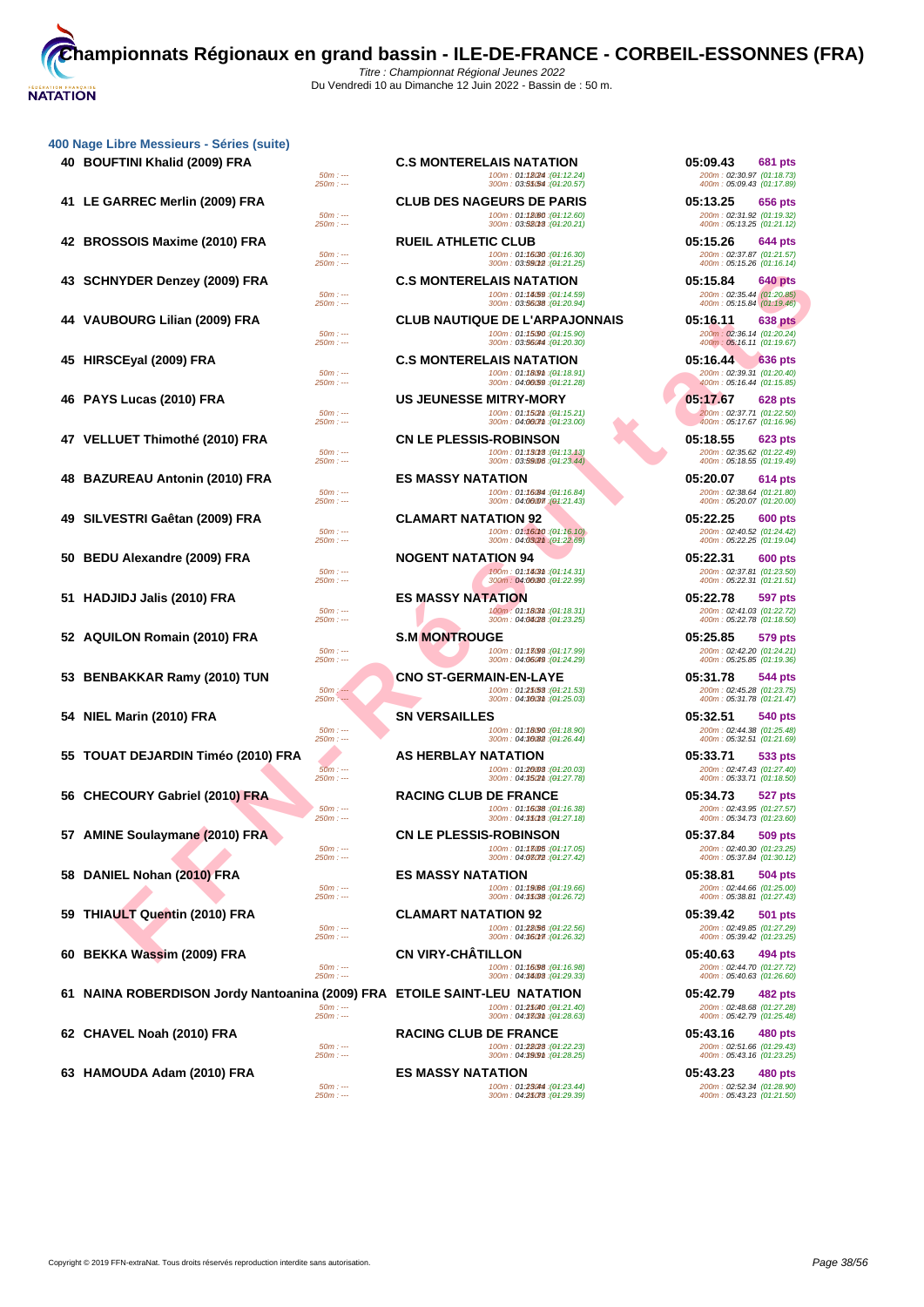# Championnats Régionaux en grand bassin - ILE-DE-FRANCE - CORBEIL-ESSONNES (FRA)

*Titre : Championnat Régional Jeunes 2022*
Du Vendredi 10 au Dimanche 12 Juin 2022 - Bassin de : 50 m.

## 400 Nage Libre Messieurs - Séries (suite)

| Rang | Nom | Splits | Club | Splits | Temps | Pts | Splits |
|---|---|---|---|---|---|---|---|
| 40 | BOUFTINI Khalid (2009) FRA | 50m : --- 250m : --- | C.S MONTERELAIS NATATION | 100m : 01:12.24 (01:12.24) 300m : 03:51.54 (01:20.57) | 05:09.43 | 681 pts | 200m : 02:30.97 (01:18.73) 400m : 05:09.43 (01:17.89) |
| 41 | LE GARREC Merlin (2009) FRA | 50m : --- 250m : --- | CLUB DES NAGEURS DE PARIS | 100m : 01:12.60 (01:12.60) 300m : 03:52.13 (01:20.21) | 05:13.25 | 656 pts | 200m : 02:31.92 (01:19.32) 400m : 05:13.25 (01:21.12) |
| 42 | BROSSOIS Maxime (2010) FRA | 50m : --- 250m : --- | RUEIL ATHLETIC CLUB | 100m : 01:16.30 (01:16.30) 300m : 03:59.12 (01:21.25) | 05:15.26 | 644 pts | 200m : 02:37.87 (01:21.57) 400m : 05:15.26 (01:16.14) |
| 43 | SCHNYDER Denzey (2009) FRA | 50m : --- 250m : --- | C.S MONTERELAIS NATATION | 100m : 01:14.59 (01:14.59) 300m : 03:56.38 (01:20.94) | 05:15.84 | 640 pts | 200m : 02:35.44 (01:20.85) 400m : 05:15.84 (01:19.46) |
| 44 | VAUBOURG Lilian (2009) FRA | 50m : --- 250m : --- | CLUB NAUTIQUE DE L'ARPAJONNAIS | 100m : 01:15.90 (01:15.90) 300m : 03:56.44 (01:20.30) | 05:16.11 | 638 pts | 200m : 02:36.14 (01:20.24) 400m : 05:16.11 (01:19.67) |
| 45 | HIRSCEyal (2009) FRA | 50m : --- 250m : --- | C.S MONTERELAIS NATATION | 100m : 01:18.91 (01:18.91) 300m : 04:00.59 (01:21.28) | 05:16.44 | 636 pts | 200m : 02:39.31 (01:20.40) 400m : 05:16.44 (01:15.85) |
| 46 | PAYS Lucas (2010) FRA | 50m : --- 250m : --- | US JEUNESSE MITRY-MORY | 100m : 01:15.21 (01:15.21) 300m : 04:00.71 (01:23.00) | 05:17.67 | 628 pts | 200m : 02:37.71 (01:22.50) 400m : 05:17.67 (01:16.96) |
| 47 | VELLUET Thimothé (2010) FRA | 50m : --- 250m : --- | CN LE PLESSIS-ROBINSON | 100m : 01:13.13 (01:13.13) 300m : 03:59.06 (01:23.44) | 05:18.55 | 623 pts | 200m : 02:35.62 (01:22.49) 400m : 05:18.55 (01:19.49) |
| 48 | BAZUREAU Antonin (2010) FRA | 50m : --- 250m : --- | ES MASSY NATATION | 100m : 01:16.84 (01:16.84) 300m : 04:00.07 (01:21.43) | 05:20.07 | 614 pts | 200m : 02:38.64 (01:21.80) 400m : 05:20.07 (01:20.00) |
| 49 | SILVESTRI Gaêtan (2009) FRA | 50m : --- 250m : --- | CLAMART NATATION 92 | 100m : 01:16.10 (01:16.10) 300m : 04:03.21 (01:22.69) | 05:22.25 | 600 pts | 200m : 02:40.52 (01:24.42) 400m : 05:22.25 (01:19.04) |
| 50 | BEDU Alexandre (2009) FRA | 50m : --- 250m : --- | NOGENT NATATION 94 | 100m : 01:14.31 (01:14.31) 300m : 04:00.80 (01:22.99) | 05:22.31 | 600 pts | 200m : 02:37.81 (01:23.50) 400m : 05:22.31 (01:21.51) |
| 51 | HADJIDJ Jalis (2010) FRA | 50m : --- 250m : --- | ES MASSY NATATION | 100m : 01:18.31 (01:18.31) 300m : 04:04.28 (01:23.25) | 05:22.78 | 597 pts | 200m : 02:41.03 (01:22.72) 400m : 05:22.78 (01:18.50) |
| 52 | AQUILON Romain (2010) FRA | 50m : --- 250m : --- | S.M MONTROUGE | 100m : 01:17.99 (01:17.99) 300m : 04:06.49 (01:24.29) | 05:25.85 | 579 pts | 200m : 02:42.20 (01:24.21) 400m : 05:25.85 (01:19.36) |
| 53 | BENBAKKAR Ramy (2010) TUN | 50m : --- 250m : --- | CNO ST-GERMAIN-EN-LAYE | 100m : 01:21.53 (01:21.53) 300m : 04:10.31 (01:25.03) | 05:31.78 | 544 pts | 200m : 02:45.28 (01:23.75) 400m : 05:31.78 (01:21.47) |
| 54 | NIEL Marin (2010) FRA | 50m : --- 250m : --- | SN VERSAILLES | 100m : 01:18.90 (01:18.90) 300m : 04:10.82 (01:26.44) | 05:32.51 | 540 pts | 200m : 02:44.38 (01:25.48) 400m : 05:32.51 (01:21.69) |
| 55 | TOUAT DEJARDIN Timéo (2010) FRA | 50m : --- 250m : --- | AS HERBLAY NATATION | 100m : 01:20.03 (01:20.03) 300m : 04:15.21 (01:27.78) | 05:33.71 | 533 pts | 200m : 02:47.43 (01:27.40) 400m : 05:33.71 (01:18.50) |
| 56 | CHECOURY Gabriel (2010) FRA | 50m : --- 250m : --- | RACING CLUB DE FRANCE | 100m : 01:16.38 (01:16.38) 300m : 04:11.13 (01:27.18) | 05:34.73 | 527 pts | 200m : 02:43.95 (01:27.57) 400m : 05:34.73 (01:23.60) |
| 57 | AMINE Soulaymane (2010) FRA | 50m : --- 250m : --- | CN LE PLESSIS-ROBINSON | 100m : 01:17.05 (01:17.05) 300m : 04:07.72 (01:27.42) | 05:37.84 | 509 pts | 200m : 02:40.30 (01:23.25) 400m : 05:37.84 (01:30.12) |
| 58 | DANIEL Nohan (2010) FRA | 50m : --- 250m : --- | ES MASSY NATATION | 100m : 01:19.66 (01:19.66) 300m : 04:11.38 (01:26.72) | 05:38.81 | 504 pts | 200m : 02:44.66 (01:25.00) 400m : 05:38.81 (01:27.43) |
| 59 | THIAULT Quentin (2010) FRA | 50m : --- 250m : --- | CLAMART NATATION 92 | 100m : 01:22.56 (01:22.56) 300m : 04:16.17 (01:26.32) | 05:39.42 | 501 pts | 200m : 02:49.85 (01:27.29) 400m : 05:39.42 (01:23.25) |
| 60 | BEKKA Wassim (2009) FRA | 50m : --- 250m : --- | CN VIRY-CHÂTILLON | 100m : 01:16.98 (01:16.98) 300m : 04:14.03 (01:29.33) | 05:40.63 | 494 pts | 200m : 02:44.70 (01:27.72) 400m : 05:40.63 (01:26.60) |
| 61 | NAINA ROBERDISON Jordy Nantoanina (2009) FRA | 50m : --- 250m : --- | ETOILE SAINT-LEU NATATION | 100m : 01:21.40 (01:21.40) 300m : 04:17.31 (01:28.63) | 05:42.79 | 482 pts | 200m : 02:48.68 (01:27.28) 400m : 05:42.79 (01:25.48) |
| 62 | CHAVEL Noah (2010) FRA | 50m : --- 250m : --- | RACING CLUB DE FRANCE | 100m : 01:22.23 (01:22.23) 300m : 04:19.91 (01:28.25) | 05:43.16 | 480 pts | 200m : 02:51.66 (01:29.43) 400m : 05:43.16 (01:23.25) |
| 63 | HAMOUDA Adam (2010) FRA | 50m : --- 250m : --- | ES MASSY NATATION | 100m : 01:23.44 (01:23.44) 300m : 04:21.73 (01:29.39) | 05:43.23 | 480 pts | 200m : 02:52.34 (01:28.90) 400m : 05:43.23 (01:21.50) |

Copyright © 2019 FFN-extraNat. Tous droits réservés reproduction interdite sans autorisation.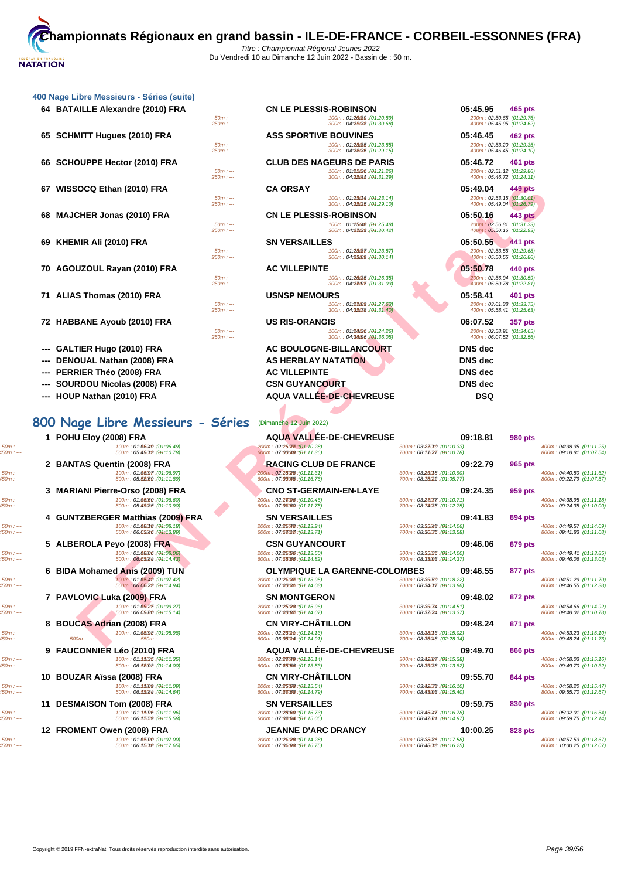# Championnats Régionaux en grand bassin - ILE-DE-FRANCE - CORBEIL-ESSONNES (FRA)

Titre : Championnat Régional Jeunes 2022
Du Vendredi 10 au Dimanche 12 Juin 2022 - Bassin de : 50 m.

## 400 Nage Libre Messieurs - Séries (suite)

| Rang | Nom | Club | Temps | Points | Splits |
|---|---|---|---|---|---|
| 64 | BATAILLE Alexandre (2010) FRA | CN LE PLESSIS-ROBINSON | 05:45.95 | 465 pts | 50m : --- ; 100m : 01:20.89 (01:20.89) ; 200m : 02:50.65 (01:29.76) ; 250m : --- ; 300m : 04:21.33 (01:30.68) ; 400m : 05:45.95 (01:24.62) |
| 65 | SCHMITT Hugues (2010) FRA | ASS SPORTIVE BOUVINES | 05:46.45 | 462 pts | 50m : --- ; 100m : 01:23.85 (01:23.85) ; 200m : 02:53.20 (01:29.35) ; 250m : --- ; 300m : 04:22.35 (01:29.15) ; 400m : 05:46.45 (01:24.10) |
| 66 | SCHOUPPE Hector (2010) FRA | CLUB DES NAGEURS DE PARIS | 05:46.72 | 461 pts | 50m : --- ; 100m : 01:21.26 (01:21.26) ; 200m : 02:51.12 (01:29.86) ; 250m : --- ; 300m : 04:22.41 (01:31.29) ; 400m : 05:46.72 (01:24.31) |
| 67 | WISSOCQ Ethan (2010) FRA | CA ORSAY | 05:49.04 | 449 pts | 50m : --- ; 100m : 01:23.14 (01:23.14) ; 200m : 02:53.15 (01:30.01) ; 250m : --- ; 300m : 04:22.25 (01:29.10) ; 400m : 05:49.04 (01:26.79) |
| 68 | MAJCHER Jonas (2010) FRA | CN LE PLESSIS-ROBINSON | 05:50.16 | 443 pts | 50m : --- ; 100m : 01:25.48 (01:25.48) ; 200m : 02:56.81 (01:31.33) ; 250m : --- ; 300m : 04:27.23 (01:30.42) ; 400m : 05:50.16 (01:22.93) |
| 69 | KHEMIR Ali (2010) FRA | SN VERSAILLES | 05:50.55 | 441 pts | 50m : --- ; 100m : 01:23.87 (01:23.87) ; 200m : 02:53.55 (01:29.68) ; 250m : --- ; 300m : 04:23.69 (01:30.14) ; 400m : 05:50.55 (01:26.86) |
| 70 | AGOUZOUL Rayan (2010) FRA | AC VILLEPINTE | 05:50.78 | 440 pts | 50m : --- ; 100m : 01:26.35 (01:26.35) ; 200m : 02:56.94 (01:30.59) ; 250m : --- ; 300m : 04:27.97 (01:31.03) ; 400m : 05:50.78 (01:22.81) |
| 71 | ALIAS Thomas (2010) FRA | USNSP NEMOURS | 05:58.41 | 401 pts | 50m : --- ; 100m : 01:27.63 (01:27.63) ; 200m : 03:01.38 (01:33.75) ; 250m : --- ; 300m : 04:32.78 (01:31.40) ; 400m : 05:58.41 (01:25.63) |
| 72 | HABBANE Ayoub (2010) FRA | US RIS-ORANGIS | 06:07.52 | 357 pts | 50m : --- ; 100m : 01:24.26 (01:24.26) ; 200m : 02:58.91 (01:34.65) ; 250m : --- ; 300m : 04:34.96 (01:36.05) ; 400m : 06:07.52 (01:32.56) |
| --- | GALTIER Hugo (2010) FRA | AC BOULOGNE-BILLANCOURT | DNS dec | | |
| --- | DENOUAL Nathan (2008) FRA | AS HERBLAY NATATION | DNS dec | | |
| --- | PERRIER Théo (2008) FRA | AC VILLEPINTE | DNS dec | | |
| --- | SOURDOU Nicolas (2008) FRA | CSN GUYANCOURT | DNS dec | | |
| --- | HOUP Nathan (2010) FRA | AQUA VALLÉE-DE-CHEVREUSE | DSQ | | |

## 800 Nage Libre Messieurs - Séries (Dimanche 12 Juin 2022)

| Rang | Nom | Club | Temps | Points | Splits |
|---|---|---|---|---|---|
| 1 | POHU Eloy (2008) FRA | AQUA VALLÉE-DE-CHEVREUSE | 09:18.81 | 980 pts | 100m : 01:06.49 (01:06.49) ; 200m : 02:16.77 (01:10.28) ; 300m : 03:27.10 (01:10.33) ; 400m : 04:38.35 (01:11.25) ; 500m : 05:49.13 (01:10.78) ; 600m : 07:00.49 (01:11.36) ; 700m : 08:11.27 (01:10.78) ; 800m : 09:18.81 (01:07.54) |
| 2 | BANTAS Quentin (2008) FRA | RACING CLUB DE FRANCE | 09:22.79 | 965 pts | 100m : 01:06.97 (01:06.97) ; 200m : 02:18.28 (01:11.31) ; 300m : 03:29.18 (01:10.90) ; 400m : 04:40.80 (01:11.62) ; 500m : 05:52.69 (01:11.89) ; 600m : 07:09.45 (01:16.76) ; 700m : 08:15.22 (01:05.77) ; 800m : 09:22.79 (01:07.57) |
| 3 | MARIANI Pierre-Orso (2008) FRA | CNO ST-GERMAIN-EN-LAYE | 09:24.35 | 959 pts | 100m : 01:06.60 (01:06.60) ; 200m : 02:18.06 (01:11.46) ; 300m : 03:27.77 (01:10.71) ; 400m : 04:38.95 (01:11.18) ; 500m : 05:49.85 (01:10.90) ; 600m : 07:01.60 (01:11.75) ; 700m : 08:14.35 (01:12.75) ; 800m : 09:24.35 (01:10.00) |
| 4 | GUNTZBERGER Matthias (2009) FRA | SN VERSAILLES | 09:41.83 | 894 pts | 100m : 01:08.18 (01:08.18) ; 200m : 02:21.42 (01:13.24) ; 300m : 03:35.48 (01:14.06) ; 400m : 04:49.57 (01:14.09) ; 500m : 06:03.46 (01:13.89) ; 600m : 07:17.17 (01:13.71) ; 700m : 08:30.75 (01:13.58) ; 800m : 09:41.83 (01:11.08) |
| 5 | ALBEROLA Peyo (2008) FRA | CSN GUYANCOURT | 09:46.06 | 879 pts | 100m : 01:08.06 (01:08.06) ; 200m : 02:21.56 (01:13.50) ; 300m : 03:35.56 (01:14.00) ; 400m : 04:49.41 (01:13.85) ; 500m : 06:03.84 (01:14.43) ; 600m : 07:18.66 (01:14.82) ; 700m : 08:33.03 (01:14.37) ; 800m : 09:46.06 (01:13.03) |
| 6 | BIDA Mohamed Anis (2009) TUN | OLYMPIQUE LA GARENNE-COLOMBES | 09:46.55 | 877 pts | 100m : 01:07.42 (01:07.42) ; 200m : 02:21.37 (01:13.95) ; 300m : 03:39.59 (01:18.22) ; 400m : 04:51.29 (01:11.70) ; 500m : 06:06.23 (01:14.94) ; 600m : 07:20.31 (01:14.08) ; 700m : 08:34.17 (01:13.86) ; 800m : 09:46.55 (01:12.38) |
| 7 | PAVLOVIC Luka (2009) FRA | SN MONTGERON | 09:48.02 | 872 pts | 100m : 01:09.27 (01:09.27) ; 200m : 02:25.23 (01:15.96) ; 300m : 03:39.74 (01:14.51) ; 400m : 04:54.66 (01:14.92) ; 500m : 06:09.80 (01:15.14) ; 600m : 07:23.87 (01:14.07) ; 700m : 08:37.24 (01:13.37) ; 800m : 09:48.02 (01:10.78) |
| 8 | BOUCAS Adrian (2008) FRA | CN VIRY-CHÂTILLON | 09:48.24 | 871 pts | 100m : 01:08.98 (01:08.98) ; 200m : 02:23.11 (01:14.13) ; 300m : 03:38.13 (01:15.02) ; 400m : 04:53.23 (01:15.10) ; 500m : --- ; 550m : --- ; 600m : 06:08.14 (01:14.91) ; 700m : 08:36.48 (02:28.34) ; 800m : 09:48.24 (01:11.76) |
| 9 | FAUCONNIER Léo (2010) FRA | AQUA VALLÉE-DE-CHEVREUSE | 09:49.70 | 866 pts | 100m : 01:11.35 (01:11.35) ; 200m : 02:27.49 (01:16.14) ; 300m : 03:42.87 (01:15.38) ; 400m : 04:58.03 (01:15.16) ; 500m : 06:12.03 (01:14.00) ; 600m : 07:25.56 (01:13.53) ; 700m : 08:39.38 (01:13.82) ; 800m : 09:49.70 (01:10.32) |
| 10 | BOUZAR Aïssa (2008) FRA | CN VIRY-CHÂTILLON | 09:55.70 | 844 pts | 100m : 01:11.09 (01:11.09) ; 200m : 02:26.63 (01:15.54) ; 300m : 03:42.73 (01:16.10) ; 400m : 04:58.20 (01:15.47) ; 500m : 06:12.84 (01:14.64) ; 600m : 07:27.63 (01:14.79) ; 700m : 08:43.03 (01:15.40) ; 800m : 09:55.70 (01:12.67) |
| 11 | DESMAISON Tom (2008) FRA | SN VERSAILLES | 09:59.75 | 830 pts | 100m : 01:11.96 (01:11.96) ; 200m : 02:28.69 (01:16.73) ; 300m : 03:45.47 (01:16.78) ; 400m : 05:02.01 (01:16.54) ; 500m : 06:17.59 (01:15.58) ; 600m : 07:32.64 (01:15.05) ; 700m : 08:47.61 (01:14.97) ; 800m : 09:59.75 (01:12.14) |
| 12 | FROMENT Owen (2008) FRA | JEANNE D'ARC DRANCY | 10:00.25 | 828 pts | 100m : 01:07.00 (01:07.00) ; 200m : 02:21.28 (01:14.28) ; 300m : 03:38.86 (01:17.58) ; 400m : 04:57.53 (01:18.67) ; 500m : 06:15.18 (01:17.65) ; 600m : 07:31.93 (01:16.75) ; 700m : 08:48.18 (01:16.25) ; 800m : 10:00.25 (01:12.07) |

Copyright © 2019 FFN-extraNat. Tous droits réservés reproduction interdite sans autorisation.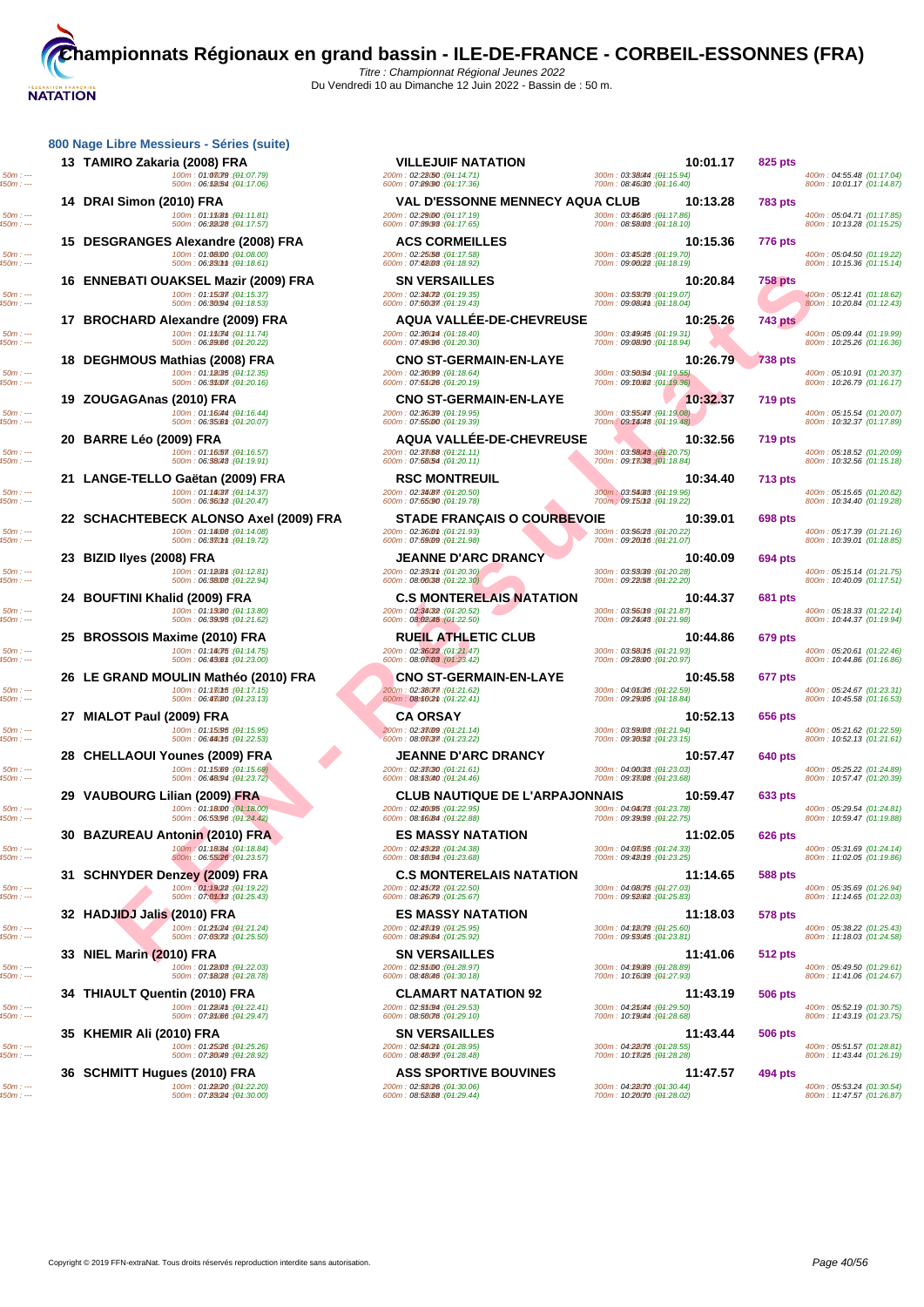# Championnats Régionaux en grand bassin - ILE-DE-FRANCE - CORBEIL-ESSONNES (FRA)

*Titre : Championnat Régional Jeunes 2022*

Du Vendredi 10 au Dimanche 12 Juin 2022 - Bassin de : 50 m.

## 800 Nage Libre Messieurs - Séries (suite)

| Rang | Nom | Club | Temps | Points |
|---|---|---|---|---|
| 13 | TAMIRO Zakaria (2008) FRA | VILLEJUIF NATATION | 10:01.17 | 825 pts |
| 14 | DRAI Simon (2010) FRA | VAL D'OISE MENNECY AQUA CLUB | 10:13.28 | 783 pts |
| 15 | DESGRANGES Alexandre (2008) FRA | ACS CORMEILLES | 10:15.36 | 776 pts |
| 16 | ENNEBATI OUAKSEL Mazir (2009) FRA | SN VERSAILLES | 10:20.84 | 758 pts |
| 17 | BROCHARD Alexandre (2009) FRA | AQUA VALLÉE-DE-CHEVREUSE | 10:25.26 | 743 pts |
| 18 | DEGHMOUS Mathias (2008) FRA | CNO ST-GERMAIN-EN-LAYE | 10:26.79 | 738 pts |
| 19 | ZOUGAGAnas (2010) FRA | CNO ST-GERMAIN-EN-LAYE | 10:32.37 | 719 pts |
| 20 | BARRE Léo (2009) FRA | AQUA VALLÉE-DE-CHEVREUSE | 10:32.56 | 719 pts |
| 21 | LANGE-TELLO Gaëtan (2009) FRA | RSC MONTREUIL | 10:34.40 | 713 pts |
| 22 | SCHACHTEBECK ALONSO Axel (2009) FRA | STADE FRANÇAIS O COURBEVOIE | 10:39.01 | 698 pts |
| 23 | BIZID Ilyes (2008) FRA | JEANNE D'ARC DRANCY | 10:40.09 | 694 pts |
| 24 | BOUFTINI Khalid (2009) FRA | C.S MONTERELAIS NATATION | 10:44.37 | 681 pts |
| 25 | BROSSOIS Maxime (2010) FRA | RUEIL ATHLETIC CLUB | 10:44.86 | 679 pts |
| 26 | LE GRAND MOULIN Mathéo (2010) FRA | CNO ST-GERMAIN-EN-LAYE | 10:45.58 | 677 pts |
| 27 | MIALOT Paul (2009) FRA | CA ORSAY | 10:52.13 | 656 pts |
| 28 | CHELLAOUI Younes (2009) FRA | JEANNE D'ARC DRANCY | 10:57.47 | 640 pts |
| 29 | VAUBOURG Lilian (2009) FRA | CLUB NAUTIQUE DE L'ARPAJONNAIS | 10:59.47 | 633 pts |
| 30 | BAZUREAU Antonin (2010) FRA | ES MASSY NATATION | 11:02.05 | 626 pts |
| 31 | SCHNYDER Denzey (2009) FRA | C.S MONTERELAIS NATATION | 11:14.65 | 588 pts |
| 32 | HADJIDJ Jalis (2010) FRA | ES MASSY NATATION | 11:18.03 | 578 pts |
| 33 | NIEL Marin (2010) FRA | SN VERSAILLES | 11:41.06 | 512 pts |
| 34 | THIAULT Quentin (2010) FRA | CLAMART NATATION 92 | 11:43.19 | 506 pts |
| 35 | KHEMIR Ali (2010) FRA | SN VERSAILLES | 11:43.44 | 506 pts |
| 36 | SCHMITT Hugues (2010) FRA | ASS SPORTIVE BOUVINES | 11:47.57 | 494 pts |

Temps de passage (400m / 800m) :

| Rang | 400m | 800m |
|---|---|---|
| 13 | 04:55.48 (01:17.04) | 10:01.17 (01:14.87) |
| 14 | 05:04.71 (01:17.85) | 10:13.28 (01:15.25) |
| 15 | 05:04.50 (01:19.22) | 10:15.36 (01:15.14) |
| 16 | 05:12.41 (01:18.62) | 10:20.84 (01:12.43) |
| 17 | 05:09.44 (01:19.99) | 10:25.26 (01:16.36) |
| 18 | 05:10.91 (01:20.37) | 10:26.79 (01:16.17) |
| 19 | 05:15.54 (01:20.07) | 10:32.37 (01:17.89) |
| 20 | 05:18.52 (01:20.09) | 10:32.56 (01:15.18) |
| 21 | 05:15.65 (01:20.82) | 10:34.40 (01:19.28) |
| 22 | 05:17.39 (01:21.16) | 10:39.01 (01:18.85) |
| 23 | 05:15.14 (01:21.75) | 10:40.09 (01:17.51) |
| 24 | 05:18.33 (01:22.14) | 10:44.37 (01:19.94) |
| 25 | 05:20.61 (01:22.46) | 10:44.86 (01:16.86) |
| 26 | 05:24.67 (01:23.31) | 10:45.58 (01:16.53) |
| 27 | 05:21.62 (01:22.59) | 10:52.13 (01:21.61) |
| 28 | 05:25.22 (01:24.89) | 10:57.47 (01:20.39) |
| 29 | 05:29.54 (01:24.81) | 10:59.47 (01:19.88) |
| 30 | 05:31.69 (01:24.14) | 11:02.05 (01:19.86) |
| 31 | 05:35.69 (01:26.94) | 11:14.65 (01:22.03) |
| 32 | 05:38.22 (01:25.43) | 11:18.03 (01:24.58) |
| 33 | 05:49.50 (01:29.61) | 11:41.06 (01:24.67) |
| 34 | 05:52.19 (01:30.75) | 11:43.19 (01:23.75) |
| 35 | 05:51.57 (01:28.81) | 11:43.44 (01:26.19) |
| 36 | 05:53.24 (01:30.54) | 11:47.57 (01:26.87) |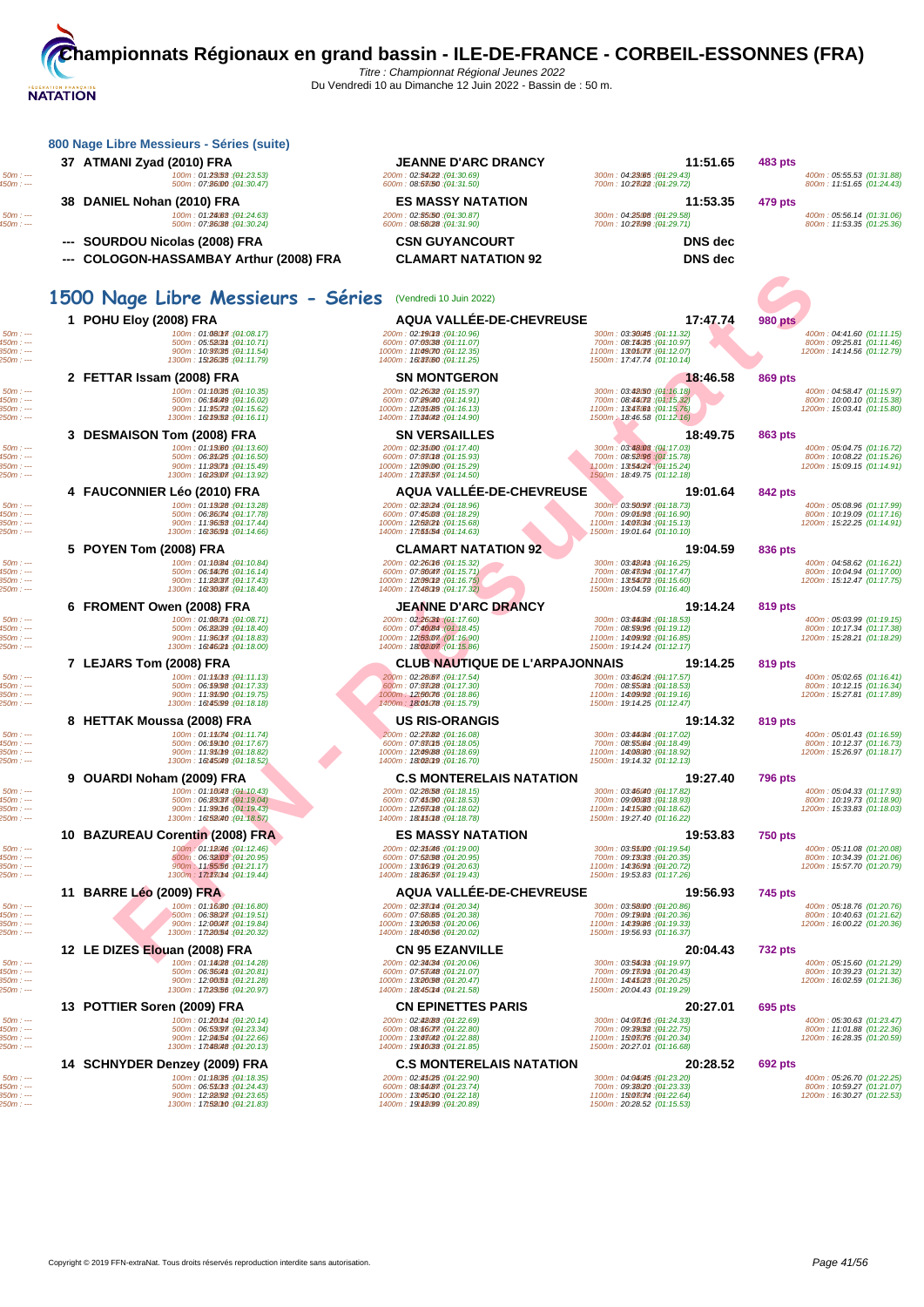# Championnats Régionaux en grand bassin - ILE-DE-FRANCE - CORBEIL-ESSONNES (FRA)

*Titre : Championnat Régional Jeunes 2022*
Du Vendredi 10 au Dimanche 12 Juin 2022 - Bassin de : 50 m.

## 800 Nage Libre Messieurs - Séries (suite)

| Rang | Nom | Club | Temps | Points |
|---|---|---|---|---|
| 37 | ATMANI Zyad (2010) FRA | JEANNE D'ARC DRANCY | 11:51.65 | 483 pts |
| 38 | DANIEL Nohan (2010) FRA | ES MASSY NATATION | 11:53.35 | 479 pts |
| --- | SOURDOU Nicolas (2008) FRA | CSN GUYANCOURT | DNS dec | |
| --- | COLOGON-HASSAMBAY Arthur (2008) FRA | CLAMART NATATION 92 | DNS dec | |

ATMANI Zyad : 100m : 01:23.53 (01:23.53) - 200m : 02:54.22 (01:30.69) - 300m : 04:23.65 (01:29.43) - 400m : 05:55.53 (01:31.88) - 500m : 07:26.00 (01:30.47) - 600m : 08:58.50 (01:31.50) - 700m : 10:27.22 (01:29.72) - 800m : 11:51.65 (01:24.43)

DANIEL Nohan : 100m : 01:24.63 (01:24.63) - 200m : 02:55.50 (01:30.87) - 300m : 04:25.08 (01:29.58) - 400m : 05:56.14 (01:31.06) - 500m : 07:26.38 (01:30.24) - 600m : 08:58.28 (01:31.90) - 700m : 10:27.99 (01:29.71) - 800m : 11:53.35 (01:25.36)

## 1500 Nage Libre Messieurs - Séries (Vendredi 10 Juin 2022)

| Rang | Nom | Club | Temps | Points |
|---|---|---|---|---|
| 1 | POHU Eloy (2008) FRA | AQUA VALLÉE-DE-CHEVREUSE | 17:47.74 | 980 pts |
| 2 | FETTAR Issam (2008) FRA | SN MONTGERON | 18:46.58 | 869 pts |
| 3 | DESMAISON Tom (2008) FRA | SN VERSAILLES | 18:49.75 | 863 pts |
| 4 | FAUCONNIER Léo (2010) FRA | AQUA VALLÉE-DE-CHEVREUSE | 19:01.64 | 842 pts |
| 5 | POYEN Tom (2008) FRA | CLAMART NATATION 92 | 19:04.59 | 836 pts |
| 6 | FROMENT Owen (2008) FRA | JEANNE D'ARC DRANCY | 19:14.24 | 819 pts |
| 7 | LEJARS Tom (2008) FRA | CLUB NAUTIQUE DE L'ARPAJONNAIS | 19:14.25 | 819 pts |
| 8 | HETTAK Moussa (2008) FRA | US RIS-ORANGIS | 19:14.32 | 819 pts |
| 9 | OUARDI Noham (2009) FRA | C.S MONTERELAIS NATATION | 19:27.40 | 796 pts |
| 10 | BAZUREAU Corentin (2008) FRA | ES MASSY NATATION | 19:53.83 | 750 pts |
| 11 | BARRE Léo (2009) FRA | AQUA VALLÉE-DE-CHEVREUSE | 19:56.93 | 745 pts |
| 12 | LE DIZES Elouan (2008) FRA | CN 95 EZANVILLE | 20:04.43 | 732 pts |
| 13 | POTTIER Soren (2009) FRA | CN EPINETTES PARIS | 20:27.01 | 695 pts |
| 14 | SCHNYDER Denzey (2009) FRA | C.S MONTERELAIS NATATION | 20:28.52 | 692 pts |

POHU Eloy : 100m : 01:08.17 (01:08.17) - 200m : 02:19.13 (01:10.96) - 300m : 03:30.45 (01:11.32) - 400m : 04:41.60 (01:11.15) - 500m : 05:53.31 (01:10.71) - 600m : 07:03.38 (01:11.07) - 700m : 08:14.35 (01:10.97) - 800m : 09:25.81 (01:11.46) - 900m : 10:37.35 (01:11.54) - 1000m : 11:49.70 (01:12.35) - 1100m : 13:01.77 (01:12.07) - 1200m : 14:14.56 (01:12.79) - 1300m : 15:26.35 (01:11.79) - 1400m : 16:37.60 (01:11.25) - 1500m : 17:47.74 (01:10.14)

FETTAR Issam : 100m : 01:10.35 (01:10.35) - 200m : 02:26.32 (01:15.97) - 300m : 03:42.50 (01:16.18) - 400m : 04:58.47 (01:15.97) - 500m : 06:14.49 (01:16.02) - 600m : 07:29.40 (01:14.91) - 700m : 08:44.72 (01:15.32) - 800m : 10:00.10 (01:15.38) - 900m : 11:15.72 (01:15.62) - 1000m : 12:31.85 (01:16.13) - 1100m : 13:47.61 (01:15.76) - 1200m : 15:03.41 (01:15.80) - 1300m : 16:19.52 (01:16.11) - 1400m : 17:34.42 (01:14.90) - 1500m : 18:46.58 (01:12.16)

DESMAISON Tom : 100m : 01:13.60 (01:13.60) - 200m : 02:31.00 (01:17.40) - 300m : 03:48.03 (01:17.03) - 400m : 05:04.75 (01:16.72) - 500m : 06:21.25 (01:16.50) - 600m : 07:37.18 (01:15.93) - 700m : 08:52.96 (01:15.78) - 800m : 10:08.22 (01:15.26) - 900m : 11:23.71 (01:15.49) - 1000m : 12:39.00 (01:15.29) - 1100m : 13:54.24 (01:15.24) - 1200m : 15:09.15 (01:14.91) - 1300m : 16:23.07 (01:13.92) - 1400m : 17:37.57 (01:14.50) - 1500m : 18:49.75 (01:12.18)

FAUCONNIER Léo : 100m : 01:13.28 (01:13.28) - 200m : 02:32.24 (01:18.96) - 300m : 03:50.97 (01:18.73) - 400m : 05:08.96 (01:17.99) - 500m : 06:26.74 (01:17.78) - 600m : 07:45.03 (01:18.29) - 700m : 09:01.93 (01:16.90) - 800m : 10:19.09 (01:17.16) - 900m : 11:36.53 (01:17.44) - 1000m : 12:52.21 (01:15.68) - 1100m : 14:07.34 (01:15.13) - 1200m : 15:22.25 (01:14.91) - 1300m : 16:36.91 (01:14.66) - 1400m : 17:51.54 (01:14.63) - 1500m : 19:01.64 (01:10.10)

POYEN Tom : 100m : 01:10.84 (01:10.84) - 200m : 02:26.16 (01:15.32) - 300m : 03:42.41 (01:16.25) - 400m : 04:58.62 (01:16.21) - 500m : 06:14.76 (01:16.14) - 600m : 07:30.47 (01:15.71) - 700m : 08:47.94 (01:17.47) - 800m : 10:04.94 (01:17.00) - 900m : 11:22.37 (01:17.43) - 1000m : 12:39.12 (01:16.75) - 1100m : 13:54.72 (01:15.60) - 1200m : 15:12.47 (01:17.75) - 1300m : 16:30.87 (01:18.40) - 1400m : 17:48.19 (01:17.32) - 1500m : 19:04.59 (01:16.40)

FROMENT Owen : 100m : 01:08.71 (01:08.71) - 200m : 02:26.31 (01:17.60) - 300m : 03:44.84 (01:18.53) - 400m : 05:03.99 (01:19.15) - 500m : 06:22.39 (01:18.40) - 600m : 07:40.84 (01:18.45) - 700m : 08:59.96 (01:19.12) - 800m : 10:17.34 (01:17.38) - 900m : 11:36.17 (01:18.83) - 1000m : 12:53.07 (01:16.90) - 1100m : 14:09.92 (01:16.85) - 1200m : 15:28.21 (01:18.29) - 1300m : 16:46.21 (01:18.00) - 1400m : 18:02.07 (01:15.86) - 1500m : 19:14.24 (01:12.17)

LEJARS Tom : 100m : 01:11.13 (01:11.13) - 200m : 02:28.67 (01:17.54) - 300m : 03:46.24 (01:17.57) - 400m : 05:02.65 (01:16.41) - 500m : 06:18.98 (01:16.33) - 600m : 07:37.28 (01:17.30) - 700m : 08:55.81 (01:18.53) - 800m : 10:12.15 (01:16.34) - 900m : 11:31.90 (01:19.75) - 1000m : 12:50.76 (01:18.86) - 1100m : 14:09.92 (01:19.16) - 1200m : 15:27.81 (01:17.89) - 1300m : 16:45.99 (01:18.18) - 1400m : 18:01.78 (01:15.79) - 1500m : 19:14.25 (01:12.47)

HETTAK Moussa : 100m : 01:11.74 (01:11.74) - 200m : 02:27.82 (01:16.08) - 300m : 03:44.84 (01:17.02) - 400m : 05:01.43 (01:16.59) - 500m : 06:19.10 (01:17.67) - 600m : 07:37.15 (01:18.05) - 700m : 08:55.64 (01:18.49) - 800m : 10:12.37 (01:16.73) - 900m : 11:31.19 (01:18.82) - 1000m : 12:49.88 (01:18.69) - 1100m : 14:08.80 (01:18.92) - 1200m : 15:26.97 (01:18.17) - 1300m : 16:45.49 (01:18.52) - 1400m : 18:02.19 (01:16.70) - 1500m : 19:14.32 (01:12.13)

OUARDI Noham : 100m : 01:10.43 (01:10.43) - 200m : 02:28.58 (01:18.15) - 300m : 03:46.40 (01:17.82) - 400m : 05:04.33 (01:17.93) - 500m : 06:23.37 (01:19.04) - 600m : 07:41.90 (01:18.53) - 700m : 09:00.83 (01:18.93) - 800m : 10:19.73 (01:18.90) - 900m : 11:39.16 (01:19.43) - 1000m : 12:57.18 (01:18.02) - 1100m : 14:15.80 (01:18.62) - 1200m : 15:33.83 (01:18.03) - 1300m : 16:52.40 (01:18.57) - 1400m : 18:11.18 (01:18.78) - 1500m : 19:27.40 (01:16.22)

BAZUREAU Corentin : 100m : 01:12.46 (01:12.46) - 200m : 02:31.46 (01:19.00) - 300m : 03:51.00 (01:19.54) - 400m : 05:11.08 (01:20.08) - 500m : 06:32.03 (01:20.95) - 600m : 07:52.98 (01:20.95) - 700m : 09:13.33 (01:20.35) - 800m : 10:34.39 (01:21.06) - 900m : 11:55.56 (01:21.17) - 1000m : 13:16.19 (01:20.63) - 1100m : 14:36.91 (01:20.72) - 1200m : 15:57.70 (01:20.79) - 1300m : 17:17.14 (01:19.44) - 1400m : 18:36.57 (01:19.43) - 1500m : 19:53.83 (01:17.26)

BARRE Léo : 100m : 01:16.80 (01:16.80) - 200m : 02:37.14 (01:20.34) - 300m : 03:58.00 (01:20.86) - 400m : 05:18.76 (01:20.76) - 500m : 06:38.27 (01:19.51) - 600m : 07:58.65 (01:20.38) - 700m : 09:19.01 (01:20.36) - 800m : 10:40.63 (01:21.62) - 900m : 12:00.47 (01:19.84) - 1000m : 13:20.53 (01:20.06) - 1100m : 14:39.86 (01:19.33) - 1200m : 16:00.22 (01:20.36) - 1300m : 17:20.54 (01:20.32) - 1400m : 18:40.56 (01:20.02) - 1500m : 19:56.93 (01:16.37)

LE DIZES Elouan : 100m : 01:14.28 (01:14.28) - 200m : 02:34.34 (01:20.06) - 300m : 03:54.31 (01:19.97) - 400m : 05:15.60 (01:21.29) - 500m : 06:36.41 (01:20.81) - 600m : 07:57.48 (01:21.07) - 700m : 09:17.91 (01:20.43) - 800m : 10:39.23 (01:21.32) - 900m : 12:00.51 (01:21.28) - 1000m : 13:20.98 (01:20.47) - 1100m : 14:41.23 (01:20.25) - 1200m : 16:02.59 (01:21.36) - 1300m : 17:23.56 (01:20.97) - 1400m : 18:45.14 (01:21.58) - 1500m : 20:04.43 (01:19.29)

POTTIER Soren : 100m : 01:20.14 (01:20.14) - 200m : 02:42.83 (01:22.69) - 300m : 04:07.16 (01:24.33) - 400m : 05:30.63 (01:23.47) - 500m : 06:53.97 (01:23.34) - 600m : 08:16.77 (01:22.80) - 700m : 09:39.52 (01:22.75) - 800m : 11:01.88 (01:22.36) - 900m : 12:24.54 (01:22.66) - 1000m : 13:47.42 (01:22.88) - 1100m : 15:07.76 (01:20.34) - 1200m : 16:28.35 (01:20.59) - 1300m : 17:48.48 (01:20.13) - 1400m : 19:10.33 (01:21.85) - 1500m : 20:27.01 (01:16.68)

SCHNYDER Denzey : 100m : 01:18.35 (01:18.35) - 200m : 02:41.25 (01:22.90) - 300m : 04:04.45 (01:23.20) - 400m : 05:26.70 (01:22.25) - 500m : 06:51.13 (01:24.43) - 600m : 08:14.87 (01:23.74) - 700m : 09:38.20 (01:23.33) - 800m : 10:59.27 (01:21.07) - 900m : 12:22.92 (01:23.65) - 1000m : 13:45.10 (01:22.18) - 1100m : 15:07.74 (01:22.64) - 1200m : 16:30.27 (01:22.53) - 1300m : 17:52.10 (01:21.83) - 1400m : 19:12.99 (01:20.89) - 1500m : 20:28.52 (01:15.53)

Copyright © 2019 FFN-extraNat. Tous droits réservés reproduction interdite sans autorisation.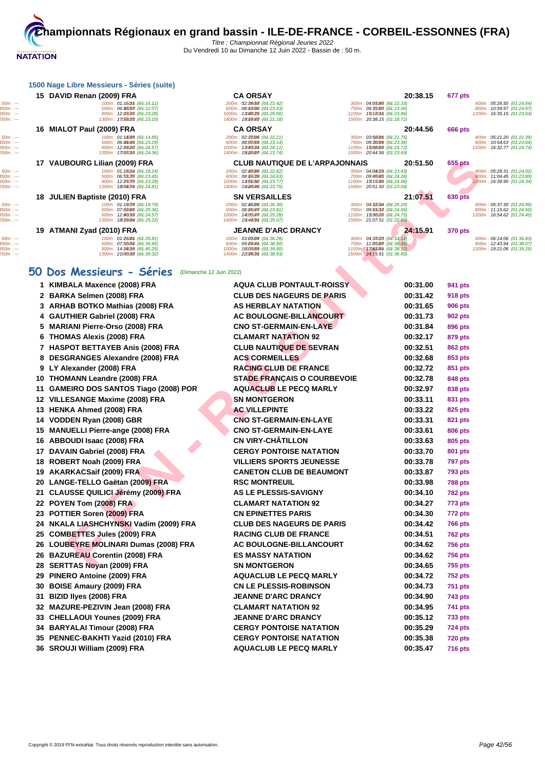## 1500 Nage Libre Messieurs - Séries (suite)

| Rang | Nom | Club | Temps | Points |
|---|---|---|---|---|
| 15 | DAVID Renan (2009) FRA | CA ORSAY | 20:38.15 | 677 pts |
| 16 | MIALOT Paul (2009) FRA | CA ORSAY | 20:44.56 | 666 pts |
| 17 | VAUBOURG Lilian (2009) FRA | CLUB NAUTIQUE DE L'ARPAJONNAIS | 20:51.50 | 655 pts |
| 18 | JULIEN Baptiste (2010) FRA | SN VERSAILLES | 21:07.51 | 630 pts |
| 19 | ATMANI Zyad (2010) FRA | JEANNE D'ARC DRANCY | 24:15.91 | 370 pts |

Temps de passage :

- DAVID Renan : 100m : 01:16.11 (01:16.11) ; 200m : 02:39.53 (01:23.42) ; 300m : 04:01.86 (01:22.33) ; 400m : 05:26.50 (01:24.64) ; 500m : 06:48.57 (01:22.07) ; 600m : 08:12.00 (01:23.43) ; 700m : 09:35.00 (01:23.00) ; 800m : 10:59.97 (01:24.97) ; 900m : 12:23.25 (01:23.28) ; 1000m : 13:48.25 (01:25.00) ; 1100m : 15:12.11 (01:23.86) ; 1200m : 16:35.15 (01:23.04) ; 1300m : 17:58.25 (01:23.10) ; 1400m : 19:19.43 (01:21.18) ; 1500m : 20:38.15 (01:18.72)
- MIALOT Paul : 100m : 01:14.85 (01:14.85) ; 200m : 02:37.06 (01:22.21) ; 300m : 03:58.81 (01:21.75) ; 400m : 05:21.20 (01:22.39) ; 500m : 06:44.49 (01:23.29) ; 600m : 08:07.63 (01:23.14) ; 700m : 09:30.99 (01:23.36) ; 800m : 10:54.63 (01:23.64) ; 900m : 12:19.20 (01:24.57) ; 1000m : 13:43.31 (01:24.11) ; 1100m : 15:08.03 (01:24.72) ; 1200m : 16:32.77 (01:24.74) ; 1300m : 17:57.13 (01:24.36) ; 1400m : 19:20.87 (01:23.74) ; 1500m : 20:44.56 (01:23.69)
- VAUBOURG Lilian : 100m : 01:18.24 (01:18.24) ; 200m : 02:40.86 (01:22.62) ; 300m : 04:04.29 (01:23.43) ; 400m : 05:28.31 (01:24.02) ; 500m : 06:51.76 (01:23.45) ; 600m : 08:16.39 (01:24.63) ; 700m : 09:40.63 (01:24.24) ; 800m : 11:04.45 (01:23.80) ; 900m : 12:27.73 (01:23.28) ; 1000m : 13:51.50 (01:23.77) ; 1100m : 15:15.56 (01:24.06) ; 1200m : 16:39.90 (01:24.34) ; 1300m : 18:04.71 (01:24.81) ; 1400m : 19:28.46 (01:23.75) ; 1500m : 20:51.50 (01:23.04)
- JULIEN Baptiste : 100m : 01:19.79 (01:19.79) ; 200m : 02:46.09 (01:26.30) ; 300m : 04:12.34 (01:26.25) ; 400m : 05:37.30 (01:24.96) ; 500m : 07:02.66 (01:25.36) ; 600m : 08:26.47 (01:23.81) ; 700m : 09:51.12 (01:24.65) ; 800m : 11:15.62 (01:24.50) ; 900m : 12:40.19 (01:24.57) ; 1000m : 14:05.47 (01:25.28) ; 1100m : 15:30.22 (01:24.75) ; 1200m : 16:54.62 (01:24.40) ; 1300m : 18:19.84 (01:25.22) ; 1400m : 19:44.91 (01:25.07) ; 1500m : 21:07.51 (01:22.60)
- ATMANI Zyad : 100m : 01:26.81 (01:26.81) ; 200m : 03:03.09 (01:36.28) ; 300m : 04:37.23 (01:34.14) ; 400m : 06:14.06 (01:36.83) ; 500m : 07:50.91 (01:36.85) ; 600m : 09:29.41 (01:38.50) ; 700m : 11:05.87 (01:36.46) ; 800m : 12:43.94 (01:38.07) ; 900m : 14:24.19 (01:40.25) ; 1000m : 16:03.69 (01:39.50) ; 1100m : 17:41.81 (01:38.12) ; 1200m : 19:21.06 (01:39.25) ; 1300m : 21:00.38 (01:39.32) ; 1400m : 22:39.31 (01:38.93) ; 1500m : 24:15.91 (01:36.60)

## 50 Dos Messieurs - Séries (Dimanche 12 Juin 2022)

| Rang | Nom | Club | Temps | Points |
|---|---|---|---|---|
| 1 | KIMBALA Maxence (2008) FRA | AQUA CLUB PONTAULT-ROISSY | 00:31.00 | 941 pts |
| 2 | BARKA Selmen (2008) FRA | CLUB DES NAGEURS DE PARIS | 00:31.42 | 918 pts |
| 3 | ARHAB BOTKO Mathias (2008) FRA | AS HERBLAY NATATION | 00:31.65 | 906 pts |
| 4 | GAUTHIER Gabriel (2008) FRA | AC BOULOGNE-BILLANCOURT | 00:31.73 | 902 pts |
| 5 | MARIANI Pierre-Orso (2008) FRA | CNO ST-GERMAIN-EN-LAYE | 00:31.84 | 896 pts |
| 6 | THOMAS Alexis (2008) FRA | CLAMART NATATION 92 | 00:32.17 | 879 pts |
| 7 | HASPOT BETTAYEB Anis (2008) FRA | CLUB NAUTIQUE DE SEVRAN | 00:32.51 | 862 pts |
| 8 | DESGRANGES Alexandre (2008) FRA | ACS CORMEILLES | 00:32.68 | 853 pts |
| 9 | LY Alexander (2008) FRA | RACING CLUB DE FRANCE | 00:32.72 | 851 pts |
| 10 | THOMANN Leandre (2008) FRA | STADE FRANÇAIS O COURBEVOIE | 00:32.78 | 848 pts |
| 11 | GAMEIRO DOS SANTOS Tiago (2008) POR | AQUACLUB LE PECQ MARLY | 00:32.97 | 838 pts |
| 12 | VILLESANGE Maxime (2008) FRA | SN MONTGERON | 00:33.11 | 831 pts |
| 13 | HENKA Ahmed (2008) FRA | AC VILLEPINTE | 00:33.22 | 825 pts |
| 14 | VODDEN Ryan (2008) GBR | CNO ST-GERMAIN-EN-LAYE | 00:33.31 | 821 pts |
| 15 | MANUELLI Pierre-ange (2008) FRA | CNO ST-GERMAIN-EN-LAYE | 00:33.61 | 806 pts |
| 16 | ABBOUDI Isaac (2008) FRA | CN VIRY-CHÂTILLON | 00:33.63 | 805 pts |
| 17 | DAVAIN Gabriel (2008) FRA | CERGY PONTOISE NATATION | 00:33.70 | 801 pts |
| 18 | ROBERT Noah (2009) FRA | VILLIERS SPORTS JEUNESSE | 00:33.78 | 797 pts |
| 19 | AKARKACSaif (2009) FRA | CANETON CLUB DE BEAUMONT | 00:33.87 | 793 pts |
| 20 | LANGE-TELLO Gaëtan (2009) FRA | RSC MONTREUIL | 00:33.98 | 788 pts |
| 21 | CLAUSSE QUILICI Jérémy (2009) FRA | AS LE PLESSIS-SAVIGNY | 00:34.10 | 782 pts |
| 22 | POYEN Tom (2008) FRA | CLAMART NATATION 92 | 00:34.27 | 773 pts |
| 23 | POTTIER Soren (2009) FRA | CN EPINETTES PARIS | 00:34.30 | 772 pts |
| 24 | NKALA LIASHCHYNSKI Vadim (2009) FRA | CLUB DES NAGEURS DE PARIS | 00:34.42 | 766 pts |
| 25 | COMBETTES Jules (2009) FRA | RACING CLUB DE FRANCE | 00:34.51 | 762 pts |
| 26 | LOUBEYRE MOLINARI Dumas (2008) FRA | AC BOULOGNE-BILLANCOURT | 00:34.62 | 756 pts |
| 26 | BAZUREAU Corentin (2008) FRA | ES MASSY NATATION | 00:34.62 | 756 pts |
| 28 | SERTTAS Noyan (2009) FRA | SN MONTGERON | 00:34.65 | 755 pts |
| 29 | PINERO Antoine (2009) FRA | AQUACLUB LE PECQ MARLY | 00:34.72 | 752 pts |
| 30 | BOISE Amaury (2009) FRA | CN LE PLESSIS-ROBINSON | 00:34.73 | 751 pts |
| 31 | BIZID Ilyes (2008) FRA | JEANNE D'ARC DRANCY | 00:34.90 | 743 pts |
| 32 | MAZURE-PEZIVIN Jean (2008) FRA | CLAMART NATATION 92 | 00:34.95 | 741 pts |
| 33 | CHELLAOUI Younes (2009) FRA | JEANNE D'ARC DRANCY | 00:35.12 | 733 pts |
| 34 | BARYALAI Timour (2008) FRA | CERGY PONTOISE NATATION | 00:35.29 | 724 pts |
| 35 | PENNEC-BAKHTI Yazid (2010) FRA | CERGY PONTOISE NATATION | 00:35.38 | 720 pts |
| 36 | SROUJI William (2009) FRA | AQUACLUB LE PECQ MARLY | 00:35.47 | 716 pts |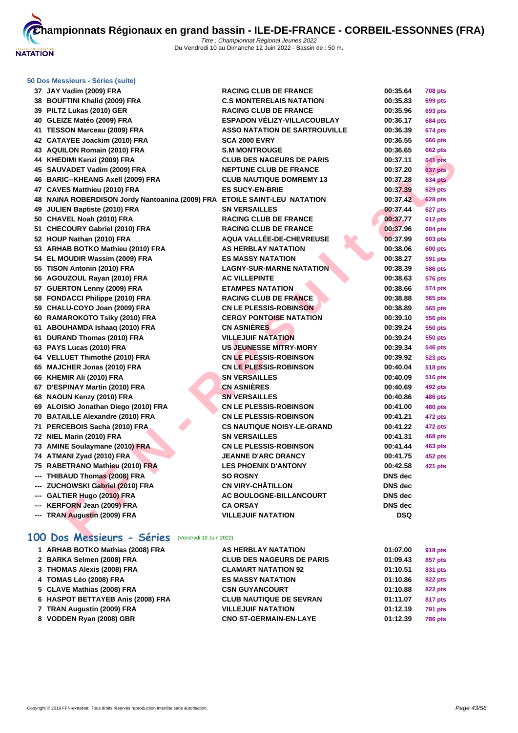# Championnats Régionaux en grand bassin - ILE-DE-FRANCE - CORBEIL-ESSONNES (FRA)

*Titre : Championnat Régional Jeunes 2022*
Du Vendredi 10 au Dimanche 12 Juin 2022 - Bassin de : 50 m.

### 50 Dos Messieurs - Séries (suite)

| | | | | |
|---|---|---|---|---|
| 37 | JAY Vadim (2009) FRA | RACING CLUB DE FRANCE | 00:35.64 | 708 pts |
| 38 | BOUFTINI Khalid (2009) FRA | C.S MONTERELAIS NATATION | 00:35.83 | 699 pts |
| 39 | PILTZ Lukas (2010) GER | RACING CLUB DE FRANCE | 00:35.96 | 693 pts |
| 40 | GLEIZE Matéo (2009) FRA | ESPADON VÉLIZY-VILLACOUBLAY | 00:36.17 | 684 pts |
| 41 | TESSON Marceau (2009) FRA | ASSO NATATION DE SARTROUVILLE | 00:36.39 | 674 pts |
| 42 | CATAYEE Joackim (2010) FRA | SCA 2000 EVRY | 00:36.55 | 666 pts |
| 43 | AQUILON Romain (2010) FRA | S.M MONTROUGE | 00:36.65 | 662 pts |
| 44 | KHEDIMI Kenzi (2009) FRA | CLUB DES NAGEURS DE PARIS | 00:37.11 | 641 pts |
| 45 | SAUVADET Vadim (2009) FRA | NEPTUNE CLUB DE FRANCE | 00:37.20 | 637 pts |
| 46 | BARIC--KHEANG Axell (2009) FRA | CLUB NAUTIQUE DOMREMY 13 | 00:37.28 | 634 pts |
| 47 | CAVES Matthieu (2010) FRA | ES SUCY-EN-BRIE | 00:37.39 | 629 pts |
| 48 | NAINA ROBERDISON Jordy Nantoanina (2009) FRA | ETOILE SAINT-LEU NATATION | 00:37.42 | 628 pts |
| 49 | JULIEN Baptiste (2010) FRA | SN VERSAILLES | 00:37.44 | 627 pts |
| 50 | CHAVEL Noah (2010) FRA | RACING CLUB DE FRANCE | 00:37.77 | 612 pts |
| 51 | CHECOURY Gabriel (2010) FRA | RACING CLUB DE FRANCE | 00:37.96 | 604 pts |
| 52 | HOUP Nathan (2010) FRA | AQUA VALLÉE-DE-CHEVREUSE | 00:37.99 | 603 pts |
| 53 | ARHAB BOTKO Mathieu (2010) FRA | AS HERBLAY NATATION | 00:38.06 | 600 pts |
| 54 | EL MOUDIR Wassim (2009) FRA | ES MASSY NATATION | 00:38.27 | 591 pts |
| 55 | TISON Antonin (2010) FRA | LAGNY-SUR-MARNE NATATION | 00:38.39 | 586 pts |
| 56 | AGOUZOUL Rayan (2010) FRA | AC VILLEPINTE | 00:38.63 | 576 pts |
| 57 | GUERTON Lenny (2009) FRA | ETAMPES NATATION | 00:38.66 | 574 pts |
| 58 | FONDACCI Philippe (2010) FRA | RACING CLUB DE FRANCE | 00:38.88 | 565 pts |
| 59 | CHALU-COYO Joan (2009) FRA | CN LE PLESSIS-ROBINSON | 00:38.89 | 565 pts |
| 60 | RAMAROKOTO Tsiky (2010) FRA | CERGY PONTOISE NATATION | 00:39.10 | 556 pts |
| 61 | ABOUHAMDA Ishaaq (2010) FRA | CN ASNIÈRES | 00:39.24 | 550 pts |
| 61 | DURAND Thomas (2010) FRA | VILLEJUIF NATATION | 00:39.24 | 550 pts |
| 63 | PAYS Lucas (2010) FRA | US JEUNESSE MITRY-MORY | 00:39.34 | 546 pts |
| 64 | VELLUET Thimothé (2010) FRA | CN LE PLESSIS-ROBINSON | 00:39.92 | 523 pts |
| 65 | MAJCHER Jonas (2010) FRA | CN LE PLESSIS-ROBINSON | 00:40.04 | 518 pts |
| 66 | KHEMIR Ali (2010) FRA | SN VERSAILLES | 00:40.09 | 516 pts |
| 67 | D'ESPINAY Martin (2010) FRA | CN ASNIÈRES | 00:40.69 | 492 pts |
| 68 | NAOUN Kenzy (2010) FRA | SN VERSAILLES | 00:40.86 | 486 pts |
| 69 | ALOISIO Jonathan Diego (2010) FRA | CN LE PLESSIS-ROBINSON | 00:41.00 | 480 pts |
| 70 | BATAILLE Alexandre (2010) FRA | CN LE PLESSIS-ROBINSON | 00:41.21 | 472 pts |
| 71 | PERCEBOIS Sacha (2010) FRA | CS NAUTIQUE NOISY-LE-GRAND | 00:41.22 | 472 pts |
| 72 | NIEL Marin (2010) FRA | SN VERSAILLES | 00:41.31 | 468 pts |
| 73 | AMINE Soulaymane (2010) FRA | CN LE PLESSIS-ROBINSON | 00:41.44 | 463 pts |
| 74 | ATMANI Zyad (2010) FRA | JEANNE D'ARC DRANCY | 00:41.75 | 452 pts |
| 75 | RABETRANO Mathieu (2010) FRA | LES PHOENIX D'ANTONY | 00:42.58 | 421 pts |
| --- | THIBAUD Thomas (2008) FRA | SO ROSNY | DNS dec | |
| --- | ZUCHOWSKI Gabriel (2010) FRA | CN VIRY-CHÂTILLON | DNS dec | |
| --- | GALTIER Hugo (2010) FRA | AC BOULOGNE-BILLANCOURT | DNS dec | |
| --- | KERFORN Jean (2009) FRA | CA ORSAY | DNS dec | |
| --- | TRAN Augustin (2009) FRA | VILLEJUIF NATATION | DSQ | |

## 100 Dos Messieurs - Séries (Vendredi 10 Juin 2022)

| | | | | |
|---|---|---|---|---|
| 1 | ARHAB BOTKO Mathias (2008) FRA | AS HERBLAY NATATION | 01:07.00 | 918 pts |
| 2 | BARKA Selmen (2008) FRA | CLUB DES NAGEURS DE PARIS | 01:09.43 | 857 pts |
| 3 | THOMAS Alexis (2008) FRA | CLAMART NATATION 92 | 01:10.51 | 831 pts |
| 4 | TOMAS Léo (2008) FRA | ES MASSY NATATION | 01:10.86 | 822 pts |
| 5 | CLAVE Mathias (2008) FRA | CSN GUYANCOURT | 01:10.88 | 822 pts |
| 6 | HASPOT BETTAYEB Anis (2008) FRA | CLUB NAUTIQUE DE SEVRAN | 01:11.07 | 817 pts |
| 7 | TRAN Augustin (2009) FRA | VILLEJUIF NATATION | 01:12.19 | 791 pts |
| 8 | VODDEN Ryan (2008) GBR | CNO ST-GERMAIN-EN-LAYE | 01:12.39 | 786 pts |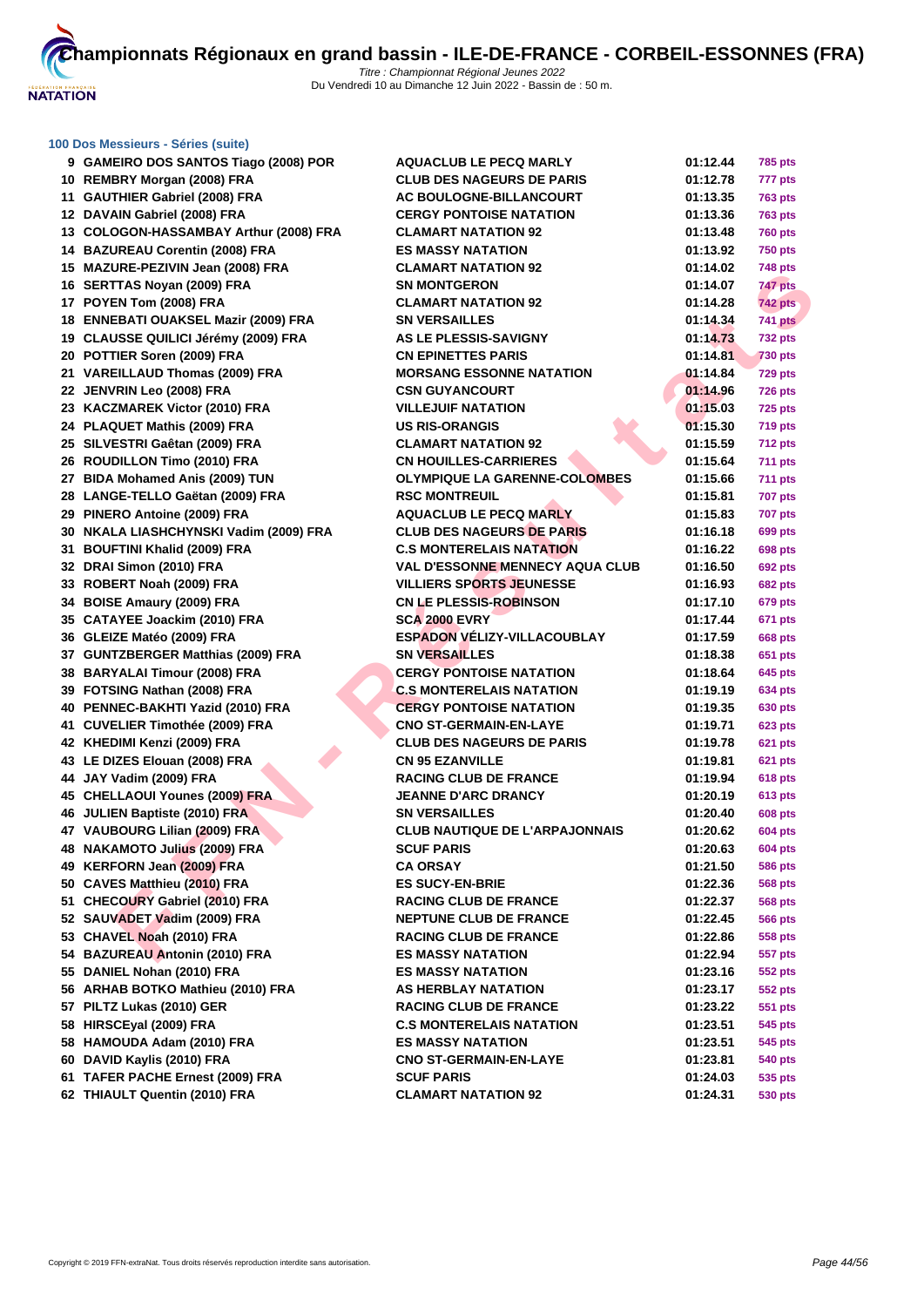# Championnats Régionaux en grand bassin - ILE-DE-FRANCE - CORBEIL-ESSONNES (FRA)

*Titre : Championnat Régional Jeunes 2022*
Du Vendredi 10 au Dimanche 12 Juin 2022 - Bassin de : 50 m.

## 100 Dos Messieurs - Séries (suite)

| | | | | |
|---|---|---|---|---|
| 9 | GAMEIRO DOS SANTOS Tiago (2008) POR | AQUACLUB LE PECQ MARLY | 01:12.44 | 785 pts |
| 10 | REMBRY Morgan (2008) FRA | CLUB DES NAGEURS DE PARIS | 01:12.78 | 777 pts |
| 11 | GAUTHIER Gabriel (2008) FRA | AC BOULOGNE-BILLANCOURT | 01:13.35 | 763 pts |
| 12 | DAVAIN Gabriel (2008) FRA | CERGY PONTOISE NATATION | 01:13.36 | 763 pts |
| 13 | COLOGON-HASSAMBAY Arthur (2008) FRA | CLAMART NATATION 92 | 01:13.48 | 760 pts |
| 14 | BAZUREAU Corentin (2008) FRA | ES MASSY NATATION | 01:13.92 | 750 pts |
| 15 | MAZURE-PEZIVIN Jean (2008) FRA | CLAMART NATATION 92 | 01:14.02 | 748 pts |
| 16 | SERTTAS Noyan (2009) FRA | SN MONTGERON | 01:14.07 | 747 pts |
| 17 | POYEN Tom (2008) FRA | CLAMART NATATION 92 | 01:14.28 | 742 pts |
| 18 | ENNEBATI OUAKSEL Mazir (2009) FRA | SN VERSAILLES | 01:14.34 | 741 pts |
| 19 | CLAUSSE QUILICI Jérémy (2009) FRA | AS LE PLESSIS-SAVIGNY | 01:14.73 | 732 pts |
| 20 | POTTIER Soren (2009) FRA | CN EPINETTES PARIS | 01:14.81 | 730 pts |
| 21 | VAREILLAUD Thomas (2009) FRA | MORSANG ESSONNE NATATION | 01:14.84 | 729 pts |
| 22 | JENVRIN Leo (2008) FRA | CSN GUYANCOURT | 01:14.96 | 726 pts |
| 23 | KACZMAREK Victor (2010) FRA | VILLEJUIF NATATION | 01:15.03 | 725 pts |
| 24 | PLAQUET Mathis (2009) FRA | US RIS-ORANGIS | 01:15.30 | 719 pts |
| 25 | SILVESTRI Gaêtan (2009) FRA | CLAMART NATATION 92 | 01:15.59 | 712 pts |
| 26 | ROUDILLON Timo (2010) FRA | CN HOUILLES-CARRIERES | 01:15.64 | 711 pts |
| 27 | BIDA Mohamed Anis (2009) TUN | OLYMPIQUE LA GARENNE-COLOMBES | 01:15.66 | 711 pts |
| 28 | LANGE-TELLO Gaëtan (2009) FRA | RSC MONTREUIL | 01:15.81 | 707 pts |
| 29 | PINERO Antoine (2009) FRA | AQUACLUB LE PECQ MARLY | 01:15.83 | 707 pts |
| 30 | NKALA LIASHCHYNSKI Vadim (2009) FRA | CLUB DES NAGEURS DE PARIS | 01:16.18 | 699 pts |
| 31 | BOUFTINI Khalid (2009) FRA | C.S MONTERELAIS NATATION | 01:16.22 | 698 pts |
| 32 | DRAI Simon (2010) FRA | VAL D'ESSONNE MENNECY AQUA CLUB | 01:16.50 | 692 pts |
| 33 | ROBERT Noah (2009) FRA | VILLIERS SPORTS JEUNESSE | 01:16.93 | 682 pts |
| 34 | BOISE Amaury (2009) FRA | CN LE PLESSIS-ROBINSON | 01:17.10 | 679 pts |
| 35 | CATAYEE Joackim (2010) FRA | SCA 2000 EVRY | 01:17.44 | 671 pts |
| 36 | GLEIZE Matéo (2009) FRA | ESPADON VÉLIZY-VILLACOUBLAY | 01:17.59 | 668 pts |
| 37 | GUNTZBERGER Matthias (2009) FRA | SN VERSAILLES | 01:18.38 | 651 pts |
| 38 | BARYALAI Timour (2008) FRA | CERGY PONTOISE NATATION | 01:18.64 | 645 pts |
| 39 | FOTSING Nathan (2008) FRA | C.S MONTERELAIS NATATION | 01:19.19 | 634 pts |
| 40 | PENNEC-BAKHTI Yazid (2010) FRA | CERGY PONTOISE NATATION | 01:19.35 | 630 pts |
| 41 | CUVELIER Timothée (2009) FRA | CNO ST-GERMAIN-EN-LAYE | 01:19.71 | 623 pts |
| 42 | KHEDIMI Kenzi (2009) FRA | CLUB DES NAGEURS DE PARIS | 01:19.78 | 621 pts |
| 43 | LE DIZES Elouan (2008) FRA | CN 95 EZANVILLE | 01:19.81 | 621 pts |
| 44 | JAY Vadim (2009) FRA | RACING CLUB DE FRANCE | 01:19.94 | 618 pts |
| 45 | CHELLAOUI Younes (2009) FRA | JEANNE D'ARC DRANCY | 01:20.19 | 613 pts |
| 46 | JULIEN Baptiste (2010) FRA | SN VERSAILLES | 01:20.40 | 608 pts |
| 47 | VAUBOURG Lilian (2009) FRA | CLUB NAUTIQUE DE L'ARPAJONNAIS | 01:20.62 | 604 pts |
| 48 | NAKAMOTO Julius (2009) FRA | SCUF PARIS | 01:20.63 | 604 pts |
| 49 | KERFORN Jean (2009) FRA | CA ORSAY | 01:21.50 | 586 pts |
| 50 | CAVES Matthieu (2010) FRA | ES SUCY-EN-BRIE | 01:22.36 | 568 pts |
| 51 | CHECOURY Gabriel (2010) FRA | RACING CLUB DE FRANCE | 01:22.37 | 568 pts |
| 52 | SAUVADET Vadim (2009) FRA | NEPTUNE CLUB DE FRANCE | 01:22.45 | 566 pts |
| 53 | CHAVEL Noah (2010) FRA | RACING CLUB DE FRANCE | 01:22.86 | 558 pts |
| 54 | BAZUREAU Antonin (2010) FRA | ES MASSY NATATION | 01:22.94 | 557 pts |
| 55 | DANIEL Nohan (2010) FRA | ES MASSY NATATION | 01:23.16 | 552 pts |
| 56 | ARHAB BOTKO Mathieu (2010) FRA | AS HERBLAY NATATION | 01:23.17 | 552 pts |
| 57 | PILTZ Lukas (2010) GER | RACING CLUB DE FRANCE | 01:23.22 | 551 pts |
| 58 | HIRSCEyal (2009) FRA | C.S MONTERELAIS NATATION | 01:23.51 | 545 pts |
| 58 | HAMOUDA Adam (2010) FRA | ES MASSY NATATION | 01:23.51 | 545 pts |
| 60 | DAVID Kaylis (2010) FRA | CNO ST-GERMAIN-EN-LAYE | 01:23.81 | 540 pts |
| 61 | TAFER PACHE Ernest (2009) FRA | SCUF PARIS | 01:24.03 | 535 pts |
| 62 | THIAULT Quentin (2010) FRA | CLAMART NATATION 92 | 01:24.31 | 530 pts |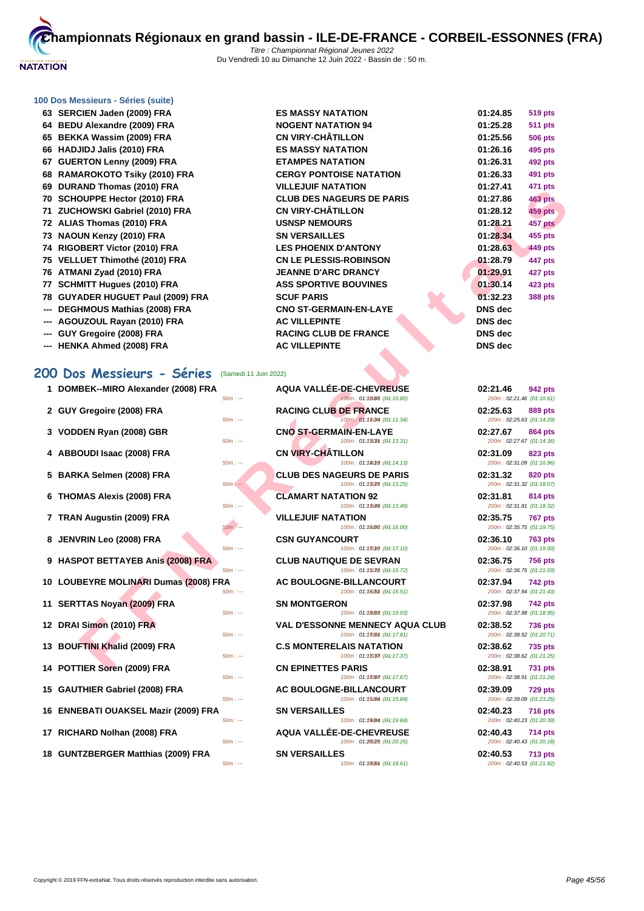# Championnats Régionaux en grand bassin - ILE-DE-FRANCE - CORBEIL-ESSONNES (FRA)

*Titre : Championnat Régional Jeunes 2022*
Du Vendredi 10 au Dimanche 12 Juin 2022 - Bassin de : 50 m.

### 100 Dos Messieurs - Séries (suite)

| | | | | |
|---|---|---|---|---|
| 63 | SERCIEN Jaden (2009) FRA | ES MASSY NATATION | 01:24.85 | 519 pts |
| 64 | BEDU Alexandre (2009) FRA | NOGENT NATATION 94 | 01:25.28 | 511 pts |
| 65 | BEKKA Wassim (2009) FRA | CN VIRY-CHÂTILLON | 01:25.56 | 506 pts |
| 66 | HADJIDJ Jalis (2010) FRA | ES MASSY NATATION | 01:26.16 | 495 pts |
| 67 | GUERTON Lenny (2009) FRA | ETAMPES NATATION | 01:26.31 | 492 pts |
| 68 | RAMAROKOTO Tsiky (2010) FRA | CERGY PONTOISE NATATION | 01:26.33 | 491 pts |
| 69 | DURAND Thomas (2010) FRA | VILLEJUIF NATATION | 01:27.41 | 471 pts |
| 70 | SCHOUPPE Hector (2010) FRA | CLUB DES NAGEURS DE PARIS | 01:27.86 | 463 pts |
| 71 | ZUCHOWSKI Gabriel (2010) FRA | CN VIRY-CHÂTILLON | 01:28.12 | 459 pts |
| 72 | ALIAS Thomas (2010) FRA | USNSP NEMOURS | 01:28.21 | 457 pts |
| 73 | NAOUN Kenzy (2010) FRA | SN VERSAILLES | 01:28.34 | 455 pts |
| 74 | RIGOBERT Victor (2010) FRA | LES PHOENIX D'ANTONY | 01:28.63 | 449 pts |
| 75 | VELLUET Thimothé (2010) FRA | CN LE PLESSIS-ROBINSON | 01:28.79 | 447 pts |
| 76 | ATMANI Zyad (2010) FRA | JEANNE D'ARC DRANCY | 01:29.91 | 427 pts |
| 77 | SCHMITT Hugues (2010) FRA | ASS SPORTIVE BOUVINES | 01:30.14 | 423 pts |
| 78 | GUYADER HUGUET Paul (2009) FRA | SCUF PARIS | 01:32.23 | 388 pts |
| --- | DEGHMOUS Mathias (2008) FRA | CNO ST-GERMAIN-EN-LAYE | DNS dec | |
| --- | AGOUZOUL Rayan (2010) FRA | AC VILLEPINTE | DNS dec | |
| --- | GUY Gregoire (2008) FRA | RACING CLUB DE FRANCE | DNS dec | |
| --- | HENKA Ahmed (2008) FRA | AC VILLEPINTE | DNS dec | |

## 200 Dos Messieurs - Séries (Samedi 11 Juin 2022)

| | | | | |
|---|---|---|---|---|
| 1 | DOMBEK--MIRO Alexander (2008) FRA | AQUA VALLÉE-DE-CHEVREUSE | 02:21.46 | 942 pts |
| | 50m : --- | 100m : 01:10.85 (01:10.85) | 200m : 02:21.46 (01:10.61) | |
| 2 | GUY Gregoire (2008) FRA | RACING CLUB DE FRANCE | 02:25.63 | 889 pts |
| | 50m : --- | 100m : 01:11.34 (01:11.34) | 200m : 02:25.63 (01:14.29) | |
| 3 | VODDEN Ryan (2008) GBR | CNO ST-GERMAIN-EN-LAYE | 02:27.67 | 864 pts |
| | 50m : --- | 100m : 01:13.31 (01:13.31) | 200m : 02:27.67 (01:14.36) | |
| 4 | ABBOUDI Isaac (2008) FRA | CN VIRY-CHÂTILLON | 02:31.09 | 823 pts |
| | 50m : --- | 100m : 01:14.13 (01:14.13) | 200m : 02:31.09 (01:16.96) | |
| 5 | BARKA Selmen (2008) FRA | CLUB DES NAGEURS DE PARIS | 02:31.32 | 820 pts |
| | 50m : --- | 100m : 01:13.25 (01:13.25) | 200m : 02:31.32 (01:18.07) | |
| 6 | THOMAS Alexis (2008) FRA | CLAMART NATATION 92 | 02:31.81 | 814 pts |
| | 50m : --- | 100m : 01:13.49 (01:13.49) | 200m : 02:31.81 (01:18.32) | |
| 7 | TRAN Augustin (2009) FRA | VILLEJUIF NATATION | 02:35.75 | 767 pts |
| | 50m : --- | 100m : 01:16.00 (01:16.00) | 200m : 02:35.75 (01:19.75) | |
| 8 | JENVRIN Leo (2008) FRA | CSN GUYANCOURT | 02:36.10 | 763 pts |
| | 50m : --- | 100m : 01:17.10 (01:17.10) | 200m : 02:36.10 (01:19.00) | |
| 9 | HASPOT BETTAYEB Anis (2008) FRA | CLUB NAUTIQUE DE SEVRAN | 02:36.75 | 756 pts |
| | 50m : --- | 100m : 01:15.72 (01:15.72) | 200m : 02:36.75 (01:21.03) | |
| 10 | LOUBEYRE MOLINARI Dumas (2008) FRA | AC BOULOGNE-BILLANCOURT | 02:37.94 | 742 pts |
| | 50m : --- | 100m : 01:16.51 (01:16.51) | 200m : 02:37.94 (01:21.43) | |
| 11 | SERTTAS Noyan (2009) FRA | SN MONTGERON | 02:37.98 | 742 pts |
| | 50m : --- | 100m : 01:19.03 (01:19.03) | 200m : 02:37.98 (01:18.95) | |
| 12 | DRAI Simon (2010) FRA | VAL D'ESSONNE MENNECY AQUA CLUB | 02:38.52 | 736 pts |
| | 50m : --- | 100m : 01:17.81 (01:17.81) | 200m : 02:38.52 (01:20.71) | |
| 13 | BOUFTINI Khalid (2009) FRA | C.S MONTERELAIS NATATION | 02:38.62 | 735 pts |
| | 50m : --- | 100m : 01:17.37 (01:17.37) | 200m : 02:38.62 (01:21.25) | |
| 14 | POTTIER Soren (2009) FRA | CN EPINETTES PARIS | 02:38.91 | 731 pts |
| | 50m : --- | 100m : 01:17.67 (01:17.67) | 200m : 02:38.91 (01:21.24) | |
| 15 | GAUTHIER Gabriel (2008) FRA | AC BOULOGNE-BILLANCOURT | 02:39.09 | 729 pts |
| | 50m : --- | 100m : 01:15.84 (01:15.84) | 200m : 02:39.09 (01:23.25) | |
| 16 | ENNEBATI OUAKSEL Mazir (2009) FRA | SN VERSAILLES | 02:40.23 | 716 pts |
| | 50m : --- | 100m : 01:19.84 (01:19.84) | 200m : 02:40.23 (01:20.39) | |
| 17 | RICHARD Nolhan (2008) FRA | AQUA VALLÉE-DE-CHEVREUSE | 02:40.43 | 714 pts |
| | 50m : --- | 100m : 01:20.25 (01:20.25) | 200m : 02:40.43 (01:20.18) | |
| 18 | GUNTZBERGER Matthias (2009) FRA | SN VERSAILLES | 02:40.53 | 713 pts |
| | 50m : --- | 100m : 01:18.61 (01:18.61) | 200m : 02:40.53 (01:21.92) | |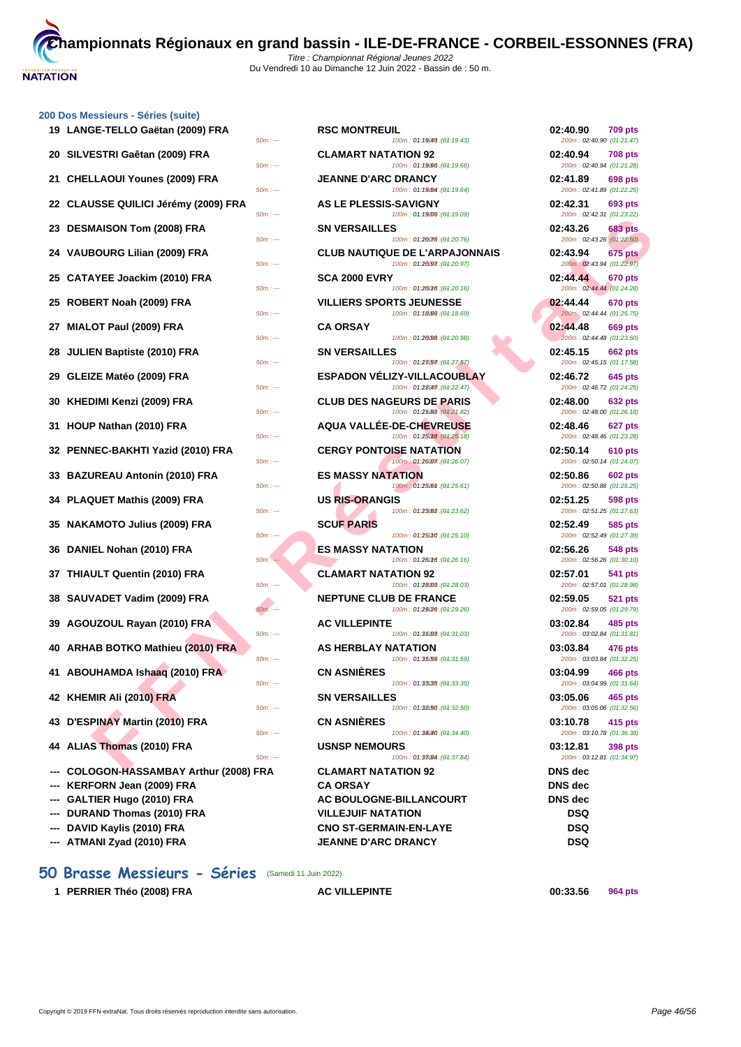## 200 Dos Messieurs - Séries (suite)

| Rang | Nom | 50m | Club | 100m | Temps | Points | 200m |
|---|---|---|---|---|---|---|---|
| 19 | LANGE-TELLO Gaëtan (2009) FRA | 50m : --- | RSC MONTREUIL | 100m : 01:19.43 (01:19.43) | 02:40.90 | 709 pts | 200m : 02:40.90 (01:21.47) |
| 20 | SILVESTRI Gaêtan (2009) FRA | 50m : --- | CLAMART NATATION 92 | 100m : 01:19.66 (01:19.66) | 02:40.94 | 708 pts | 200m : 02:40.94 (01:21.28) |
| 21 | CHELLAOUI Younes (2009) FRA | 50m : --- | JEANNE D'ARC DRANCY | 100m : 01:19.64 (01:19.64) | 02:41.89 | 698 pts | 200m : 02:41.89 (01:22.25) |
| 22 | CLAUSSE QUILICI Jérémy (2009) FRA | 50m : --- | AS LE PLESSIS-SAVIGNY | 100m : 01:19.09 (01:19.09) | 02:42.31 | 693 pts | 200m : 02:42.31 (01:23.22) |
| 23 | DESMAISON Tom (2008) FRA | 50m : --- | SN VERSAILLES | 100m : 01:20.76 (01:20.76) | 02:43.26 | 683 pts | 200m : 02:43.26 (01:22.50) |
| 24 | VAUBOURG Lilian (2009) FRA | 50m : --- | CLUB NAUTIQUE DE L'ARPAJONNAIS | 100m : 01:20.97 (01:20.97) | 02:43.94 | 675 pts | 200m : 02:43.94 (01:22.97) |
| 25 | CATAYEE Joackim (2010) FRA | 50m : --- | SCA 2000 EVRY | 100m : 01:20.16 (01:20.16) | 02:44.44 | 670 pts | 200m : 02:44.44 (01:24.28) |
| 25 | ROBERT Noah (2009) FRA | 50m : --- | VILLIERS SPORTS JEUNESSE | 100m : 01:18.69 (01:18.69) | 02:44.44 | 670 pts | 200m : 02:44.44 (01:25.75) |
| 27 | MIALOT Paul (2009) FRA | 50m : --- | CA ORSAY | 100m : 01:20.98 (01:20.98) | 02:44.48 | 669 pts | 200m : 02:44.48 (01:23.50) |
| 28 | JULIEN Baptiste (2010) FRA | 50m : --- | SN VERSAILLES | 100m : 01:27.57 (01:27.57) | 02:45.15 | 662 pts | 200m : 02:45.15 (01:17.58) |
| 29 | GLEIZE Matéo (2009) FRA | 50m : --- | ESPADON VÉLIZY-VILLACOUBLAY | 100m : 01:22.47 (01:22.47) | 02:46.72 | 645 pts | 200m : 02:46.72 (01:24.25) |
| 30 | KHEDIMI Kenzi (2009) FRA | 50m : --- | CLUB DES NAGEURS DE PARIS | 100m : 01:21.82 (01:21.82) | 02:48.00 | 632 pts | 200m : 02:48.00 (01:26.18) |
| 31 | HOUP Nathan (2010) FRA | 50m : --- | AQUA VALLÉE-DE-CHEVREUSE | 100m : 01:25.18 (01:25.18) | 02:48.46 | 627 pts | 200m : 02:48.46 (01:23.28) |
| 32 | PENNEC-BAKHTI Yazid (2010) FRA | 50m : --- | CERGY PONTOISE NATATION | 100m : 01:26.07 (01:26.07) | 02:50.14 | 610 pts | 200m : 02:50.14 (01:24.07) |
| 33 | BAZUREAU Antonin (2010) FRA | 50m : --- | ES MASSY NATATION | 100m : 01:25.61 (01:25.61) | 02:50.86 | 602 pts | 200m : 02:50.86 (01:25.25) |
| 34 | PLAQUET Mathis (2009) FRA | 50m : --- | US RIS-ORANGIS | 100m : 01:23.62 (01:23.62) | 02:51.25 | 598 pts | 200m : 02:51.25 (01:27.63) |
| 35 | NAKAMOTO Julius (2009) FRA | 50m : --- | SCUF PARIS | 100m : 01:25.10 (01:25.10) | 02:52.49 | 585 pts | 200m : 02:52.49 (01:27.39) |
| 36 | DANIEL Nohan (2010) FRA | 50m : --- | ES MASSY NATATION | 100m : 01:26.16 (01:26.16) | 02:56.26 | 548 pts | 200m : 02:56.26 (01:30.10) |
| 37 | THIAULT Quentin (2010) FRA | 50m : --- | CLAMART NATATION 92 | 100m : 01:28.03 (01:28.03) | 02:57.01 | 541 pts | 200m : 02:57.01 (01:28.98) |
| 38 | SAUVADET Vadim (2009) FRA | 50m : --- | NEPTUNE CLUB DE FRANCE | 100m : 01:29.26 (01:29.26) | 02:59.05 | 521 pts | 200m : 02:59.05 (01:29.79) |
| 39 | AGOUZOUL Rayan (2010) FRA | 50m : --- | AC VILLEPINTE | 100m : 01:31.03 (01:31.03) | 03:02.84 | 485 pts | 200m : 03:02.84 (01:31.81) |
| 40 | ARHAB BOTKO Mathieu (2010) FRA | 50m : --- | AS HERBLAY NATATION | 100m : 01:31.59 (01:31.59) | 03:03.84 | 476 pts | 200m : 03:03.84 (01:32.25) |
| 41 | ABOUHAMDA Ishaaq (2010) FRA | 50m : --- | CN ASNIÈRES | 100m : 01:33.35 (01:33.35) | 03:04.99 | 466 pts | 200m : 03:04.99 (01:31.64) |
| 42 | KHEMIR Ali (2010) FRA | 50m : --- | SN VERSAILLES | 100m : 01:32.50 (01:32.50) | 03:05.06 | 465 pts | 200m : 03:05.06 (01:32.56) |
| 43 | D'ESPINAY Martin (2010) FRA | 50m : --- | CN ASNIÈRES | 100m : 01:34.40 (01:34.40) | 03:10.78 | 415 pts | 200m : 03:10.78 (01:36.38) |
| 44 | ALIAS Thomas (2010) FRA | 50m : --- | USNSP NEMOURS | 100m : 01:37.84 (01:37.84) | 03:12.81 | 398 pts | 200m : 03:12.81 (01:34.97) |
| --- | COLOGON-HASSAMBAY Arthur (2008) FRA | | CLAMART NATATION 92 | | DNS dec | | |
| --- | KERFORN Jean (2009) FRA | | CA ORSAY | | DNS dec | | |
| --- | GALTIER Hugo (2010) FRA | | AC BOULOGNE-BILLANCOURT | | DNS dec | | |
| --- | DURAND Thomas (2010) FRA | | VILLEJUIF NATATION | | DSQ | | |
| --- | DAVID Kaylis (2010) FRA | | CNO ST-GERMAIN-EN-LAYE | | DSQ | | |
| --- | ATMANI Zyad (2010) FRA | | JEANNE D'ARC DRANCY | | DSQ | | |

## 50 Brasse Messieurs - Séries (Samedi 11 Juin 2022)

| Rang | Nom | Club | Temps | Points |
|---|---|---|---|---|
| 1 | PERRIER Théo (2008) FRA | AC VILLEPINTE | 00:33.56 | 964 pts |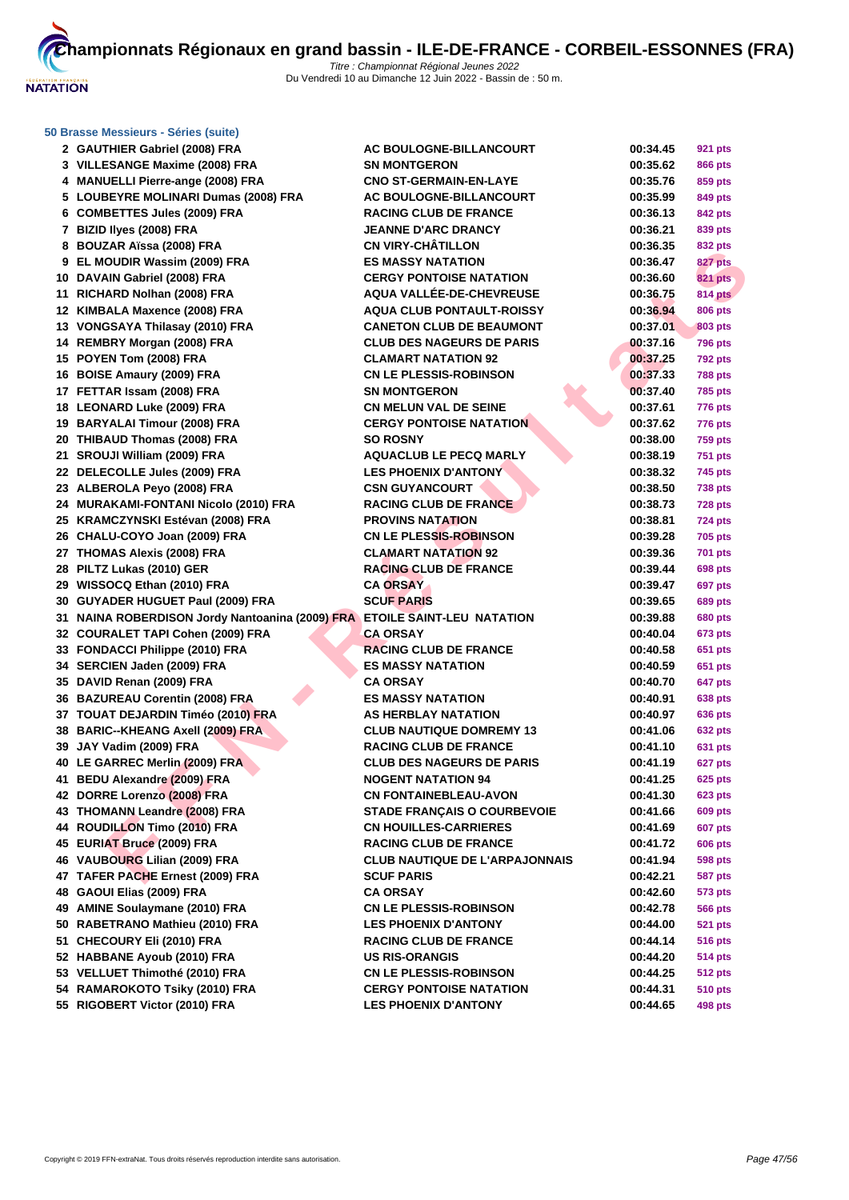# Championnats Régionaux en grand bassin - ILE-DE-FRANCE - CORBEIL-ESSONNES (FRA)

*Titre : Championnat Régional Jeunes 2022*
Du Vendredi 10 au Dimanche 12 Juin 2022 - Bassin de : 50 m.

### 50 Brasse Messieurs - Séries (suite)

| Rang | Nom | Club | Temps | Points |
|---|---|---|---|---|
| 2 | GAUTHIER Gabriel (2008) FRA | AC BOULOGNE-BILLANCOURT | 00:34.45 | 921 pts |
| 3 | VILLESANGE Maxime (2008) FRA | SN MONTGERON | 00:35.62 | 866 pts |
| 4 | MANUELLI Pierre-ange (2008) FRA | CNO ST-GERMAIN-EN-LAYE | 00:35.76 | 859 pts |
| 5 | LOUBEYRE MOLINARI Dumas (2008) FRA | AC BOULOGNE-BILLANCOURT | 00:35.99 | 849 pts |
| 6 | COMBETTES Jules (2009) FRA | RACING CLUB DE FRANCE | 00:36.13 | 842 pts |
| 7 | BIZID Ilyes (2008) FRA | JEANNE D'ARC DRANCY | 00:36.21 | 839 pts |
| 8 | BOUZAR Aïssa (2008) FRA | CN VIRY-CHÂTILLON | 00:36.35 | 832 pts |
| 9 | EL MOUDIR Wassim (2009) FRA | ES MASSY NATATION | 00:36.47 | 827 pts |
| 10 | DAVAIN Gabriel (2008) FRA | CERGY PONTOISE NATATION | 00:36.60 | 821 pts |
| 11 | RICHARD Nolhan (2008) FRA | AQUA VALLÉE-DE-CHEVREUSE | 00:36.75 | 814 pts |
| 12 | KIMBALA Maxence (2008) FRA | AQUA CLUB PONTAULT-ROISSY | 00:36.94 | 806 pts |
| 13 | VONGSAYA Thilasay (2010) FRA | CANETON CLUB DE BEAUMONT | 00:37.01 | 803 pts |
| 14 | REMBRY Morgan (2008) FRA | CLUB DES NAGEURS DE PARIS | 00:37.16 | 796 pts |
| 15 | POYEN Tom (2008) FRA | CLAMART NATATION 92 | 00:37.25 | 792 pts |
| 16 | BOISE Amaury (2009) FRA | CN LE PLESSIS-ROBINSON | 00:37.33 | 788 pts |
| 17 | FETTAR Issam (2008) FRA | SN MONTGERON | 00:37.40 | 785 pts |
| 18 | LEONARD Luke (2009) FRA | CN MELUN VAL DE SEINE | 00:37.61 | 776 pts |
| 19 | BARYALAI Timour (2008) FRA | CERGY PONTOISE NATATION | 00:37.62 | 776 pts |
| 20 | THIBAUD Thomas (2008) FRA | SO ROSNY | 00:38.00 | 759 pts |
| 21 | SROUJI William (2009) FRA | AQUACLUB LE PECQ MARLY | 00:38.19 | 751 pts |
| 22 | DELECOLLE Jules (2009) FRA | LES PHOENIX D'ANTONY | 00:38.32 | 745 pts |
| 23 | ALBEROLA Peyo (2008) FRA | CSN GUYANCOURT | 00:38.50 | 738 pts |
| 24 | MURAKAMI-FONTANI Nicolo (2010) FRA | RACING CLUB DE FRANCE | 00:38.73 | 728 pts |
| 25 | KRAMCZYNSKI Estévan (2008) FRA | PROVINS NATATION | 00:38.81 | 724 pts |
| 26 | CHALU-COYO Joan (2009) FRA | CN LE PLESSIS-ROBINSON | 00:39.28 | 705 pts |
| 27 | THOMAS Alexis (2008) FRA | CLAMART NATATION 92 | 00:39.36 | 701 pts |
| 28 | PILTZ Lukas (2010) GER | RACING CLUB DE FRANCE | 00:39.44 | 698 pts |
| 29 | WISSOCQ Ethan (2010) FRA | CA ORSAY | 00:39.47 | 697 pts |
| 30 | GUYADER HUGUET Paul (2009) FRA | SCUF PARIS | 00:39.65 | 689 pts |
| 31 | NAINA ROBERDISON Jordy Nantoanina (2009) FRA | ETOILE SAINT-LEU NATATION | 00:39.88 | 680 pts |
| 32 | COURALET TAPI Cohen (2009) FRA | CA ORSAY | 00:40.04 | 673 pts |
| 33 | FONDACCI Philippe (2010) FRA | RACING CLUB DE FRANCE | 00:40.58 | 651 pts |
| 34 | SERCIEN Jaden (2009) FRA | ES MASSY NATATION | 00:40.59 | 651 pts |
| 35 | DAVID Renan (2009) FRA | CA ORSAY | 00:40.70 | 647 pts |
| 36 | BAZUREAU Corentin (2008) FRA | ES MASSY NATATION | 00:40.91 | 638 pts |
| 37 | TOUAT DEJARDIN Timéo (2010) FRA | AS HERBLAY NATATION | 00:40.97 | 636 pts |
| 38 | BARIC--KHEANG Axell (2009) FRA | CLUB NAUTIQUE DOMREMY 13 | 00:41.06 | 632 pts |
| 39 | JAY Vadim (2009) FRA | RACING CLUB DE FRANCE | 00:41.10 | 631 pts |
| 40 | LE GARREC Merlin (2009) FRA | CLUB DES NAGEURS DE PARIS | 00:41.19 | 627 pts |
| 41 | BEDU Alexandre (2009) FRA | NOGENT NATATION 94 | 00:41.25 | 625 pts |
| 42 | DORRE Lorenzo (2008) FRA | CN FONTAINEBLEAU-AVON | 00:41.30 | 623 pts |
| 43 | THOMANN Leandre (2008) FRA | STADE FRANÇAIS O COURBEVOIE | 00:41.66 | 609 pts |
| 44 | ROUDILLON Timo (2010) FRA | CN HOUILLES-CARRIERES | 00:41.69 | 607 pts |
| 45 | EURIAT Bruce (2009) FRA | RACING CLUB DE FRANCE | 00:41.72 | 606 pts |
| 46 | VAUBOURG Lilian (2009) FRA | CLUB NAUTIQUE DE L'ARPAJONNAIS | 00:41.94 | 598 pts |
| 47 | TAFER PACHE Ernest (2009) FRA | SCUF PARIS | 00:42.21 | 587 pts |
| 48 | GAOUI Elias (2009) FRA | CA ORSAY | 00:42.60 | 573 pts |
| 49 | AMINE Soulaymane (2010) FRA | CN LE PLESSIS-ROBINSON | 00:42.78 | 566 pts |
| 50 | RABETRANO Mathieu (2010) FRA | LES PHOENIX D'ANTONY | 00:44.00 | 521 pts |
| 51 | CHECOURY Eli (2010) FRA | RACING CLUB DE FRANCE | 00:44.14 | 516 pts |
| 52 | HABBANE Ayoub (2010) FRA | US RIS-ORANGIS | 00:44.20 | 514 pts |
| 53 | VELLUET Thimothé (2010) FRA | CN LE PLESSIS-ROBINSON | 00:44.25 | 512 pts |
| 54 | RAMAROKOTO Tsiky (2010) FRA | CERGY PONTOISE NATATION | 00:44.31 | 510 pts |
| 55 | RIGOBERT Victor (2010) FRA | LES PHOENIX D'ANTONY | 00:44.65 | 498 pts |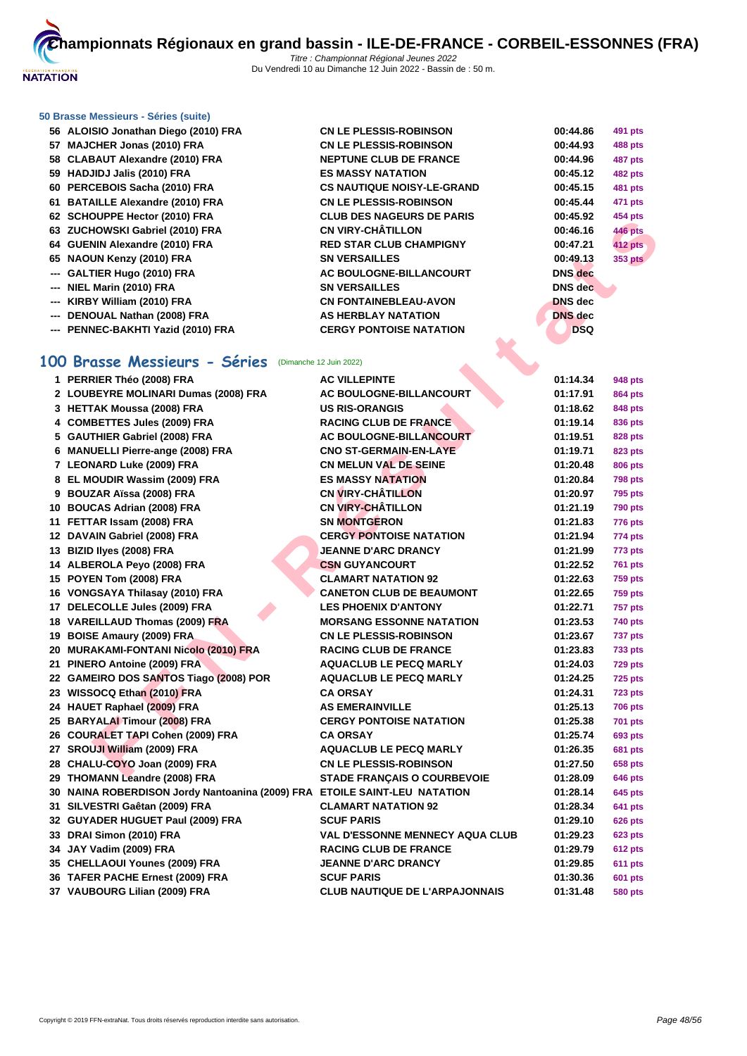# Championnats Régionaux en grand bassin - ILE-DE-FRANCE - CORBEIL-ESSONNES (FRA)

*Titre : Championnat Régional Jeunes 2022*
Du Vendredi 10 au Dimanche 12 Juin 2022 - Bassin de : 50 m.

### 50 Brasse Messieurs - Séries (suite)

| | | | | |
|---|---|---|---|---|
| 56 | ALOISIO Jonathan Diego (2010) FRA | CN LE PLESSIS-ROBINSON | 00:44.86 | 491 pts |
| 57 | MAJCHER Jonas (2010) FRA | CN LE PLESSIS-ROBINSON | 00:44.93 | 488 pts |
| 58 | CLABAUT Alexandre (2010) FRA | NEPTUNE CLUB DE FRANCE | 00:44.96 | 487 pts |
| 59 | HADJIDJ Jalis (2010) FRA | ES MASSY NATATION | 00:45.12 | 482 pts |
| 60 | PERCEBOIS Sacha (2010) FRA | CS NAUTIQUE NOISY-LE-GRAND | 00:45.15 | 481 pts |
| 61 | BATAILLE Alexandre (2010) FRA | CN LE PLESSIS-ROBINSON | 00:45.44 | 471 pts |
| 62 | SCHOUPPE Hector (2010) FRA | CLUB DES NAGEURS DE PARIS | 00:45.92 | 454 pts |
| 63 | ZUCHOWSKI Gabriel (2010) FRA | CN VIRY-CHÂTILLON | 00:46.16 | 446 pts |
| 64 | GUENIN Alexandre (2010) FRA | RED STAR CLUB CHAMPIGNY | 00:47.21 | 412 pts |
| 65 | NAOUN Kenzy (2010) FRA | SN VERSAILLES | 00:49.13 | 353 pts |
| --- | GALTIER Hugo (2010) FRA | AC BOULOGNE-BILLANCOURT | DNS dec | |
| --- | NIEL Marin (2010) FRA | SN VERSAILLES | DNS dec | |
| --- | KIRBY William (2010) FRA | CN FONTAINEBLEAU-AVON | DNS dec | |
| --- | DENOUAL Nathan (2008) FRA | AS HERBLAY NATATION | DNS dec | |
| --- | PENNEC-BAKHTI Yazid (2010) FRA | CERGY PONTOISE NATATION | DSQ | |

## 100 Brasse Messieurs - Séries (Dimanche 12 Juin 2022)

| | | | | |
|---|---|---|---|---|
| 1 | PERRIER Théo (2008) FRA | AC VILLEPINTE | 01:14.34 | 948 pts |
| 2 | LOUBEYRE MOLINARI Dumas (2008) FRA | AC BOULOGNE-BILLANCOURT | 01:17.91 | 864 pts |
| 3 | HETTAK Moussa (2008) FRA | US RIS-ORANGIS | 01:18.62 | 848 pts |
| 4 | COMBETTES Jules (2009) FRA | RACING CLUB DE FRANCE | 01:19.14 | 836 pts |
| 5 | GAUTHIER Gabriel (2008) FRA | AC BOULOGNE-BILLANCOURT | 01:19.51 | 828 pts |
| 6 | MANUELLI Pierre-ange (2008) FRA | CNO ST-GERMAIN-EN-LAYE | 01:19.71 | 823 pts |
| 7 | LEONARD Luke (2009) FRA | CN MELUN VAL DE SEINE | 01:20.48 | 806 pts |
| 8 | EL MOUDIR Wassim (2009) FRA | ES MASSY NATATION | 01:20.84 | 798 pts |
| 9 | BOUZAR Aïssa (2008) FRA | CN VIRY-CHÂTILLON | 01:20.97 | 795 pts |
| 10 | BOUCAS Adrian (2008) FRA | CN VIRY-CHÂTILLON | 01:21.19 | 790 pts |
| 11 | FETTAR Issam (2008) FRA | SN MONTGERON | 01:21.83 | 776 pts |
| 12 | DAVAIN Gabriel (2008) FRA | CERGY PONTOISE NATATION | 01:21.94 | 774 pts |
| 13 | BIZID Ilyes (2008) FRA | JEANNE D'ARC DRANCY | 01:21.99 | 773 pts |
| 14 | ALBEROLA Peyo (2008) FRA | CSN GUYANCOURT | 01:22.52 | 761 pts |
| 15 | POYEN Tom (2008) FRA | CLAMART NATATION 92 | 01:22.63 | 759 pts |
| 16 | VONGSAYA Thilasay (2010) FRA | CANETON CLUB DE BEAUMONT | 01:22.65 | 759 pts |
| 17 | DELECOLLE Jules (2009) FRA | LES PHOENIX D'ANTONY | 01:22.71 | 757 pts |
| 18 | VAREILLAUD Thomas (2009) FRA | MORSANG ESSONNE NATATION | 01:23.53 | 740 pts |
| 19 | BOISE Amaury (2009) FRA | CN LE PLESSIS-ROBINSON | 01:23.67 | 737 pts |
| 20 | MURAKAMI-FONTANI Nicolo (2010) FRA | RACING CLUB DE FRANCE | 01:23.83 | 733 pts |
| 21 | PINERO Antoine (2009) FRA | AQUACLUB LE PECQ MARLY | 01:24.03 | 729 pts |
| 22 | GAMEIRO DOS SANTOS Tiago (2008) POR | AQUACLUB LE PECQ MARLY | 01:24.25 | 725 pts |
| 23 | WISSOCQ Ethan (2010) FRA | CA ORSAY | 01:24.31 | 723 pts |
| 24 | HAUET Raphael (2009) FRA | AS EMERAINVILLE | 01:25.13 | 706 pts |
| 25 | BARYALAI Timour (2008) FRA | CERGY PONTOISE NATATION | 01:25.38 | 701 pts |
| 26 | COURALET TAPI Cohen (2009) FRA | CA ORSAY | 01:25.74 | 693 pts |
| 27 | SROUJI William (2009) FRA | AQUACLUB LE PECQ MARLY | 01:26.35 | 681 pts |
| 28 | CHALU-COYO Joan (2009) FRA | CN LE PLESSIS-ROBINSON | 01:27.50 | 658 pts |
| 29 | THOMANN Leandre (2008) FRA | STADE FRANÇAIS O COURBEVOIE | 01:28.09 | 646 pts |
| 30 | NAINA ROBERDISON Jordy Nantoanina (2009) FRA | ETOILE SAINT-LEU NATATION | 01:28.14 | 645 pts |
| 31 | SILVESTRI Gaëtan (2009) FRA | CLAMART NATATION 92 | 01:28.34 | 641 pts |
| 32 | GUYADER HUGUET Paul (2009) FRA | SCUF PARIS | 01:29.10 | 626 pts |
| 33 | DRAI Simon (2010) FRA | VAL D'ESSONNE MENNECY AQUA CLUB | 01:29.23 | 623 pts |
| 34 | JAY Vadim (2009) FRA | RACING CLUB DE FRANCE | 01:29.79 | 612 pts |
| 35 | CHELLAOUI Younes (2009) FRA | JEANNE D'ARC DRANCY | 01:29.85 | 611 pts |
| 36 | TAFER PACHE Ernest (2009) FRA | SCUF PARIS | 01:30.36 | 601 pts |
| 37 | VAUBOURG Lilian (2009) FRA | CLUB NAUTIQUE DE L'ARPAJONNAIS | 01:31.48 | 580 pts |

Copyright © 2019 FFN-extraNat. Tous droits réservés reproduction interdite sans autorisation.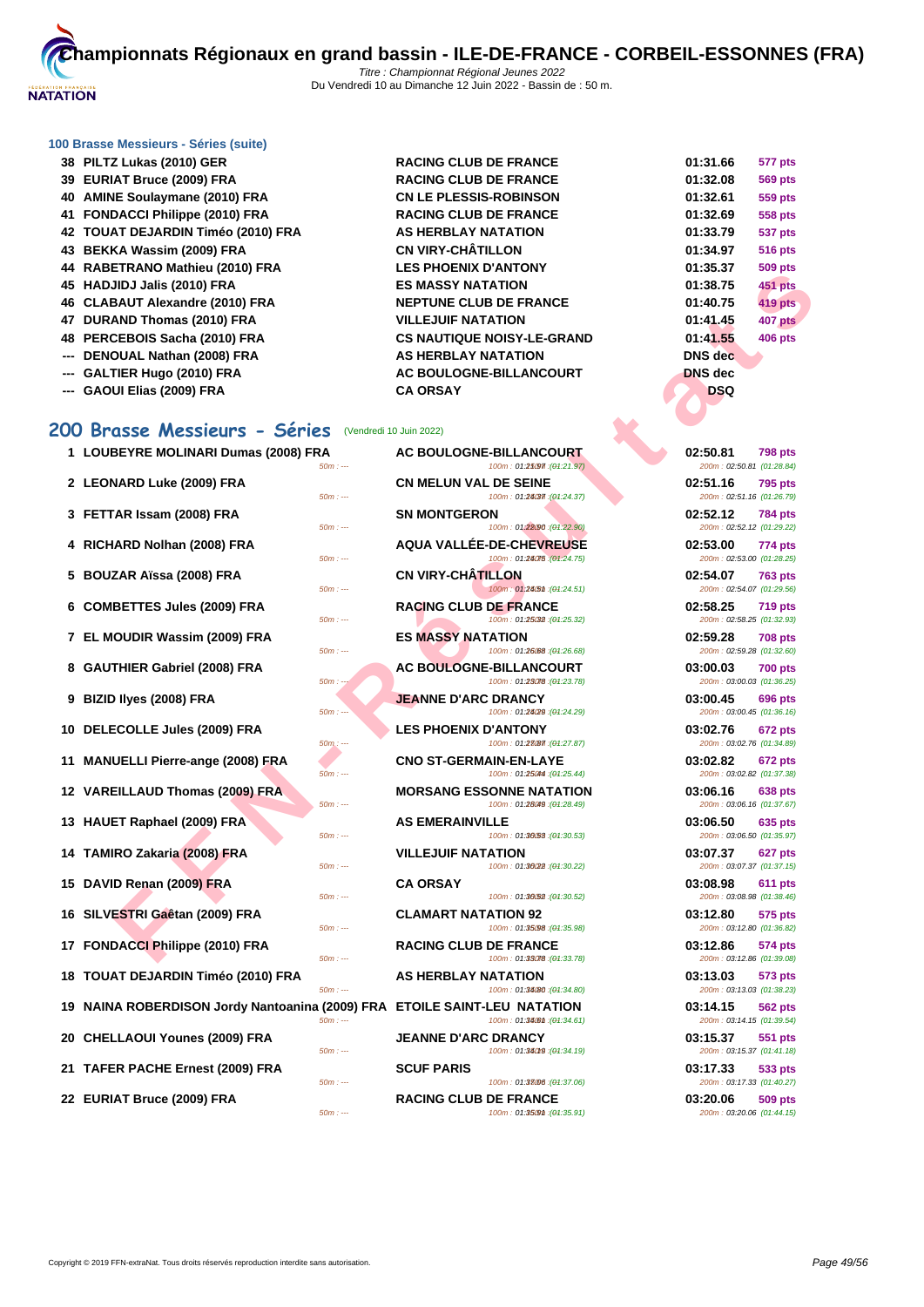# Championnats Régionaux en grand bassin - ILE-DE-FRANCE - CORBEIL-ESSONNES (FRA)

*Titre : Championnat Régional Jeunes 2022*
Du Vendredi 10 au Dimanche 12 Juin 2022 - Bassin de : 50 m.

### 100 Brasse Messieurs - Séries (suite)

| | | | | |
|---|---|---|---|---|
| 38 | PILTZ Lukas (2010) GER | RACING CLUB DE FRANCE | 01:31.66 | 577 pts |
| 39 | EURIAT Bruce (2009) FRA | RACING CLUB DE FRANCE | 01:32.08 | 569 pts |
| 40 | AMINE Soulaymane (2010) FRA | CN LE PLESSIS-ROBINSON | 01:32.61 | 559 pts |
| 41 | FONDACCI Philippe (2010) FRA | RACING CLUB DE FRANCE | 01:32.69 | 558 pts |
| 42 | TOUAT DEJARDIN Timéo (2010) FRA | AS HERBLAY NATATION | 01:33.79 | 537 pts |
| 43 | BEKKA Wassim (2009) FRA | CN VIRY-CHÂTILLON | 01:34.97 | 516 pts |
| 44 | RABETRANO Mathieu (2010) FRA | LES PHOENIX D'ANTONY | 01:35.37 | 509 pts |
| 45 | HADJIDJ Jalis (2010) FRA | ES MASSY NATATION | 01:38.75 | 451 pts |
| 46 | CLABAUT Alexandre (2010) FRA | NEPTUNE CLUB DE FRANCE | 01:40.75 | 419 pts |
| 47 | DURAND Thomas (2010) FRA | VILLEJUIF NATATION | 01:41.45 | 407 pts |
| 48 | PERCEBOIS Sacha (2010) FRA | CS NAUTIQUE NOISY-LE-GRAND | 01:41.55 | 406 pts |
| --- | DENOUAL Nathan (2008) FRA | AS HERBLAY NATATION | DNS dec | |
| --- | GALTIER Hugo (2010) FRA | AC BOULOGNE-BILLANCOURT | DNS dec | |
| --- | GAOUI Elias (2009) FRA | CA ORSAY | DSQ | |

## 200 Brasse Messieurs - Séries (Vendredi 10 Juin 2022)

| | | | | |
|---|---|---|---|---|
| 1 | LOUBEYRE MOLINARI Dumas (2008) FRA | AC BOULOGNE-BILLANCOURT | 02:50.81 | 798 pts |
| | 50m : --- | 100m : 01:21.97 (01:21.97) | 200m : 02:50.81 (01:28.84) | |
| 2 | LEONARD Luke (2009) FRA | CN MELUN VAL DE SEINE | 02:51.16 | 795 pts |
| | 50m : --- | 100m : 01:24.37 (01:24.37) | 200m : 02:51.16 (01:26.79) | |
| 3 | FETTAR Issam (2008) FRA | SN MONTGERON | 02:52.12 | 784 pts |
| | 50m : --- | 100m : 01:22.90 (01:22.90) | 200m : 02:52.12 (01:29.22) | |
| 4 | RICHARD Nolhan (2008) FRA | AQUA VALLÉE-DE-CHEVREUSE | 02:53.00 | 774 pts |
| | 50m : --- | 100m : 01:24.75 (01:24.75) | 200m : 02:53.00 (01:28.25) | |
| 5 | BOUZAR Aïssa (2008) FRA | CN VIRY-CHÂTILLON | 02:54.07 | 763 pts |
| | 50m : --- | 100m : 01:24.51 (01:24.51) | 200m : 02:54.07 (01:29.56) | |
| 6 | COMBETTES Jules (2009) FRA | RACING CLUB DE FRANCE | 02:58.25 | 719 pts |
| | 50m : --- | 100m : 01:25.32 (01:25.32) | 200m : 02:58.25 (01:32.93) | |
| 7 | EL MOUDIR Wassim (2009) FRA | ES MASSY NATATION | 02:59.28 | 708 pts |
| | 50m : --- | 100m : 01:26.68 (01:26.68) | 200m : 02:59.28 (01:32.60) | |
| 8 | GAUTHIER Gabriel (2008) FRA | AC BOULOGNE-BILLANCOURT | 03:00.03 | 700 pts |
| | 50m : --- | 100m : 01:23.78 (01:23.78) | 200m : 03:00.03 (01:36.25) | |
| 9 | BIZID Ilyes (2008) FRA | JEANNE D'ARC DRANCY | 03:00.45 | 696 pts |
| | 50m : --- | 100m : 01:24.29 (01:24.29) | 200m : 03:00.45 (01:36.16) | |
| 10 | DELECOLLE Jules (2009) FRA | LES PHOENIX D'ANTONY | 03:02.76 | 672 pts |
| | 50m : --- | 100m : 01:27.87 (01:27.87) | 200m : 03:02.76 (01:34.89) | |
| 11 | MANUELLI Pierre-ange (2008) FRA | CNO ST-GERMAIN-EN-LAYE | 03:02.82 | 672 pts |
| | 50m : --- | 100m : 01:25.44 (01:25.44) | 200m : 03:02.82 (01:37.38) | |
| 12 | VAREILLAUD Thomas (2009) FRA | MORSANG ESSONNE NATATION | 03:06.16 | 638 pts |
| | 50m : --- | 100m : 01:28.49 (01:28.49) | 200m : 03:06.16 (01:37.67) | |
| 13 | HAUET Raphael (2009) FRA | AS EMERAINVILLE | 03:06.50 | 635 pts |
| | 50m : --- | 100m : 01:30.53 (01:30.53) | 200m : 03:06.50 (01:35.97) | |
| 14 | TAMIRO Zakaria (2008) FRA | VILLEJUIF NATATION | 03:07.37 | 627 pts |
| | 50m : --- | 100m : 01:30.22 (01:30.22) | 200m : 03:07.37 (01:37.15) | |
| 15 | DAVID Renan (2009) FRA | CA ORSAY | 03:08.98 | 611 pts |
| | 50m : --- | 100m : 01:30.52 (01:30.52) | 200m : 03:08.98 (01:38.46) | |
| 16 | SILVESTRI Gaëtan (2009) FRA | CLAMART NATATION 92 | 03:12.80 | 575 pts |
| | 50m : --- | 100m : 01:35.98 (01:35.98) | 200m : 03:12.80 (01:36.82) | |
| 17 | FONDACCI Philippe (2010) FRA | RACING CLUB DE FRANCE | 03:12.86 | 574 pts |
| | 50m : --- | 100m : 01:33.78 (01:33.78) | 200m : 03:12.86 (01:39.08) | |
| 18 | TOUAT DEJARDIN Timéo (2010) FRA | AS HERBLAY NATATION | 03:13.03 | 573 pts |
| | 50m : --- | 100m : 01:34.80 (01:34.80) | 200m : 03:13.03 (01:38.23) | |
| 19 | NAINA ROBERDISON Jordy Nantoanina (2009) FRA | ETOILE SAINT-LEU NATATION | 03:14.15 | 562 pts |
| | 50m : --- | 100m : 01:34.61 (01:34.61) | 200m : 03:14.15 (01:39.54) | |
| 20 | CHELLAOUI Younes (2009) FRA | JEANNE D'ARC DRANCY | 03:15.37 | 551 pts |
| | 50m : --- | 100m : 01:34.19 (01:34.19) | 200m : 03:15.37 (01:41.18) | |
| 21 | TAFER PACHE Ernest (2009) FRA | SCUF PARIS | 03:17.33 | 533 pts |
| | 50m : --- | 100m : 01:37.06 (01:37.06) | 200m : 03:17.33 (01:40.27) | |
| 22 | EURIAT Bruce (2009) FRA | RACING CLUB DE FRANCE | 03:20.06 | 509 pts |
| | 50m : --- | 100m : 01:35.91 (01:35.91) | 200m : 03:20.06 (01:44.15) | |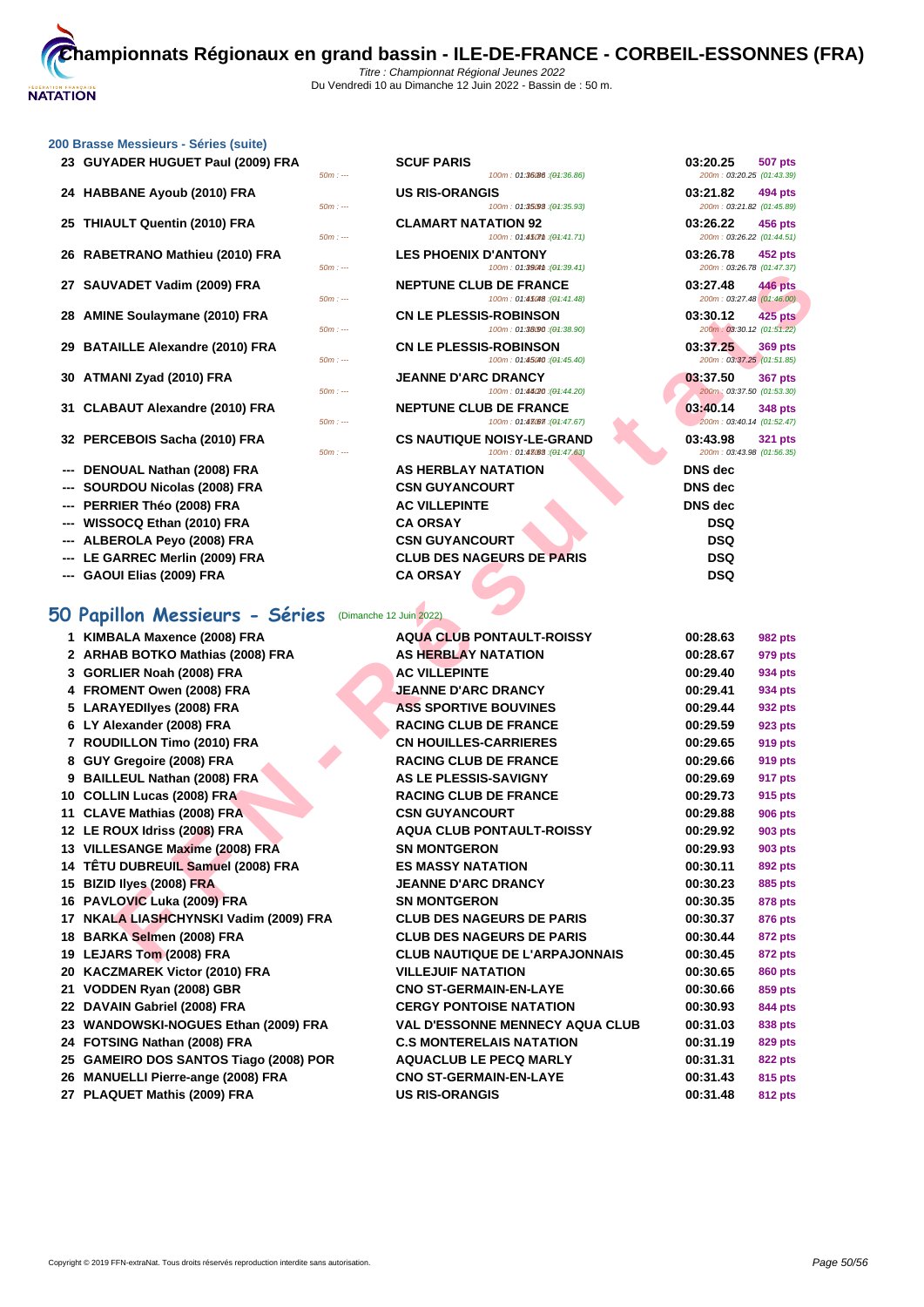# Championnats Régionaux en grand bassin - ILE-DE-FRANCE - CORBEIL-ESSONNES (FRA)

*Titre : Championnat Régional Jeunes 2022*
Du Vendredi 10 au Dimanche 12 Juin 2022 - Bassin de : 50 m.

## 200 Brasse Messieurs - Séries (suite)

| Rang | Nom | Club | Temps | Points |
|---|---|---|---|---|
| 23 | GUYADER HUGUET Paul (2009) FRA | SCUF PARIS | 03:20.25 | 507 pts |
| | 50m : --- | 100m : 01:36.86 (01:36.86) | 200m : 03:20.25 (01:43.39) | |
| 24 | HABBANE Ayoub (2010) FRA | US RIS-ORANGIS | 03:21.82 | 494 pts |
| | 50m : --- | 100m : 01:35.93 (01:35.93) | 200m : 03:21.82 (01:45.89) | |
| 25 | THIAULT Quentin (2010) FRA | CLAMART NATATION 92 | 03:26.22 | 456 pts |
| | 50m : --- | 100m : 01:41.71 (01:41.71) | 200m : 03:26.22 (01:44.51) | |
| 26 | RABETRANO Mathieu (2010) FRA | LES PHOENIX D'ANTONY | 03:26.78 | 452 pts |
| | 50m : --- | 100m : 01:39.41 (01:39.41) | 200m : 03:26.78 (01:47.37) | |
| 27 | SAUVADET Vadim (2009) FRA | NEPTUNE CLUB DE FRANCE | 03:27.48 | 446 pts |
| | 50m : --- | 100m : 01:41.48 (01:41.48) | 200m : 03:27.48 (01:46.00) | |
| 28 | AMINE Soulaymane (2010) FRA | CN LE PLESSIS-ROBINSON | 03:30.12 | 425 pts |
| | 50m : --- | 100m : 01:38.90 (01:38.90) | 200m : 03:30.12 (01:51.22) | |
| 29 | BATAILLE Alexandre (2010) FRA | CN LE PLESSIS-ROBINSON | 03:37.25 | 369 pts |
| | 50m : --- | 100m : 01:45.40 (01:45.40) | 200m : 03:37.25 (01:51.85) | |
| 30 | ATMANI Zyad (2010) FRA | JEANNE D'ARC DRANCY | 03:37.50 | 367 pts |
| | 50m : --- | 100m : 01:44.20 (01:44.20) | 200m : 03:37.50 (01:53.30) | |
| 31 | CLABAUT Alexandre (2010) FRA | NEPTUNE CLUB DE FRANCE | 03:40.14 | 348 pts |
| | 50m : --- | 100m : 01:47.67 (01:47.67) | 200m : 03:40.14 (01:52.47) | |
| 32 | PERCEBOIS Sacha (2010) FRA | CS NAUTIQUE NOISY-LE-GRAND | 03:43.98 | 321 pts |
| | 50m : --- | 100m : 01:47.63 (01:47.63) | 200m : 03:43.98 (01:56.35) | |
| --- | DENOUAL Nathan (2008) FRA | AS HERBLAY NATATION | DNS dec | |
| --- | SOURDOU Nicolas (2008) FRA | CSN GUYANCOURT | DNS dec | |
| --- | PERRIER Théo (2008) FRA | AC VILLEPINTE | DNS dec | |
| --- | WISSOCQ Ethan (2010) FRA | CA ORSAY | DSQ | |
| --- | ALBEROLA Peyo (2008) FRA | CSN GUYANCOURT | DSQ | |
| --- | LE GARREC Merlin (2009) FRA | CLUB DES NAGEURS DE PARIS | DSQ | |
| --- | GAOUI Elias (2009) FRA | CA ORSAY | DSQ | |

## 50 Papillon Messieurs - Séries (Dimanche 12 Juin 2022)

| Rang | Nom | Club | Temps | Points |
|---|---|---|---|---|
| 1 | KIMBALA Maxence (2008) FRA | AQUA CLUB PONTAULT-ROISSY | 00:28.63 | 982 pts |
| 2 | ARHAB BOTKO Mathias (2008) FRA | AS HERBLAY NATATION | 00:28.67 | 979 pts |
| 3 | GORLIER Noah (2008) FRA | AC VILLEPINTE | 00:29.40 | 934 pts |
| 4 | FROMENT Owen (2008) FRA | JEANNE D'ARC DRANCY | 00:29.41 | 934 pts |
| 5 | LARAYEDIlyes (2008) FRA | ASS SPORTIVE BOUVINES | 00:29.44 | 932 pts |
| 6 | LY Alexander (2008) FRA | RACING CLUB DE FRANCE | 00:29.59 | 923 pts |
| 7 | ROUDILLON Timo (2010) FRA | CN HOUILLES-CARRIERES | 00:29.65 | 919 pts |
| 8 | GUY Gregoire (2008) FRA | RACING CLUB DE FRANCE | 00:29.66 | 919 pts |
| 9 | BAILLEUL Nathan (2008) FRA | AS LE PLESSIS-SAVIGNY | 00:29.69 | 917 pts |
| 10 | COLLIN Lucas (2008) FRA | RACING CLUB DE FRANCE | 00:29.73 | 915 pts |
| 11 | CLAVE Mathias (2008) FRA | CSN GUYANCOURT | 00:29.88 | 906 pts |
| 12 | LE ROUX Idriss (2008) FRA | AQUA CLUB PONTAULT-ROISSY | 00:29.92 | 903 pts |
| 13 | VILLESANGE Maxime (2008) FRA | SN MONTGERON | 00:29.93 | 903 pts |
| 14 | TÊTU DUBREUIL Samuel (2008) FRA | ES MASSY NATATION | 00:30.11 | 892 pts |
| 15 | BIZID Ilyes (2008) FRA | JEANNE D'ARC DRANCY | 00:30.23 | 885 pts |
| 16 | PAVLOVIC Luka (2009) FRA | SN MONTGERON | 00:30.35 | 878 pts |
| 17 | NKALA LIASHCHYNSKI Vadim (2009) FRA | CLUB DES NAGEURS DE PARIS | 00:30.37 | 876 pts |
| 18 | BARKA Selmen (2008) FRA | CLUB DES NAGEURS DE PARIS | 00:30.44 | 872 pts |
| 19 | LEJARS Tom (2008) FRA | CLUB NAUTIQUE DE L'ARPAJONNAIS | 00:30.45 | 872 pts |
| 20 | KACZMAREK Victor (2010) FRA | VILLEJUIF NATATION | 00:30.65 | 860 pts |
| 21 | VODDEN Ryan (2008) GBR | CNO ST-GERMAIN-EN-LAYE | 00:30.66 | 859 pts |
| 22 | DAVAIN Gabriel (2008) FRA | CERGY PONTOISE NATATION | 00:30.93 | 844 pts |
| 23 | WANDOWSKI-NOGUES Ethan (2009) FRA | VAL D'ESSONNE MENNECY AQUA CLUB | 00:31.03 | 838 pts |
| 24 | FOTSING Nathan (2008) FRA | C.S MONTERELAIS NATATION | 00:31.19 | 829 pts |
| 25 | GAMEIRO DOS SANTOS Tiago (2008) POR | AQUACLUB LE PECQ MARLY | 00:31.31 | 822 pts |
| 26 | MANUELLI Pierre-ange (2008) FRA | CNO ST-GERMAIN-EN-LAYE | 00:31.43 | 815 pts |
| 27 | PLAQUET Mathis (2009) FRA | US RIS-ORANGIS | 00:31.48 | 812 pts |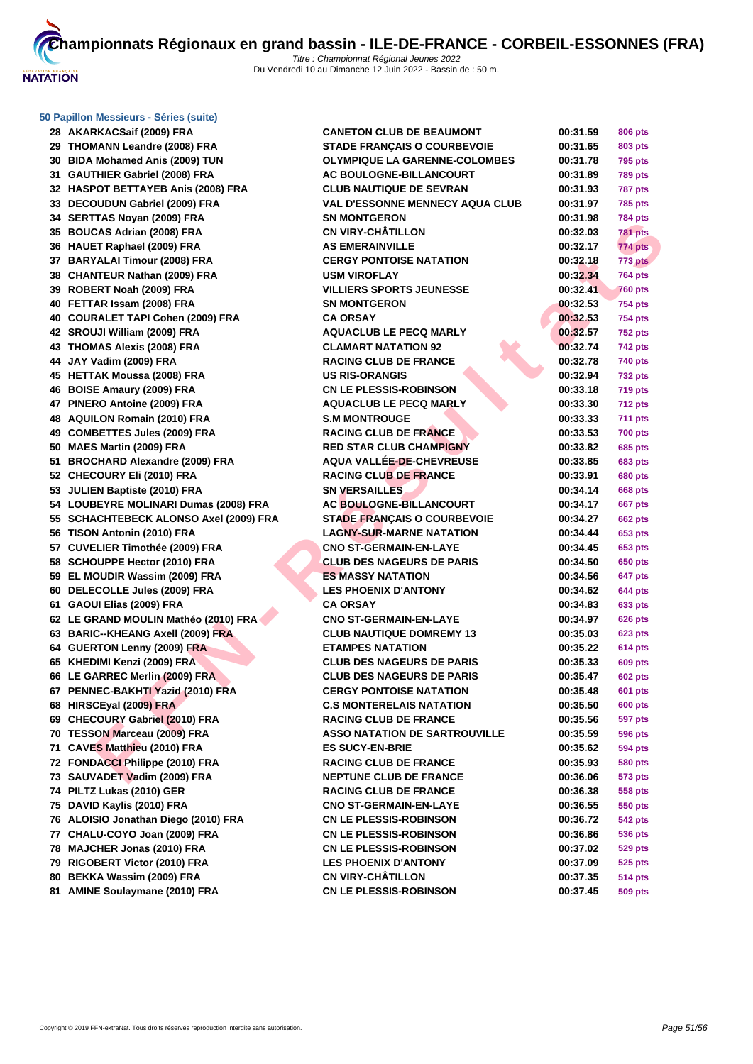# Championnats Régionaux en grand bassin - ILE-DE-FRANCE - CORBEIL-ESSONNES (FRA)

*Titre : Championnat Régional Jeunes 2022*
Du Vendredi 10 au Dimanche 12 Juin 2022 - Bassin de : 50 m.

### 50 Papillon Messieurs - Séries (suite)

| Rang | Nom | Club | Temps | Points |
|---|---|---|---|---|
| 28 | AKARKACSaif (2009) FRA | CANETON CLUB DE BEAUMONT | 00:31.59 | 806 pts |
| 29 | THOMANN Leandre (2008) FRA | STADE FRANÇAIS O COURBEVOIE | 00:31.65 | 803 pts |
| 30 | BIDA Mohamed Anis (2009) TUN | OLYMPIQUE LA GARENNE-COLOMBES | 00:31.78 | 795 pts |
| 31 | GAUTHIER Gabriel (2008) FRA | AC BOULOGNE-BILLANCOURT | 00:31.89 | 789 pts |
| 32 | HASPOT BETTAYEB Anis (2008) FRA | CLUB NAUTIQUE DE SEVRAN | 00:31.93 | 787 pts |
| 33 | DECOUDUN Gabriel (2009) FRA | VAL D'ESSONNE MENNECY AQUA CLUB | 00:31.97 | 785 pts |
| 34 | SERTTAS Noyan (2009) FRA | SN MONTGERON | 00:31.98 | 784 pts |
| 35 | BOUCAS Adrian (2008) FRA | CN VIRY-CHÂTILLON | 00:32.03 | 781 pts |
| 36 | HAUET Raphael (2009) FRA | AS EMERAINVILLE | 00:32.17 | 774 pts |
| 37 | BARYALAI Timour (2008) FRA | CERGY PONTOISE NATATION | 00:32.18 | 773 pts |
| 38 | CHANTEUR Nathan (2009) FRA | USM VIROFLAY | 00:32.34 | 764 pts |
| 39 | ROBERT Noah (2009) FRA | VILLIERS SPORTS JEUNESSE | 00:32.41 | 760 pts |
| 40 | FETTAR Issam (2008) FRA | SN MONTGERON | 00:32.53 | 754 pts |
| 40 | COURALET TAPI Cohen (2009) FRA | CA ORSAY | 00:32.53 | 754 pts |
| 42 | SROUJI William (2009) FRA | AQUACLUB LE PECQ MARLY | 00:32.57 | 752 pts |
| 43 | THOMAS Alexis (2008) FRA | CLAMART NATATION 92 | 00:32.74 | 742 pts |
| 44 | JAY Vadim (2009) FRA | RACING CLUB DE FRANCE | 00:32.78 | 740 pts |
| 45 | HETTAK Moussa (2008) FRA | US RIS-ORANGIS | 00:32.94 | 732 pts |
| 46 | BOISE Amaury (2009) FRA | CN LE PLESSIS-ROBINSON | 00:33.18 | 719 pts |
| 47 | PINERO Antoine (2009) FRA | AQUACLUB LE PECQ MARLY | 00:33.30 | 712 pts |
| 48 | AQUILON Romain (2010) FRA | S.M MONTROUGE | 00:33.33 | 711 pts |
| 49 | COMBETTES Jules (2009) FRA | RACING CLUB DE FRANCE | 00:33.53 | 700 pts |
| 50 | MAES Martin (2009) FRA | RED STAR CLUB CHAMPIGNY | 00:33.82 | 685 pts |
| 51 | BROCHARD Alexandre (2009) FRA | AQUA VALLÉE-DE-CHEVREUSE | 00:33.85 | 683 pts |
| 52 | CHECOURY Eli (2010) FRA | RACING CLUB DE FRANCE | 00:33.91 | 680 pts |
| 53 | JULIEN Baptiste (2010) FRA | SN VERSAILLES | 00:34.14 | 668 pts |
| 54 | LOUBEYRE MOLINARI Dumas (2008) FRA | AC BOULOGNE-BILLANCOURT | 00:34.17 | 667 pts |
| 55 | SCHACHTEBECK ALONSO Axel (2009) FRA | STADE FRANÇAIS O COURBEVOIE | 00:34.27 | 662 pts |
| 56 | TISON Antonin (2010) FRA | LAGNY-SUR-MARNE NATATION | 00:34.44 | 653 pts |
| 57 | CUVELIER Timothée (2009) FRA | CNO ST-GERMAIN-EN-LAYE | 00:34.45 | 653 pts |
| 58 | SCHOUPPE Hector (2010) FRA | CLUB DES NAGEURS DE PARIS | 00:34.50 | 650 pts |
| 59 | EL MOUDIR Wassim (2009) FRA | ES MASSY NATATION | 00:34.56 | 647 pts |
| 60 | DELECOLLE Jules (2009) FRA | LES PHOENIX D'ANTONY | 00:34.62 | 644 pts |
| 61 | GAOUI Elias (2009) FRA | CA ORSAY | 00:34.83 | 633 pts |
| 62 | LE GRAND MOULIN Mathéo (2010) FRA | CNO ST-GERMAIN-EN-LAYE | 00:34.97 | 626 pts |
| 63 | BARIC--KHEANG Axell (2009) FRA | CLUB NAUTIQUE DOMREMY 13 | 00:35.03 | 623 pts |
| 64 | GUERTON Lenny (2009) FRA | ETAMPES NATATION | 00:35.22 | 614 pts |
| 65 | KHEDIMI Kenzi (2009) FRA | CLUB DES NAGEURS DE PARIS | 00:35.33 | 609 pts |
| 66 | LE GARREC Merlin (2009) FRA | CLUB DES NAGEURS DE PARIS | 00:35.47 | 602 pts |
| 67 | PENNEC-BAKHTI Yazid (2010) FRA | CERGY PONTOISE NATATION | 00:35.48 | 601 pts |
| 68 | HIRSCEyal (2009) FRA | C.S MONTERELAIS NATATION | 00:35.50 | 600 pts |
| 69 | CHECOURY Gabriel (2010) FRA | RACING CLUB DE FRANCE | 00:35.56 | 597 pts |
| 70 | TESSON Marceau (2009) FRA | ASSO NATATION DE SARTROUVILLE | 00:35.59 | 596 pts |
| 71 | CAVES Matthieu (2010) FRA | ES SUCY-EN-BRIE | 00:35.62 | 594 pts |
| 72 | FONDACCI Philippe (2010) FRA | RACING CLUB DE FRANCE | 00:35.93 | 580 pts |
| 73 | SAUVADET Vadim (2009) FRA | NEPTUNE CLUB DE FRANCE | 00:36.06 | 573 pts |
| 74 | PILTZ Lukas (2010) GER | RACING CLUB DE FRANCE | 00:36.38 | 558 pts |
| 75 | DAVID Kaylis (2010) FRA | CNO ST-GERMAIN-EN-LAYE | 00:36.55 | 550 pts |
| 76 | ALOISIO Jonathan Diego (2010) FRA | CN LE PLESSIS-ROBINSON | 00:36.72 | 542 pts |
| 77 | CHALU-COYO Joan (2009) FRA | CN LE PLESSIS-ROBINSON | 00:36.86 | 536 pts |
| 78 | MAJCHER Jonas (2010) FRA | CN LE PLESSIS-ROBINSON | 00:37.02 | 529 pts |
| 79 | RIGOBERT Victor (2010) FRA | LES PHOENIX D'ANTONY | 00:37.09 | 525 pts |
| 80 | BEKKA Wassim (2009) FRA | CN VIRY-CHÂTILLON | 00:37.35 | 514 pts |
| 81 | AMINE Soulaymane (2010) FRA | CN LE PLESSIS-ROBINSON | 00:37.45 | 509 pts |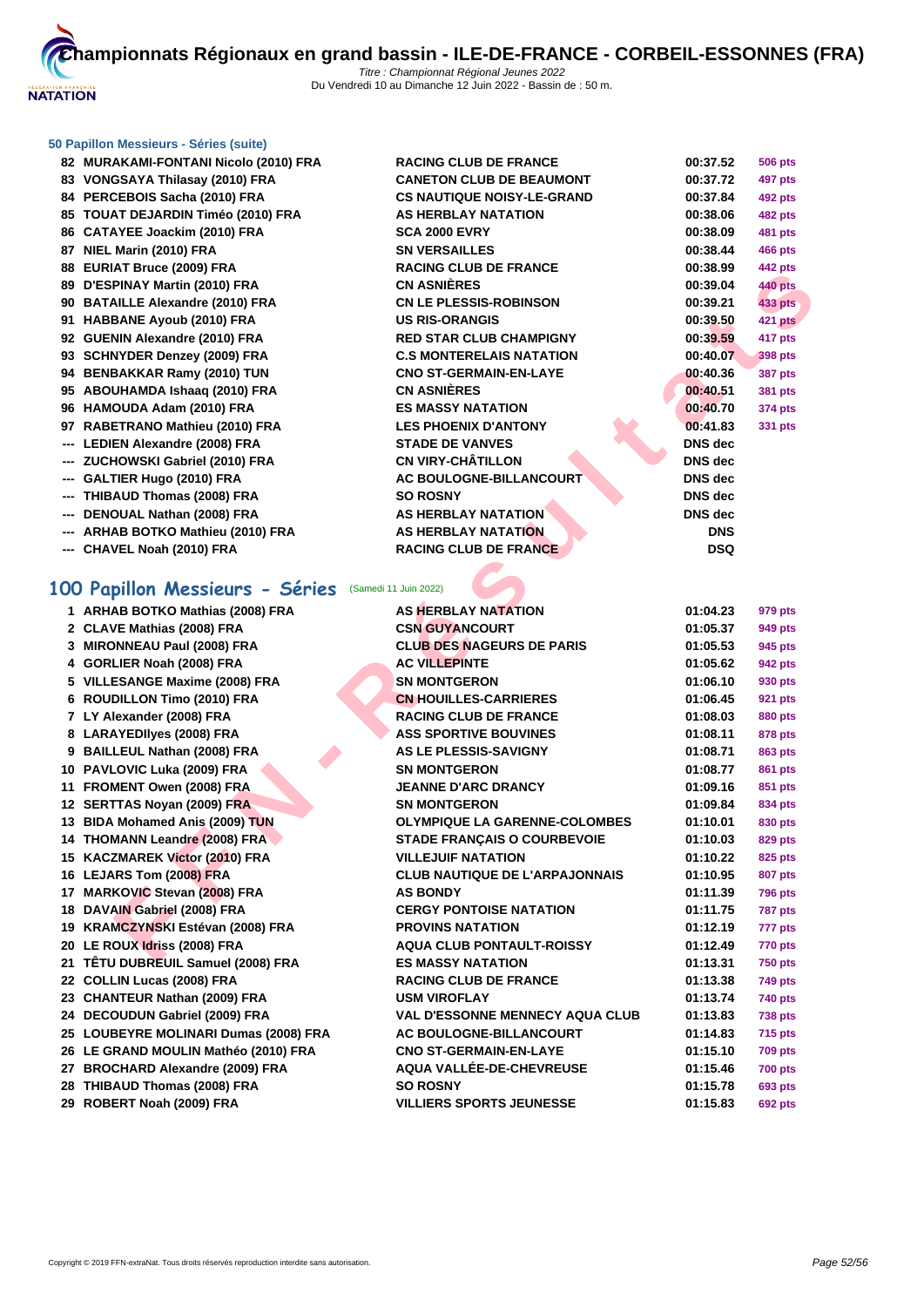# Championnats Régionaux en grand bassin - ILE-DE-FRANCE - CORBEIL-ESSONNES (FRA)

*Titre : Championnat Régional Jeunes 2022*
Du Vendredi 10 au Dimanche 12 Juin 2022 - Bassin de : 50 m.

### 50 Papillon Messieurs - Séries (suite)

| | | | | |
|---|---|---|---|---|
| 82 | MURAKAMI-FONTANI Nicolo (2010) FRA | RACING CLUB DE FRANCE | 00:37.52 | 506 pts |
| 83 | VONGSAYA Thilasay (2010) FRA | CANETON CLUB DE BEAUMONT | 00:37.72 | 497 pts |
| 84 | PERCEBOIS Sacha (2010) FRA | CS NAUTIQUE NOISY-LE-GRAND | 00:37.84 | 492 pts |
| 85 | TOUAT DEJARDIN Timéo (2010) FRA | AS HERBLAY NATATION | 00:38.06 | 482 pts |
| 86 | CATAYEE Joackim (2010) FRA | SCA 2000 EVRY | 00:38.09 | 481 pts |
| 87 | NIEL Marin (2010) FRA | SN VERSAILLES | 00:38.44 | 466 pts |
| 88 | EURIAT Bruce (2009) FRA | RACING CLUB DE FRANCE | 00:38.99 | 442 pts |
| 89 | D'ESPINAY Martin (2010) FRA | CN ASNIÈRES | 00:39.04 | 440 pts |
| 90 | BATAILLE Alexandre (2010) FRA | CN LE PLESSIS-ROBINSON | 00:39.21 | 433 pts |
| 91 | HABBANE Ayoub (2010) FRA | US RIS-ORANGIS | 00:39.50 | 421 pts |
| 92 | GUENIN Alexandre (2010) FRA | RED STAR CLUB CHAMPIGNY | 00:39.59 | 417 pts |
| 93 | SCHNYDER Denzey (2009) FRA | C.S MONTERELAIS NATATION | 00:40.07 | 398 pts |
| 94 | BENBAKKAR Ramy (2010) TUN | CNO ST-GERMAIN-EN-LAYE | 00:40.36 | 387 pts |
| 95 | ABOUHAMDA Ishaaq (2010) FRA | CN ASNIÈRES | 00:40.51 | 381 pts |
| 96 | HAMOUDA Adam (2010) FRA | ES MASSY NATATION | 00:40.70 | 374 pts |
| 97 | RABETRANO Mathieu (2010) FRA | LES PHOENIX D'ANTONY | 00:41.83 | 331 pts |
| --- | LEDIEN Alexandre (2008) FRA | STADE DE VANVES | DNS dec | |
| --- | ZUCHOWSKI Gabriel (2010) FRA | CN VIRY-CHÂTILLON | DNS dec | |
| --- | GALTIER Hugo (2010) FRA | AC BOULOGNE-BILLANCOURT | DNS dec | |
| --- | THIBAUD Thomas (2008) FRA | SO ROSNY | DNS dec | |
| --- | DENOUAL Nathan (2008) FRA | AS HERBLAY NATATION | DNS dec | |
| --- | ARHAB BOTKO Mathieu (2010) FRA | AS HERBLAY NATATION | DNS | |
| --- | CHAVEL Noah (2010) FRA | RACING CLUB DE FRANCE | DSQ | |

## 100 Papillon Messieurs - Séries (Samedi 11 Juin 2022)

| | | | | |
|---|---|---|---|---|
| 1 | ARHAB BOTKO Mathias (2008) FRA | AS HERBLAY NATATION | 01:04.23 | 979 pts |
| 2 | CLAVE Mathias (2008) FRA | CSN GUYANCOURT | 01:05.37 | 949 pts |
| 3 | MIRONNEAU Paul (2008) FRA | CLUB DES NAGEURS DE PARIS | 01:05.53 | 945 pts |
| 4 | GORLIER Noah (2008) FRA | AC VILLEPINTE | 01:05.62 | 942 pts |
| 5 | VILLESANGE Maxime (2008) FRA | SN MONTGERON | 01:06.10 | 930 pts |
| 6 | ROUDILLON Timo (2010) FRA | CN HOUILLES-CARRIERES | 01:06.45 | 921 pts |
| 7 | LY Alexander (2008) FRA | RACING CLUB DE FRANCE | 01:08.03 | 880 pts |
| 8 | LARAYEDIlyes (2008) FRA | ASS SPORTIVE BOUVINES | 01:08.11 | 878 pts |
| 9 | BAILLEUL Nathan (2008) FRA | AS LE PLESSIS-SAVIGNY | 01:08.71 | 863 pts |
| 10 | PAVLOVIC Luka (2009) FRA | SN MONTGERON | 01:08.77 | 861 pts |
| 11 | FROMENT Owen (2008) FRA | JEANNE D'ARC DRANCY | 01:09.16 | 851 pts |
| 12 | SERTTAS Noyan (2009) FRA | SN MONTGERON | 01:09.84 | 834 pts |
| 13 | BIDA Mohamed Anis (2009) TUN | OLYMPIQUE LA GARENNE-COLOMBES | 01:10.01 | 830 pts |
| 14 | THOMANN Leandre (2008) FRA | STADE FRANÇAIS O COURBEVOIE | 01:10.03 | 829 pts |
| 15 | KACZMAREK Victor (2010) FRA | VILLEJUIF NATATION | 01:10.22 | 825 pts |
| 16 | LEJARS Tom (2008) FRA | CLUB NAUTIQUE DE L'ARPAJONNAIS | 01:10.95 | 807 pts |
| 17 | MARKOVIC Stevan (2008) FRA | AS BONDY | 01:11.39 | 796 pts |
| 18 | DAVAIN Gabriel (2008) FRA | CERGY PONTOISE NATATION | 01:11.75 | 787 pts |
| 19 | KRAMCZYNSKI Estévan (2008) FRA | PROVINS NATATION | 01:12.19 | 777 pts |
| 20 | LE ROUX Idriss (2008) FRA | AQUA CLUB PONTAULT-ROISSY | 01:12.49 | 770 pts |
| 21 | TÊTU DUBREUIL Samuel (2008) FRA | ES MASSY NATATION | 01:13.31 | 750 pts |
| 22 | COLLIN Lucas (2008) FRA | RACING CLUB DE FRANCE | 01:13.38 | 749 pts |
| 23 | CHANTEUR Nathan (2009) FRA | USM VIROFLAY | 01:13.74 | 740 pts |
| 24 | DECOUDUN Gabriel (2009) FRA | VAL D'ESSONNE MENNECY AQUA CLUB | 01:13.83 | 738 pts |
| 25 | LOUBEYRE MOLINARI Dumas (2008) FRA | AC BOULOGNE-BILLANCOURT | 01:14.83 | 715 pts |
| 26 | LE GRAND MOULIN Mathéo (2010) FRA | CNO ST-GERMAIN-EN-LAYE | 01:15.10 | 709 pts |
| 27 | BROCHARD Alexandre (2009) FRA | AQUA VALLÉE-DE-CHEVREUSE | 01:15.46 | 700 pts |
| 28 | THIBAUD Thomas (2008) FRA | SO ROSNY | 01:15.78 | 693 pts |
| 29 | ROBERT Noah (2009) FRA | VILLIERS SPORTS JEUNESSE | 01:15.83 | 692 pts |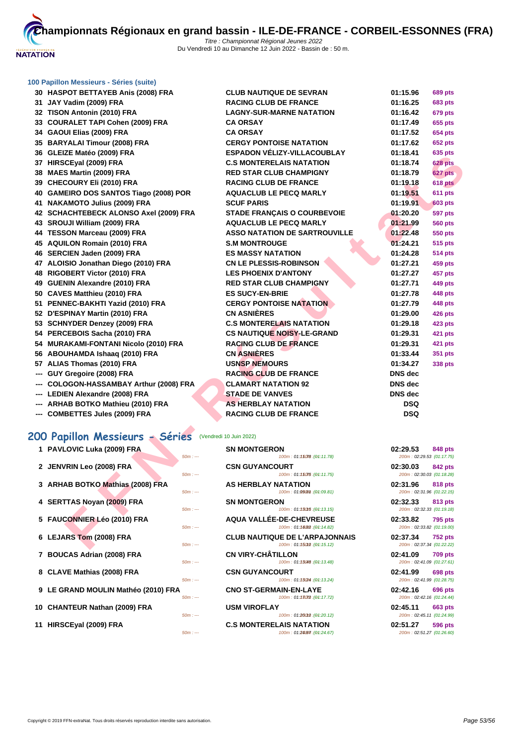# Championnats Régionaux en grand bassin - ILE-DE-FRANCE - CORBEIL-ESSONNES (FRA)

*Titre : Championnat Régional Jeunes 2022*
Du Vendredi 10 au Dimanche 12 Juin 2022 - Bassin de : 50 m.

### 100 Papillon Messieurs - Séries (suite)

| | | | | |
|---|---|---|---|---|
| 30 | HASPOT BETTAYEB Anis (2008) FRA | CLUB NAUTIQUE DE SEVRAN | 01:15.96 | 689 pts |
| 31 | JAY Vadim (2009) FRA | RACING CLUB DE FRANCE | 01:16.25 | 683 pts |
| 32 | TISON Antonin (2010) FRA | LAGNY-SUR-MARNE NATATION | 01:16.42 | 679 pts |
| 33 | COURALET TAPI Cohen (2009) FRA | CA ORSAY | 01:17.49 | 655 pts |
| 34 | GAOUI Elias (2009) FRA | CA ORSAY | 01:17.52 | 654 pts |
| 35 | BARYALAI Timour (2008) FRA | CERGY PONTOISE NATATION | 01:17.62 | 652 pts |
| 36 | GLEIZE Matéo (2009) FRA | ESPADON VÉLIZY-VILLACOUBLAY | 01:18.41 | 635 pts |
| 37 | HIRSCEyal (2009) FRA | C.S MONTERELAIS NATATION | 01:18.74 | 628 pts |
| 38 | MAES Martin (2009) FRA | RED STAR CLUB CHAMPIGNY | 01:18.79 | 627 pts |
| 39 | CHECOURY Eli (2010) FRA | RACING CLUB DE FRANCE | 01:19.18 | 618 pts |
| 40 | GAMEIRO DOS SANTOS Tiago (2008) POR | AQUACLUB LE PECQ MARLY | 01:19.51 | 611 pts |
| 41 | NAKAMOTO Julius (2009) FRA | SCUF PARIS | 01:19.91 | 603 pts |
| 42 | SCHACHTEBECK ALONSO Axel (2009) FRA | STADE FRANÇAIS O COURBEVOIE | 01:20.20 | 597 pts |
| 43 | SROUJI William (2009) FRA | AQUACLUB LE PECQ MARLY | 01:21.99 | 560 pts |
| 44 | TESSON Marceau (2009) FRA | ASSO NATATION DE SARTROUVILLE | 01:22.48 | 550 pts |
| 45 | AQUILON Romain (2010) FRA | S.M MONTROUGE | 01:24.21 | 515 pts |
| 46 | SERCIEN Jaden (2009) FRA | ES MASSY NATATION | 01:24.28 | 514 pts |
| 47 | ALOISIO Jonathan Diego (2010) FRA | CN LE PLESSIS-ROBINSON | 01:27.21 | 459 pts |
| 48 | RIGOBERT Victor (2010) FRA | LES PHOENIX D'ANTONY | 01:27.27 | 457 pts |
| 49 | GUENIN Alexandre (2010) FRA | RED STAR CLUB CHAMPIGNY | 01:27.71 | 449 pts |
| 50 | CAVES Matthieu (2010) FRA | ES SUCY-EN-BRIE | 01:27.78 | 448 pts |
| 51 | PENNEC-BAKHTI Yazid (2010) FRA | CERGY PONTOISE NATATION | 01:27.79 | 448 pts |
| 52 | D'ESPINAY Martin (2010) FRA | CN ASNIÈRES | 01:29.00 | 426 pts |
| 53 | SCHNYDER Denzey (2009) FRA | C.S MONTERELAIS NATATION | 01:29.18 | 423 pts |
| 54 | PERCEBOIS Sacha (2010) FRA | CS NAUTIQUE NOISY-LE-GRAND | 01:29.31 | 421 pts |
| 54 | MURAKAMI-FONTANI Nicolo (2010) FRA | RACING CLUB DE FRANCE | 01:29.31 | 421 pts |
| 56 | ABOUHAMDA Ishaaq (2010) FRA | CN ASNIÈRES | 01:33.44 | 351 pts |
| 57 | ALIAS Thomas (2010) FRA | USNSP NEMOURS | 01:34.27 | 338 pts |
| --- | GUY Gregoire (2008) FRA | RACING CLUB DE FRANCE | DNS dec | |
| --- | COLOGON-HASSAMBAY Arthur (2008) FRA | CLAMART NATATION 92 | DNS dec | |
| --- | LEDIEN Alexandre (2008) FRA | STADE DE VANVES | DNS dec | |
| --- | ARHAB BOTKO Mathieu (2010) FRA | AS HERBLAY NATATION | DSQ | |
| --- | COMBETTES Jules (2009) FRA | RACING CLUB DE FRANCE | DSQ | |

## 200 Papillon Messieurs - Séries (Vendredi 10 Juin 2022)

| | | | | | | |
|---|---|---|---|---|---|---|
| 1 | PAVLOVIC Luka (2009) FRA | 50m : --- | SN MONTGERON | 100m : 01:11.78 (01:11.78) | 02:29.53 | 848 pts |
| | | | | 200m : 02:29.53 (01:17.75) | | |
| 2 | JENVRIN Leo (2008) FRA | 50m : --- | CSN GUYANCOURT | 100m : 01:11.75 (01:11.75) | 02:30.03 | 842 pts |
| | | | | 200m : 02:30.03 (01:18.28) | | |
| 3 | ARHAB BOTKO Mathias (2008) FRA | 50m : --- | AS HERBLAY NATATION | 100m : 01:09.81 (01:09.81) | 02:31.96 | 818 pts |
| | | | | 200m : 02:31.96 (01:22.15) | | |
| 4 | SERTTAS Noyan (2009) FRA | 50m : --- | SN MONTGERON | 100m : 01:13.15 (01:13.15) | 02:32.33 | 813 pts |
| | | | | 200m : 02:32.33 (01:19.18) | | |
| 5 | FAUCONNIER Léo (2010) FRA | 50m : --- | AQUA VALLÉE-DE-CHEVREUSE | 100m : 01:14.82 (01:14.82) | 02:33.82 | 795 pts |
| | | | | 200m : 02:33.82 (01:19.00) | | |
| 6 | LEJARS Tom (2008) FRA | 50m : --- | CLUB NAUTIQUE DE L'ARPAJONNAIS | 100m : 01:15.12 (01:15.12) | 02:37.34 | 752 pts |
| | | | | 200m : 02:37.34 (01:22.22) | | |
| 7 | BOUCAS Adrian (2008) FRA | 50m : --- | CN VIRY-CHÂTILLON | 100m : 01:13.48 (01:13.48) | 02:41.09 | 709 pts |
| | | | | 200m : 02:41.09 (01:27.61) | | |
| 8 | CLAVE Mathias (2008) FRA | 50m : --- | CSN GUYANCOURT | 100m : 01:13.24 (01:13.24) | 02:41.99 | 698 pts |
| | | | | 200m : 02:41.99 (01:28.75) | | |
| 9 | LE GRAND MOULIN Mathéo (2010) FRA | 50m : --- | CNO ST-GERMAIN-EN-LAYE | 100m : 01:17.72 (01:17.72) | 02:42.16 | 696 pts |
| | | | | 200m : 02:42.16 (01:24.44) | | |
| 10 | CHANTEUR Nathan (2009) FRA | 50m : --- | USM VIROFLAY | 100m : 01:20.12 (01:20.12) | 02:45.11 | 663 pts |
| | | | | 200m : 02:45.11 (01:24.99) | | |
| 11 | HIRSCEyal (2009) FRA | 50m : --- | C.S MONTERELAIS NATATION | 100m : 01:24.67 (01:24.67) | 02:51.27 | 596 pts |
| | | | | 200m : 02:51.27 (01:26.60) | | |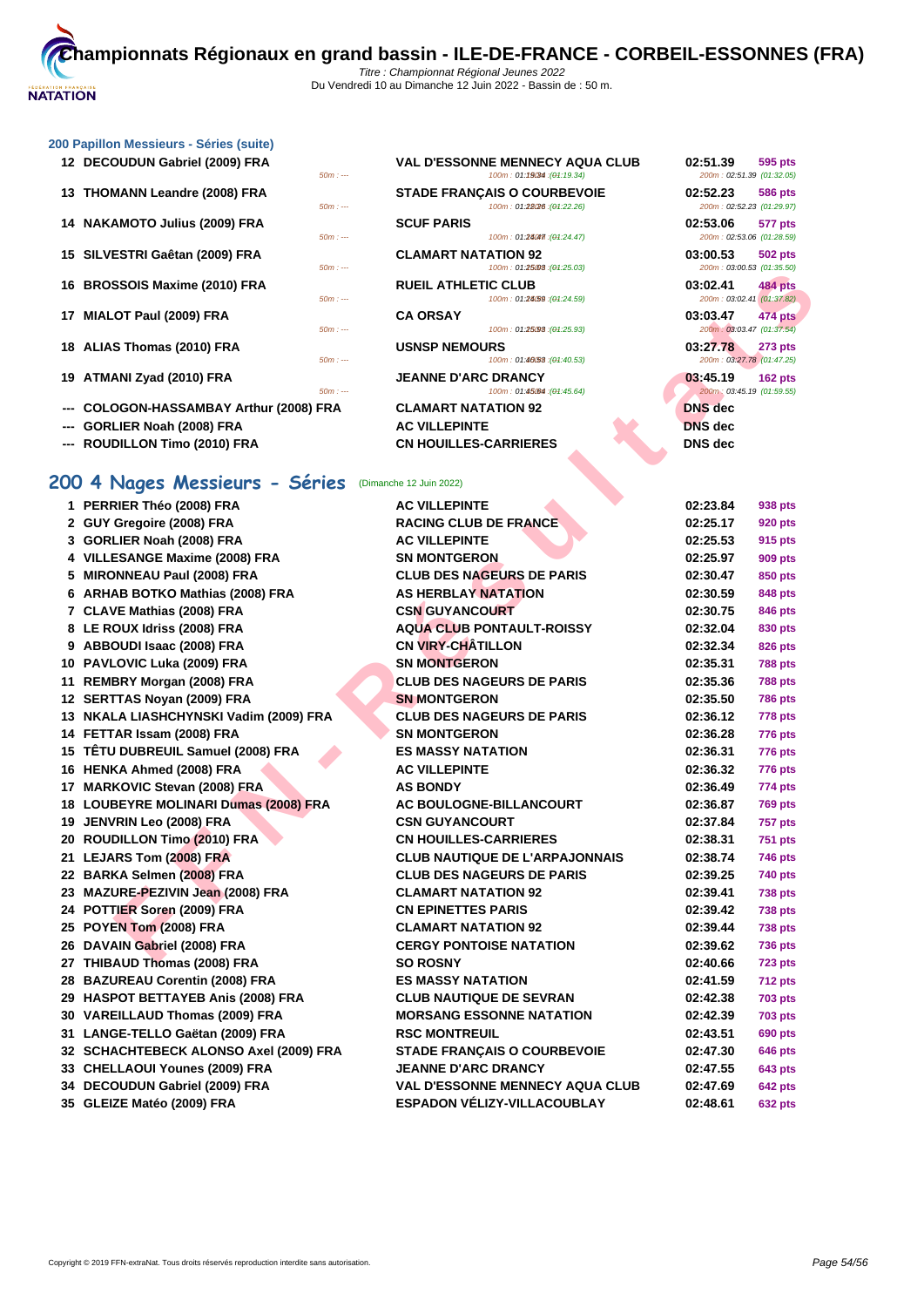### 200 Papillon Messieurs - Séries (suite)

| Rang | Nom | Club | Temps | Points |
|---|---|---|---|---|
| 12 | DECOUDUN Gabriel (2009) FRA | VAL D'ESSONNE MENNECY AQUA CLUB | 02:51.39 | 595 pts |
| | 50m : --- | 100m : 01:19.34 (01:19.34) | 200m : 02:51.39 (01:32.05) | |
| 13 | THOMANN Leandre (2008) FRA | STADE FRANÇAIS O COURBEVOIE | 02:52.23 | 586 pts |
| | 50m : --- | 100m : 01:22.26 (01:22.26) | 200m : 02:52.23 (01:29.97) | |
| 14 | NAKAMOTO Julius (2009) FRA | SCUF PARIS | 02:53.06 | 577 pts |
| | 50m : --- | 100m : 01:24.47 (01:24.47) | 200m : 02:53.06 (01:28.59) | |
| 15 | SILVESTRI Gaêtan (2009) FRA | CLAMART NATATION 92 | 03:00.53 | 502 pts |
| | 50m : --- | 100m : 01:25.03 (01:25.03) | 200m : 03:00.53 (01:35.50) | |
| 16 | BROSSOIS Maxime (2010) FRA | RUEIL ATHLETIC CLUB | 03:02.41 | 484 pts |
| | 50m : --- | 100m : 01:24.59 (01:24.59) | 200m : 03:02.41 (01:37.82) | |
| 17 | MIALOT Paul (2009) FRA | CA ORSAY | 03:03.47 | 474 pts |
| | 50m : --- | 100m : 01:25.93 (01:25.93) | 200m : 03:03.47 (01:37.54) | |
| 18 | ALIAS Thomas (2010) FRA | USNSP NEMOURS | 03:27.78 | 273 pts |
| | 50m : --- | 100m : 01:40.53 (01:40.53) | 200m : 03:27.78 (01:47.25) | |
| 19 | ATMANI Zyad (2010) FRA | JEANNE D'ARC DRANCY | 03:45.19 | 162 pts |
| | 50m : --- | 100m : 01:45.64 (01:45.64) | 200m : 03:45.19 (01:59.55) | |
| --- | COLOGON-HASSAMBAY Arthur (2008) FRA | CLAMART NATATION 92 | DNS dec | |
| --- | GORLIER Noah (2008) FRA | AC VILLEPINTE | DNS dec | |
| --- | ROUDILLON Timo (2010) FRA | CN HOUILLES-CARRIERES | DNS dec | |

## 200 4 Nages Messieurs - Séries (Dimanche 12 Juin 2022)

| Rang | Nom | Club | Temps | Points |
|---|---|---|---|---|
| 1 | PERRIER Théo (2008) FRA | AC VILLEPINTE | 02:23.84 | 938 pts |
| 2 | GUY Gregoire (2008) FRA | RACING CLUB DE FRANCE | 02:25.17 | 920 pts |
| 3 | GORLIER Noah (2008) FRA | AC VILLEPINTE | 02:25.53 | 915 pts |
| 4 | VILLESANGE Maxime (2008) FRA | SN MONTGERON | 02:25.97 | 909 pts |
| 5 | MIRONNEAU Paul (2008) FRA | CLUB DES NAGEURS DE PARIS | 02:30.47 | 850 pts |
| 6 | ARHAB BOTKO Mathias (2008) FRA | AS HERBLAY NATATION | 02:30.59 | 848 pts |
| 7 | CLAVE Mathias (2008) FRA | CSN GUYANCOURT | 02:30.75 | 846 pts |
| 8 | LE ROUX Idriss (2008) FRA | AQUA CLUB PONTAULT-ROISSY | 02:32.04 | 830 pts |
| 9 | ABBOUDI Isaac (2008) FRA | CN VIRY-CHÂTILLON | 02:32.34 | 826 pts |
| 10 | PAVLOVIC Luka (2009) FRA | SN MONTGERON | 02:35.31 | 788 pts |
| 11 | REMBRY Morgan (2008) FRA | CLUB DES NAGEURS DE PARIS | 02:35.36 | 788 pts |
| 12 | SERTTAS Noyan (2009) FRA | SN MONTGERON | 02:35.50 | 786 pts |
| 13 | NKALA LIASHCHYNSKI Vadim (2009) FRA | CLUB DES NAGEURS DE PARIS | 02:36.12 | 778 pts |
| 14 | FETTAR Issam (2008) FRA | SN MONTGERON | 02:36.28 | 776 pts |
| 15 | TÊTU DUBREUIL Samuel (2008) FRA | ES MASSY NATATION | 02:36.31 | 776 pts |
| 16 | HENKA Ahmed (2008) FRA | AC VILLEPINTE | 02:36.32 | 776 pts |
| 17 | MARKOVIC Stevan (2008) FRA | AS BONDY | 02:36.49 | 774 pts |
| 18 | LOUBEYRE MOLINARI Dumas (2008) FRA | AC BOULOGNE-BILLANCOURT | 02:36.87 | 769 pts |
| 19 | JENVRIN Leo (2008) FRA | CSN GUYANCOURT | 02:37.84 | 757 pts |
| 20 | ROUDILLON Timo (2010) FRA | CN HOUILLES-CARRIERES | 02:38.31 | 751 pts |
| 21 | LEJARS Tom (2008) FRA | CLUB NAUTIQUE DE L'ARPAJONNAIS | 02:38.74 | 746 pts |
| 22 | BARKA Selmen (2008) FRA | CLUB DES NAGEURS DE PARIS | 02:39.25 | 740 pts |
| 23 | MAZURE-PEZIVIN Jean (2008) FRA | CLAMART NATATION 92 | 02:39.41 | 738 pts |
| 24 | POTTIER Soren (2009) FRA | CN EPINETTES PARIS | 02:39.42 | 738 pts |
| 25 | POYEN Tom (2008) FRA | CLAMART NATATION 92 | 02:39.44 | 738 pts |
| 26 | DAVAIN Gabriel (2008) FRA | CERGY PONTOISE NATATION | 02:39.62 | 736 pts |
| 27 | THIBAUD Thomas (2008) FRA | SO ROSNY | 02:40.66 | 723 pts |
| 28 | BAZUREAU Corentin (2008) FRA | ES MASSY NATATION | 02:41.59 | 712 pts |
| 29 | HASPOT BETTAYEB Anis (2008) FRA | CLUB NAUTIQUE DE SEVRAN | 02:42.38 | 703 pts |
| 30 | VAREILLAUD Thomas (2009) FRA | MORSANG ESSONNE NATATION | 02:42.39 | 703 pts |
| 31 | LANGE-TELLO Gaëtan (2009) FRA | RSC MONTREUIL | 02:43.51 | 690 pts |
| 32 | SCHACHTEBECK ALONSO Axel (2009) FRA | STADE FRANÇAIS O COURBEVOIE | 02:47.30 | 646 pts |
| 33 | CHELLAOUI Younes (2009) FRA | JEANNE D'ARC DRANCY | 02:47.55 | 643 pts |
| 34 | DECOUDUN Gabriel (2009) FRA | VAL D'ESSONNE MENNECY AQUA CLUB | 02:47.69 | 642 pts |
| 35 | GLEIZE Matéo (2009) FRA | ESPADON VÉLIZY-VILLACOUBLAY | 02:48.61 | 632 pts |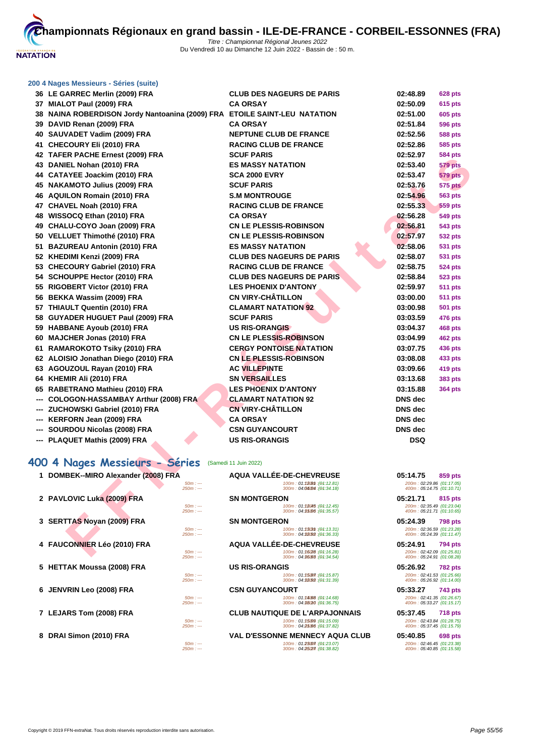#### 200 4 Nages Messieurs - Séries (suite)

| | | | | |
|---|---|---|---|---|
| 36 | LE GARREC Merlin (2009) FRA | CLUB DES NAGEURS DE PARIS | 02:48.89 | 628 pts |
| 37 | MIALOT Paul (2009) FRA | CA ORSAY | 02:50.09 | 615 pts |
| 38 | NAINA ROBERDISON Jordy Nantoanina (2009) FRA | ETOILE SAINT-LEU NATATION | 02:51.00 | 605 pts |
| 39 | DAVID Renan (2009) FRA | CA ORSAY | 02:51.84 | 596 pts |
| 40 | SAUVADET Vadim (2009) FRA | NEPTUNE CLUB DE FRANCE | 02:52.56 | 588 pts |
| 41 | CHECOURY Eli (2010) FRA | RACING CLUB DE FRANCE | 02:52.86 | 585 pts |
| 42 | TAFER PACHE Ernest (2009) FRA | SCUF PARIS | 02:52.97 | 584 pts |
| 43 | DANIEL Nohan (2010) FRA | ES MASSY NATATION | 02:53.40 | 579 pts |
| 44 | CATAYEE Joackim (2010) FRA | SCA 2000 EVRY | 02:53.47 | 579 pts |
| 45 | NAKAMOTO Julius (2009) FRA | SCUF PARIS | 02:53.76 | 575 pts |
| 46 | AQUILON Romain (2010) FRA | S.M MONTROUGE | 02:54.96 | 563 pts |
| 47 | CHAVEL Noah (2010) FRA | RACING CLUB DE FRANCE | 02:55.33 | 559 pts |
| 48 | WISSOCQ Ethan (2010) FRA | CA ORSAY | 02:56.28 | 549 pts |
| 49 | CHALU-COYO Joan (2009) FRA | CN LE PLESSIS-ROBINSON | 02:56.81 | 543 pts |
| 50 | VELLUET Thimothé (2010) FRA | CN LE PLESSIS-ROBINSON | 02:57.97 | 532 pts |
| 51 | BAZUREAU Antonin (2010) FRA | ES MASSY NATATION | 02:58.06 | 531 pts |
| 52 | KHEDIMI Kenzi (2009) FRA | CLUB DES NAGEURS DE PARIS | 02:58.07 | 531 pts |
| 53 | CHECOURY Gabriel (2010) FRA | RACING CLUB DE FRANCE | 02:58.75 | 524 pts |
| 54 | SCHOUPPE Hector (2010) FRA | CLUB DES NAGEURS DE PARIS | 02:58.84 | 523 pts |
| 55 | RIGOBERT Victor (2010) FRA | LES PHOENIX D'ANTONY | 02:59.97 | 511 pts |
| 56 | BEKKA Wassim (2009) FRA | CN VIRY-CHÂTILLON | 03:00.00 | 511 pts |
| 57 | THIAULT Quentin (2010) FRA | CLAMART NATATION 92 | 03:00.98 | 501 pts |
| 58 | GUYADER HUGUET Paul (2009) FRA | SCUF PARIS | 03:03.59 | 476 pts |
| 59 | HABBANE Ayoub (2010) FRA | US RIS-ORANGIS | 03:04.37 | 468 pts |
| 60 | MAJCHER Jonas (2010) FRA | CN LE PLESSIS-ROBINSON | 03:04.99 | 462 pts |
| 61 | RAMAROKOTO Tsiky (2010) FRA | CERGY PONTOISE NATATION | 03:07.75 | 436 pts |
| 62 | ALOISIO Jonathan Diego (2010) FRA | CN LE PLESSIS-ROBINSON | 03:08.08 | 433 pts |
| 63 | AGOUZOUL Rayan (2010) FRA | AC VILLEPINTE | 03:09.66 | 419 pts |
| 64 | KHEMIR Ali (2010) FRA | SN VERSAILLES | 03:13.68 | 383 pts |
| 65 | RABETRANO Mathieu (2010) FRA | LES PHOENIX D'ANTONY | 03:15.88 | 364 pts |
| --- | COLOGON-HASSAMBAY Arthur (2008) FRA | CLAMART NATATION 92 | DNS dec | |
| --- | ZUCHOWSKI Gabriel (2010) FRA | CN VIRY-CHÂTILLON | DNS dec | |
| --- | KERFORN Jean (2009) FRA | CA ORSAY | DNS dec | |
| --- | SOURDOU Nicolas (2008) FRA | CSN GUYANCOURT | DNS dec | |
| --- | PLAQUET Mathis (2009) FRA | US RIS-ORANGIS | DSQ | |

## 400 4 Nages Messieurs - Séries (Samedi 11 Juin 2022)

| | | | | |
|---|---|---|---|---|
| 1 | DOMBEK--MIRO Alexander (2008) FRA | AQUA VALLÉE-DE-CHEVREUSE | 05:14.75 | 859 pts |
| | 50m : --- / 250m : --- | 100m : 01:12.81 (01:12.81) / 300m : 04:04.04 (01:34.18) | 200m : 02:29.86 (01:17.05) / 400m : 05:14.75 (01:10.71) | |
| 2 | PAVLOVIC Luka (2009) FRA | SN MONTGERON | 05:21.71 | 815 pts |
| | 50m : --- / 250m : --- | 100m : 01:12.45 (01:12.45) / 300m : 04:11.06 (01:35.57) | 200m : 02:35.49 (01:23.04) / 400m : 05:21.71 (01:10.65) | |
| 3 | SERTTAS Noyan (2009) FRA | SN MONTGERON | 05:24.39 | 798 pts |
| | 50m : --- / 250m : --- | 100m : 01:13.31 (01:13.31) / 300m : 04:12.92 (01:36.33) | 200m : 02:36.59 (01:23.28) / 400m : 05:24.39 (01:11.47) | |
| 4 | FAUCONNIER Léo (2010) FRA | AQUA VALLÉE-DE-CHEVREUSE | 05:24.91 | 794 pts |
| | 50m : --- / 250m : --- | 100m : 01:16.28 (01:16.28) / 300m : 04:16.83 (01:34.54) | 200m : 02:42.09 (01:25.81) / 400m : 05:24.91 (01:08.28) | |
| 5 | HETTAK Moussa (2008) FRA | US RIS-ORANGIS | 05:26.92 | 782 pts |
| | 50m : --- / 250m : --- | 100m : 01:15.87 (01:15.87) / 300m : 04:12.92 (01:31.39) | 200m : 02:41.53 (01:25.66) / 400m : 05:26.92 (01:14.00) | |
| 6 | JENVRIN Leo (2008) FRA | CSN GUYANCOURT | 05:33.27 | 743 pts |
| | 50m : --- / 250m : --- | 100m : 01:14.68 (01:14.68) / 300m : 04:18.10 (01:36.75) | 200m : 02:41.35 (01:26.67) / 400m : 05:33.27 (01:15.17) | |
| 7 | LEJARS Tom (2008) FRA | CLUB NAUTIQUE DE L'ARPAJONNAIS | 05:37.45 | 718 pts |
| | 50m : --- / 250m : --- | 100m : 01:15.09 (01:15.09) / 300m : 04:21.66 (01:37.82) | 200m : 02:43.84 (01:28.75) / 400m : 05:37.45 (01:15.79) | |
| 8 | DRAI Simon (2010) FRA | VAL D'ESSONNE MENNECY AQUA CLUB | 05:40.85 | 698 pts |
| | 50m : --- / 250m : --- | 100m : 01:23.07 (01:23.07) / 300m : 04:25.27 (01:38.82) | 200m : 02:46.45 (01:23.38) / 400m : 05:40.85 (01:15.58) | |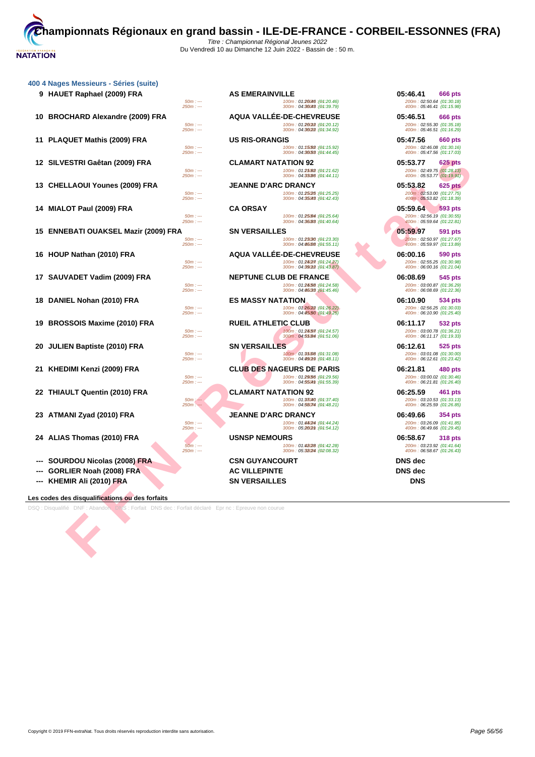# Championnats Régionaux en grand bassin - ILE-DE-FRANCE - CORBEIL-ESSONNES (FRA)

*Titre : Championnat Régional Jeunes 2022*
Du Vendredi 10 au Dimanche 12 Juin 2022 - Bassin de : 50 m.

## 400 4 Nages Messieurs - Séries (suite)

| Rang | Nageur | Club | Temps | Points | Splits |
|---|---|---|---|---|---|
| 9 | HAUET Raphael (2009) FRA | AS EMERAINVILLE | 05:46.41 | 666 pts | 50m : --- / 100m : 01:20.46 (01:20.46) / 200m : 02:50.64 (01:30.18) / 250m : --- / 300m : 04:30.43 (01:39.79) / 400m : 05:46.41 (01:15.98) |
| 10 | BROCHARD Alexandre (2009) FRA | AQUA VALLÉE-DE-CHEVREUSE | 05:46.51 | 666 pts | 50m : --- / 100m : 01:20.12 (01:20.12) / 200m : 02:55.30 (01:35.18) / 250m : --- / 300m : 04:30.22 (01:34.92) / 400m : 05:46.51 (01:16.29) |
| 11 | PLAQUET Mathis (2009) FRA | US RIS-ORANGIS | 05:47.56 | 660 pts | 50m : --- / 100m : 01:15.92 (01:15.92) / 200m : 02:46.08 (01:30.16) / 250m : --- / 300m : 04:30.53 (01:44.45) / 400m : 05:47.56 (01:17.03) |
| 12 | SILVESTRI Gaêtan (2009) FRA | CLAMART NATATION 92 | 05:53.77 | 625 pts | 50m : --- / 100m : 01:21.62 (01:21.62) / 200m : 02:49.75 (01:28.13) / 250m : --- / 300m : 04:33.86 (01:44.11) / 400m : 05:53.77 (01:19.91) |
| 13 | CHELLAOUI Younes (2009) FRA | JEANNE D'ARC DRANCY | 05:53.82 | 625 pts | 50m : --- / 100m : 01:25.25 (01:25.25) / 200m : 02:53.00 (01:27.75) / 250m : --- / 300m : 04:35.43 (01:42.43) / 400m : 05:53.82 (01:18.39) |
| 14 | MIALOT Paul (2009) FRA | CA ORSAY | 05:59.64 | 593 pts | 50m : --- / 100m : 01:25.64 (01:25.64) / 200m : 02:56.19 (01:30.55) / 250m : --- / 300m : 04:36.83 (01:40.64) / 400m : 05:59.64 (01:22.81) |
| 15 | ENNEBATI OUAKSEL Mazir (2009) FRA | SN VERSAILLES | 05:59.97 | 591 pts | 50m : --- / 100m : 01:23.30 (01:23.30) / 200m : 02:50.97 (01:27.67) / 250m : --- / 300m : 04:46.08 (01:55.11) / 400m : 05:59.97 (01:13.89) |
| 16 | HOUP Nathan (2010) FRA | AQUA VALLÉE-DE-CHEVREUSE | 06:00.16 | 590 pts | 50m : --- / 100m : 01:24.27 (01:24.27) / 200m : 02:55.25 (01:30.98) / 250m : --- / 300m : 04:39.12 (01:43.87) / 400m : 06:00.16 (01:21.04) |
| 17 | SAUVADET Vadim (2009) FRA | NEPTUNE CLUB DE FRANCE | 06:08.69 | 545 pts | 50m : --- / 100m : 01:24.58 (01:24.58) / 200m : 03:00.87 (01:36.29) / 250m : --- / 300m : 04:46.33 (01:45.46) / 400m : 06:08.69 (01:22.36) |
| 18 | DANIEL Nohan (2010) FRA | ES MASSY NATATION | 06:10.90 | 534 pts | 50m : --- / 100m : 01:26.22 (01:26.22) / 200m : 02:56.25 (01:30.03) / 250m : --- / 300m : 04:45.50 (01:49.25) / 400m : 06:10.90 (01:25.40) |
| 19 | BROSSOIS Maxime (2010) FRA | RUEIL ATHLETIC CLUB | 06:11.17 | 532 pts | 50m : --- / 100m : 01:24.57 (01:24.57) / 200m : 03:00.78 (01:36.21) / 250m : --- / 300m : 04:51.84 (01:51.06) / 400m : 06:11.17 (01:19.33) |
| 20 | JULIEN Baptiste (2010) FRA | SN VERSAILLES | 06:12.61 | 525 pts | 50m : --- / 100m : 01:31.08 (01:31.08) / 200m : 03:01.08 (01:30.00) / 250m : --- / 300m : 04:49.19 (01:48.11) / 400m : 06:12.61 (01:23.42) |
| 21 | KHEDIMI Kenzi (2009) FRA | CLUB DES NAGEURS DE PARIS | 06:21.81 | 480 pts | 50m : --- / 100m : 01:29.56 (01:29.56) / 200m : 03:00.02 (01:30.46) / 250m : --- / 300m : 04:55.41 (01:55.39) / 400m : 06:21.81 (01:26.40) |
| 22 | THIAULT Quentin (2010) FRA | CLAMART NATATION 92 | 06:25.59 | 461 pts | 50m : --- / 100m : 01:37.40 (01:37.40) / 200m : 03:10.53 (01:33.13) / 250m : --- / 300m : 04:58.74 (01:48.21) / 400m : 06:25.59 (01:26.85) |
| 23 | ATMANI Zyad (2010) FRA | JEANNE D'ARC DRANCY | 06:49.66 | 354 pts | 50m : --- / 100m : 01:44.24 (01:44.24) / 200m : 03:26.09 (01:41.85) / 250m : --- / 300m : 05:20.21 (01:54.12) / 400m : 06:49.66 (01:29.45) |
| 24 | ALIAS Thomas (2010) FRA | USNSP NEMOURS | 06:58.67 | 318 pts | 50m : --- / 100m : 01:42.28 (01:42.28) / 200m : 03:23.92 (01:41.64) / 250m : --- / 300m : 05:32.24 (02:08.32) / 400m : 06:58.67 (01:26.43) |
| --- | SOURDOU Nicolas (2008) FRA | CSN GUYANCOURT | DNS dec | | |
| --- | GORLIER Noah (2008) FRA | AC VILLEPINTE | DNS dec | | |
| --- | KHEMIR Ali (2010) FRA | SN VERSAILLES | DNS | | |

**Les codes des disqualifications ou des forfaits**

DSQ : Disqualifié DNF : Abandon DNS : Forfait DNS dec : Forfait déclaré Epr nc : Epreuve non courue

Copyright © 2019 FFN-extraNat. Tous droits réservés reproduction interdite sans autorisation.